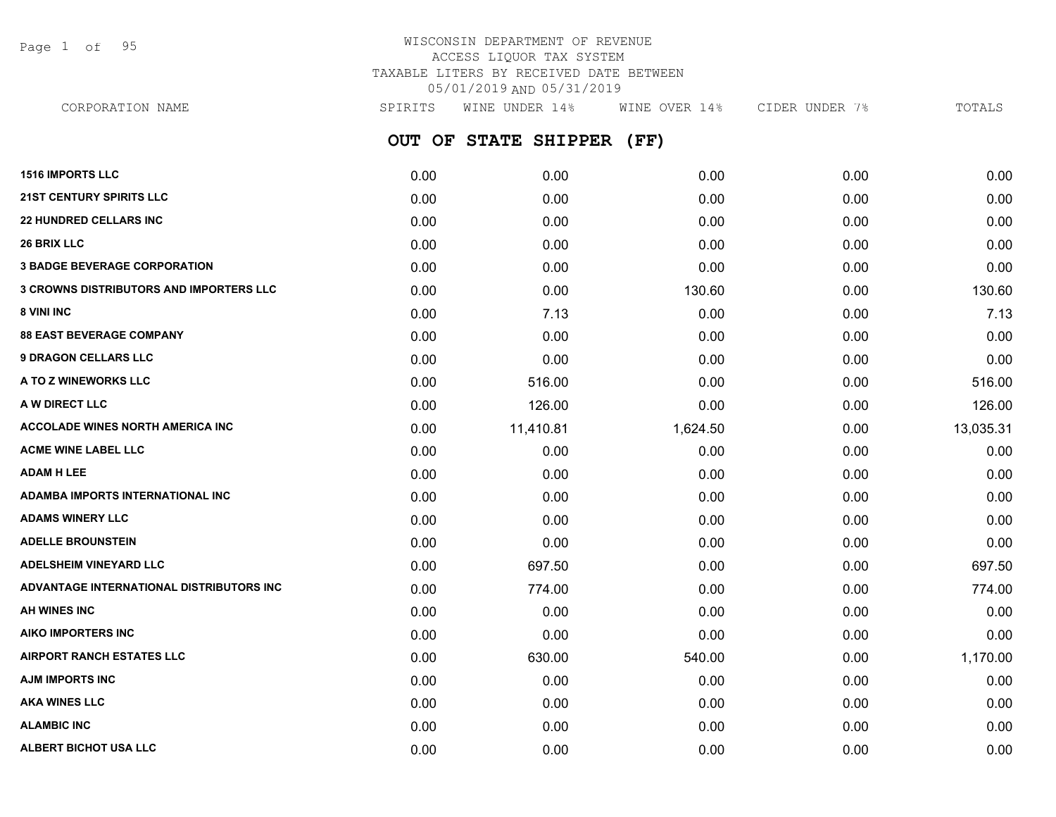WISCONSIN DEPARTMENT OF REVENUE
ACCESS LIQUOR TAX SYSTEM
TAXABLE LITERS BY RECEIVED DATE BETWEEN
05/01/2019 AND 05/31/2019

## OUT OF STATE SHIPPER (FF)

| CORPORATION NAME | SPIRITS | WINE UNDER 14% | WINE OVER 14% | CIDER UNDER 7% | TOTALS |
|---|---|---|---|---|---|
| **1516 IMPORTS LLC** | 0.00 | 0.00 | 0.00 | 0.00 | 0.00 |
| **21ST CENTURY SPIRITS LLC** | 0.00 | 0.00 | 0.00 | 0.00 | 0.00 |
| **22 HUNDRED CELLARS INC** | 0.00 | 0.00 | 0.00 | 0.00 | 0.00 |
| **26 BRIX LLC** | 0.00 | 0.00 | 0.00 | 0.00 | 0.00 |
| **3 BADGE BEVERAGE CORPORATION** | 0.00 | 0.00 | 0.00 | 0.00 | 0.00 |
| **3 CROWNS DISTRIBUTORS AND IMPORTERS LLC** | 0.00 | 0.00 | 130.60 | 0.00 | 130.60 |
| **8 VINI INC** | 0.00 | 7.13 | 0.00 | 0.00 | 7.13 |
| **88 EAST BEVERAGE COMPANY** | 0.00 | 0.00 | 0.00 | 0.00 | 0.00 |
| **9 DRAGON CELLARS LLC** | 0.00 | 0.00 | 0.00 | 0.00 | 0.00 |
| **A TO Z WINEWORKS LLC** | 0.00 | 516.00 | 0.00 | 0.00 | 516.00 |
| **A W DIRECT LLC** | 0.00 | 126.00 | 0.00 | 0.00 | 126.00 |
| **ACCOLADE WINES NORTH AMERICA INC** | 0.00 | 11,410.81 | 1,624.50 | 0.00 | 13,035.31 |
| **ACME WINE LABEL LLC** | 0.00 | 0.00 | 0.00 | 0.00 | 0.00 |
| **ADAM H LEE** | 0.00 | 0.00 | 0.00 | 0.00 | 0.00 |
| **ADAMBA IMPORTS INTERNATIONAL INC** | 0.00 | 0.00 | 0.00 | 0.00 | 0.00 |
| **ADAMS WINERY LLC** | 0.00 | 0.00 | 0.00 | 0.00 | 0.00 |
| **ADELLE BROUNSTEIN** | 0.00 | 0.00 | 0.00 | 0.00 | 0.00 |
| **ADELSHEIM VINEYARD LLC** | 0.00 | 697.50 | 0.00 | 0.00 | 697.50 |
| **ADVANTAGE INTERNATIONAL DISTRIBUTORS INC** | 0.00 | 774.00 | 0.00 | 0.00 | 774.00 |
| **AH WINES INC** | 0.00 | 0.00 | 0.00 | 0.00 | 0.00 |
| **AIKO IMPORTERS INC** | 0.00 | 0.00 | 0.00 | 0.00 | 0.00 |
| **AIRPORT RANCH ESTATES LLC** | 0.00 | 630.00 | 540.00 | 0.00 | 1,170.00 |
| **AJM IMPORTS INC** | 0.00 | 0.00 | 0.00 | 0.00 | 0.00 |
| **AKA WINES LLC** | 0.00 | 0.00 | 0.00 | 0.00 | 0.00 |
| **ALAMBIC INC** | 0.00 | 0.00 | 0.00 | 0.00 | 0.00 |
| **ALBERT BICHOT USA LLC** | 0.00 | 0.00 | 0.00 | 0.00 | 0.00 |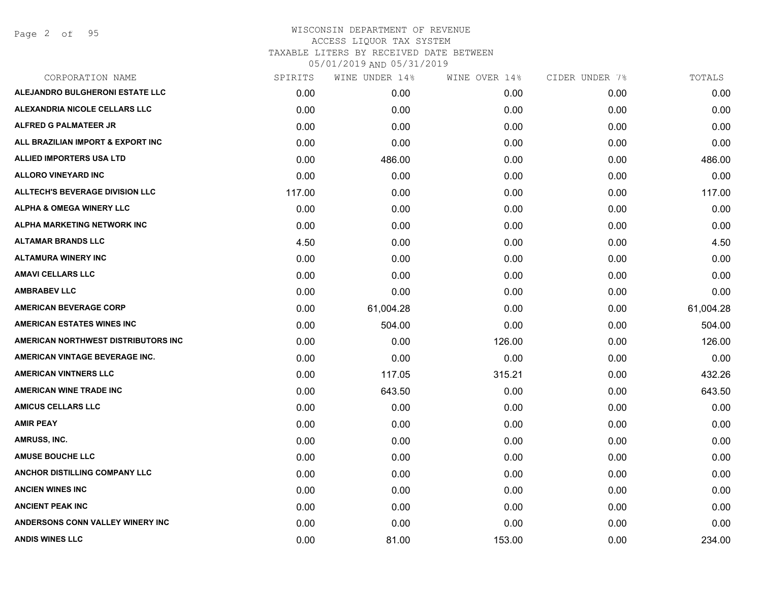WISCONSIN DEPARTMENT OF REVENUE
ACCESS LIQUOR TAX SYSTEM
TAXABLE LITERS BY RECEIVED DATE BETWEEN
05/01/2019 AND 05/31/2019

| CORPORATION NAME | SPIRITS | WINE UNDER 14% | WINE OVER 14% | CIDER UNDER 7% | TOTALS |
|---|---|---|---|---|---|
| ALEJANDRO BULGHERONI ESTATE LLC | 0.00 | 0.00 | 0.00 | 0.00 | 0.00 |
| ALEXANDRIA NICOLE CELLARS LLC | 0.00 | 0.00 | 0.00 | 0.00 | 0.00 |
| ALFRED G PALMATEER JR | 0.00 | 0.00 | 0.00 | 0.00 | 0.00 |
| ALL BRAZILIAN IMPORT & EXPORT INC | 0.00 | 0.00 | 0.00 | 0.00 | 0.00 |
| ALLIED IMPORTERS USA LTD | 0.00 | 486.00 | 0.00 | 0.00 | 486.00 |
| ALLORO VINEYARD INC | 0.00 | 0.00 | 0.00 | 0.00 | 0.00 |
| ALLTECH'S BEVERAGE DIVISION LLC | 117.00 | 0.00 | 0.00 | 0.00 | 117.00 |
| ALPHA & OMEGA WINERY LLC | 0.00 | 0.00 | 0.00 | 0.00 | 0.00 |
| ALPHA MARKETING NETWORK INC | 0.00 | 0.00 | 0.00 | 0.00 | 0.00 |
| ALTAMAR BRANDS LLC | 4.50 | 0.00 | 0.00 | 0.00 | 4.50 |
| ALTAMURA WINERY INC | 0.00 | 0.00 | 0.00 | 0.00 | 0.00 |
| AMAVI CELLARS LLC | 0.00 | 0.00 | 0.00 | 0.00 | 0.00 |
| AMBRABEV LLC | 0.00 | 0.00 | 0.00 | 0.00 | 0.00 |
| AMERICAN BEVERAGE CORP | 0.00 | 61,004.28 | 0.00 | 0.00 | 61,004.28 |
| AMERICAN ESTATES WINES INC | 0.00 | 504.00 | 0.00 | 0.00 | 504.00 |
| AMERICAN NORTHWEST DISTRIBUTORS INC | 0.00 | 0.00 | 126.00 | 0.00 | 126.00 |
| AMERICAN VINTAGE BEVERAGE INC. | 0.00 | 0.00 | 0.00 | 0.00 | 0.00 |
| AMERICAN VINTNERS LLC | 0.00 | 117.05 | 315.21 | 0.00 | 432.26 |
| AMERICAN WINE TRADE INC | 0.00 | 643.50 | 0.00 | 0.00 | 643.50 |
| AMICUS CELLARS LLC | 0.00 | 0.00 | 0.00 | 0.00 | 0.00 |
| AMIR PEAY | 0.00 | 0.00 | 0.00 | 0.00 | 0.00 |
| AMRUSS, INC. | 0.00 | 0.00 | 0.00 | 0.00 | 0.00 |
| AMUSE BOUCHE LLC | 0.00 | 0.00 | 0.00 | 0.00 | 0.00 |
| ANCHOR DISTILLING COMPANY LLC | 0.00 | 0.00 | 0.00 | 0.00 | 0.00 |
| ANCIEN WINES INC | 0.00 | 0.00 | 0.00 | 0.00 | 0.00 |
| ANCIENT PEAK INC | 0.00 | 0.00 | 0.00 | 0.00 | 0.00 |
| ANDERSONS CONN VALLEY WINERY INC | 0.00 | 0.00 | 0.00 | 0.00 | 0.00 |
| ANDIS WINES LLC | 0.00 | 81.00 | 153.00 | 0.00 | 234.00 |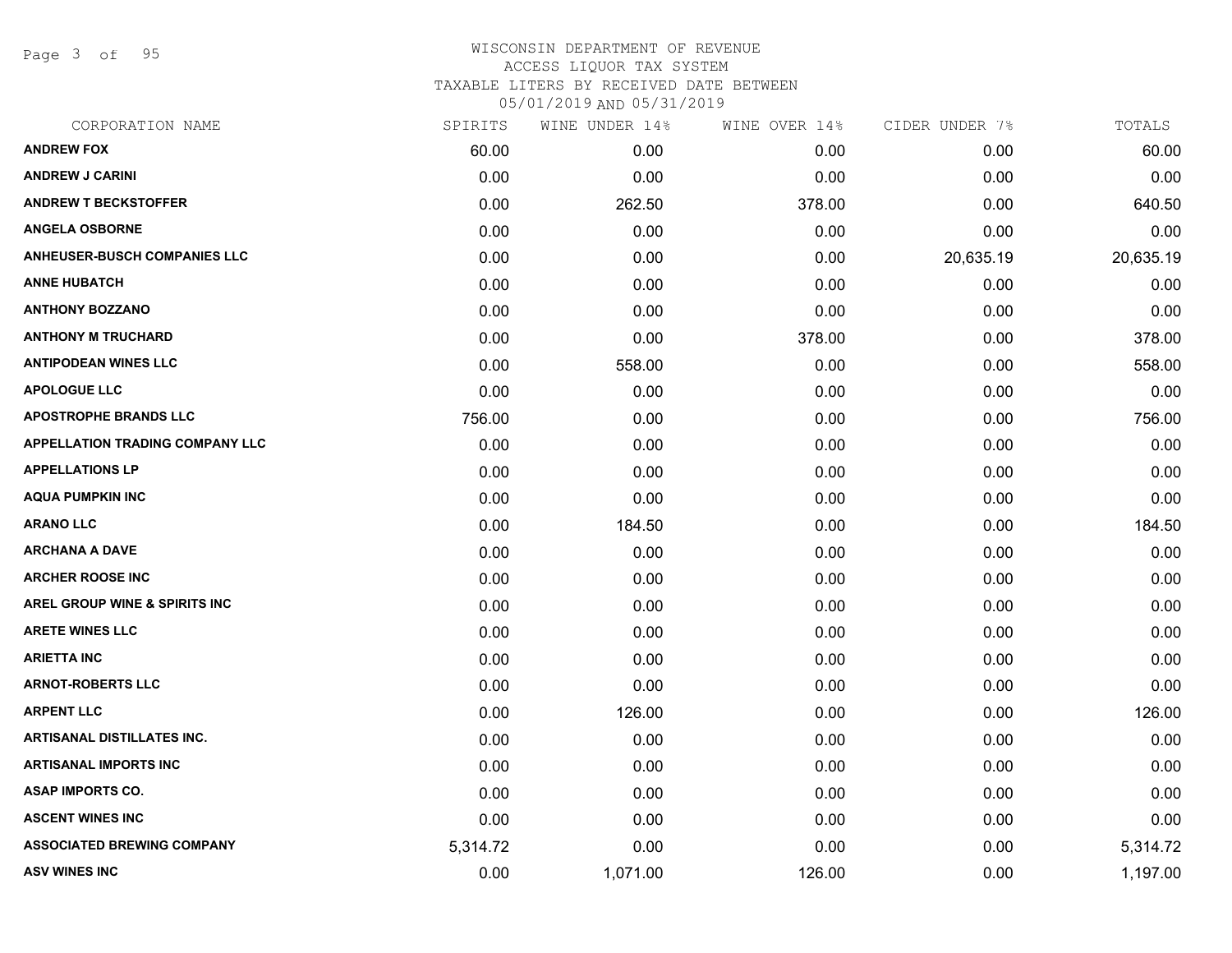# WISCONSIN DEPARTMENT OF REVENUE
## ACCESS LIQUOR TAX SYSTEM
### TAXABLE LITERS BY RECEIVED DATE BETWEEN 05/01/2019 AND 05/31/2019

| CORPORATION NAME | SPIRITS | WINE UNDER 14% | WINE OVER 14% | CIDER UNDER 7% | TOTALS |
|---|---|---|---|---|---|
| ANDREW FOX | 60.00 | 0.00 | 0.00 | 0.00 | 60.00 |
| ANDREW J CARINI | 0.00 | 0.00 | 0.00 | 0.00 | 0.00 |
| ANDREW T BECKSTOFFER | 0.00 | 262.50 | 378.00 | 0.00 | 640.50 |
| ANGELA OSBORNE | 0.00 | 0.00 | 0.00 | 0.00 | 0.00 |
| ANHEUSER-BUSCH COMPANIES LLC | 0.00 | 0.00 | 0.00 | 20,635.19 | 20,635.19 |
| ANNE HUBATCH | 0.00 | 0.00 | 0.00 | 0.00 | 0.00 |
| ANTHONY BOZZANO | 0.00 | 0.00 | 0.00 | 0.00 | 0.00 |
| ANTHONY M TRUCHARD | 0.00 | 0.00 | 378.00 | 0.00 | 378.00 |
| ANTIPODEAN WINES LLC | 0.00 | 558.00 | 0.00 | 0.00 | 558.00 |
| APOLOGUE LLC | 0.00 | 0.00 | 0.00 | 0.00 | 0.00 |
| APOSTROPHE BRANDS LLC | 756.00 | 0.00 | 0.00 | 0.00 | 756.00 |
| APPELLATION TRADING COMPANY LLC | 0.00 | 0.00 | 0.00 | 0.00 | 0.00 |
| APPELLATIONS LP | 0.00 | 0.00 | 0.00 | 0.00 | 0.00 |
| AQUA PUMPKIN INC | 0.00 | 0.00 | 0.00 | 0.00 | 0.00 |
| ARANO LLC | 0.00 | 184.50 | 0.00 | 0.00 | 184.50 |
| ARCHANA A DAVE | 0.00 | 0.00 | 0.00 | 0.00 | 0.00 |
| ARCHER ROOSE INC | 0.00 | 0.00 | 0.00 | 0.00 | 0.00 |
| AREL GROUP WINE & SPIRITS INC | 0.00 | 0.00 | 0.00 | 0.00 | 0.00 |
| ARETE WINES LLC | 0.00 | 0.00 | 0.00 | 0.00 | 0.00 |
| ARIETTA INC | 0.00 | 0.00 | 0.00 | 0.00 | 0.00 |
| ARNOT-ROBERTS LLC | 0.00 | 0.00 | 0.00 | 0.00 | 0.00 |
| ARPENT LLC | 0.00 | 126.00 | 0.00 | 0.00 | 126.00 |
| ARTISANAL DISTILLATES INC. | 0.00 | 0.00 | 0.00 | 0.00 | 0.00 |
| ARTISANAL IMPORTS INC | 0.00 | 0.00 | 0.00 | 0.00 | 0.00 |
| ASAP IMPORTS CO. | 0.00 | 0.00 | 0.00 | 0.00 | 0.00 |
| ASCENT WINES INC | 0.00 | 0.00 | 0.00 | 0.00 | 0.00 |
| ASSOCIATED BREWING COMPANY | 5,314.72 | 0.00 | 0.00 | 0.00 | 5,314.72 |
| ASV WINES INC | 0.00 | 1,071.00 | 126.00 | 0.00 | 1,197.00 |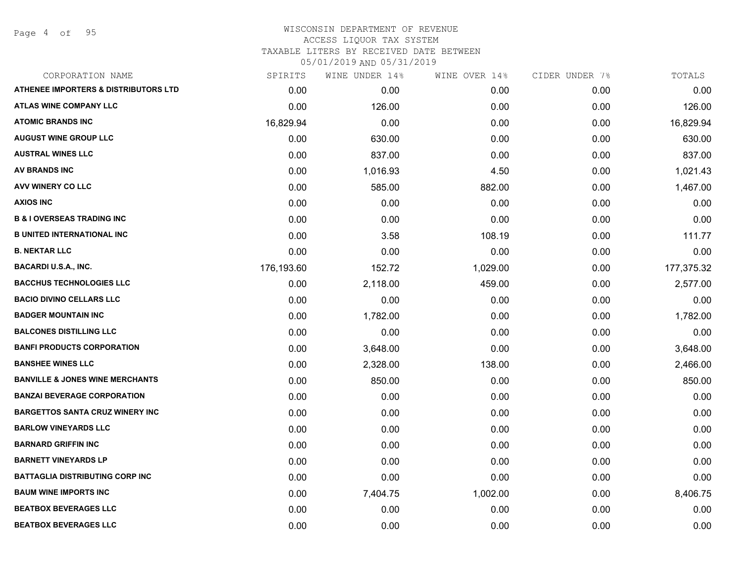# WISCONSIN DEPARTMENT OF REVENUE

ACCESS LIQUOR TAX SYSTEM

TAXABLE LITERS BY RECEIVED DATE BETWEEN

05/01/2019 AND 05/31/2019

| CORPORATION NAME | SPIRITS | WINE UNDER 14% | WINE OVER 14% | CIDER UNDER 7% | TOTALS |
|---|---|---|---|---|---|
| ATHENEE IMPORTERS & DISTRIBUTORS LTD | 0.00 | 0.00 | 0.00 | 0.00 | 0.00 |
| ATLAS WINE COMPANY LLC | 0.00 | 126.00 | 0.00 | 0.00 | 126.00 |
| ATOMIC BRANDS INC | 16,829.94 | 0.00 | 0.00 | 0.00 | 16,829.94 |
| AUGUST WINE GROUP LLC | 0.00 | 630.00 | 0.00 | 0.00 | 630.00 |
| AUSTRAL WINES LLC | 0.00 | 837.00 | 0.00 | 0.00 | 837.00 |
| AV BRANDS INC | 0.00 | 1,016.93 | 4.50 | 0.00 | 1,021.43 |
| AVV WINERY CO LLC | 0.00 | 585.00 | 882.00 | 0.00 | 1,467.00 |
| AXIOS INC | 0.00 | 0.00 | 0.00 | 0.00 | 0.00 |
| B & I OVERSEAS TRADING INC | 0.00 | 0.00 | 0.00 | 0.00 | 0.00 |
| B UNITED INTERNATIONAL INC | 0.00 | 3.58 | 108.19 | 0.00 | 111.77 |
| B. NEKTAR LLC | 0.00 | 0.00 | 0.00 | 0.00 | 0.00 |
| BACARDI U.S.A., INC. | 176,193.60 | 152.72 | 1,029.00 | 0.00 | 177,375.32 |
| BACCHUS TECHNOLOGIES LLC | 0.00 | 2,118.00 | 459.00 | 0.00 | 2,577.00 |
| BACIO DIVINO CELLARS LLC | 0.00 | 0.00 | 0.00 | 0.00 | 0.00 |
| BADGER MOUNTAIN INC | 0.00 | 1,782.00 | 0.00 | 0.00 | 1,782.00 |
| BALCONES DISTILLING LLC | 0.00 | 0.00 | 0.00 | 0.00 | 0.00 |
| BANFI PRODUCTS CORPORATION | 0.00 | 3,648.00 | 0.00 | 0.00 | 3,648.00 |
| BANSHEE WINES LLC | 0.00 | 2,328.00 | 138.00 | 0.00 | 2,466.00 |
| BANVILLE & JONES WINE MERCHANTS | 0.00 | 850.00 | 0.00 | 0.00 | 850.00 |
| BANZAI BEVERAGE CORPORATION | 0.00 | 0.00 | 0.00 | 0.00 | 0.00 |
| BARGETTOS SANTA CRUZ WINERY INC | 0.00 | 0.00 | 0.00 | 0.00 | 0.00 |
| BARLOW VINEYARDS LLC | 0.00 | 0.00 | 0.00 | 0.00 | 0.00 |
| BARNARD GRIFFIN INC | 0.00 | 0.00 | 0.00 | 0.00 | 0.00 |
| BARNETT VINEYARDS LP | 0.00 | 0.00 | 0.00 | 0.00 | 0.00 |
| BATTAGLIA DISTRIBUTING CORP INC | 0.00 | 0.00 | 0.00 | 0.00 | 0.00 |
| BAUM WINE IMPORTS INC | 0.00 | 7,404.75 | 1,002.00 | 0.00 | 8,406.75 |
| BEATBOX BEVERAGES LLC | 0.00 | 0.00 | 0.00 | 0.00 | 0.00 |
| BEATBOX BEVERAGES LLC | 0.00 | 0.00 | 0.00 | 0.00 | 0.00 |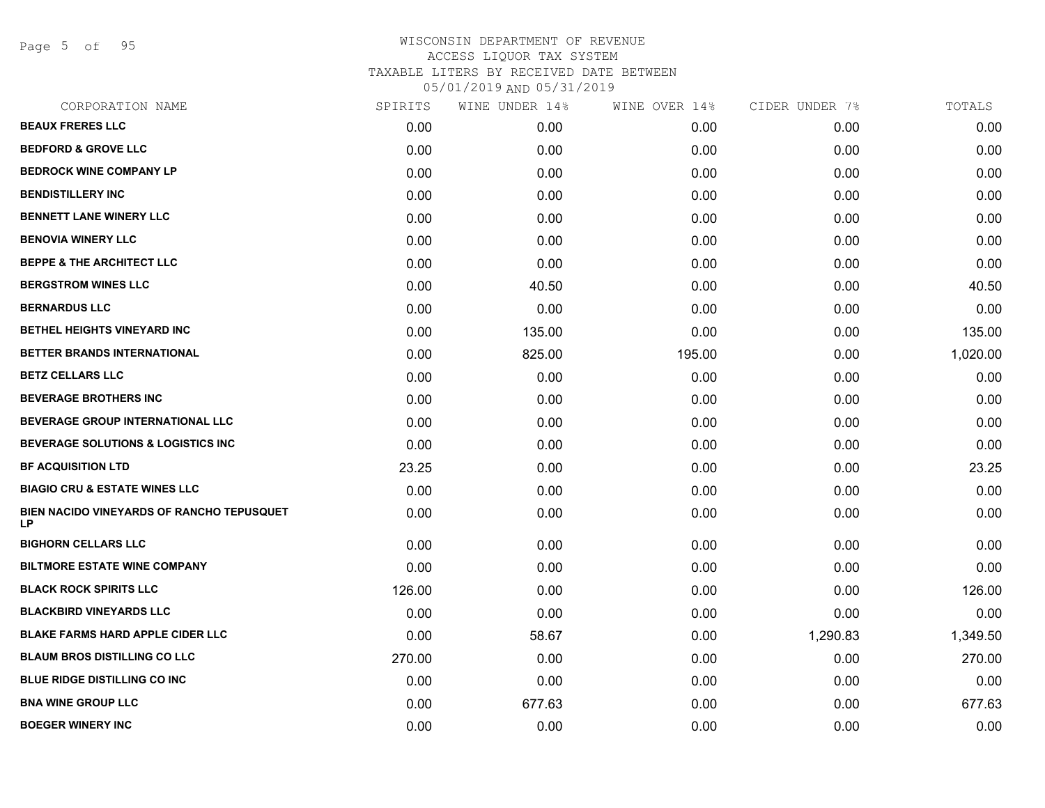WISCONSIN DEPARTMENT OF REVENUE
ACCESS LIQUOR TAX SYSTEM
TAXABLE LITERS BY RECEIVED DATE BETWEEN
05/01/2019 AND 05/31/2019

| CORPORATION NAME | SPIRITS | WINE UNDER 14% | WINE OVER 14% | CIDER UNDER 7% | TOTALS |
|---|---|---|---|---|---|
| BEAUX FRERES LLC | 0.00 | 0.00 | 0.00 | 0.00 | 0.00 |
| BEDFORD & GROVE LLC | 0.00 | 0.00 | 0.00 | 0.00 | 0.00 |
| BEDROCK WINE COMPANY LP | 0.00 | 0.00 | 0.00 | 0.00 | 0.00 |
| BENDISTILLERY INC | 0.00 | 0.00 | 0.00 | 0.00 | 0.00 |
| BENNETT LANE WINERY LLC | 0.00 | 0.00 | 0.00 | 0.00 | 0.00 |
| BENOVIA WINERY LLC | 0.00 | 0.00 | 0.00 | 0.00 | 0.00 |
| BEPPE & THE ARCHITECT LLC | 0.00 | 0.00 | 0.00 | 0.00 | 0.00 |
| BERGSTROM WINES LLC | 0.00 | 40.50 | 0.00 | 0.00 | 40.50 |
| BERNARDUS LLC | 0.00 | 0.00 | 0.00 | 0.00 | 0.00 |
| BETHEL HEIGHTS VINEYARD INC | 0.00 | 135.00 | 0.00 | 0.00 | 135.00 |
| BETTER BRANDS INTERNATIONAL | 0.00 | 825.00 | 195.00 | 0.00 | 1,020.00 |
| BETZ CELLARS LLC | 0.00 | 0.00 | 0.00 | 0.00 | 0.00 |
| BEVERAGE BROTHERS INC | 0.00 | 0.00 | 0.00 | 0.00 | 0.00 |
| BEVERAGE GROUP INTERNATIONAL LLC | 0.00 | 0.00 | 0.00 | 0.00 | 0.00 |
| BEVERAGE SOLUTIONS & LOGISTICS INC | 0.00 | 0.00 | 0.00 | 0.00 | 0.00 |
| BF ACQUISITION LTD | 23.25 | 0.00 | 0.00 | 0.00 | 23.25 |
| BIAGIO CRU & ESTATE WINES LLC | 0.00 | 0.00 | 0.00 | 0.00 | 0.00 |
| BIEN NACIDO VINEYARDS OF RANCHO TEPUSQUET LP | 0.00 | 0.00 | 0.00 | 0.00 | 0.00 |
| BIGHORN CELLARS LLC | 0.00 | 0.00 | 0.00 | 0.00 | 0.00 |
| BILTMORE ESTATE WINE COMPANY | 0.00 | 0.00 | 0.00 | 0.00 | 0.00 |
| BLACK ROCK SPIRITS LLC | 126.00 | 0.00 | 0.00 | 0.00 | 126.00 |
| BLACKBIRD VINEYARDS LLC | 0.00 | 0.00 | 0.00 | 0.00 | 0.00 |
| BLAKE FARMS HARD APPLE CIDER LLC | 0.00 | 58.67 | 0.00 | 1,290.83 | 1,349.50 |
| BLAUM BROS DISTILLING CO LLC | 270.00 | 0.00 | 0.00 | 0.00 | 270.00 |
| BLUE RIDGE DISTILLING CO INC | 0.00 | 0.00 | 0.00 | 0.00 | 0.00 |
| BNA WINE GROUP LLC | 0.00 | 677.63 | 0.00 | 0.00 | 677.63 |
| BOEGER WINERY INC | 0.00 | 0.00 | 0.00 | 0.00 | 0.00 |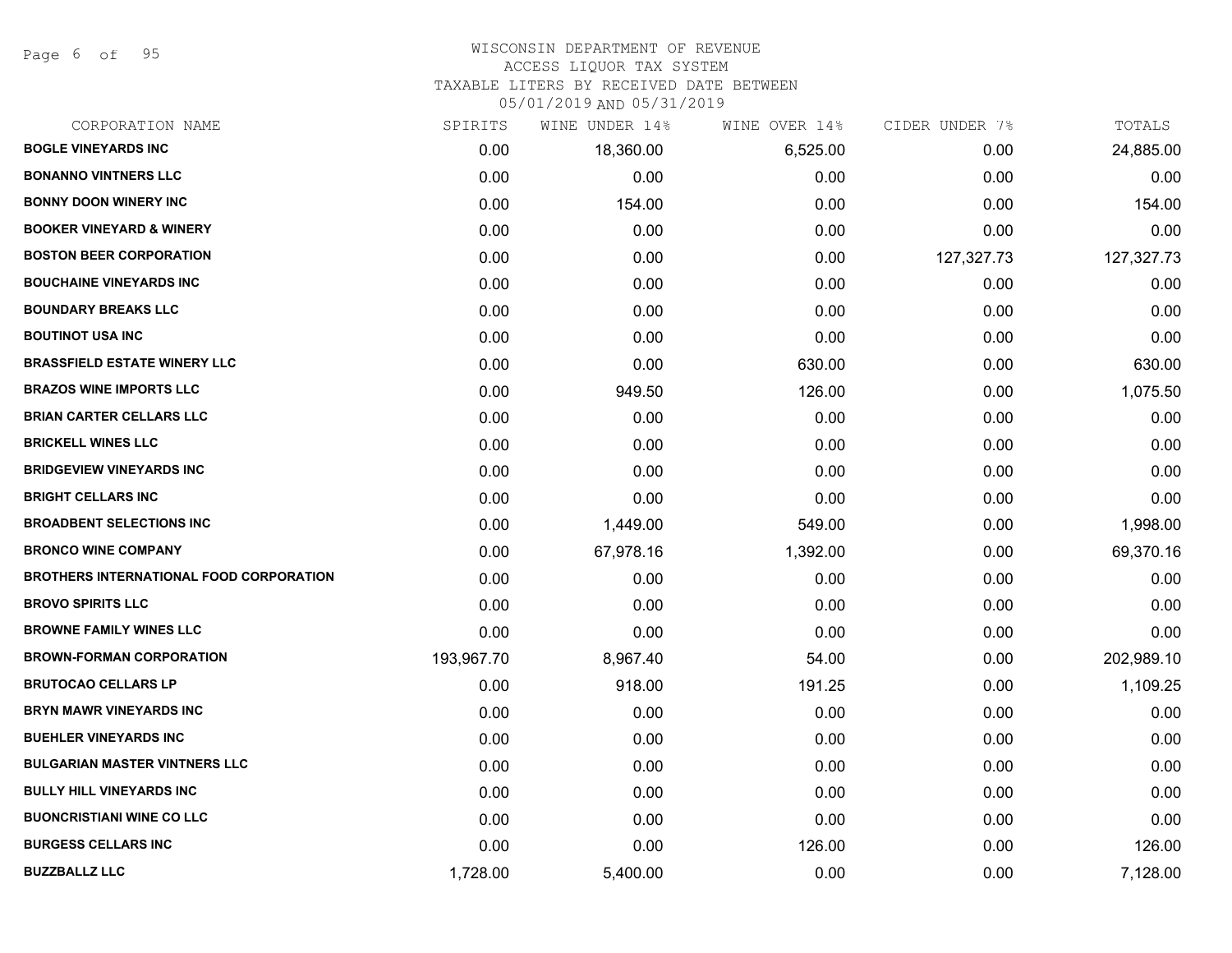# WISCONSIN DEPARTMENT OF REVENUE
## ACCESS LIQUOR TAX SYSTEM
### TAXABLE LITERS BY RECEIVED DATE BETWEEN 05/01/2019 AND 05/31/2019

| CORPORATION NAME | SPIRITS | WINE UNDER 14% | WINE OVER 14% | CIDER UNDER 7% | TOTALS |
|---|---|---|---|---|---|
| **BOGLE VINEYARDS INC** | 0.00 | 18,360.00 | 6,525.00 | 0.00 | 24,885.00 |
| **BONANNO VINTNERS LLC** | 0.00 | 0.00 | 0.00 | 0.00 | 0.00 |
| **BONNY DOON WINERY INC** | 0.00 | 154.00 | 0.00 | 0.00 | 154.00 |
| **BOOKER VINEYARD & WINERY** | 0.00 | 0.00 | 0.00 | 0.00 | 0.00 |
| **BOSTON BEER CORPORATION** | 0.00 | 0.00 | 0.00 | 127,327.73 | 127,327.73 |
| **BOUCHAINE VINEYARDS INC** | 0.00 | 0.00 | 0.00 | 0.00 | 0.00 |
| **BOUNDARY BREAKS LLC** | 0.00 | 0.00 | 0.00 | 0.00 | 0.00 |
| **BOUTINOT USA INC** | 0.00 | 0.00 | 0.00 | 0.00 | 0.00 |
| **BRASSFIELD ESTATE WINERY LLC** | 0.00 | 0.00 | 630.00 | 0.00 | 630.00 |
| **BRAZOS WINE IMPORTS LLC** | 0.00 | 949.50 | 126.00 | 0.00 | 1,075.50 |
| **BRIAN CARTER CELLARS LLC** | 0.00 | 0.00 | 0.00 | 0.00 | 0.00 |
| **BRICKELL WINES LLC** | 0.00 | 0.00 | 0.00 | 0.00 | 0.00 |
| **BRIDGEVIEW VINEYARDS INC** | 0.00 | 0.00 | 0.00 | 0.00 | 0.00 |
| **BRIGHT CELLARS INC** | 0.00 | 0.00 | 0.00 | 0.00 | 0.00 |
| **BROADBENT SELECTIONS INC** | 0.00 | 1,449.00 | 549.00 | 0.00 | 1,998.00 |
| **BRONCO WINE COMPANY** | 0.00 | 67,978.16 | 1,392.00 | 0.00 | 69,370.16 |
| **BROTHERS INTERNATIONAL FOOD CORPORATION** | 0.00 | 0.00 | 0.00 | 0.00 | 0.00 |
| **BROVO SPIRITS LLC** | 0.00 | 0.00 | 0.00 | 0.00 | 0.00 |
| **BROWNE FAMILY WINES LLC** | 0.00 | 0.00 | 0.00 | 0.00 | 0.00 |
| **BROWN-FORMAN CORPORATION** | 193,967.70 | 8,967.40 | 54.00 | 0.00 | 202,989.10 |
| **BRUTOCAO CELLARS LP** | 0.00 | 918.00 | 191.25 | 0.00 | 1,109.25 |
| **BRYN MAWR VINEYARDS INC** | 0.00 | 0.00 | 0.00 | 0.00 | 0.00 |
| **BUEHLER VINEYARDS INC** | 0.00 | 0.00 | 0.00 | 0.00 | 0.00 |
| **BULGARIAN MASTER VINTNERS LLC** | 0.00 | 0.00 | 0.00 | 0.00 | 0.00 |
| **BULLY HILL VINEYARDS INC** | 0.00 | 0.00 | 0.00 | 0.00 | 0.00 |
| **BUONCRISTIANI WINE CO LLC** | 0.00 | 0.00 | 0.00 | 0.00 | 0.00 |
| **BURGESS CELLARS INC** | 0.00 | 0.00 | 126.00 | 0.00 | 126.00 |
| **BUZZBALLZ LLC** | 1,728.00 | 5,400.00 | 0.00 | 0.00 | 7,128.00 |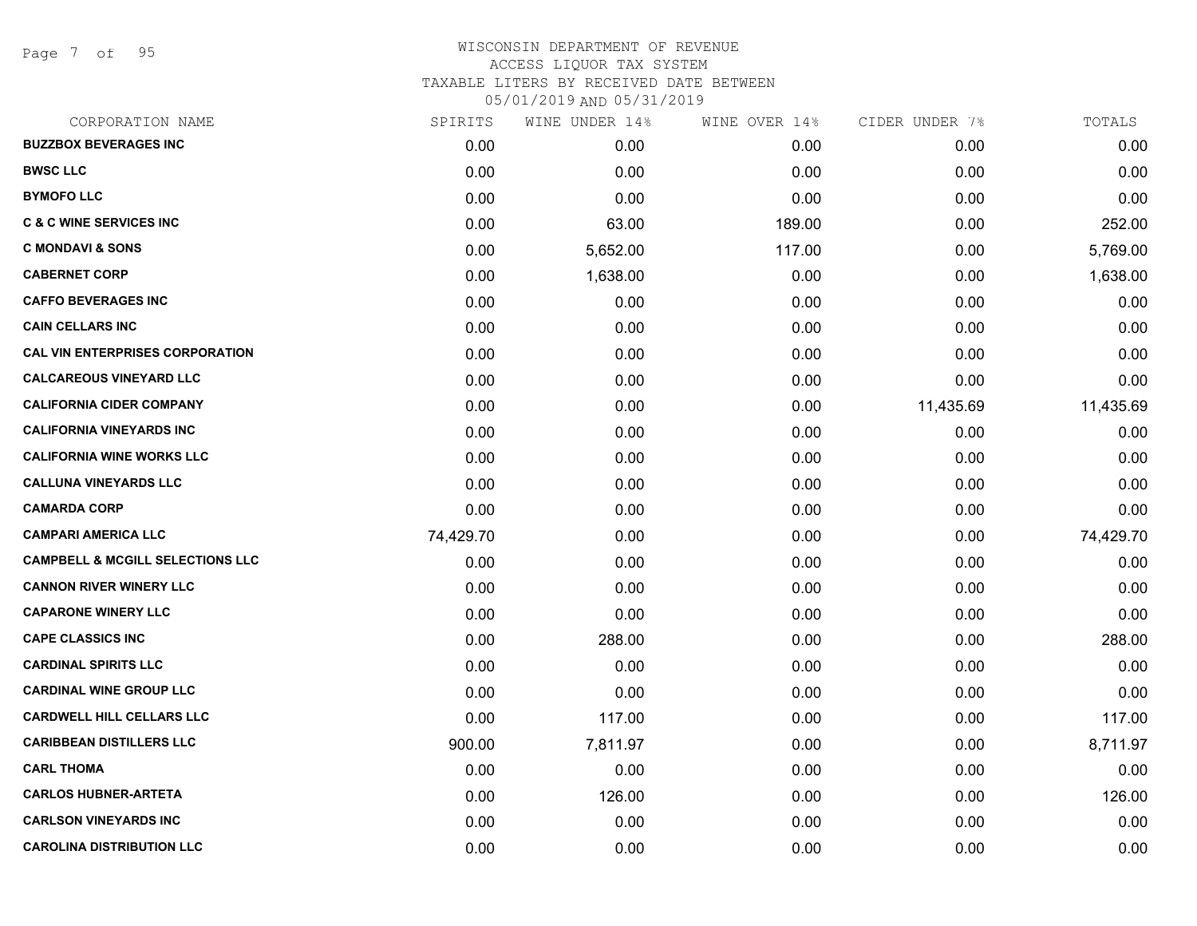WISCONSIN DEPARTMENT OF REVENUE
ACCESS LIQUOR TAX SYSTEM
TAXABLE LITERS BY RECEIVED DATE BETWEEN
05/01/2019 AND 05/31/2019

| CORPORATION NAME | SPIRITS | WINE UNDER 14% | WINE OVER 14% | CIDER UNDER 7% | TOTALS |
|---|---|---|---|---|---|
| BUZZBOX BEVERAGES INC | 0.00 | 0.00 | 0.00 | 0.00 | 0.00 |
| BWSC LLC | 0.00 | 0.00 | 0.00 | 0.00 | 0.00 |
| BYMOFO LLC | 0.00 | 0.00 | 0.00 | 0.00 | 0.00 |
| C & C WINE SERVICES INC | 0.00 | 63.00 | 189.00 | 0.00 | 252.00 |
| C MONDAVI & SONS | 0.00 | 5,652.00 | 117.00 | 0.00 | 5,769.00 |
| CABERNET CORP | 0.00 | 1,638.00 | 0.00 | 0.00 | 1,638.00 |
| CAFFO BEVERAGES INC | 0.00 | 0.00 | 0.00 | 0.00 | 0.00 |
| CAIN CELLARS INC | 0.00 | 0.00 | 0.00 | 0.00 | 0.00 |
| CAL VIN ENTERPRISES CORPORATION | 0.00 | 0.00 | 0.00 | 0.00 | 0.00 |
| CALCAREOUS VINEYARD LLC | 0.00 | 0.00 | 0.00 | 0.00 | 0.00 |
| CALIFORNIA CIDER COMPANY | 0.00 | 0.00 | 0.00 | 11,435.69 | 11,435.69 |
| CALIFORNIA VINEYARDS INC | 0.00 | 0.00 | 0.00 | 0.00 | 0.00 |
| CALIFORNIA WINE WORKS LLC | 0.00 | 0.00 | 0.00 | 0.00 | 0.00 |
| CALLUNA VINEYARDS LLC | 0.00 | 0.00 | 0.00 | 0.00 | 0.00 |
| CAMARDA CORP | 0.00 | 0.00 | 0.00 | 0.00 | 0.00 |
| CAMPARI AMERICA LLC | 74,429.70 | 0.00 | 0.00 | 0.00 | 74,429.70 |
| CAMPBELL & MCGILL SELECTIONS LLC | 0.00 | 0.00 | 0.00 | 0.00 | 0.00 |
| CANNON RIVER WINERY LLC | 0.00 | 0.00 | 0.00 | 0.00 | 0.00 |
| CAPARONE WINERY LLC | 0.00 | 0.00 | 0.00 | 0.00 | 0.00 |
| CAPE CLASSICS INC | 0.00 | 288.00 | 0.00 | 0.00 | 288.00 |
| CARDINAL SPIRITS LLC | 0.00 | 0.00 | 0.00 | 0.00 | 0.00 |
| CARDINAL WINE GROUP LLC | 0.00 | 0.00 | 0.00 | 0.00 | 0.00 |
| CARDWELL HILL CELLARS LLC | 0.00 | 117.00 | 0.00 | 0.00 | 117.00 |
| CARIBBEAN DISTILLERS LLC | 900.00 | 7,811.97 | 0.00 | 0.00 | 8,711.97 |
| CARL THOMA | 0.00 | 0.00 | 0.00 | 0.00 | 0.00 |
| CARLOS HUBNER-ARTETA | 0.00 | 126.00 | 0.00 | 0.00 | 126.00 |
| CARLSON VINEYARDS INC | 0.00 | 0.00 | 0.00 | 0.00 | 0.00 |
| CAROLINA DISTRIBUTION LLC | 0.00 | 0.00 | 0.00 | 0.00 | 0.00 |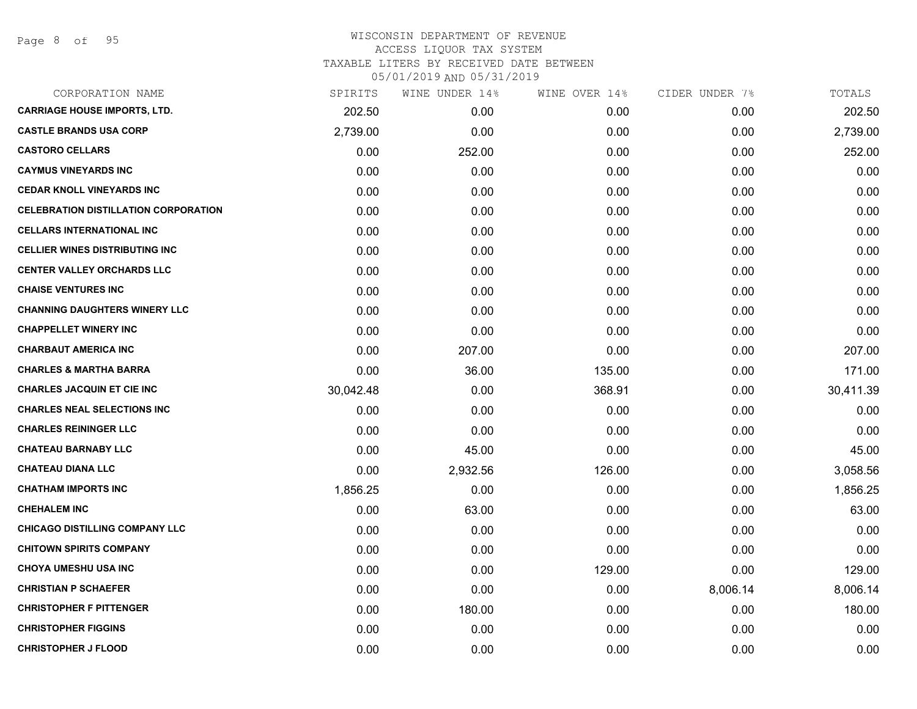WISCONSIN DEPARTMENT OF REVENUE
ACCESS LIQUOR TAX SYSTEM
TAXABLE LITERS BY RECEIVED DATE BETWEEN
05/01/2019 AND 05/31/2019

| CORPORATION NAME | SPIRITS | WINE UNDER 14% | WINE OVER 14% | CIDER UNDER 7% | TOTALS |
|---|---|---|---|---|---|
| CARRIAGE HOUSE IMPORTS, LTD. | 202.50 | 0.00 | 0.00 | 0.00 | 202.50 |
| CASTLE BRANDS USA CORP | 2,739.00 | 0.00 | 0.00 | 0.00 | 2,739.00 |
| CASTORO CELLARS | 0.00 | 252.00 | 0.00 | 0.00 | 252.00 |
| CAYMUS VINEYARDS INC | 0.00 | 0.00 | 0.00 | 0.00 | 0.00 |
| CEDAR KNOLL VINEYARDS INC | 0.00 | 0.00 | 0.00 | 0.00 | 0.00 |
| CELEBRATION DISTILLATION CORPORATION | 0.00 | 0.00 | 0.00 | 0.00 | 0.00 |
| CELLARS INTERNATIONAL INC | 0.00 | 0.00 | 0.00 | 0.00 | 0.00 |
| CELLIER WINES DISTRIBUTING INC | 0.00 | 0.00 | 0.00 | 0.00 | 0.00 |
| CENTER VALLEY ORCHARDS LLC | 0.00 | 0.00 | 0.00 | 0.00 | 0.00 |
| CHAISE VENTURES INC | 0.00 | 0.00 | 0.00 | 0.00 | 0.00 |
| CHANNING DAUGHTERS WINERY LLC | 0.00 | 0.00 | 0.00 | 0.00 | 0.00 |
| CHAPPELLET WINERY INC | 0.00 | 0.00 | 0.00 | 0.00 | 0.00 |
| CHARBAUT AMERICA INC | 0.00 | 207.00 | 0.00 | 0.00 | 207.00 |
| CHARLES & MARTHA BARRA | 0.00 | 36.00 | 135.00 | 0.00 | 171.00 |
| CHARLES JACQUIN ET CIE INC | 30,042.48 | 0.00 | 368.91 | 0.00 | 30,411.39 |
| CHARLES NEAL SELECTIONS INC | 0.00 | 0.00 | 0.00 | 0.00 | 0.00 |
| CHARLES REININGER LLC | 0.00 | 0.00 | 0.00 | 0.00 | 0.00 |
| CHATEAU BARNABY LLC | 0.00 | 45.00 | 0.00 | 0.00 | 45.00 |
| CHATEAU DIANA LLC | 0.00 | 2,932.56 | 126.00 | 0.00 | 3,058.56 |
| CHATHAM IMPORTS INC | 1,856.25 | 0.00 | 0.00 | 0.00 | 1,856.25 |
| CHEHALEM INC | 0.00 | 63.00 | 0.00 | 0.00 | 63.00 |
| CHICAGO DISTILLING COMPANY LLC | 0.00 | 0.00 | 0.00 | 0.00 | 0.00 |
| CHITOWN SPIRITS COMPANY | 0.00 | 0.00 | 0.00 | 0.00 | 0.00 |
| CHOYA UMESHU USA INC | 0.00 | 0.00 | 129.00 | 0.00 | 129.00 |
| CHRISTIAN P SCHAEFER | 0.00 | 0.00 | 0.00 | 8,006.14 | 8,006.14 |
| CHRISTOPHER F PITTENGER | 0.00 | 180.00 | 0.00 | 0.00 | 180.00 |
| CHRISTOPHER FIGGINS | 0.00 | 0.00 | 0.00 | 0.00 | 0.00 |
| CHRISTOPHER J FLOOD | 0.00 | 0.00 | 0.00 | 0.00 | 0.00 |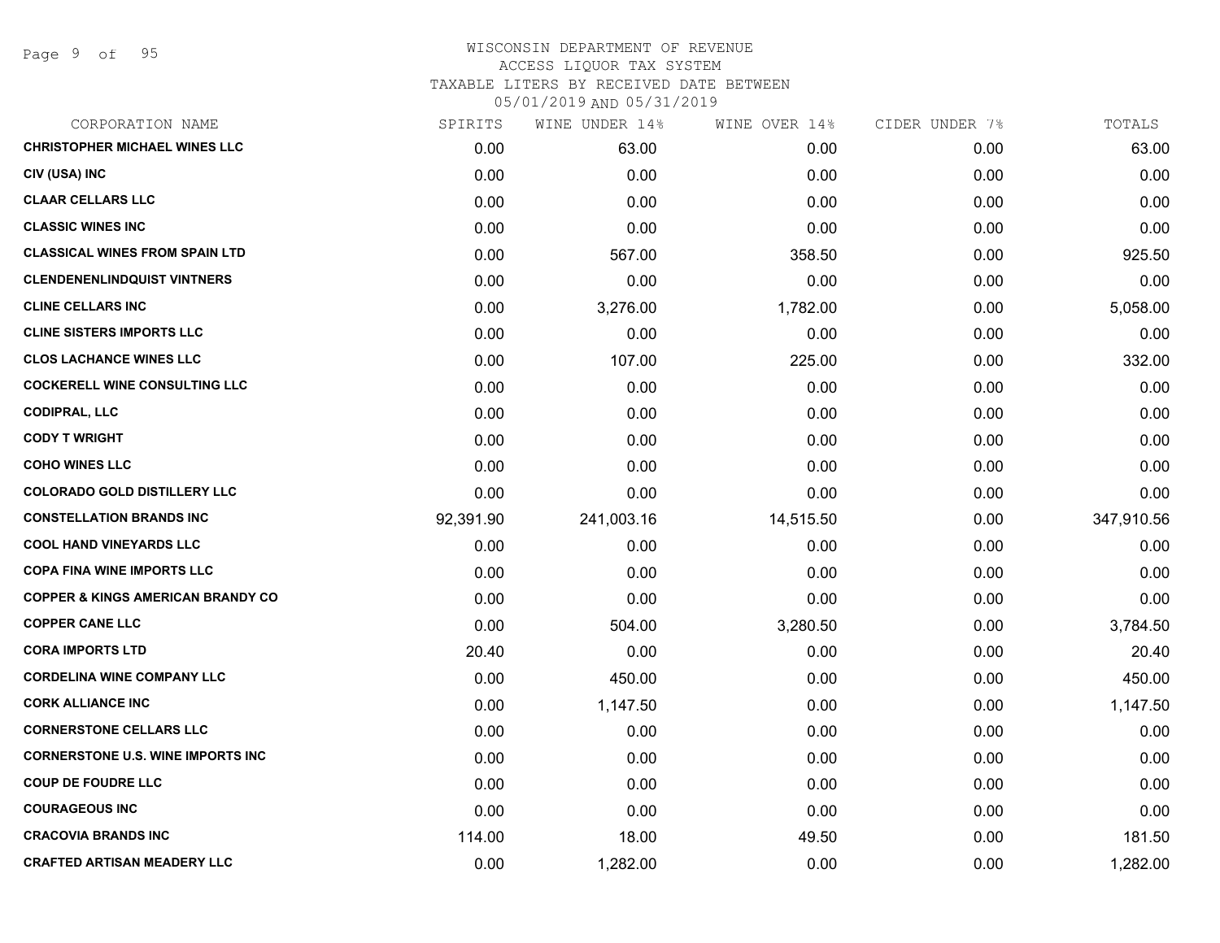# WISCONSIN DEPARTMENT OF REVENUE
## ACCESS LIQUOR TAX SYSTEM
### TAXABLE LITERS BY RECEIVED DATE BETWEEN 05/01/2019 AND 05/31/2019

| CORPORATION NAME | SPIRITS | WINE UNDER 14% | WINE OVER 14% | CIDER UNDER 7% | TOTALS |
|---|---|---|---|---|---|
| CHRISTOPHER MICHAEL WINES LLC | 0.00 | 63.00 | 0.00 | 0.00 | 63.00 |
| CIV (USA) INC | 0.00 | 0.00 | 0.00 | 0.00 | 0.00 |
| CLAAR CELLARS LLC | 0.00 | 0.00 | 0.00 | 0.00 | 0.00 |
| CLASSIC WINES INC | 0.00 | 0.00 | 0.00 | 0.00 | 0.00 |
| CLASSICAL WINES FROM SPAIN LTD | 0.00 | 567.00 | 358.50 | 0.00 | 925.50 |
| CLENDENENLINDQUIST VINTNERS | 0.00 | 0.00 | 0.00 | 0.00 | 0.00 |
| CLINE CELLARS INC | 0.00 | 3,276.00 | 1,782.00 | 0.00 | 5,058.00 |
| CLINE SISTERS IMPORTS LLC | 0.00 | 0.00 | 0.00 | 0.00 | 0.00 |
| CLOS LACHANCE WINES LLC | 0.00 | 107.00 | 225.00 | 0.00 | 332.00 |
| COCKERELL WINE CONSULTING LLC | 0.00 | 0.00 | 0.00 | 0.00 | 0.00 |
| CODIPRAL, LLC | 0.00 | 0.00 | 0.00 | 0.00 | 0.00 |
| CODY T WRIGHT | 0.00 | 0.00 | 0.00 | 0.00 | 0.00 |
| COHO WINES LLC | 0.00 | 0.00 | 0.00 | 0.00 | 0.00 |
| COLORADO GOLD DISTILLERY LLC | 0.00 | 0.00 | 0.00 | 0.00 | 0.00 |
| CONSTELLATION BRANDS INC | 92,391.90 | 241,003.16 | 14,515.50 | 0.00 | 347,910.56 |
| COOL HAND VINEYARDS LLC | 0.00 | 0.00 | 0.00 | 0.00 | 0.00 |
| COPA FINA WINE IMPORTS LLC | 0.00 | 0.00 | 0.00 | 0.00 | 0.00 |
| COPPER & KINGS AMERICAN BRANDY CO | 0.00 | 0.00 | 0.00 | 0.00 | 0.00 |
| COPPER CANE LLC | 0.00 | 504.00 | 3,280.50 | 0.00 | 3,784.50 |
| CORA IMPORTS LTD | 20.40 | 0.00 | 0.00 | 0.00 | 20.40 |
| CORDELINA WINE COMPANY LLC | 0.00 | 450.00 | 0.00 | 0.00 | 450.00 |
| CORK ALLIANCE INC | 0.00 | 1,147.50 | 0.00 | 0.00 | 1,147.50 |
| CORNERSTONE CELLARS LLC | 0.00 | 0.00 | 0.00 | 0.00 | 0.00 |
| CORNERSTONE U.S. WINE IMPORTS INC | 0.00 | 0.00 | 0.00 | 0.00 | 0.00 |
| COUP DE FOUDRE LLC | 0.00 | 0.00 | 0.00 | 0.00 | 0.00 |
| COURAGEOUS INC | 0.00 | 0.00 | 0.00 | 0.00 | 0.00 |
| CRACOVIA BRANDS INC | 114.00 | 18.00 | 49.50 | 0.00 | 181.50 |
| CRAFTED ARTISAN MEADERY LLC | 0.00 | 1,282.00 | 0.00 | 0.00 | 1,282.00 |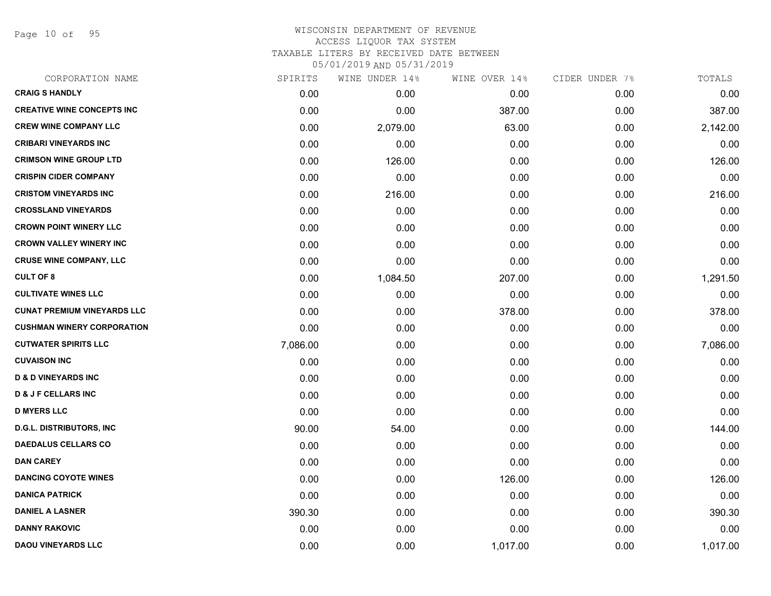WISCONSIN DEPARTMENT OF REVENUE
ACCESS LIQUOR TAX SYSTEM
TAXABLE LITERS BY RECEIVED DATE BETWEEN
05/01/2019 AND 05/31/2019

| CORPORATION NAME | SPIRITS | WINE UNDER 14% | WINE OVER 14% | CIDER UNDER 7% | TOTALS |
|---|---|---|---|---|---|
| CRAIG S HANDLY | 0.00 | 0.00 | 0.00 | 0.00 | 0.00 |
| CREATIVE WINE CONCEPTS INC | 0.00 | 0.00 | 387.00 | 0.00 | 387.00 |
| CREW WINE COMPANY LLC | 0.00 | 2,079.00 | 63.00 | 0.00 | 2,142.00 |
| CRIBARI VINEYARDS INC | 0.00 | 0.00 | 0.00 | 0.00 | 0.00 |
| CRIMSON WINE GROUP LTD | 0.00 | 126.00 | 0.00 | 0.00 | 126.00 |
| CRISPIN CIDER COMPANY | 0.00 | 0.00 | 0.00 | 0.00 | 0.00 |
| CRISTOM VINEYARDS INC | 0.00 | 216.00 | 0.00 | 0.00 | 216.00 |
| CROSSLAND VINEYARDS | 0.00 | 0.00 | 0.00 | 0.00 | 0.00 |
| CROWN POINT WINERY LLC | 0.00 | 0.00 | 0.00 | 0.00 | 0.00 |
| CROWN VALLEY WINERY INC | 0.00 | 0.00 | 0.00 | 0.00 | 0.00 |
| CRUSE WINE COMPANY, LLC | 0.00 | 0.00 | 0.00 | 0.00 | 0.00 |
| CULT OF 8 | 0.00 | 1,084.50 | 207.00 | 0.00 | 1,291.50 |
| CULTIVATE WINES LLC | 0.00 | 0.00 | 0.00 | 0.00 | 0.00 |
| CUNAT PREMIUM VINEYARDS LLC | 0.00 | 0.00 | 378.00 | 0.00 | 378.00 |
| CUSHMAN WINERY CORPORATION | 0.00 | 0.00 | 0.00 | 0.00 | 0.00 |
| CUTWATER SPIRITS LLC | 7,086.00 | 0.00 | 0.00 | 0.00 | 7,086.00 |
| CUVAISON INC | 0.00 | 0.00 | 0.00 | 0.00 | 0.00 |
| D & D VINEYARDS INC | 0.00 | 0.00 | 0.00 | 0.00 | 0.00 |
| D & J F CELLARS INC | 0.00 | 0.00 | 0.00 | 0.00 | 0.00 |
| D MYERS LLC | 0.00 | 0.00 | 0.00 | 0.00 | 0.00 |
| D.G.L. DISTRIBUTORS, INC | 90.00 | 54.00 | 0.00 | 0.00 | 144.00 |
| DAEDALUS CELLARS CO | 0.00 | 0.00 | 0.00 | 0.00 | 0.00 |
| DAN CAREY | 0.00 | 0.00 | 0.00 | 0.00 | 0.00 |
| DANCING COYOTE WINES | 0.00 | 0.00 | 126.00 | 0.00 | 126.00 |
| DANICA PATRICK | 0.00 | 0.00 | 0.00 | 0.00 | 0.00 |
| DANIEL A LASNER | 390.30 | 0.00 | 0.00 | 0.00 | 390.30 |
| DANNY RAKOVIC | 0.00 | 0.00 | 0.00 | 0.00 | 0.00 |
| DAOU VINEYARDS LLC | 0.00 | 0.00 | 1,017.00 | 0.00 | 1,017.00 |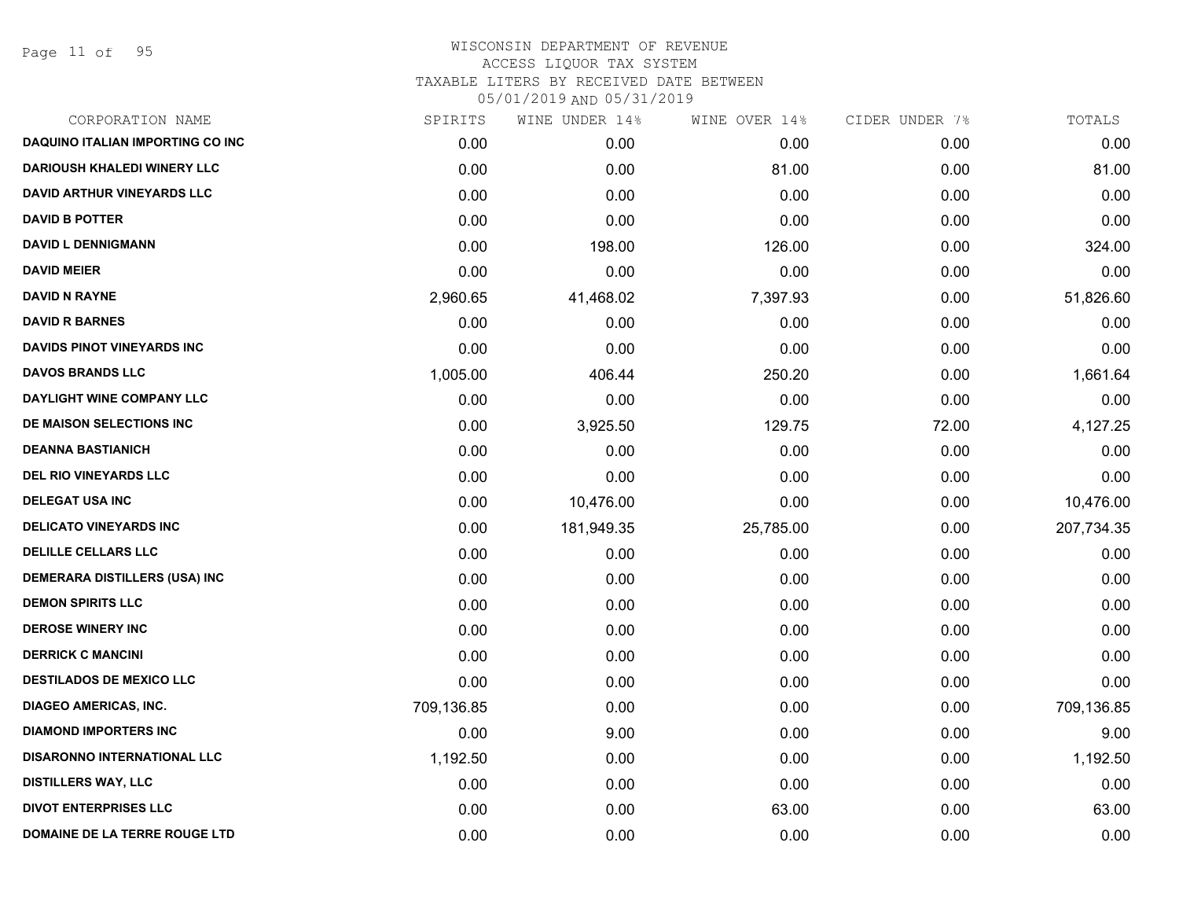# WISCONSIN DEPARTMENT OF REVENUE
ACCESS LIQUOR TAX SYSTEM
TAXABLE LITERS BY RECEIVED DATE BETWEEN
05/01/2019 AND 05/31/2019

| CORPORATION NAME | SPIRITS | WINE UNDER 14% | WINE OVER 14% | CIDER UNDER 7% | TOTALS |
|---|---|---|---|---|---|
| DAQUINO ITALIAN IMPORTING CO INC | 0.00 | 0.00 | 0.00 | 0.00 | 0.00 |
| DARIOUSH KHALEDI WINERY LLC | 0.00 | 0.00 | 81.00 | 0.00 | 81.00 |
| DAVID ARTHUR VINEYARDS LLC | 0.00 | 0.00 | 0.00 | 0.00 | 0.00 |
| DAVID B POTTER | 0.00 | 0.00 | 0.00 | 0.00 | 0.00 |
| DAVID L DENNIGMANN | 0.00 | 198.00 | 126.00 | 0.00 | 324.00 |
| DAVID MEIER | 0.00 | 0.00 | 0.00 | 0.00 | 0.00 |
| DAVID N RAYNE | 2,960.65 | 41,468.02 | 7,397.93 | 0.00 | 51,826.60 |
| DAVID R BARNES | 0.00 | 0.00 | 0.00 | 0.00 | 0.00 |
| DAVIDS PINOT VINEYARDS INC | 0.00 | 0.00 | 0.00 | 0.00 | 0.00 |
| DAVOS BRANDS LLC | 1,005.00 | 406.44 | 250.20 | 0.00 | 1,661.64 |
| DAYLIGHT WINE COMPANY LLC | 0.00 | 0.00 | 0.00 | 0.00 | 0.00 |
| DE MAISON SELECTIONS INC | 0.00 | 3,925.50 | 129.75 | 72.00 | 4,127.25 |
| DEANNA BASTIANICH | 0.00 | 0.00 | 0.00 | 0.00 | 0.00 |
| DEL RIO VINEYARDS LLC | 0.00 | 0.00 | 0.00 | 0.00 | 0.00 |
| DELEGAT USA INC | 0.00 | 10,476.00 | 0.00 | 0.00 | 10,476.00 |
| DELICATO VINEYARDS INC | 0.00 | 181,949.35 | 25,785.00 | 0.00 | 207,734.35 |
| DELILLE CELLARS LLC | 0.00 | 0.00 | 0.00 | 0.00 | 0.00 |
| DEMERARA DISTILLERS (USA) INC | 0.00 | 0.00 | 0.00 | 0.00 | 0.00 |
| DEMON SPIRITS LLC | 0.00 | 0.00 | 0.00 | 0.00 | 0.00 |
| DEROSE WINERY INC | 0.00 | 0.00 | 0.00 | 0.00 | 0.00 |
| DERRICK C MANCINI | 0.00 | 0.00 | 0.00 | 0.00 | 0.00 |
| DESTILADOS DE MEXICO LLC | 0.00 | 0.00 | 0.00 | 0.00 | 0.00 |
| DIAGEO AMERICAS, INC. | 709,136.85 | 0.00 | 0.00 | 0.00 | 709,136.85 |
| DIAMOND IMPORTERS INC | 0.00 | 9.00 | 0.00 | 0.00 | 9.00 |
| DISARONNO INTERNATIONAL LLC | 1,192.50 | 0.00 | 0.00 | 0.00 | 1,192.50 |
| DISTILLERS WAY, LLC | 0.00 | 0.00 | 0.00 | 0.00 | 0.00 |
| DIVOT ENTERPRISES LLC | 0.00 | 0.00 | 63.00 | 0.00 | 63.00 |
| DOMAINE DE LA TERRE ROUGE LTD | 0.00 | 0.00 | 0.00 | 0.00 | 0.00 |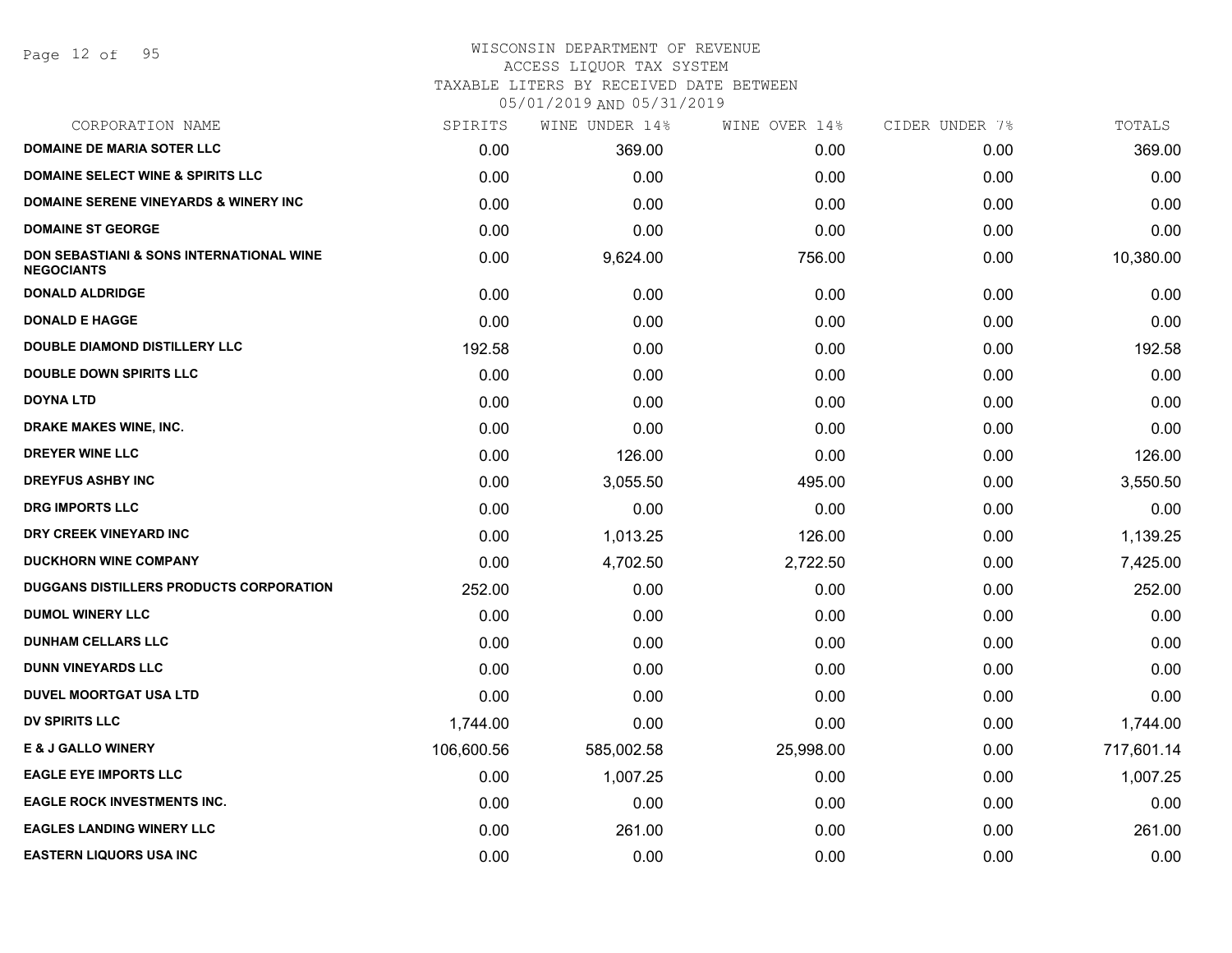WISCONSIN DEPARTMENT OF REVENUE
ACCESS LIQUOR TAX SYSTEM
TAXABLE LITERS BY RECEIVED DATE BETWEEN
05/01/2019 AND 05/31/2019

| CORPORATION NAME | SPIRITS | WINE UNDER 14% | WINE OVER 14% | CIDER UNDER 7% | TOTALS |
|---|---|---|---|---|---|
| DOMAINE DE MARIA SOTER LLC | 0.00 | 369.00 | 0.00 | 0.00 | 369.00 |
| DOMAINE SELECT WINE & SPIRITS LLC | 0.00 | 0.00 | 0.00 | 0.00 | 0.00 |
| DOMAINE SERENE VINEYARDS & WINERY INC | 0.00 | 0.00 | 0.00 | 0.00 | 0.00 |
| DOMAINE ST GEORGE | 0.00 | 0.00 | 0.00 | 0.00 | 0.00 |
| DON SEBASTIANI & SONS INTERNATIONAL WINE NEGOCIANTS | 0.00 | 9,624.00 | 756.00 | 0.00 | 10,380.00 |
| DONALD ALDRIDGE | 0.00 | 0.00 | 0.00 | 0.00 | 0.00 |
| DONALD E HAGGE | 0.00 | 0.00 | 0.00 | 0.00 | 0.00 |
| DOUBLE DIAMOND DISTILLERY LLC | 192.58 | 0.00 | 0.00 | 0.00 | 192.58 |
| DOUBLE DOWN SPIRITS LLC | 0.00 | 0.00 | 0.00 | 0.00 | 0.00 |
| DOYNA LTD | 0.00 | 0.00 | 0.00 | 0.00 | 0.00 |
| DRAKE MAKES WINE, INC. | 0.00 | 0.00 | 0.00 | 0.00 | 0.00 |
| DREYER WINE LLC | 0.00 | 126.00 | 0.00 | 0.00 | 126.00 |
| DREYFUS ASHBY INC | 0.00 | 3,055.50 | 495.00 | 0.00 | 3,550.50 |
| DRG IMPORTS LLC | 0.00 | 0.00 | 0.00 | 0.00 | 0.00 |
| DRY CREEK VINEYARD INC | 0.00 | 1,013.25 | 126.00 | 0.00 | 1,139.25 |
| DUCKHORN WINE COMPANY | 0.00 | 4,702.50 | 2,722.50 | 0.00 | 7,425.00 |
| DUGGANS DISTILLERS PRODUCTS CORPORATION | 252.00 | 0.00 | 0.00 | 0.00 | 252.00 |
| DUMOL WINERY LLC | 0.00 | 0.00 | 0.00 | 0.00 | 0.00 |
| DUNHAM CELLARS LLC | 0.00 | 0.00 | 0.00 | 0.00 | 0.00 |
| DUNN VINEYARDS LLC | 0.00 | 0.00 | 0.00 | 0.00 | 0.00 |
| DUVEL MOORTGAT USA LTD | 0.00 | 0.00 | 0.00 | 0.00 | 0.00 |
| DV SPIRITS LLC | 1,744.00 | 0.00 | 0.00 | 0.00 | 1,744.00 |
| E & J GALLO WINERY | 106,600.56 | 585,002.58 | 25,998.00 | 0.00 | 717,601.14 |
| EAGLE EYE IMPORTS LLC | 0.00 | 1,007.25 | 0.00 | 0.00 | 1,007.25 |
| EAGLE ROCK INVESTMENTS INC. | 0.00 | 0.00 | 0.00 | 0.00 | 0.00 |
| EAGLES LANDING WINERY LLC | 0.00 | 261.00 | 0.00 | 0.00 | 261.00 |
| EASTERN LIQUORS USA INC | 0.00 | 0.00 | 0.00 | 0.00 | 0.00 |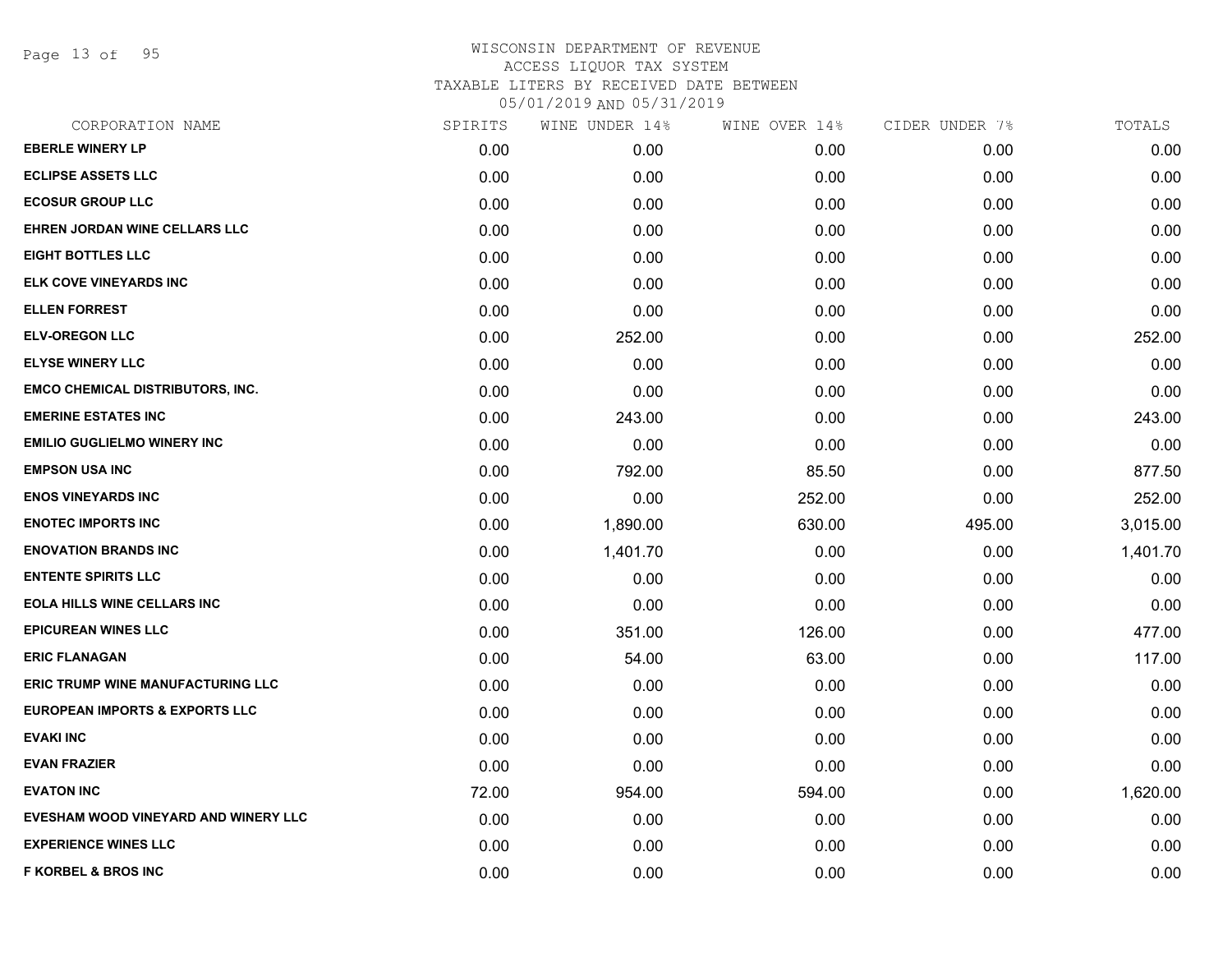# WISCONSIN DEPARTMENT OF REVENUE
## ACCESS LIQUOR TAX SYSTEM
## TAXABLE LITERS BY RECEIVED DATE BETWEEN 05/01/2019 AND 05/31/2019

| CORPORATION NAME | SPIRITS | WINE UNDER 14% | WINE OVER 14% | CIDER UNDER 7% | TOTALS |
|---|---|---|---|---|---|
| EBERLE WINERY LP | 0.00 | 0.00 | 0.00 | 0.00 | 0.00 |
| ECLIPSE ASSETS LLC | 0.00 | 0.00 | 0.00 | 0.00 | 0.00 |
| ECOSUR GROUP LLC | 0.00 | 0.00 | 0.00 | 0.00 | 0.00 |
| EHREN JORDAN WINE CELLARS LLC | 0.00 | 0.00 | 0.00 | 0.00 | 0.00 |
| EIGHT BOTTLES LLC | 0.00 | 0.00 | 0.00 | 0.00 | 0.00 |
| ELK COVE VINEYARDS INC | 0.00 | 0.00 | 0.00 | 0.00 | 0.00 |
| ELLEN FORREST | 0.00 | 0.00 | 0.00 | 0.00 | 0.00 |
| ELV-OREGON LLC | 0.00 | 252.00 | 0.00 | 0.00 | 252.00 |
| ELYSE WINERY LLC | 0.00 | 0.00 | 0.00 | 0.00 | 0.00 |
| EMCO CHEMICAL DISTRIBUTORS, INC. | 0.00 | 0.00 | 0.00 | 0.00 | 0.00 |
| EMERINE ESTATES INC | 0.00 | 243.00 | 0.00 | 0.00 | 243.00 |
| EMILIO GUGLIELMO WINERY INC | 0.00 | 0.00 | 0.00 | 0.00 | 0.00 |
| EMPSON USA INC | 0.00 | 792.00 | 85.50 | 0.00 | 877.50 |
| ENOS VINEYARDS INC | 0.00 | 0.00 | 252.00 | 0.00 | 252.00 |
| ENOTEC IMPORTS INC | 0.00 | 1,890.00 | 630.00 | 495.00 | 3,015.00 |
| ENOVATION BRANDS INC | 0.00 | 1,401.70 | 0.00 | 0.00 | 1,401.70 |
| ENTENTE SPIRITS LLC | 0.00 | 0.00 | 0.00 | 0.00 | 0.00 |
| EOLA HILLS WINE CELLARS INC | 0.00 | 0.00 | 0.00 | 0.00 | 0.00 |
| EPICUREAN WINES LLC | 0.00 | 351.00 | 126.00 | 0.00 | 477.00 |
| ERIC FLANAGAN | 0.00 | 54.00 | 63.00 | 0.00 | 117.00 |
| ERIC TRUMP WINE MANUFACTURING LLC | 0.00 | 0.00 | 0.00 | 0.00 | 0.00 |
| EUROPEAN IMPORTS & EXPORTS LLC | 0.00 | 0.00 | 0.00 | 0.00 | 0.00 |
| EVAKI INC | 0.00 | 0.00 | 0.00 | 0.00 | 0.00 |
| EVAN FRAZIER | 0.00 | 0.00 | 0.00 | 0.00 | 0.00 |
| EVATON INC | 72.00 | 954.00 | 594.00 | 0.00 | 1,620.00 |
| EVESHAM WOOD VINEYARD AND WINERY LLC | 0.00 | 0.00 | 0.00 | 0.00 | 0.00 |
| EXPERIENCE WINES LLC | 0.00 | 0.00 | 0.00 | 0.00 | 0.00 |
| F KORBEL & BROS INC | 0.00 | 0.00 | 0.00 | 0.00 | 0.00 |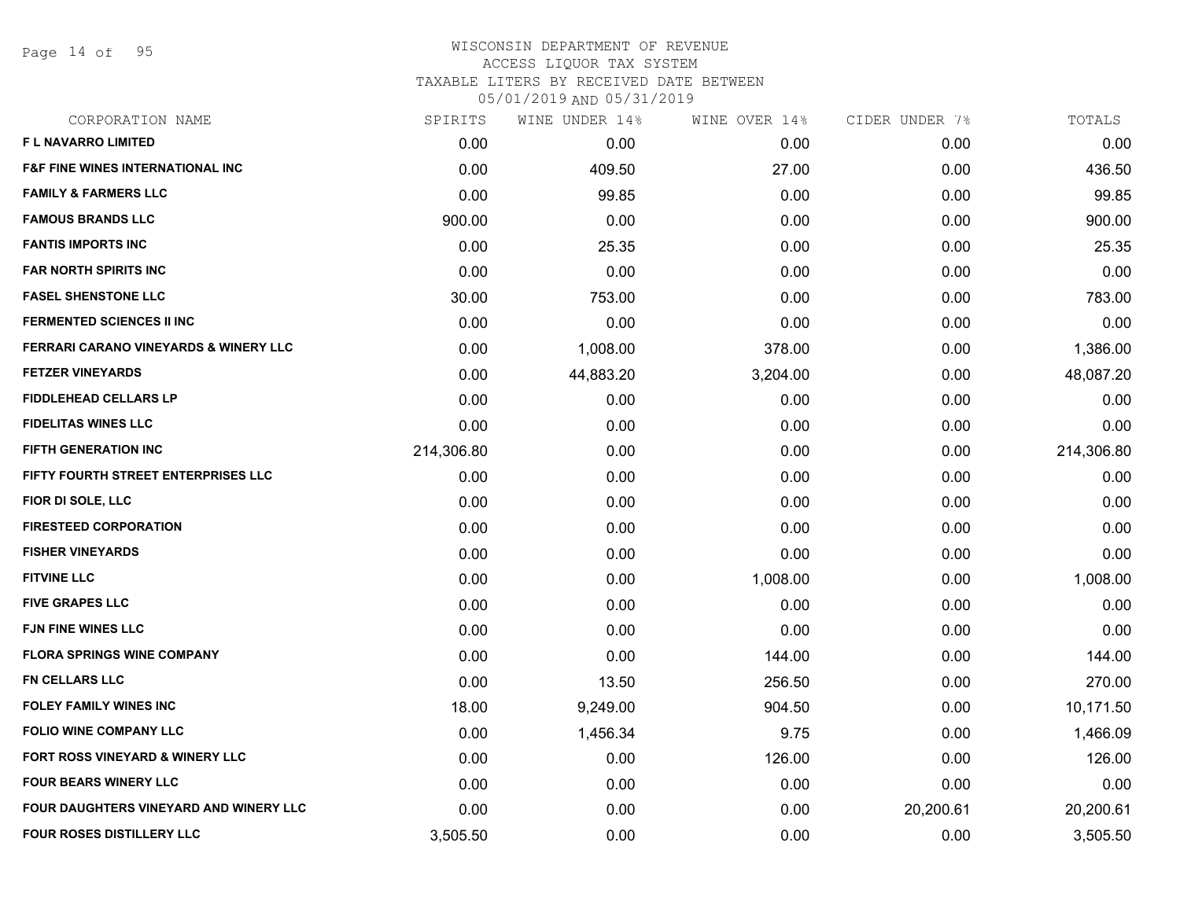# WISCONSIN DEPARTMENT OF REVENUE
## ACCESS LIQUOR TAX SYSTEM
### TAXABLE LITERS BY RECEIVED DATE BETWEEN 05/01/2019 AND 05/31/2019

| CORPORATION NAME | SPIRITS | WINE UNDER 14% | WINE OVER 14% | CIDER UNDER 7% | TOTALS |
|---|---|---|---|---|---|
| F L NAVARRO LIMITED | 0.00 | 0.00 | 0.00 | 0.00 | 0.00 |
| F&F FINE WINES INTERNATIONAL INC | 0.00 | 409.50 | 27.00 | 0.00 | 436.50 |
| FAMILY & FARMERS LLC | 0.00 | 99.85 | 0.00 | 0.00 | 99.85 |
| FAMOUS BRANDS LLC | 900.00 | 0.00 | 0.00 | 0.00 | 900.00 |
| FANTIS IMPORTS INC | 0.00 | 25.35 | 0.00 | 0.00 | 25.35 |
| FAR NORTH SPIRITS INC | 0.00 | 0.00 | 0.00 | 0.00 | 0.00 |
| FASEL SHENSTONE LLC | 30.00 | 753.00 | 0.00 | 0.00 | 783.00 |
| FERMENTED SCIENCES II INC | 0.00 | 0.00 | 0.00 | 0.00 | 0.00 |
| FERRARI CARANO VINEYARDS & WINERY LLC | 0.00 | 1,008.00 | 378.00 | 0.00 | 1,386.00 |
| FETZER VINEYARDS | 0.00 | 44,883.20 | 3,204.00 | 0.00 | 48,087.20 |
| FIDDLEHEAD CELLARS LP | 0.00 | 0.00 | 0.00 | 0.00 | 0.00 |
| FIDELITAS WINES LLC | 0.00 | 0.00 | 0.00 | 0.00 | 0.00 |
| FIFTH GENERATION INC | 214,306.80 | 0.00 | 0.00 | 0.00 | 214,306.80 |
| FIFTY FOURTH STREET ENTERPRISES LLC | 0.00 | 0.00 | 0.00 | 0.00 | 0.00 |
| FIOR DI SOLE, LLC | 0.00 | 0.00 | 0.00 | 0.00 | 0.00 |
| FIRESTEED CORPORATION | 0.00 | 0.00 | 0.00 | 0.00 | 0.00 |
| FISHER VINEYARDS | 0.00 | 0.00 | 0.00 | 0.00 | 0.00 |
| FITVINE LLC | 0.00 | 0.00 | 1,008.00 | 0.00 | 1,008.00 |
| FIVE GRAPES LLC | 0.00 | 0.00 | 0.00 | 0.00 | 0.00 |
| FJN FINE WINES LLC | 0.00 | 0.00 | 0.00 | 0.00 | 0.00 |
| FLORA SPRINGS WINE COMPANY | 0.00 | 0.00 | 144.00 | 0.00 | 144.00 |
| FN CELLARS LLC | 0.00 | 13.50 | 256.50 | 0.00 | 270.00 |
| FOLEY FAMILY WINES INC | 18.00 | 9,249.00 | 904.50 | 0.00 | 10,171.50 |
| FOLIO WINE COMPANY LLC | 0.00 | 1,456.34 | 9.75 | 0.00 | 1,466.09 |
| FORT ROSS VINEYARD & WINERY LLC | 0.00 | 0.00 | 126.00 | 0.00 | 126.00 |
| FOUR BEARS WINERY LLC | 0.00 | 0.00 | 0.00 | 0.00 | 0.00 |
| FOUR DAUGHTERS VINEYARD AND WINERY LLC | 0.00 | 0.00 | 0.00 | 20,200.61 | 20,200.61 |
| FOUR ROSES DISTILLERY LLC | 3,505.50 | 0.00 | 0.00 | 0.00 | 3,505.50 |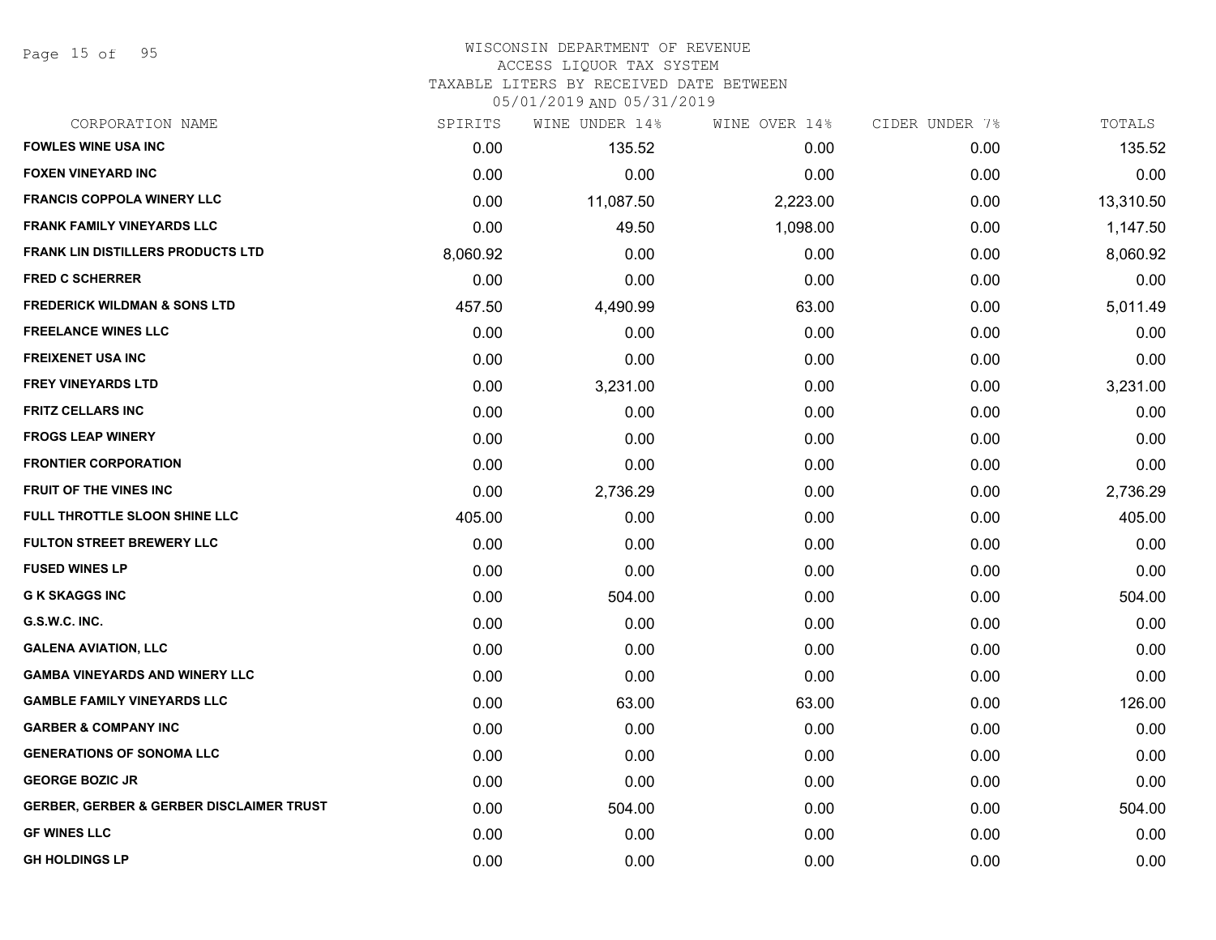WISCONSIN DEPARTMENT OF REVENUE
ACCESS LIQUOR TAX SYSTEM
TAXABLE LITERS BY RECEIVED DATE BETWEEN
05/01/2019 AND 05/31/2019

| CORPORATION NAME | SPIRITS | WINE UNDER 14% | WINE OVER 14% | CIDER UNDER 7% | TOTALS |
|---|---|---|---|---|---|
| FOWLES WINE USA INC | 0.00 | 135.52 | 0.00 | 0.00 | 135.52 |
| FOXEN VINEYARD INC | 0.00 | 0.00 | 0.00 | 0.00 | 0.00 |
| FRANCIS COPPOLA WINERY LLC | 0.00 | 11,087.50 | 2,223.00 | 0.00 | 13,310.50 |
| FRANK FAMILY VINEYARDS LLC | 0.00 | 49.50 | 1,098.00 | 0.00 | 1,147.50 |
| FRANK LIN DISTILLERS PRODUCTS LTD | 8,060.92 | 0.00 | 0.00 | 0.00 | 8,060.92 |
| FRED C SCHERRER | 0.00 | 0.00 | 0.00 | 0.00 | 0.00 |
| FREDERICK WILDMAN & SONS LTD | 457.50 | 4,490.99 | 63.00 | 0.00 | 5,011.49 |
| FREELANCE WINES LLC | 0.00 | 0.00 | 0.00 | 0.00 | 0.00 |
| FREIXENET USA INC | 0.00 | 0.00 | 0.00 | 0.00 | 0.00 |
| FREY VINEYARDS LTD | 0.00 | 3,231.00 | 0.00 | 0.00 | 3,231.00 |
| FRITZ CELLARS INC | 0.00 | 0.00 | 0.00 | 0.00 | 0.00 |
| FROGS LEAP WINERY | 0.00 | 0.00 | 0.00 | 0.00 | 0.00 |
| FRONTIER CORPORATION | 0.00 | 0.00 | 0.00 | 0.00 | 0.00 |
| FRUIT OF THE VINES INC | 0.00 | 2,736.29 | 0.00 | 0.00 | 2,736.29 |
| FULL THROTTLE SLOON SHINE LLC | 405.00 | 0.00 | 0.00 | 0.00 | 405.00 |
| FULTON STREET BREWERY LLC | 0.00 | 0.00 | 0.00 | 0.00 | 0.00 |
| FUSED WINES LP | 0.00 | 0.00 | 0.00 | 0.00 | 0.00 |
| G K SKAGGS INC | 0.00 | 504.00 | 0.00 | 0.00 | 504.00 |
| G.S.W.C. INC. | 0.00 | 0.00 | 0.00 | 0.00 | 0.00 |
| GALENA AVIATION, LLC | 0.00 | 0.00 | 0.00 | 0.00 | 0.00 |
| GAMBA VINEYARDS AND WINERY LLC | 0.00 | 0.00 | 0.00 | 0.00 | 0.00 |
| GAMBLE FAMILY VINEYARDS LLC | 0.00 | 63.00 | 63.00 | 0.00 | 126.00 |
| GARBER & COMPANY INC | 0.00 | 0.00 | 0.00 | 0.00 | 0.00 |
| GENERATIONS OF SONOMA LLC | 0.00 | 0.00 | 0.00 | 0.00 | 0.00 |
| GEORGE BOZIC JR | 0.00 | 0.00 | 0.00 | 0.00 | 0.00 |
| GERBER, GERBER & GERBER DISCLAIMER TRUST | 0.00 | 504.00 | 0.00 | 0.00 | 504.00 |
| GF WINES LLC | 0.00 | 0.00 | 0.00 | 0.00 | 0.00 |
| GH HOLDINGS LP | 0.00 | 0.00 | 0.00 | 0.00 | 0.00 |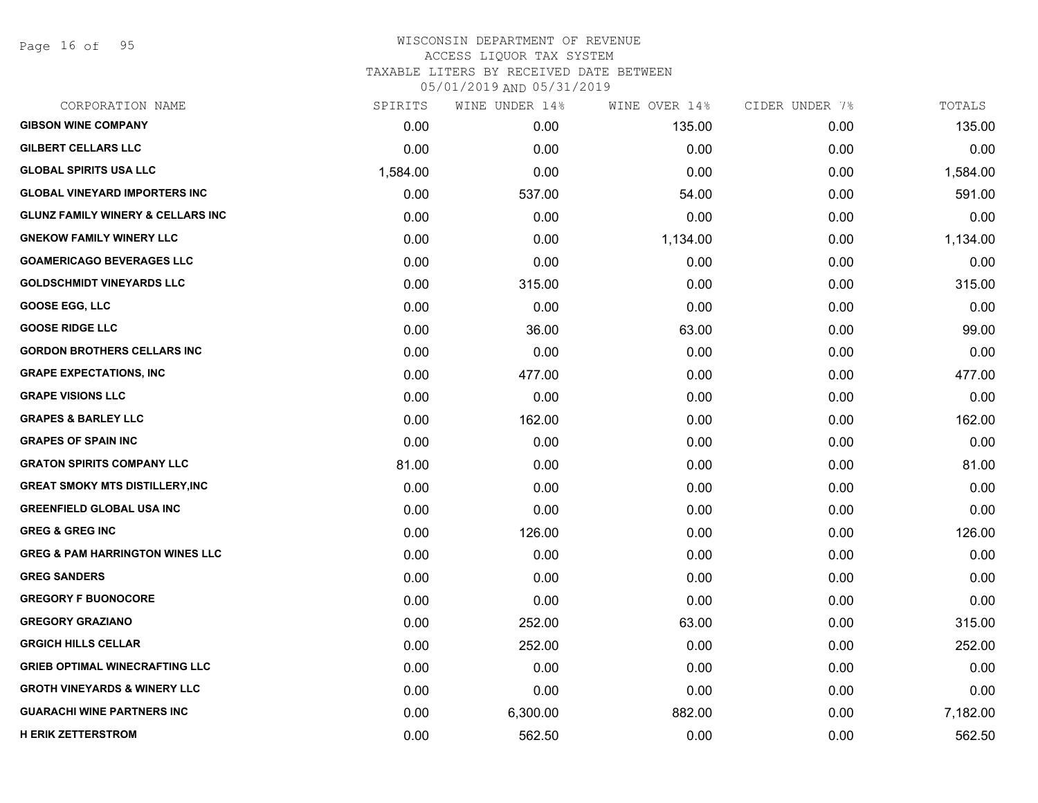# WISCONSIN DEPARTMENT OF REVENUE
## ACCESS LIQUOR TAX SYSTEM
### TAXABLE LITERS BY RECEIVED DATE BETWEEN 05/01/2019 AND 05/31/2019

| CORPORATION NAME | SPIRITS | WINE UNDER 14% | WINE OVER 14% | CIDER UNDER 7% | TOTALS |
|---|---|---|---|---|---|
| GIBSON WINE COMPANY | 0.00 | 0.00 | 135.00 | 0.00 | 135.00 |
| GILBERT CELLARS LLC | 0.00 | 0.00 | 0.00 | 0.00 | 0.00 |
| GLOBAL SPIRITS USA LLC | 1,584.00 | 0.00 | 0.00 | 0.00 | 1,584.00 |
| GLOBAL VINEYARD IMPORTERS INC | 0.00 | 537.00 | 54.00 | 0.00 | 591.00 |
| GLUNZ FAMILY WINERY & CELLARS INC | 0.00 | 0.00 | 0.00 | 0.00 | 0.00 |
| GNEKOW FAMILY WINERY LLC | 0.00 | 0.00 | 1,134.00 | 0.00 | 1,134.00 |
| GOAMERICAGO BEVERAGES LLC | 0.00 | 0.00 | 0.00 | 0.00 | 0.00 |
| GOLDSCHMIDT VINEYARDS LLC | 0.00 | 315.00 | 0.00 | 0.00 | 315.00 |
| GOOSE EGG, LLC | 0.00 | 0.00 | 0.00 | 0.00 | 0.00 |
| GOOSE RIDGE LLC | 0.00 | 36.00 | 63.00 | 0.00 | 99.00 |
| GORDON BROTHERS CELLARS INC | 0.00 | 0.00 | 0.00 | 0.00 | 0.00 |
| GRAPE EXPECTATIONS, INC | 0.00 | 477.00 | 0.00 | 0.00 | 477.00 |
| GRAPE VISIONS LLC | 0.00 | 0.00 | 0.00 | 0.00 | 0.00 |
| GRAPES & BARLEY LLC | 0.00 | 162.00 | 0.00 | 0.00 | 162.00 |
| GRAPES OF SPAIN INC | 0.00 | 0.00 | 0.00 | 0.00 | 0.00 |
| GRATON SPIRITS COMPANY LLC | 81.00 | 0.00 | 0.00 | 0.00 | 81.00 |
| GREAT SMOKY MTS DISTILLERY,INC | 0.00 | 0.00 | 0.00 | 0.00 | 0.00 |
| GREENFIELD GLOBAL USA INC | 0.00 | 0.00 | 0.00 | 0.00 | 0.00 |
| GREG & GREG INC | 0.00 | 126.00 | 0.00 | 0.00 | 126.00 |
| GREG & PAM HARRINGTON WINES LLC | 0.00 | 0.00 | 0.00 | 0.00 | 0.00 |
| GREG SANDERS | 0.00 | 0.00 | 0.00 | 0.00 | 0.00 |
| GREGORY F BUONOCORE | 0.00 | 0.00 | 0.00 | 0.00 | 0.00 |
| GREGORY GRAZIANO | 0.00 | 252.00 | 63.00 | 0.00 | 315.00 |
| GRGICH HILLS CELLAR | 0.00 | 252.00 | 0.00 | 0.00 | 252.00 |
| GRIEB OPTIMAL WINECRAFTING LLC | 0.00 | 0.00 | 0.00 | 0.00 | 0.00 |
| GROTH VINEYARDS & WINERY LLC | 0.00 | 0.00 | 0.00 | 0.00 | 0.00 |
| GUARACHI WINE PARTNERS INC | 0.00 | 6,300.00 | 882.00 | 0.00 | 7,182.00 |
| H ERIK ZETTERSTROM | 0.00 | 562.50 | 0.00 | 0.00 | 562.50 |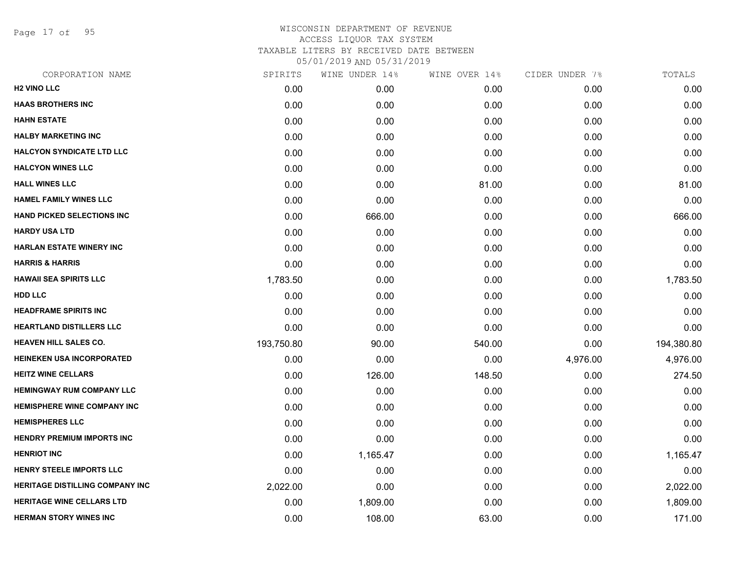# WISCONSIN DEPARTMENT OF REVENUE
## ACCESS LIQUOR TAX SYSTEM
### TAXABLE LITERS BY RECEIVED DATE BETWEEN 05/01/2019 AND 05/31/2019

| CORPORATION NAME | SPIRITS | WINE UNDER 14% | WINE OVER 14% | CIDER UNDER 7% | TOTALS |
|---|---|---|---|---|---|
| **H2 VINO LLC** | 0.00 | 0.00 | 0.00 | 0.00 | 0.00 |
| **HAAS BROTHERS INC** | 0.00 | 0.00 | 0.00 | 0.00 | 0.00 |
| **HAHN ESTATE** | 0.00 | 0.00 | 0.00 | 0.00 | 0.00 |
| **HALBY MARKETING INC** | 0.00 | 0.00 | 0.00 | 0.00 | 0.00 |
| **HALCYON SYNDICATE LTD LLC** | 0.00 | 0.00 | 0.00 | 0.00 | 0.00 |
| **HALCYON WINES LLC** | 0.00 | 0.00 | 0.00 | 0.00 | 0.00 |
| **HALL WINES LLC** | 0.00 | 0.00 | 81.00 | 0.00 | 81.00 |
| **HAMEL FAMILY WINES LLC** | 0.00 | 0.00 | 0.00 | 0.00 | 0.00 |
| **HAND PICKED SELECTIONS INC** | 0.00 | 666.00 | 0.00 | 0.00 | 666.00 |
| **HARDY USA LTD** | 0.00 | 0.00 | 0.00 | 0.00 | 0.00 |
| **HARLAN ESTATE WINERY INC** | 0.00 | 0.00 | 0.00 | 0.00 | 0.00 |
| **HARRIS & HARRIS** | 0.00 | 0.00 | 0.00 | 0.00 | 0.00 |
| **HAWAII SEA SPIRITS LLC** | 1,783.50 | 0.00 | 0.00 | 0.00 | 1,783.50 |
| **HDD LLC** | 0.00 | 0.00 | 0.00 | 0.00 | 0.00 |
| **HEADFRAME SPIRITS INC** | 0.00 | 0.00 | 0.00 | 0.00 | 0.00 |
| **HEARTLAND DISTILLERS LLC** | 0.00 | 0.00 | 0.00 | 0.00 | 0.00 |
| **HEAVEN HILL SALES CO.** | 193,750.80 | 90.00 | 540.00 | 0.00 | 194,380.80 |
| **HEINEKEN USA INCORPORATED** | 0.00 | 0.00 | 0.00 | 4,976.00 | 4,976.00 |
| **HEITZ WINE CELLARS** | 0.00 | 126.00 | 148.50 | 0.00 | 274.50 |
| **HEMINGWAY RUM COMPANY LLC** | 0.00 | 0.00 | 0.00 | 0.00 | 0.00 |
| **HEMISPHERE WINE COMPANY INC** | 0.00 | 0.00 | 0.00 | 0.00 | 0.00 |
| **HEMISPHERES LLC** | 0.00 | 0.00 | 0.00 | 0.00 | 0.00 |
| **HENDRY PREMIUM IMPORTS INC** | 0.00 | 0.00 | 0.00 | 0.00 | 0.00 |
| **HENRIOT INC** | 0.00 | 1,165.47 | 0.00 | 0.00 | 1,165.47 |
| **HENRY STEELE IMPORTS LLC** | 0.00 | 0.00 | 0.00 | 0.00 | 0.00 |
| **HERITAGE DISTILLING COMPANY INC** | 2,022.00 | 0.00 | 0.00 | 0.00 | 2,022.00 |
| **HERITAGE WINE CELLARS LTD** | 0.00 | 1,809.00 | 0.00 | 0.00 | 1,809.00 |
| **HERMAN STORY WINES INC** | 0.00 | 108.00 | 63.00 | 0.00 | 171.00 |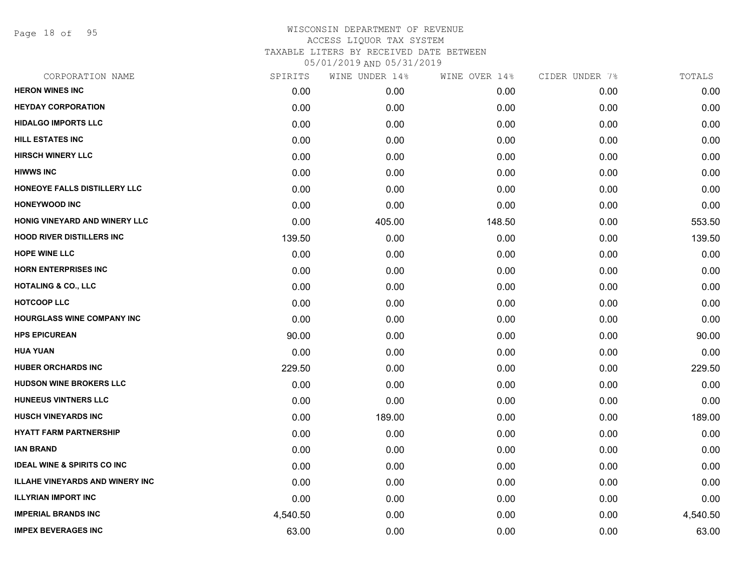# WISCONSIN DEPARTMENT OF REVENUE
## ACCESS LIQUOR TAX SYSTEM
### TAXABLE LITERS BY RECEIVED DATE BETWEEN 05/01/2019 AND 05/31/2019

| CORPORATION NAME | SPIRITS | WINE UNDER 14% | WINE OVER 14% | CIDER UNDER 7% | TOTALS |
|---|---|---|---|---|---|
| HERON WINES INC | 0.00 | 0.00 | 0.00 | 0.00 | 0.00 |
| HEYDAY CORPORATION | 0.00 | 0.00 | 0.00 | 0.00 | 0.00 |
| HIDALGO IMPORTS LLC | 0.00 | 0.00 | 0.00 | 0.00 | 0.00 |
| HILL ESTATES INC | 0.00 | 0.00 | 0.00 | 0.00 | 0.00 |
| HIRSCH WINERY LLC | 0.00 | 0.00 | 0.00 | 0.00 | 0.00 |
| HIWWS INC | 0.00 | 0.00 | 0.00 | 0.00 | 0.00 |
| HONEOYE FALLS DISTILLERY LLC | 0.00 | 0.00 | 0.00 | 0.00 | 0.00 |
| HONEYWOOD INC | 0.00 | 0.00 | 0.00 | 0.00 | 0.00 |
| HONIG VINEYARD AND WINERY LLC | 0.00 | 405.00 | 148.50 | 0.00 | 553.50 |
| HOOD RIVER DISTILLERS INC | 139.50 | 0.00 | 0.00 | 0.00 | 139.50 |
| HOPE WINE LLC | 0.00 | 0.00 | 0.00 | 0.00 | 0.00 |
| HORN ENTERPRISES INC | 0.00 | 0.00 | 0.00 | 0.00 | 0.00 |
| HOTALING & CO., LLC | 0.00 | 0.00 | 0.00 | 0.00 | 0.00 |
| HOTCOOP LLC | 0.00 | 0.00 | 0.00 | 0.00 | 0.00 |
| HOURGLASS WINE COMPANY INC | 0.00 | 0.00 | 0.00 | 0.00 | 0.00 |
| HPS EPICUREAN | 90.00 | 0.00 | 0.00 | 0.00 | 90.00 |
| HUA YUAN | 0.00 | 0.00 | 0.00 | 0.00 | 0.00 |
| HUBER ORCHARDS INC | 229.50 | 0.00 | 0.00 | 0.00 | 229.50 |
| HUDSON WINE BROKERS LLC | 0.00 | 0.00 | 0.00 | 0.00 | 0.00 |
| HUNEEUS VINTNERS LLC | 0.00 | 0.00 | 0.00 | 0.00 | 0.00 |
| HUSCH VINEYARDS INC | 0.00 | 189.00 | 0.00 | 0.00 | 189.00 |
| HYATT FARM PARTNERSHIP | 0.00 | 0.00 | 0.00 | 0.00 | 0.00 |
| IAN BRAND | 0.00 | 0.00 | 0.00 | 0.00 | 0.00 |
| IDEAL WINE & SPIRITS CO INC | 0.00 | 0.00 | 0.00 | 0.00 | 0.00 |
| ILLAHE VINEYARDS AND WINERY INC | 0.00 | 0.00 | 0.00 | 0.00 | 0.00 |
| ILLYRIAN IMPORT INC | 0.00 | 0.00 | 0.00 | 0.00 | 0.00 |
| IMPERIAL BRANDS INC | 4,540.50 | 0.00 | 0.00 | 0.00 | 4,540.50 |
| IMPEX BEVERAGES INC | 63.00 | 0.00 | 0.00 | 0.00 | 63.00 |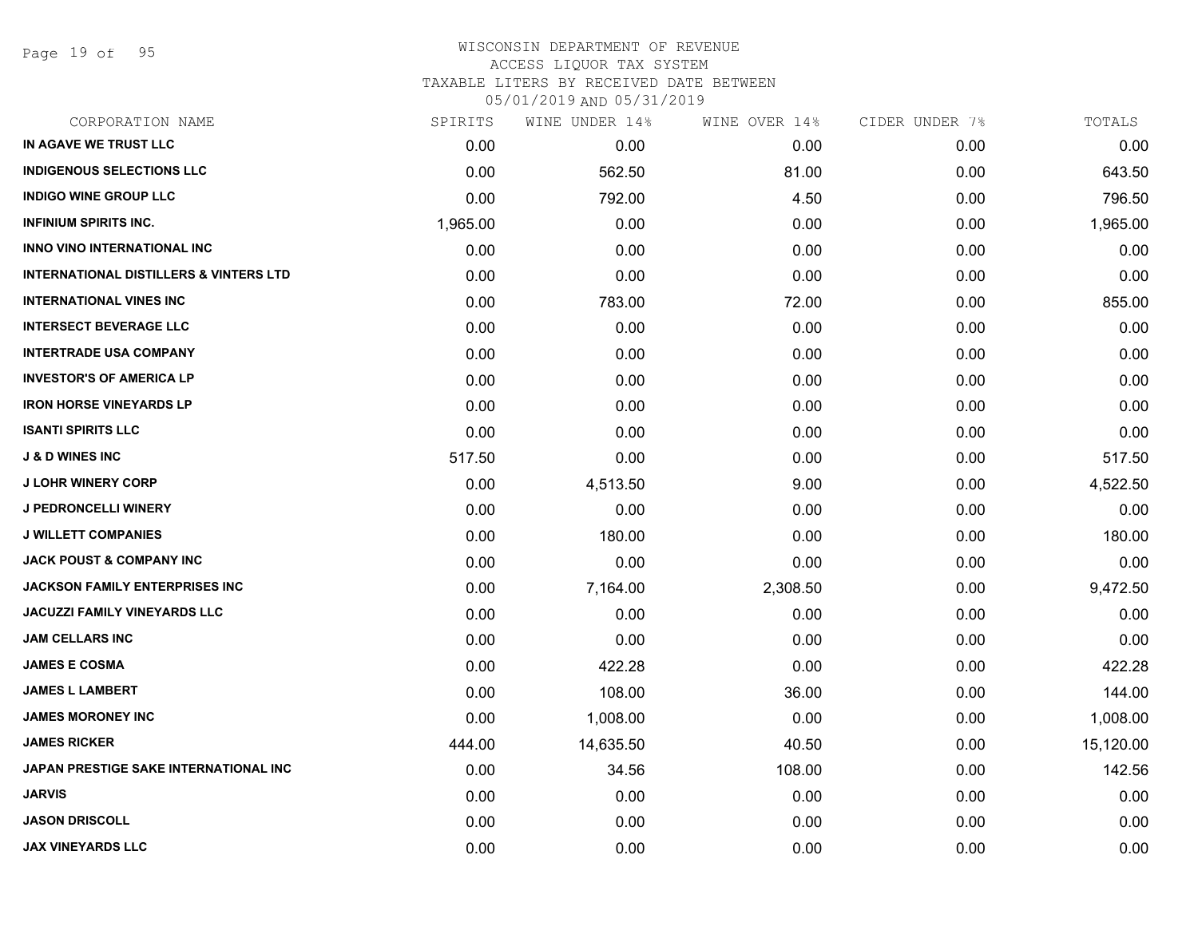WISCONSIN DEPARTMENT OF REVENUE
ACCESS LIQUOR TAX SYSTEM
TAXABLE LITERS BY RECEIVED DATE BETWEEN
05/01/2019 AND 05/31/2019

| CORPORATION NAME | SPIRITS | WINE UNDER 14% | WINE OVER 14% | CIDER UNDER 7% | TOTALS |
|---|---|---|---|---|---|
| IN AGAVE WE TRUST LLC | 0.00 | 0.00 | 0.00 | 0.00 | 0.00 |
| INDIGENOUS SELECTIONS LLC | 0.00 | 562.50 | 81.00 | 0.00 | 643.50 |
| INDIGO WINE GROUP LLC | 0.00 | 792.00 | 4.50 | 0.00 | 796.50 |
| INFINIUM SPIRITS INC. | 1,965.00 | 0.00 | 0.00 | 0.00 | 1,965.00 |
| INNO VINO INTERNATIONAL INC | 0.00 | 0.00 | 0.00 | 0.00 | 0.00 |
| INTERNATIONAL DISTILLERS & VINTERS LTD | 0.00 | 0.00 | 0.00 | 0.00 | 0.00 |
| INTERNATIONAL VINES INC | 0.00 | 783.00 | 72.00 | 0.00 | 855.00 |
| INTERSECT BEVERAGE LLC | 0.00 | 0.00 | 0.00 | 0.00 | 0.00 |
| INTERTRADE USA COMPANY | 0.00 | 0.00 | 0.00 | 0.00 | 0.00 |
| INVESTOR'S OF AMERICA LP | 0.00 | 0.00 | 0.00 | 0.00 | 0.00 |
| IRON HORSE VINEYARDS LP | 0.00 | 0.00 | 0.00 | 0.00 | 0.00 |
| ISANTI SPIRITS LLC | 0.00 | 0.00 | 0.00 | 0.00 | 0.00 |
| J & D WINES INC | 517.50 | 0.00 | 0.00 | 0.00 | 517.50 |
| J LOHR WINERY CORP | 0.00 | 4,513.50 | 9.00 | 0.00 | 4,522.50 |
| J PEDRONCELLI WINERY | 0.00 | 0.00 | 0.00 | 0.00 | 0.00 |
| J WILLETT COMPANIES | 0.00 | 180.00 | 0.00 | 0.00 | 180.00 |
| JACK POUST & COMPANY INC | 0.00 | 0.00 | 0.00 | 0.00 | 0.00 |
| JACKSON FAMILY ENTERPRISES INC | 0.00 | 7,164.00 | 2,308.50 | 0.00 | 9,472.50 |
| JACUZZI FAMILY VINEYARDS LLC | 0.00 | 0.00 | 0.00 | 0.00 | 0.00 |
| JAM CELLARS INC | 0.00 | 0.00 | 0.00 | 0.00 | 0.00 |
| JAMES E COSMA | 0.00 | 422.28 | 0.00 | 0.00 | 422.28 |
| JAMES L LAMBERT | 0.00 | 108.00 | 36.00 | 0.00 | 144.00 |
| JAMES MORONEY INC | 0.00 | 1,008.00 | 0.00 | 0.00 | 1,008.00 |
| JAMES RICKER | 444.00 | 14,635.50 | 40.50 | 0.00 | 15,120.00 |
| JAPAN PRESTIGE SAKE INTERNATIONAL INC | 0.00 | 34.56 | 108.00 | 0.00 | 142.56 |
| JARVIS | 0.00 | 0.00 | 0.00 | 0.00 | 0.00 |
| JASON DRISCOLL | 0.00 | 0.00 | 0.00 | 0.00 | 0.00 |
| JAX VINEYARDS LLC | 0.00 | 0.00 | 0.00 | 0.00 | 0.00 |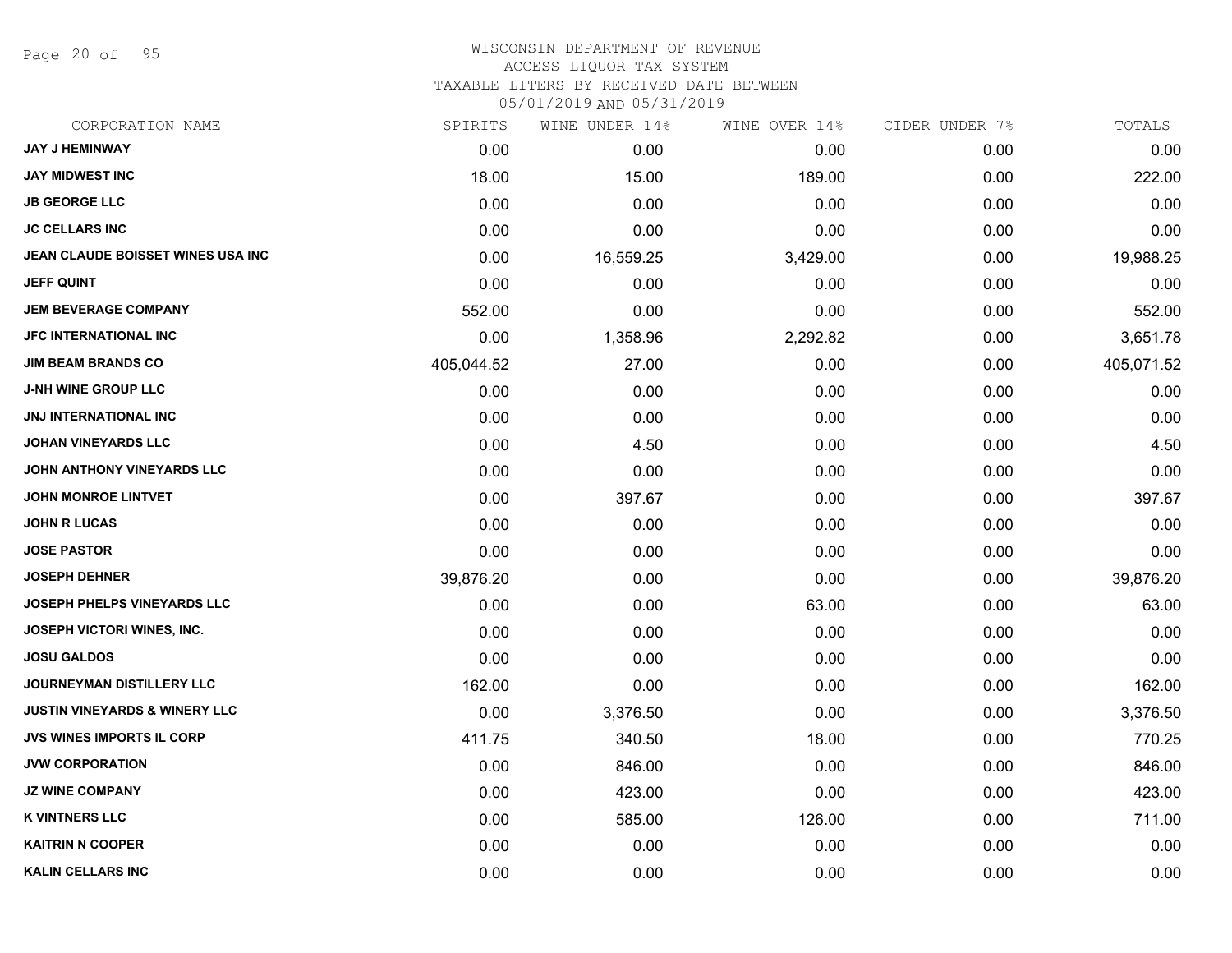# WISCONSIN DEPARTMENT OF REVENUE
## ACCESS LIQUOR TAX SYSTEM
### TAXABLE LITERS BY RECEIVED DATE BETWEEN 05/01/2019 AND 05/31/2019

| CORPORATION NAME | SPIRITS | WINE UNDER 14% | WINE OVER 14% | CIDER UNDER 7% | TOTALS |
|---|---|---|---|---|---|
| JAY J HEMINWAY | 0.00 | 0.00 | 0.00 | 0.00 | 0.00 |
| JAY MIDWEST INC | 18.00 | 15.00 | 189.00 | 0.00 | 222.00 |
| JB GEORGE LLC | 0.00 | 0.00 | 0.00 | 0.00 | 0.00 |
| JC CELLARS INC | 0.00 | 0.00 | 0.00 | 0.00 | 0.00 |
| JEAN CLAUDE BOISSET WINES USA INC | 0.00 | 16,559.25 | 3,429.00 | 0.00 | 19,988.25 |
| JEFF QUINT | 0.00 | 0.00 | 0.00 | 0.00 | 0.00 |
| JEM BEVERAGE COMPANY | 552.00 | 0.00 | 0.00 | 0.00 | 552.00 |
| JFC INTERNATIONAL INC | 0.00 | 1,358.96 | 2,292.82 | 0.00 | 3,651.78 |
| JIM BEAM BRANDS CO | 405,044.52 | 27.00 | 0.00 | 0.00 | 405,071.52 |
| J-NH WINE GROUP LLC | 0.00 | 0.00 | 0.00 | 0.00 | 0.00 |
| JNJ INTERNATIONAL INC | 0.00 | 0.00 | 0.00 | 0.00 | 0.00 |
| JOHAN VINEYARDS LLC | 0.00 | 4.50 | 0.00 | 0.00 | 4.50 |
| JOHN ANTHONY VINEYARDS LLC | 0.00 | 0.00 | 0.00 | 0.00 | 0.00 |
| JOHN MONROE LINTVET | 0.00 | 397.67 | 0.00 | 0.00 | 397.67 |
| JOHN R LUCAS | 0.00 | 0.00 | 0.00 | 0.00 | 0.00 |
| JOSE PASTOR | 0.00 | 0.00 | 0.00 | 0.00 | 0.00 |
| JOSEPH DEHNER | 39,876.20 | 0.00 | 0.00 | 0.00 | 39,876.20 |
| JOSEPH PHELPS VINEYARDS LLC | 0.00 | 0.00 | 63.00 | 0.00 | 63.00 |
| JOSEPH VICTORI WINES, INC. | 0.00 | 0.00 | 0.00 | 0.00 | 0.00 |
| JOSU GALDOS | 0.00 | 0.00 | 0.00 | 0.00 | 0.00 |
| JOURNEYMAN DISTILLERY LLC | 162.00 | 0.00 | 0.00 | 0.00 | 162.00 |
| JUSTIN VINEYARDS & WINERY LLC | 0.00 | 3,376.50 | 0.00 | 0.00 | 3,376.50 |
| JVS WINES IMPORTS IL CORP | 411.75 | 340.50 | 18.00 | 0.00 | 770.25 |
| JVW CORPORATION | 0.00 | 846.00 | 0.00 | 0.00 | 846.00 |
| JZ WINE COMPANY | 0.00 | 423.00 | 0.00 | 0.00 | 423.00 |
| K VINTNERS LLC | 0.00 | 585.00 | 126.00 | 0.00 | 711.00 |
| KAITRIN N COOPER | 0.00 | 0.00 | 0.00 | 0.00 | 0.00 |
| KALIN CELLARS INC | 0.00 | 0.00 | 0.00 | 0.00 | 0.00 |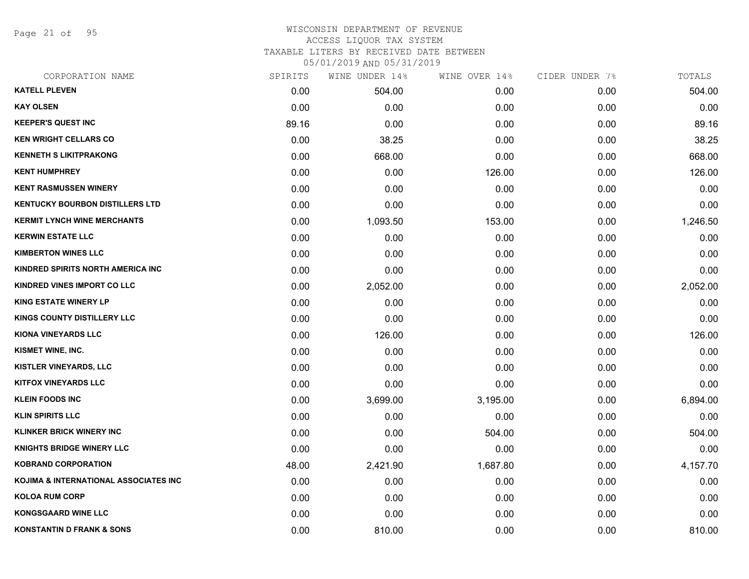WISCONSIN DEPARTMENT OF REVENUE
ACCESS LIQUOR TAX SYSTEM
TAXABLE LITERS BY RECEIVED DATE BETWEEN
05/01/2019 AND 05/31/2019

| CORPORATION NAME | SPIRITS | WINE UNDER 14% | WINE OVER 14% | CIDER UNDER 7% | TOTALS |
|---|---|---|---|---|---|
| KATELL PLEVEN | 0.00 | 504.00 | 0.00 | 0.00 | 504.00 |
| KAY OLSEN | 0.00 | 0.00 | 0.00 | 0.00 | 0.00 |
| KEEPER'S QUEST INC | 89.16 | 0.00 | 0.00 | 0.00 | 89.16 |
| KEN WRIGHT CELLARS CO | 0.00 | 38.25 | 0.00 | 0.00 | 38.25 |
| KENNETH S LIKITPRAKONG | 0.00 | 668.00 | 0.00 | 0.00 | 668.00 |
| KENT HUMPHREY | 0.00 | 0.00 | 126.00 | 0.00 | 126.00 |
| KENT RASMUSSEN WINERY | 0.00 | 0.00 | 0.00 | 0.00 | 0.00 |
| KENTUCKY BOURBON DISTILLERS LTD | 0.00 | 0.00 | 0.00 | 0.00 | 0.00 |
| KERMIT LYNCH WINE MERCHANTS | 0.00 | 1,093.50 | 153.00 | 0.00 | 1,246.50 |
| KERWIN ESTATE LLC | 0.00 | 0.00 | 0.00 | 0.00 | 0.00 |
| KIMBERTON WINES LLC | 0.00 | 0.00 | 0.00 | 0.00 | 0.00 |
| KINDRED SPIRITS NORTH AMERICA INC | 0.00 | 0.00 | 0.00 | 0.00 | 0.00 |
| KINDRED VINES IMPORT CO LLC | 0.00 | 2,052.00 | 0.00 | 0.00 | 2,052.00 |
| KING ESTATE WINERY LP | 0.00 | 0.00 | 0.00 | 0.00 | 0.00 |
| KINGS COUNTY DISTILLERY LLC | 0.00 | 0.00 | 0.00 | 0.00 | 0.00 |
| KIONA VINEYARDS LLC | 0.00 | 126.00 | 0.00 | 0.00 | 126.00 |
| KISMET WINE, INC. | 0.00 | 0.00 | 0.00 | 0.00 | 0.00 |
| KISTLER VINEYARDS, LLC | 0.00 | 0.00 | 0.00 | 0.00 | 0.00 |
| KITFOX VINEYARDS LLC | 0.00 | 0.00 | 0.00 | 0.00 | 0.00 |
| KLEIN FOODS INC | 0.00 | 3,699.00 | 3,195.00 | 0.00 | 6,894.00 |
| KLIN SPIRITS LLC | 0.00 | 0.00 | 0.00 | 0.00 | 0.00 |
| KLINKER BRICK WINERY INC | 0.00 | 0.00 | 504.00 | 0.00 | 504.00 |
| KNIGHTS BRIDGE WINERY LLC | 0.00 | 0.00 | 0.00 | 0.00 | 0.00 |
| KOBRAND CORPORATION | 48.00 | 2,421.90 | 1,687.80 | 0.00 | 4,157.70 |
| KOJIMA & INTERNATIONAL ASSOCIATES INC | 0.00 | 0.00 | 0.00 | 0.00 | 0.00 |
| KOLOA RUM CORP | 0.00 | 0.00 | 0.00 | 0.00 | 0.00 |
| KONGSGAARD WINE LLC | 0.00 | 0.00 | 0.00 | 0.00 | 0.00 |
| KONSTANTIN D FRANK & SONS | 0.00 | 810.00 | 0.00 | 0.00 | 810.00 |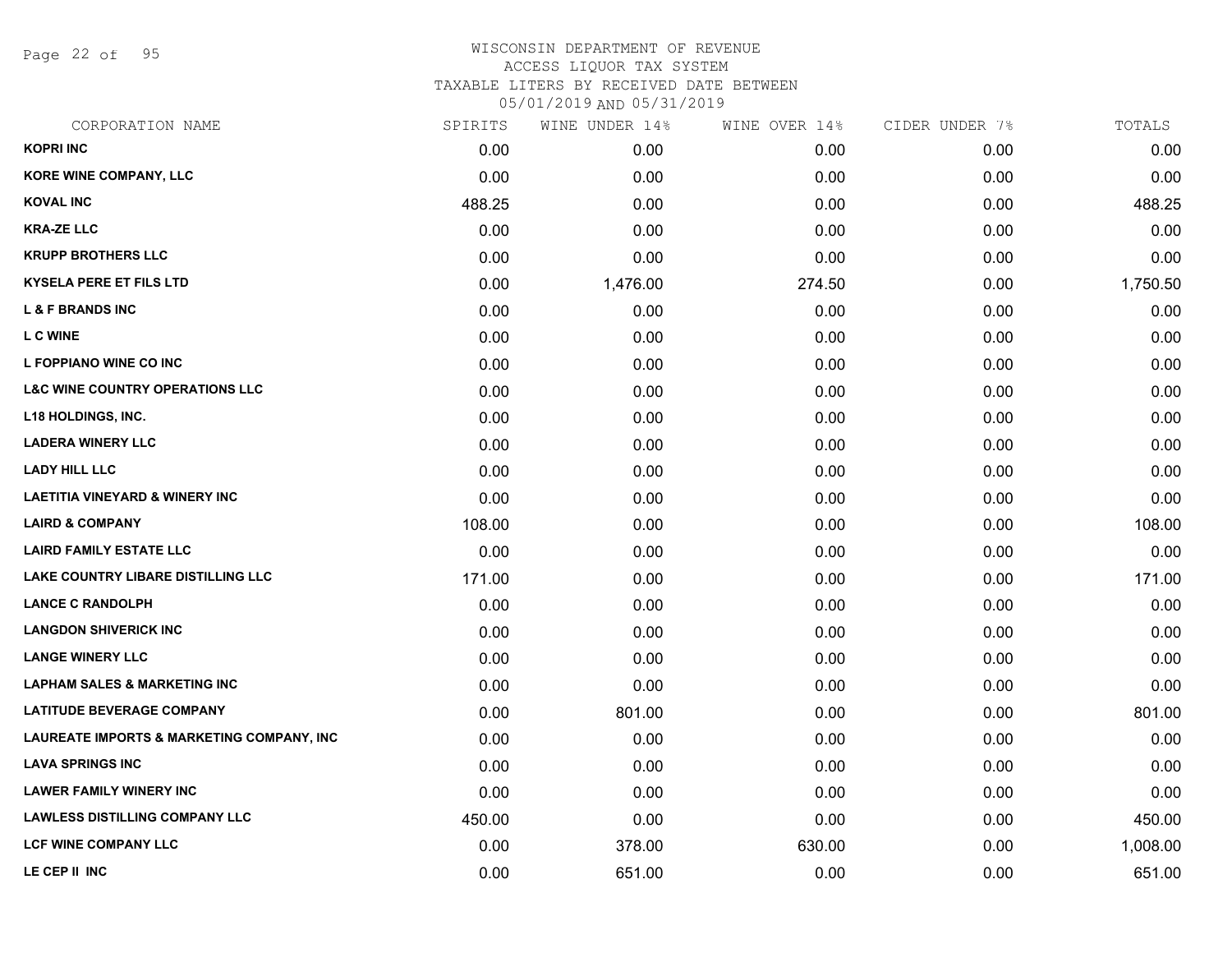WISCONSIN DEPARTMENT OF REVENUE
ACCESS LIQUOR TAX SYSTEM
TAXABLE LITERS BY RECEIVED DATE BETWEEN
05/01/2019 AND 05/31/2019

| CORPORATION NAME | SPIRITS | WINE UNDER 14% | WINE OVER 14% | CIDER UNDER 7% | TOTALS |
|---|---|---|---|---|---|
| KOPRI INC | 0.00 | 0.00 | 0.00 | 0.00 | 0.00 |
| KORE WINE COMPANY, LLC | 0.00 | 0.00 | 0.00 | 0.00 | 0.00 |
| KOVAL INC | 488.25 | 0.00 | 0.00 | 0.00 | 488.25 |
| KRA-ZE LLC | 0.00 | 0.00 | 0.00 | 0.00 | 0.00 |
| KRUPP BROTHERS LLC | 0.00 | 0.00 | 0.00 | 0.00 | 0.00 |
| KYSELA PERE ET FILS LTD | 0.00 | 1,476.00 | 274.50 | 0.00 | 1,750.50 |
| L & F BRANDS INC | 0.00 | 0.00 | 0.00 | 0.00 | 0.00 |
| L C WINE | 0.00 | 0.00 | 0.00 | 0.00 | 0.00 |
| L FOPPIANO WINE CO INC | 0.00 | 0.00 | 0.00 | 0.00 | 0.00 |
| L&C WINE COUNTRY OPERATIONS LLC | 0.00 | 0.00 | 0.00 | 0.00 | 0.00 |
| L18 HOLDINGS, INC. | 0.00 | 0.00 | 0.00 | 0.00 | 0.00 |
| LADERA WINERY LLC | 0.00 | 0.00 | 0.00 | 0.00 | 0.00 |
| LADY HILL LLC | 0.00 | 0.00 | 0.00 | 0.00 | 0.00 |
| LAETITIA VINEYARD & WINERY INC | 0.00 | 0.00 | 0.00 | 0.00 | 0.00 |
| LAIRD & COMPANY | 108.00 | 0.00 | 0.00 | 0.00 | 108.00 |
| LAIRD FAMILY ESTATE LLC | 0.00 | 0.00 | 0.00 | 0.00 | 0.00 |
| LAKE COUNTRY LIBARE DISTILLING LLC | 171.00 | 0.00 | 0.00 | 0.00 | 171.00 |
| LANCE C RANDOLPH | 0.00 | 0.00 | 0.00 | 0.00 | 0.00 |
| LANGDON SHIVERICK INC | 0.00 | 0.00 | 0.00 | 0.00 | 0.00 |
| LANGE WINERY LLC | 0.00 | 0.00 | 0.00 | 0.00 | 0.00 |
| LAPHAM SALES & MARKETING INC | 0.00 | 0.00 | 0.00 | 0.00 | 0.00 |
| LATITUDE BEVERAGE COMPANY | 0.00 | 801.00 | 0.00 | 0.00 | 801.00 |
| LAUREATE IMPORTS & MARKETING COMPANY, INC | 0.00 | 0.00 | 0.00 | 0.00 | 0.00 |
| LAVA SPRINGS INC | 0.00 | 0.00 | 0.00 | 0.00 | 0.00 |
| LAWER FAMILY WINERY INC | 0.00 | 0.00 | 0.00 | 0.00 | 0.00 |
| LAWLESS DISTILLING COMPANY LLC | 450.00 | 0.00 | 0.00 | 0.00 | 450.00 |
| LCF WINE COMPANY LLC | 0.00 | 378.00 | 630.00 | 0.00 | 1,008.00 |
| LE CEP II INC | 0.00 | 651.00 | 0.00 | 0.00 | 651.00 |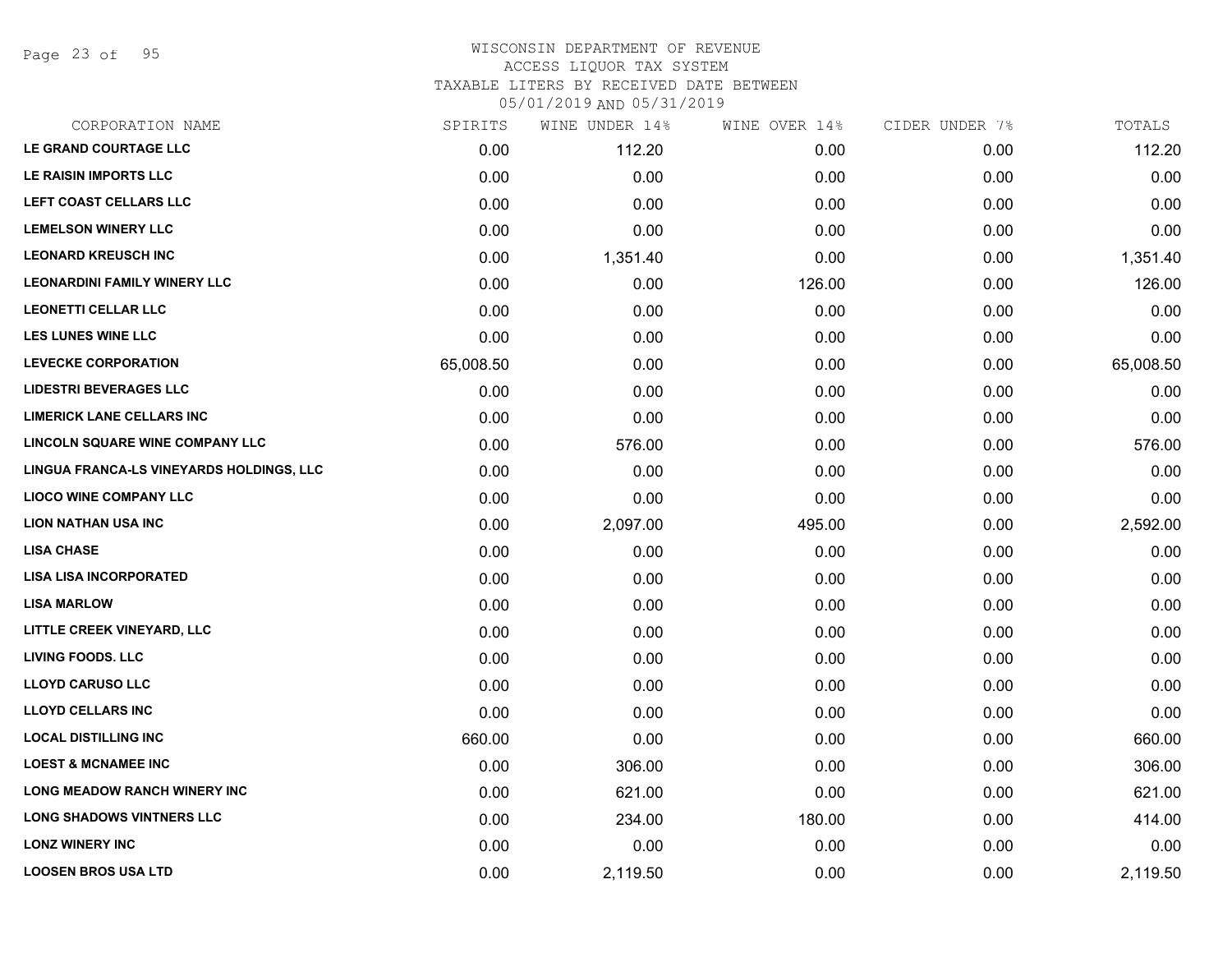# WISCONSIN DEPARTMENT OF REVENUE
ACCESS LIQUOR TAX SYSTEM
TAXABLE LITERS BY RECEIVED DATE BETWEEN
05/01/2019 AND 05/31/2019

| CORPORATION NAME | SPIRITS | WINE UNDER 14% | WINE OVER 14% | CIDER UNDER 7% | TOTALS |
|---|---|---|---|---|---|
| LE GRAND COURTAGE LLC | 0.00 | 112.20 | 0.00 | 0.00 | 112.20 |
| LE RAISIN IMPORTS LLC | 0.00 | 0.00 | 0.00 | 0.00 | 0.00 |
| LEFT COAST CELLARS LLC | 0.00 | 0.00 | 0.00 | 0.00 | 0.00 |
| LEMELSON WINERY LLC | 0.00 | 0.00 | 0.00 | 0.00 | 0.00 |
| LEONARD KREUSCH INC | 0.00 | 1,351.40 | 0.00 | 0.00 | 1,351.40 |
| LEONARDINI FAMILY WINERY LLC | 0.00 | 0.00 | 126.00 | 0.00 | 126.00 |
| LEONETTI CELLAR LLC | 0.00 | 0.00 | 0.00 | 0.00 | 0.00 |
| LES LUNES WINE LLC | 0.00 | 0.00 | 0.00 | 0.00 | 0.00 |
| LEVECKE CORPORATION | 65,008.50 | 0.00 | 0.00 | 0.00 | 65,008.50 |
| LIDESTRI BEVERAGES LLC | 0.00 | 0.00 | 0.00 | 0.00 | 0.00 |
| LIMERICK LANE CELLARS INC | 0.00 | 0.00 | 0.00 | 0.00 | 0.00 |
| LINCOLN SQUARE WINE COMPANY LLC | 0.00 | 576.00 | 0.00 | 0.00 | 576.00 |
| LINGUA FRANCA-LS VINEYARDS HOLDINGS, LLC | 0.00 | 0.00 | 0.00 | 0.00 | 0.00 |
| LIOCO WINE COMPANY LLC | 0.00 | 0.00 | 0.00 | 0.00 | 0.00 |
| LION NATHAN USA INC | 0.00 | 2,097.00 | 495.00 | 0.00 | 2,592.00 |
| LISA CHASE | 0.00 | 0.00 | 0.00 | 0.00 | 0.00 |
| LISA LISA INCORPORATED | 0.00 | 0.00 | 0.00 | 0.00 | 0.00 |
| LISA MARLOW | 0.00 | 0.00 | 0.00 | 0.00 | 0.00 |
| LITTLE CREEK VINEYARD, LLC | 0.00 | 0.00 | 0.00 | 0.00 | 0.00 |
| LIVING FOODS. LLC | 0.00 | 0.00 | 0.00 | 0.00 | 0.00 |
| LLOYD CARUSO LLC | 0.00 | 0.00 | 0.00 | 0.00 | 0.00 |
| LLOYD CELLARS INC | 0.00 | 0.00 | 0.00 | 0.00 | 0.00 |
| LOCAL DISTILLING INC | 660.00 | 0.00 | 0.00 | 0.00 | 660.00 |
| LOEST & MCNAMEE INC | 0.00 | 306.00 | 0.00 | 0.00 | 306.00 |
| LONG MEADOW RANCH WINERY INC | 0.00 | 621.00 | 0.00 | 0.00 | 621.00 |
| LONG SHADOWS VINTNERS LLC | 0.00 | 234.00 | 180.00 | 0.00 | 414.00 |
| LONZ WINERY INC | 0.00 | 0.00 | 0.00 | 0.00 | 0.00 |
| LOOSEN BROS USA LTD | 0.00 | 2,119.50 | 0.00 | 0.00 | 2,119.50 |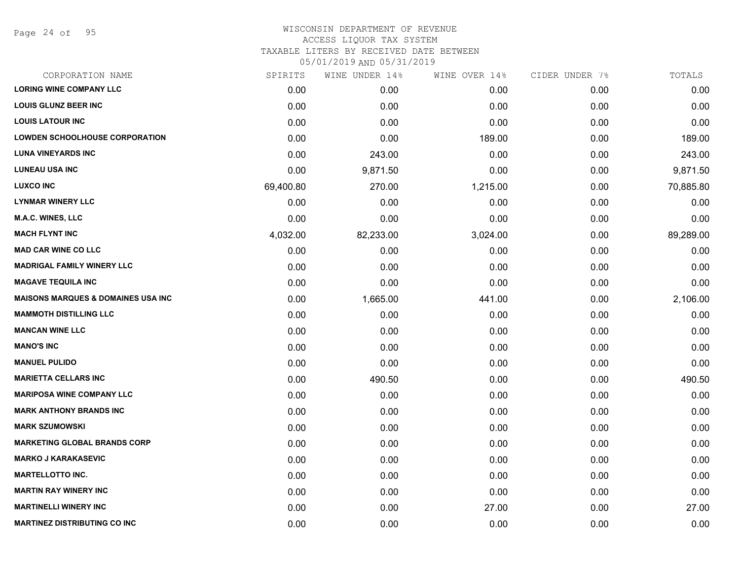WISCONSIN DEPARTMENT OF REVENUE
ACCESS LIQUOR TAX SYSTEM
TAXABLE LITERS BY RECEIVED DATE BETWEEN
05/01/2019 AND 05/31/2019

| CORPORATION NAME | SPIRITS | WINE UNDER 14% | WINE OVER 14% | CIDER UNDER 7% | TOTALS |
|---|---|---|---|---|---|
| **LORING WINE COMPANY LLC** | 0.00 | 0.00 | 0.00 | 0.00 | 0.00 |
| **LOUIS GLUNZ BEER INC** | 0.00 | 0.00 | 0.00 | 0.00 | 0.00 |
| **LOUIS LATOUR INC** | 0.00 | 0.00 | 0.00 | 0.00 | 0.00 |
| **LOWDEN SCHOOLHOUSE CORPORATION** | 0.00 | 0.00 | 189.00 | 0.00 | 189.00 |
| **LUNA VINEYARDS INC** | 0.00 | 243.00 | 0.00 | 0.00 | 243.00 |
| **LUNEAU USA INC** | 0.00 | 9,871.50 | 0.00 | 0.00 | 9,871.50 |
| **LUXCO INC** | 69,400.80 | 270.00 | 1,215.00 | 0.00 | 70,885.80 |
| **LYNMAR WINERY LLC** | 0.00 | 0.00 | 0.00 | 0.00 | 0.00 |
| **M.A.C. WINES, LLC** | 0.00 | 0.00 | 0.00 | 0.00 | 0.00 |
| **MACH FLYNT INC** | 4,032.00 | 82,233.00 | 3,024.00 | 0.00 | 89,289.00 |
| **MAD CAR WINE CO LLC** | 0.00 | 0.00 | 0.00 | 0.00 | 0.00 |
| **MADRIGAL FAMILY WINERY LLC** | 0.00 | 0.00 | 0.00 | 0.00 | 0.00 |
| **MAGAVE TEQUILA INC** | 0.00 | 0.00 | 0.00 | 0.00 | 0.00 |
| **MAISONS MARQUES & DOMAINES USA INC** | 0.00 | 1,665.00 | 441.00 | 0.00 | 2,106.00 |
| **MAMMOTH DISTILLING LLC** | 0.00 | 0.00 | 0.00 | 0.00 | 0.00 |
| **MANCAN WINE LLC** | 0.00 | 0.00 | 0.00 | 0.00 | 0.00 |
| **MANO'S INC** | 0.00 | 0.00 | 0.00 | 0.00 | 0.00 |
| **MANUEL PULIDO** | 0.00 | 0.00 | 0.00 | 0.00 | 0.00 |
| **MARIETTA CELLARS INC** | 0.00 | 490.50 | 0.00 | 0.00 | 490.50 |
| **MARIPOSA WINE COMPANY LLC** | 0.00 | 0.00 | 0.00 | 0.00 | 0.00 |
| **MARK ANTHONY BRANDS INC** | 0.00 | 0.00 | 0.00 | 0.00 | 0.00 |
| **MARK SZUMOWSKI** | 0.00 | 0.00 | 0.00 | 0.00 | 0.00 |
| **MARKETING GLOBAL BRANDS CORP** | 0.00 | 0.00 | 0.00 | 0.00 | 0.00 |
| **MARKO J KARAKASEVIC** | 0.00 | 0.00 | 0.00 | 0.00 | 0.00 |
| **MARTELLOTTO INC.** | 0.00 | 0.00 | 0.00 | 0.00 | 0.00 |
| **MARTIN RAY WINERY INC** | 0.00 | 0.00 | 0.00 | 0.00 | 0.00 |
| **MARTINELLI WINERY INC** | 0.00 | 0.00 | 27.00 | 0.00 | 27.00 |
| **MARTINEZ DISTRIBUTING CO INC** | 0.00 | 0.00 | 0.00 | 0.00 | 0.00 |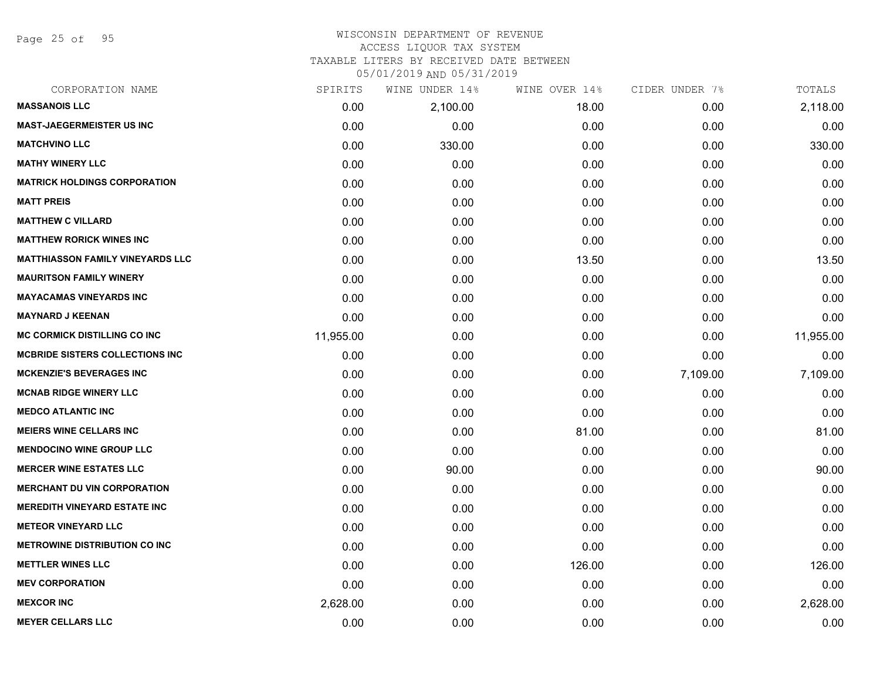# WISCONSIN DEPARTMENT OF REVENUE
## ACCESS LIQUOR TAX SYSTEM
## TAXABLE LITERS BY RECEIVED DATE BETWEEN 05/01/2019 AND 05/31/2019

| CORPORATION NAME | SPIRITS | WINE UNDER 14% | WINE OVER 14% | CIDER UNDER 7% | TOTALS |
|---|---|---|---|---|---|
| MASSANOIS LLC | 0.00 | 2,100.00 | 18.00 | 0.00 | 2,118.00 |
| MAST-JAEGERMEISTER US INC | 0.00 | 0.00 | 0.00 | 0.00 | 0.00 |
| MATCHVINO LLC | 0.00 | 330.00 | 0.00 | 0.00 | 330.00 |
| MATHY WINERY LLC | 0.00 | 0.00 | 0.00 | 0.00 | 0.00 |
| MATRICK HOLDINGS CORPORATION | 0.00 | 0.00 | 0.00 | 0.00 | 0.00 |
| MATT PREIS | 0.00 | 0.00 | 0.00 | 0.00 | 0.00 |
| MATTHEW C VILLARD | 0.00 | 0.00 | 0.00 | 0.00 | 0.00 |
| MATTHEW RORICK WINES INC | 0.00 | 0.00 | 0.00 | 0.00 | 0.00 |
| MATTHIASSON FAMILY VINEYARDS LLC | 0.00 | 0.00 | 13.50 | 0.00 | 13.50 |
| MAURITSON FAMILY WINERY | 0.00 | 0.00 | 0.00 | 0.00 | 0.00 |
| MAYACAMAS VINEYARDS INC | 0.00 | 0.00 | 0.00 | 0.00 | 0.00 |
| MAYNARD J KEENAN | 0.00 | 0.00 | 0.00 | 0.00 | 0.00 |
| MC CORMICK DISTILLING CO INC | 11,955.00 | 0.00 | 0.00 | 0.00 | 11,955.00 |
| MCBRIDE SISTERS COLLECTIONS INC | 0.00 | 0.00 | 0.00 | 0.00 | 0.00 |
| MCKENZIE'S BEVERAGES INC | 0.00 | 0.00 | 0.00 | 7,109.00 | 7,109.00 |
| MCNAB RIDGE WINERY LLC | 0.00 | 0.00 | 0.00 | 0.00 | 0.00 |
| MEDCO ATLANTIC INC | 0.00 | 0.00 | 0.00 | 0.00 | 0.00 |
| MEIERS WINE CELLARS INC | 0.00 | 0.00 | 81.00 | 0.00 | 81.00 |
| MENDOCINO WINE GROUP LLC | 0.00 | 0.00 | 0.00 | 0.00 | 0.00 |
| MERCER WINE ESTATES LLC | 0.00 | 90.00 | 0.00 | 0.00 | 90.00 |
| MERCHANT DU VIN CORPORATION | 0.00 | 0.00 | 0.00 | 0.00 | 0.00 |
| MEREDITH VINEYARD ESTATE INC | 0.00 | 0.00 | 0.00 | 0.00 | 0.00 |
| METEOR VINEYARD LLC | 0.00 | 0.00 | 0.00 | 0.00 | 0.00 |
| METROWINE DISTRIBUTION CO INC | 0.00 | 0.00 | 0.00 | 0.00 | 0.00 |
| METTLER WINES LLC | 0.00 | 0.00 | 126.00 | 0.00 | 126.00 |
| MEV CORPORATION | 0.00 | 0.00 | 0.00 | 0.00 | 0.00 |
| MEXCOR INC | 2,628.00 | 0.00 | 0.00 | 0.00 | 2,628.00 |
| MEYER CELLARS LLC | 0.00 | 0.00 | 0.00 | 0.00 | 0.00 |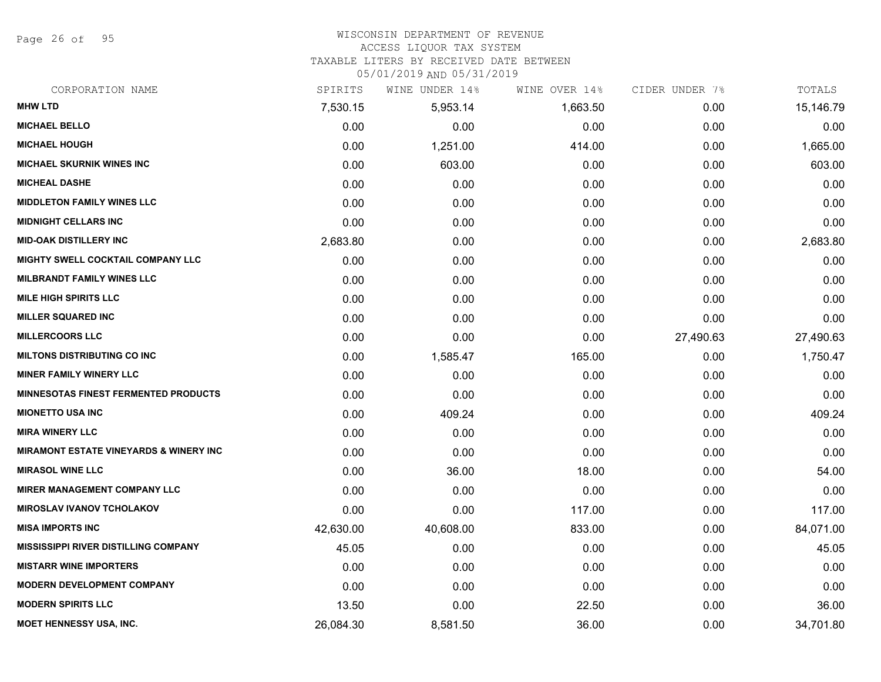WISCONSIN DEPARTMENT OF REVENUE
ACCESS LIQUOR TAX SYSTEM
TAXABLE LITERS BY RECEIVED DATE BETWEEN
05/01/2019 AND 05/31/2019

| CORPORATION NAME | SPIRITS | WINE UNDER 14% | WINE OVER 14% | CIDER UNDER 7% | TOTALS |
|---|---|---|---|---|---|
| **MHW LTD** | 7,530.15 | 5,953.14 | 1,663.50 | 0.00 | 15,146.79 |
| **MICHAEL BELLO** | 0.00 | 0.00 | 0.00 | 0.00 | 0.00 |
| **MICHAEL HOUGH** | 0.00 | 1,251.00 | 414.00 | 0.00 | 1,665.00 |
| **MICHAEL SKURNIK WINES INC** | 0.00 | 603.00 | 0.00 | 0.00 | 603.00 |
| **MICHEAL DASHE** | 0.00 | 0.00 | 0.00 | 0.00 | 0.00 |
| **MIDDLETON FAMILY WINES LLC** | 0.00 | 0.00 | 0.00 | 0.00 | 0.00 |
| **MIDNIGHT CELLARS INC** | 0.00 | 0.00 | 0.00 | 0.00 | 0.00 |
| **MID-OAK DISTILLERY INC** | 2,683.80 | 0.00 | 0.00 | 0.00 | 2,683.80 |
| **MIGHTY SWELL COCKTAIL COMPANY LLC** | 0.00 | 0.00 | 0.00 | 0.00 | 0.00 |
| **MILBRANDT FAMILY WINES LLC** | 0.00 | 0.00 | 0.00 | 0.00 | 0.00 |
| **MILE HIGH SPIRITS LLC** | 0.00 | 0.00 | 0.00 | 0.00 | 0.00 |
| **MILLER SQUARED INC** | 0.00 | 0.00 | 0.00 | 0.00 | 0.00 |
| **MILLERCOORS LLC** | 0.00 | 0.00 | 0.00 | 27,490.63 | 27,490.63 |
| **MILTONS DISTRIBUTING CO INC** | 0.00 | 1,585.47 | 165.00 | 0.00 | 1,750.47 |
| **MINER FAMILY WINERY LLC** | 0.00 | 0.00 | 0.00 | 0.00 | 0.00 |
| **MINNESOTAS FINEST FERMENTED PRODUCTS** | 0.00 | 0.00 | 0.00 | 0.00 | 0.00 |
| **MIONETTO USA INC** | 0.00 | 409.24 | 0.00 | 0.00 | 409.24 |
| **MIRA WINERY LLC** | 0.00 | 0.00 | 0.00 | 0.00 | 0.00 |
| **MIRAMONT ESTATE VINEYARDS & WINERY INC** | 0.00 | 0.00 | 0.00 | 0.00 | 0.00 |
| **MIRASOL WINE LLC** | 0.00 | 36.00 | 18.00 | 0.00 | 54.00 |
| **MIRER MANAGEMENT COMPANY LLC** | 0.00 | 0.00 | 0.00 | 0.00 | 0.00 |
| **MIROSLAV IVANOV TCHOLAKOV** | 0.00 | 0.00 | 117.00 | 0.00 | 117.00 |
| **MISA IMPORTS INC** | 42,630.00 | 40,608.00 | 833.00 | 0.00 | 84,071.00 |
| **MISSISSIPPI RIVER DISTILLING COMPANY** | 45.05 | 0.00 | 0.00 | 0.00 | 45.05 |
| **MISTARR WINE IMPORTERS** | 0.00 | 0.00 | 0.00 | 0.00 | 0.00 |
| **MODERN DEVELOPMENT COMPANY** | 0.00 | 0.00 | 0.00 | 0.00 | 0.00 |
| **MODERN SPIRITS LLC** | 13.50 | 0.00 | 22.50 | 0.00 | 36.00 |
| **MOET HENNESSY USA, INC.** | 26,084.30 | 8,581.50 | 36.00 | 0.00 | 34,701.80 |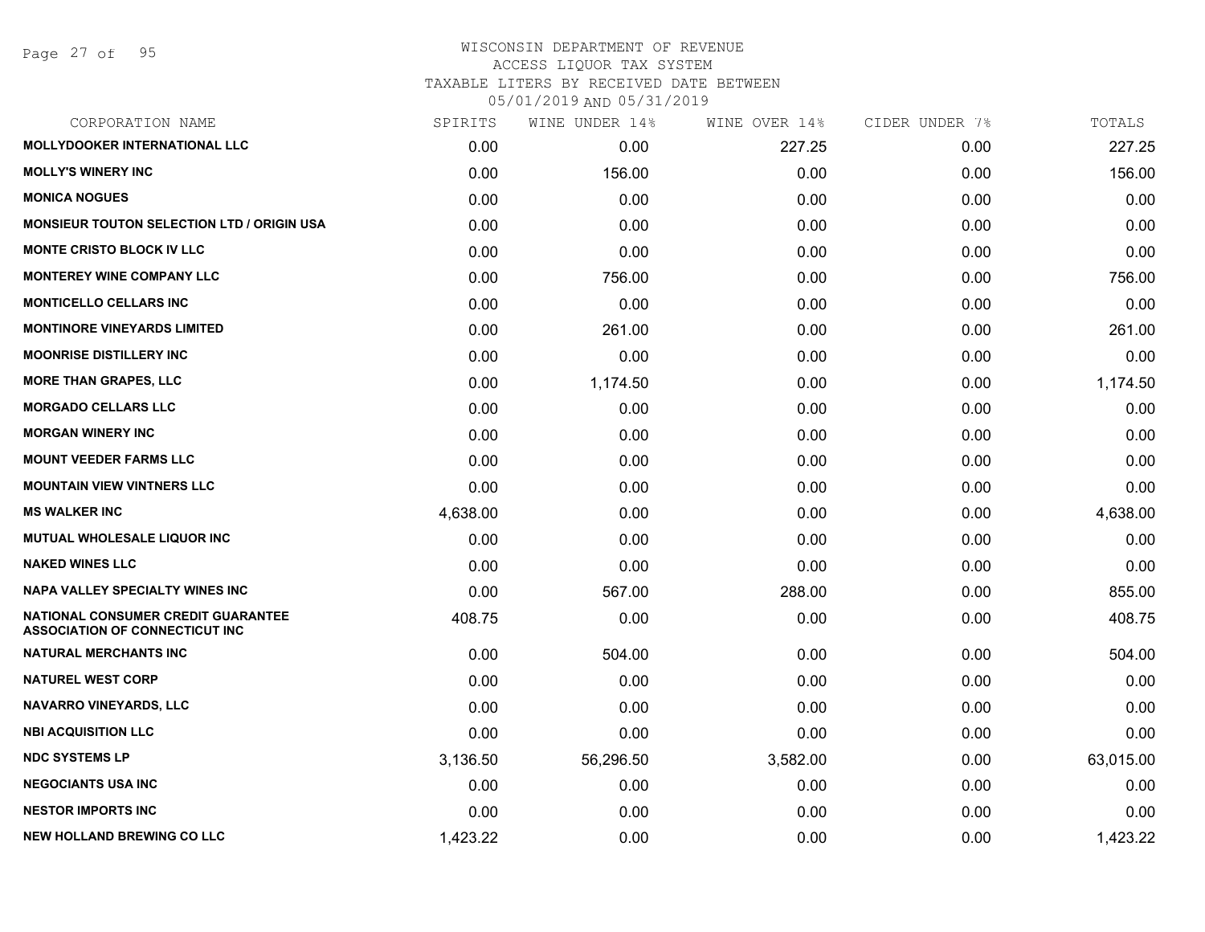WISCONSIN DEPARTMENT OF REVENUE
ACCESS LIQUOR TAX SYSTEM
TAXABLE LITERS BY RECEIVED DATE BETWEEN
05/01/2019 AND 05/31/2019

| CORPORATION NAME | SPIRITS | WINE UNDER 14% | WINE OVER 14% | CIDER UNDER 7% | TOTALS |
|---|---|---|---|---|---|
| MOLLYDOOKER INTERNATIONAL LLC | 0.00 | 0.00 | 227.25 | 0.00 | 227.25 |
| MOLLY'S WINERY INC | 0.00 | 156.00 | 0.00 | 0.00 | 156.00 |
| MONICA NOGUES | 0.00 | 0.00 | 0.00 | 0.00 | 0.00 |
| MONSIEUR TOUTON SELECTION LTD / ORIGIN USA | 0.00 | 0.00 | 0.00 | 0.00 | 0.00 |
| MONTE CRISTO BLOCK IV LLC | 0.00 | 0.00 | 0.00 | 0.00 | 0.00 |
| MONTEREY WINE COMPANY LLC | 0.00 | 756.00 | 0.00 | 0.00 | 756.00 |
| MONTICELLO CELLARS INC | 0.00 | 0.00 | 0.00 | 0.00 | 0.00 |
| MONTINORE VINEYARDS LIMITED | 0.00 | 261.00 | 0.00 | 0.00 | 261.00 |
| MOONRISE DISTILLERY INC | 0.00 | 0.00 | 0.00 | 0.00 | 0.00 |
| MORE THAN GRAPES, LLC | 0.00 | 1,174.50 | 0.00 | 0.00 | 1,174.50 |
| MORGADO CELLARS LLC | 0.00 | 0.00 | 0.00 | 0.00 | 0.00 |
| MORGAN WINERY INC | 0.00 | 0.00 | 0.00 | 0.00 | 0.00 |
| MOUNT VEEDER FARMS LLC | 0.00 | 0.00 | 0.00 | 0.00 | 0.00 |
| MOUNTAIN VIEW VINTNERS LLC | 0.00 | 0.00 | 0.00 | 0.00 | 0.00 |
| MS WALKER INC | 4,638.00 | 0.00 | 0.00 | 0.00 | 4,638.00 |
| MUTUAL WHOLESALE LIQUOR INC | 0.00 | 0.00 | 0.00 | 0.00 | 0.00 |
| NAKED WINES LLC | 0.00 | 0.00 | 0.00 | 0.00 | 0.00 |
| NAPA VALLEY SPECIALTY WINES INC | 0.00 | 567.00 | 288.00 | 0.00 | 855.00 |
| NATIONAL CONSUMER CREDIT GUARANTEE ASSOCIATION OF CONNECTICUT INC | 408.75 | 0.00 | 0.00 | 0.00 | 408.75 |
| NATURAL MERCHANTS INC | 0.00 | 504.00 | 0.00 | 0.00 | 504.00 |
| NATUREL WEST CORP | 0.00 | 0.00 | 0.00 | 0.00 | 0.00 |
| NAVARRO VINEYARDS, LLC | 0.00 | 0.00 | 0.00 | 0.00 | 0.00 |
| NBI ACQUISITION LLC | 0.00 | 0.00 | 0.00 | 0.00 | 0.00 |
| NDC SYSTEMS LP | 3,136.50 | 56,296.50 | 3,582.00 | 0.00 | 63,015.00 |
| NEGOCIANTS USA INC | 0.00 | 0.00 | 0.00 | 0.00 | 0.00 |
| NESTOR IMPORTS INC | 0.00 | 0.00 | 0.00 | 0.00 | 0.00 |
| NEW HOLLAND BREWING CO LLC | 1,423.22 | 0.00 | 0.00 | 0.00 | 1,423.22 |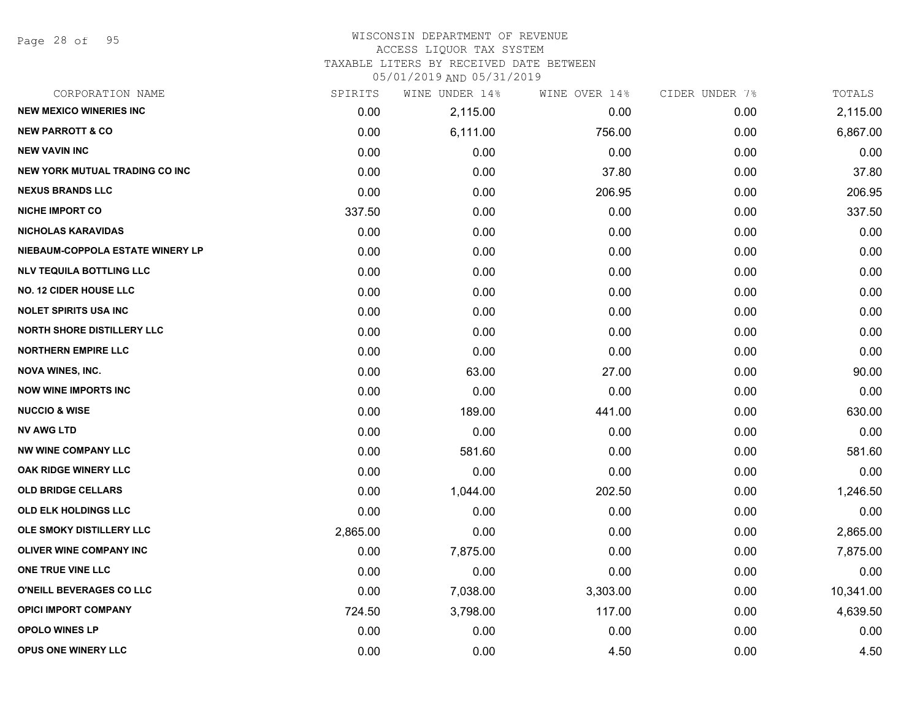# WISCONSIN DEPARTMENT OF REVENUE
ACCESS LIQUOR TAX SYSTEM
TAXABLE LITERS BY RECEIVED DATE BETWEEN
05/01/2019 AND 05/31/2019

| CORPORATION NAME | SPIRITS | WINE UNDER 14% | WINE OVER 14% | CIDER UNDER 7% | TOTALS |
|---|---|---|---|---|---|
| NEW MEXICO WINERIES INC | 0.00 | 2,115.00 | 0.00 | 0.00 | 2,115.00 |
| NEW PARROTT & CO | 0.00 | 6,111.00 | 756.00 | 0.00 | 6,867.00 |
| NEW VAVIN INC | 0.00 | 0.00 | 0.00 | 0.00 | 0.00 |
| NEW YORK MUTUAL TRADING CO INC | 0.00 | 0.00 | 37.80 | 0.00 | 37.80 |
| NEXUS BRANDS LLC | 0.00 | 0.00 | 206.95 | 0.00 | 206.95 |
| NICHE IMPORT CO | 337.50 | 0.00 | 0.00 | 0.00 | 337.50 |
| NICHOLAS KARAVIDAS | 0.00 | 0.00 | 0.00 | 0.00 | 0.00 |
| NIEBAUM-COPPOLA ESTATE WINERY LP | 0.00 | 0.00 | 0.00 | 0.00 | 0.00 |
| NLV TEQUILA BOTTLING LLC | 0.00 | 0.00 | 0.00 | 0.00 | 0.00 |
| NO. 12 CIDER HOUSE LLC | 0.00 | 0.00 | 0.00 | 0.00 | 0.00 |
| NOLET SPIRITS USA INC | 0.00 | 0.00 | 0.00 | 0.00 | 0.00 |
| NORTH SHORE DISTILLERY LLC | 0.00 | 0.00 | 0.00 | 0.00 | 0.00 |
| NORTHERN EMPIRE LLC | 0.00 | 0.00 | 0.00 | 0.00 | 0.00 |
| NOVA WINES, INC. | 0.00 | 63.00 | 27.00 | 0.00 | 90.00 |
| NOW WINE IMPORTS INC | 0.00 | 0.00 | 0.00 | 0.00 | 0.00 |
| NUCCIO & WISE | 0.00 | 189.00 | 441.00 | 0.00 | 630.00 |
| NV AWG LTD | 0.00 | 0.00 | 0.00 | 0.00 | 0.00 |
| NW WINE COMPANY LLC | 0.00 | 581.60 | 0.00 | 0.00 | 581.60 |
| OAK RIDGE WINERY LLC | 0.00 | 0.00 | 0.00 | 0.00 | 0.00 |
| OLD BRIDGE CELLARS | 0.00 | 1,044.00 | 202.50 | 0.00 | 1,246.50 |
| OLD ELK HOLDINGS LLC | 0.00 | 0.00 | 0.00 | 0.00 | 0.00 |
| OLE SMOKY DISTILLERY LLC | 2,865.00 | 0.00 | 0.00 | 0.00 | 2,865.00 |
| OLIVER WINE COMPANY INC | 0.00 | 7,875.00 | 0.00 | 0.00 | 7,875.00 |
| ONE TRUE VINE LLC | 0.00 | 0.00 | 0.00 | 0.00 | 0.00 |
| O'NEILL BEVERAGES CO LLC | 0.00 | 7,038.00 | 3,303.00 | 0.00 | 10,341.00 |
| OPICI IMPORT COMPANY | 724.50 | 3,798.00 | 117.00 | 0.00 | 4,639.50 |
| OPOLO WINES LP | 0.00 | 0.00 | 0.00 | 0.00 | 0.00 |
| OPUS ONE WINERY LLC | 0.00 | 0.00 | 4.50 | 0.00 | 4.50 |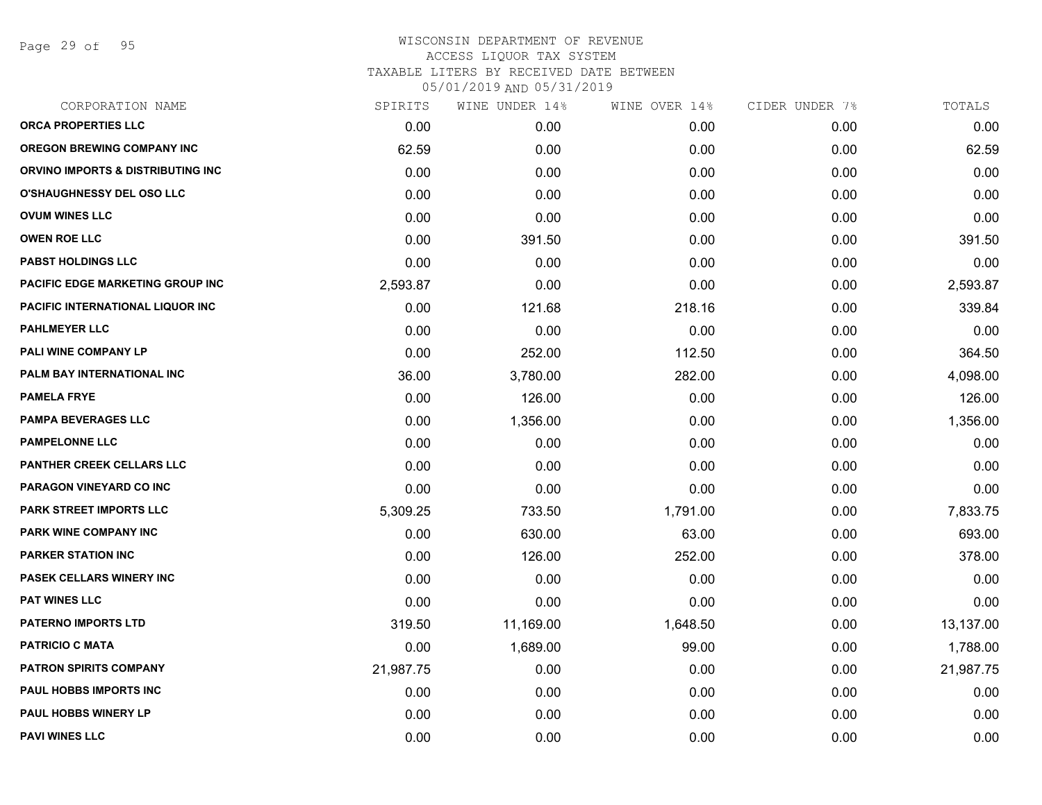WISCONSIN DEPARTMENT OF REVENUE
ACCESS LIQUOR TAX SYSTEM
TAXABLE LITERS BY RECEIVED DATE BETWEEN
05/01/2019 AND 05/31/2019

| CORPORATION NAME | SPIRITS | WINE UNDER 14% | WINE OVER 14% | CIDER UNDER 7% | TOTALS |
|---|---|---|---|---|---|
| ORCA PROPERTIES LLC | 0.00 | 0.00 | 0.00 | 0.00 | 0.00 |
| OREGON BREWING COMPANY INC | 62.59 | 0.00 | 0.00 | 0.00 | 62.59 |
| ORVINO IMPORTS & DISTRIBUTING INC | 0.00 | 0.00 | 0.00 | 0.00 | 0.00 |
| O'SHAUGHNESSY DEL OSO LLC | 0.00 | 0.00 | 0.00 | 0.00 | 0.00 |
| OVUM WINES LLC | 0.00 | 0.00 | 0.00 | 0.00 | 0.00 |
| OWEN ROE LLC | 0.00 | 391.50 | 0.00 | 0.00 | 391.50 |
| PABST HOLDINGS LLC | 0.00 | 0.00 | 0.00 | 0.00 | 0.00 |
| PACIFIC EDGE MARKETING GROUP INC | 2,593.87 | 0.00 | 0.00 | 0.00 | 2,593.87 |
| PACIFIC INTERNATIONAL LIQUOR INC | 0.00 | 121.68 | 218.16 | 0.00 | 339.84 |
| PAHLMEYER LLC | 0.00 | 0.00 | 0.00 | 0.00 | 0.00 |
| PALI WINE COMPANY LP | 0.00 | 252.00 | 112.50 | 0.00 | 364.50 |
| PALM BAY INTERNATIONAL INC | 36.00 | 3,780.00 | 282.00 | 0.00 | 4,098.00 |
| PAMELA FRYE | 0.00 | 126.00 | 0.00 | 0.00 | 126.00 |
| PAMPA BEVERAGES LLC | 0.00 | 1,356.00 | 0.00 | 0.00 | 1,356.00 |
| PAMPELONNE LLC | 0.00 | 0.00 | 0.00 | 0.00 | 0.00 |
| PANTHER CREEK CELLARS LLC | 0.00 | 0.00 | 0.00 | 0.00 | 0.00 |
| PARAGON VINEYARD CO INC | 0.00 | 0.00 | 0.00 | 0.00 | 0.00 |
| PARK STREET IMPORTS LLC | 5,309.25 | 733.50 | 1,791.00 | 0.00 | 7,833.75 |
| PARK WINE COMPANY INC | 0.00 | 630.00 | 63.00 | 0.00 | 693.00 |
| PARKER STATION INC | 0.00 | 126.00 | 252.00 | 0.00 | 378.00 |
| PASEK CELLARS WINERY INC | 0.00 | 0.00 | 0.00 | 0.00 | 0.00 |
| PAT WINES LLC | 0.00 | 0.00 | 0.00 | 0.00 | 0.00 |
| PATERNO IMPORTS LTD | 319.50 | 11,169.00 | 1,648.50 | 0.00 | 13,137.00 |
| PATRICIO C MATA | 0.00 | 1,689.00 | 99.00 | 0.00 | 1,788.00 |
| PATRON SPIRITS COMPANY | 21,987.75 | 0.00 | 0.00 | 0.00 | 21,987.75 |
| PAUL HOBBS IMPORTS INC | 0.00 | 0.00 | 0.00 | 0.00 | 0.00 |
| PAUL HOBBS WINERY LP | 0.00 | 0.00 | 0.00 | 0.00 | 0.00 |
| PAVI WINES LLC | 0.00 | 0.00 | 0.00 | 0.00 | 0.00 |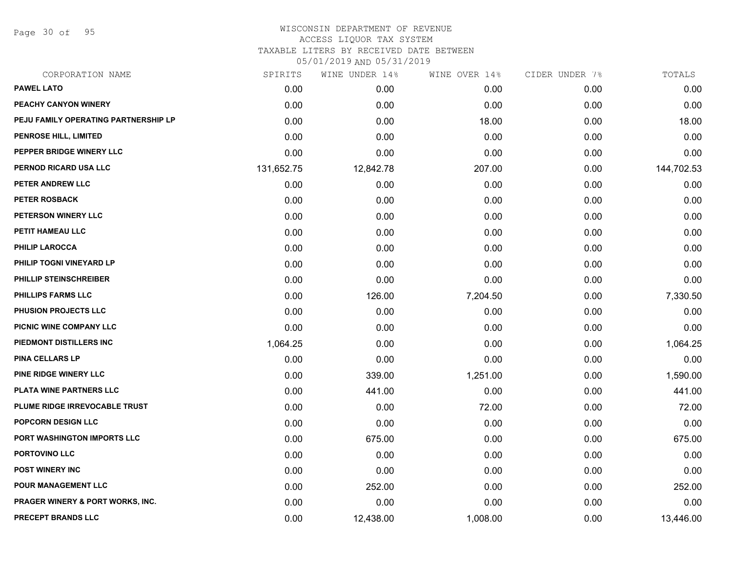WISCONSIN DEPARTMENT OF REVENUE
ACCESS LIQUOR TAX SYSTEM
TAXABLE LITERS BY RECEIVED DATE BETWEEN
05/01/2019 AND 05/31/2019

| CORPORATION NAME | SPIRITS | WINE UNDER 14% | WINE OVER 14% | CIDER UNDER 7% | TOTALS |
|---|---|---|---|---|---|
| PAWEL LATO | 0.00 | 0.00 | 0.00 | 0.00 | 0.00 |
| PEACHY CANYON WINERY | 0.00 | 0.00 | 0.00 | 0.00 | 0.00 |
| PEJU FAMILY OPERATING PARTNERSHIP LP | 0.00 | 0.00 | 18.00 | 0.00 | 18.00 |
| PENROSE HILL, LIMITED | 0.00 | 0.00 | 0.00 | 0.00 | 0.00 |
| PEPPER BRIDGE WINERY LLC | 0.00 | 0.00 | 0.00 | 0.00 | 0.00 |
| PERNOD RICARD USA LLC | 131,652.75 | 12,842.78 | 207.00 | 0.00 | 144,702.53 |
| PETER ANDREW LLC | 0.00 | 0.00 | 0.00 | 0.00 | 0.00 |
| PETER ROSBACK | 0.00 | 0.00 | 0.00 | 0.00 | 0.00 |
| PETERSON WINERY LLC | 0.00 | 0.00 | 0.00 | 0.00 | 0.00 |
| PETIT HAMEAU LLC | 0.00 | 0.00 | 0.00 | 0.00 | 0.00 |
| PHILIP LAROCCA | 0.00 | 0.00 | 0.00 | 0.00 | 0.00 |
| PHILIP TOGNI VINEYARD LP | 0.00 | 0.00 | 0.00 | 0.00 | 0.00 |
| PHILLIP STEINSCHREIBER | 0.00 | 0.00 | 0.00 | 0.00 | 0.00 |
| PHILLIPS FARMS LLC | 0.00 | 126.00 | 7,204.50 | 0.00 | 7,330.50 |
| PHUSION PROJECTS LLC | 0.00 | 0.00 | 0.00 | 0.00 | 0.00 |
| PICNIC WINE COMPANY LLC | 0.00 | 0.00 | 0.00 | 0.00 | 0.00 |
| PIEDMONT DISTILLERS INC | 1,064.25 | 0.00 | 0.00 | 0.00 | 1,064.25 |
| PINA CELLARS LP | 0.00 | 0.00 | 0.00 | 0.00 | 0.00 |
| PINE RIDGE WINERY LLC | 0.00 | 339.00 | 1,251.00 | 0.00 | 1,590.00 |
| PLATA WINE PARTNERS LLC | 0.00 | 441.00 | 0.00 | 0.00 | 441.00 |
| PLUME RIDGE IRREVOCABLE TRUST | 0.00 | 0.00 | 72.00 | 0.00 | 72.00 |
| POPCORN DESIGN LLC | 0.00 | 0.00 | 0.00 | 0.00 | 0.00 |
| PORT WASHINGTON IMPORTS LLC | 0.00 | 675.00 | 0.00 | 0.00 | 675.00 |
| PORTOVINO LLC | 0.00 | 0.00 | 0.00 | 0.00 | 0.00 |
| POST WINERY INC | 0.00 | 0.00 | 0.00 | 0.00 | 0.00 |
| POUR MANAGEMENT LLC | 0.00 | 252.00 | 0.00 | 0.00 | 252.00 |
| PRAGER WINERY & PORT WORKS, INC. | 0.00 | 0.00 | 0.00 | 0.00 | 0.00 |
| PRECEPT BRANDS LLC | 0.00 | 12,438.00 | 1,008.00 | 0.00 | 13,446.00 |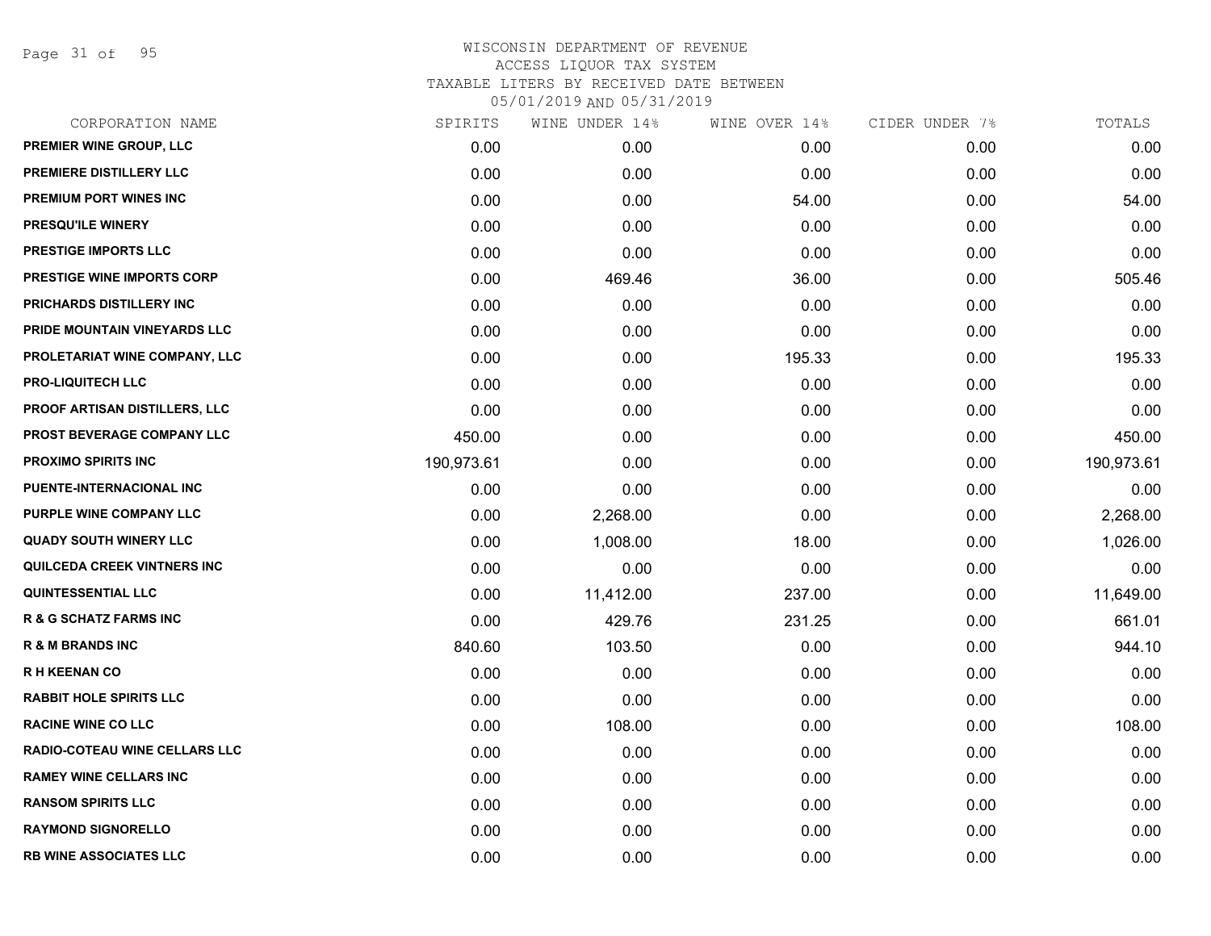WISCONSIN DEPARTMENT OF REVENUE
ACCESS LIQUOR TAX SYSTEM
TAXABLE LITERS BY RECEIVED DATE BETWEEN
05/01/2019 AND 05/31/2019

| CORPORATION NAME | SPIRITS | WINE UNDER 14% | WINE OVER 14% | CIDER UNDER 7% | TOTALS |
|---|---|---|---|---|---|
| PREMIER WINE GROUP, LLC | 0.00 | 0.00 | 0.00 | 0.00 | 0.00 |
| PREMIERE DISTILLERY LLC | 0.00 | 0.00 | 0.00 | 0.00 | 0.00 |
| PREMIUM PORT WINES INC | 0.00 | 0.00 | 54.00 | 0.00 | 54.00 |
| PRESQU'ILE WINERY | 0.00 | 0.00 | 0.00 | 0.00 | 0.00 |
| PRESTIGE IMPORTS LLC | 0.00 | 0.00 | 0.00 | 0.00 | 0.00 |
| PRESTIGE WINE IMPORTS CORP | 0.00 | 469.46 | 36.00 | 0.00 | 505.46 |
| PRICHARDS DISTILLERY INC | 0.00 | 0.00 | 0.00 | 0.00 | 0.00 |
| PRIDE MOUNTAIN VINEYARDS LLC | 0.00 | 0.00 | 0.00 | 0.00 | 0.00 |
| PROLETARIAT WINE COMPANY, LLC | 0.00 | 0.00 | 195.33 | 0.00 | 195.33 |
| PRO-LIQUITECH LLC | 0.00 | 0.00 | 0.00 | 0.00 | 0.00 |
| PROOF ARTISAN DISTILLERS, LLC | 0.00 | 0.00 | 0.00 | 0.00 | 0.00 |
| PROST BEVERAGE COMPANY LLC | 450.00 | 0.00 | 0.00 | 0.00 | 450.00 |
| PROXIMO SPIRITS INC | 190,973.61 | 0.00 | 0.00 | 0.00 | 190,973.61 |
| PUENTE-INTERNACIONAL INC | 0.00 | 0.00 | 0.00 | 0.00 | 0.00 |
| PURPLE WINE COMPANY LLC | 0.00 | 2,268.00 | 0.00 | 0.00 | 2,268.00 |
| QUADY SOUTH WINERY LLC | 0.00 | 1,008.00 | 18.00 | 0.00 | 1,026.00 |
| QUILCEDA CREEK VINTNERS INC | 0.00 | 0.00 | 0.00 | 0.00 | 0.00 |
| QUINTESSENTIAL LLC | 0.00 | 11,412.00 | 237.00 | 0.00 | 11,649.00 |
| R & G SCHATZ FARMS INC | 0.00 | 429.76 | 231.25 | 0.00 | 661.01 |
| R & M BRANDS INC | 840.60 | 103.50 | 0.00 | 0.00 | 944.10 |
| R H KEENAN CO | 0.00 | 0.00 | 0.00 | 0.00 | 0.00 |
| RABBIT HOLE SPIRITS LLC | 0.00 | 0.00 | 0.00 | 0.00 | 0.00 |
| RACINE WINE CO LLC | 0.00 | 108.00 | 0.00 | 0.00 | 108.00 |
| RADIO-COTEAU WINE CELLARS LLC | 0.00 | 0.00 | 0.00 | 0.00 | 0.00 |
| RAMEY WINE CELLARS INC | 0.00 | 0.00 | 0.00 | 0.00 | 0.00 |
| RANSOM SPIRITS LLC | 0.00 | 0.00 | 0.00 | 0.00 | 0.00 |
| RAYMOND SIGNORELLO | 0.00 | 0.00 | 0.00 | 0.00 | 0.00 |
| RB WINE ASSOCIATES LLC | 0.00 | 0.00 | 0.00 | 0.00 | 0.00 |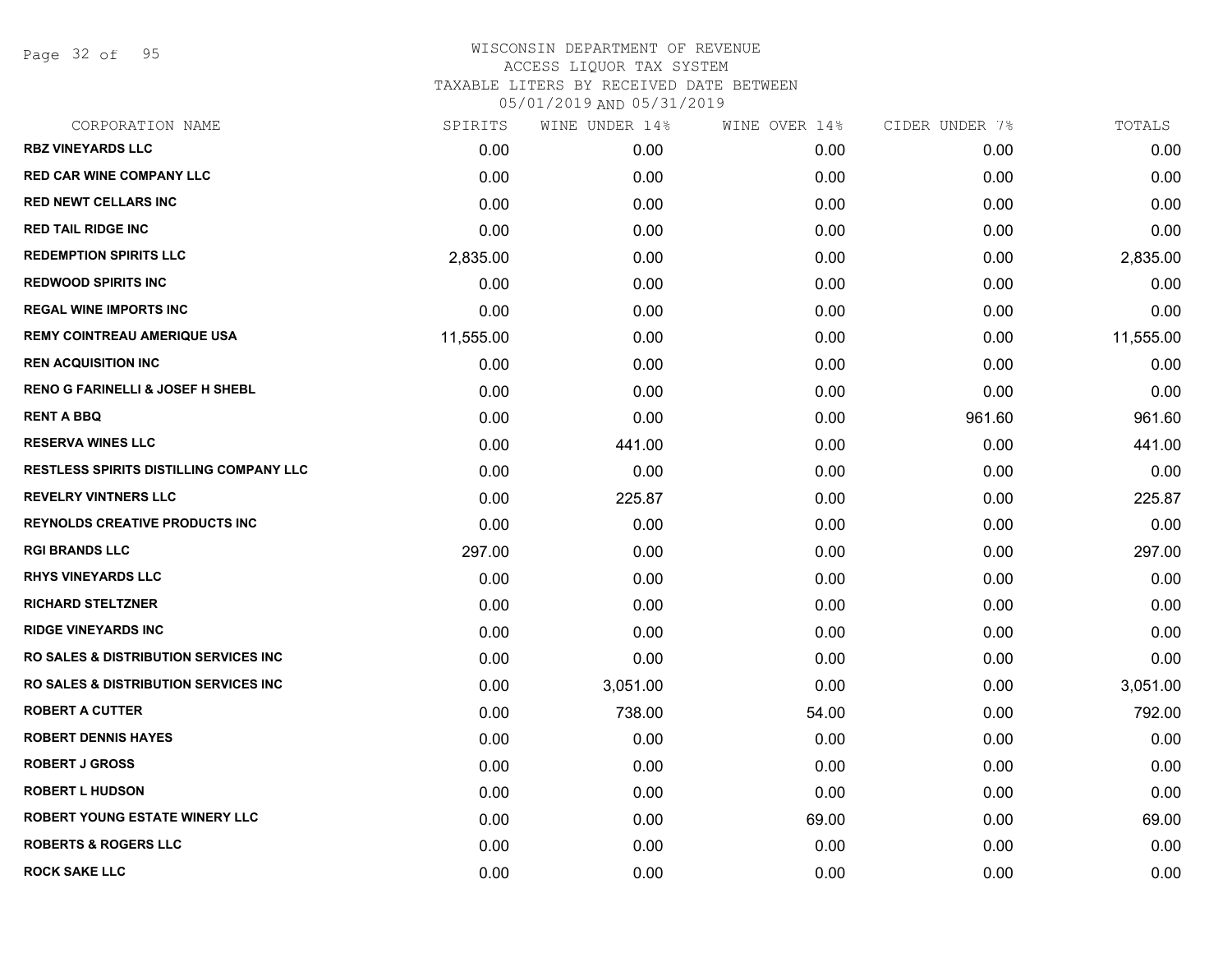WISCONSIN DEPARTMENT OF REVENUE
ACCESS LIQUOR TAX SYSTEM
TAXABLE LITERS BY RECEIVED DATE BETWEEN
05/01/2019 AND 05/31/2019

| CORPORATION NAME | SPIRITS | WINE UNDER 14% | WINE OVER 14% | CIDER UNDER 7% | TOTALS |
|---|---|---|---|---|---|
| RBZ VINEYARDS LLC | 0.00 | 0.00 | 0.00 | 0.00 | 0.00 |
| RED CAR WINE COMPANY LLC | 0.00 | 0.00 | 0.00 | 0.00 | 0.00 |
| RED NEWT CELLARS INC | 0.00 | 0.00 | 0.00 | 0.00 | 0.00 |
| RED TAIL RIDGE INC | 0.00 | 0.00 | 0.00 | 0.00 | 0.00 |
| REDEMPTION SPIRITS LLC | 2,835.00 | 0.00 | 0.00 | 0.00 | 2,835.00 |
| REDWOOD SPIRITS INC | 0.00 | 0.00 | 0.00 | 0.00 | 0.00 |
| REGAL WINE IMPORTS INC | 0.00 | 0.00 | 0.00 | 0.00 | 0.00 |
| REMY COINTREAU AMERIQUE USA | 11,555.00 | 0.00 | 0.00 | 0.00 | 11,555.00 |
| REN ACQUISITION INC | 0.00 | 0.00 | 0.00 | 0.00 | 0.00 |
| RENO G FARINELLI & JOSEF H SHEBL | 0.00 | 0.00 | 0.00 | 0.00 | 0.00 |
| RENT A BBQ | 0.00 | 0.00 | 0.00 | 961.60 | 961.60 |
| RESERVA WINES LLC | 0.00 | 441.00 | 0.00 | 0.00 | 441.00 |
| RESTLESS SPIRITS DISTILLING COMPANY LLC | 0.00 | 0.00 | 0.00 | 0.00 | 0.00 |
| REVELRY VINTNERS LLC | 0.00 | 225.87 | 0.00 | 0.00 | 225.87 |
| REYNOLDS CREATIVE PRODUCTS INC | 0.00 | 0.00 | 0.00 | 0.00 | 0.00 |
| RGI BRANDS LLC | 297.00 | 0.00 | 0.00 | 0.00 | 297.00 |
| RHYS VINEYARDS LLC | 0.00 | 0.00 | 0.00 | 0.00 | 0.00 |
| RICHARD STELTZNER | 0.00 | 0.00 | 0.00 | 0.00 | 0.00 |
| RIDGE VINEYARDS INC | 0.00 | 0.00 | 0.00 | 0.00 | 0.00 |
| RO SALES & DISTRIBUTION SERVICES INC | 0.00 | 0.00 | 0.00 | 0.00 | 0.00 |
| RO SALES & DISTRIBUTION SERVICES INC | 0.00 | 3,051.00 | 0.00 | 0.00 | 3,051.00 |
| ROBERT A CUTTER | 0.00 | 738.00 | 54.00 | 0.00 | 792.00 |
| ROBERT DENNIS HAYES | 0.00 | 0.00 | 0.00 | 0.00 | 0.00 |
| ROBERT J GROSS | 0.00 | 0.00 | 0.00 | 0.00 | 0.00 |
| ROBERT L HUDSON | 0.00 | 0.00 | 0.00 | 0.00 | 0.00 |
| ROBERT YOUNG ESTATE WINERY LLC | 0.00 | 0.00 | 69.00 | 0.00 | 69.00 |
| ROBERTS & ROGERS LLC | 0.00 | 0.00 | 0.00 | 0.00 | 0.00 |
| ROCK SAKE LLC | 0.00 | 0.00 | 0.00 | 0.00 | 0.00 |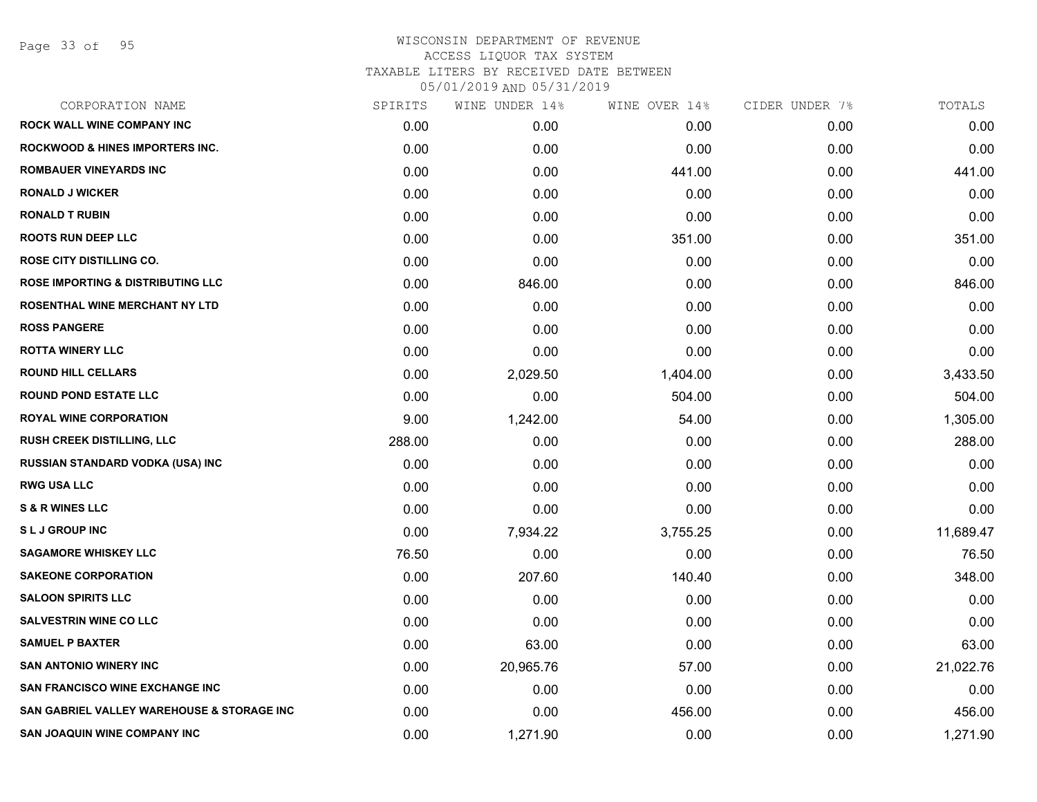WISCONSIN DEPARTMENT OF REVENUE
ACCESS LIQUOR TAX SYSTEM
TAXABLE LITERS BY RECEIVED DATE BETWEEN
05/01/2019 AND 05/31/2019

| CORPORATION NAME | SPIRITS | WINE UNDER 14% | WINE OVER 14% | CIDER UNDER 7% | TOTALS |
|---|---|---|---|---|---|
| ROCK WALL WINE COMPANY INC | 0.00 | 0.00 | 0.00 | 0.00 | 0.00 |
| ROCKWOOD & HINES IMPORTERS INC. | 0.00 | 0.00 | 0.00 | 0.00 | 0.00 |
| ROMBAUER VINEYARDS INC | 0.00 | 0.00 | 441.00 | 0.00 | 441.00 |
| RONALD J WICKER | 0.00 | 0.00 | 0.00 | 0.00 | 0.00 |
| RONALD T RUBIN | 0.00 | 0.00 | 0.00 | 0.00 | 0.00 |
| ROOTS RUN DEEP LLC | 0.00 | 0.00 | 351.00 | 0.00 | 351.00 |
| ROSE CITY DISTILLING CO. | 0.00 | 0.00 | 0.00 | 0.00 | 0.00 |
| ROSE IMPORTING & DISTRIBUTING LLC | 0.00 | 846.00 | 0.00 | 0.00 | 846.00 |
| ROSENTHAL WINE MERCHANT NY LTD | 0.00 | 0.00 | 0.00 | 0.00 | 0.00 |
| ROSS PANGERE | 0.00 | 0.00 | 0.00 | 0.00 | 0.00 |
| ROTTA WINERY LLC | 0.00 | 0.00 | 0.00 | 0.00 | 0.00 |
| ROUND HILL CELLARS | 0.00 | 2,029.50 | 1,404.00 | 0.00 | 3,433.50 |
| ROUND POND ESTATE LLC | 0.00 | 0.00 | 504.00 | 0.00 | 504.00 |
| ROYAL WINE CORPORATION | 9.00 | 1,242.00 | 54.00 | 0.00 | 1,305.00 |
| RUSH CREEK DISTILLING, LLC | 288.00 | 0.00 | 0.00 | 0.00 | 288.00 |
| RUSSIAN STANDARD VODKA (USA) INC | 0.00 | 0.00 | 0.00 | 0.00 | 0.00 |
| RWG USA LLC | 0.00 | 0.00 | 0.00 | 0.00 | 0.00 |
| S & R WINES LLC | 0.00 | 0.00 | 0.00 | 0.00 | 0.00 |
| S L J GROUP INC | 0.00 | 7,934.22 | 3,755.25 | 0.00 | 11,689.47 |
| SAGAMORE WHISKEY LLC | 76.50 | 0.00 | 0.00 | 0.00 | 76.50 |
| SAKEONE CORPORATION | 0.00 | 207.60 | 140.40 | 0.00 | 348.00 |
| SALOON SPIRITS LLC | 0.00 | 0.00 | 0.00 | 0.00 | 0.00 |
| SALVESTRIN WINE CO LLC | 0.00 | 0.00 | 0.00 | 0.00 | 0.00 |
| SAMUEL P BAXTER | 0.00 | 63.00 | 0.00 | 0.00 | 63.00 |
| SAN ANTONIO WINERY INC | 0.00 | 20,965.76 | 57.00 | 0.00 | 21,022.76 |
| SAN FRANCISCO WINE EXCHANGE INC | 0.00 | 0.00 | 0.00 | 0.00 | 0.00 |
| SAN GABRIEL VALLEY WAREHOUSE & STORAGE INC | 0.00 | 0.00 | 456.00 | 0.00 | 456.00 |
| SAN JOAQUIN WINE COMPANY INC | 0.00 | 1,271.90 | 0.00 | 0.00 | 1,271.90 |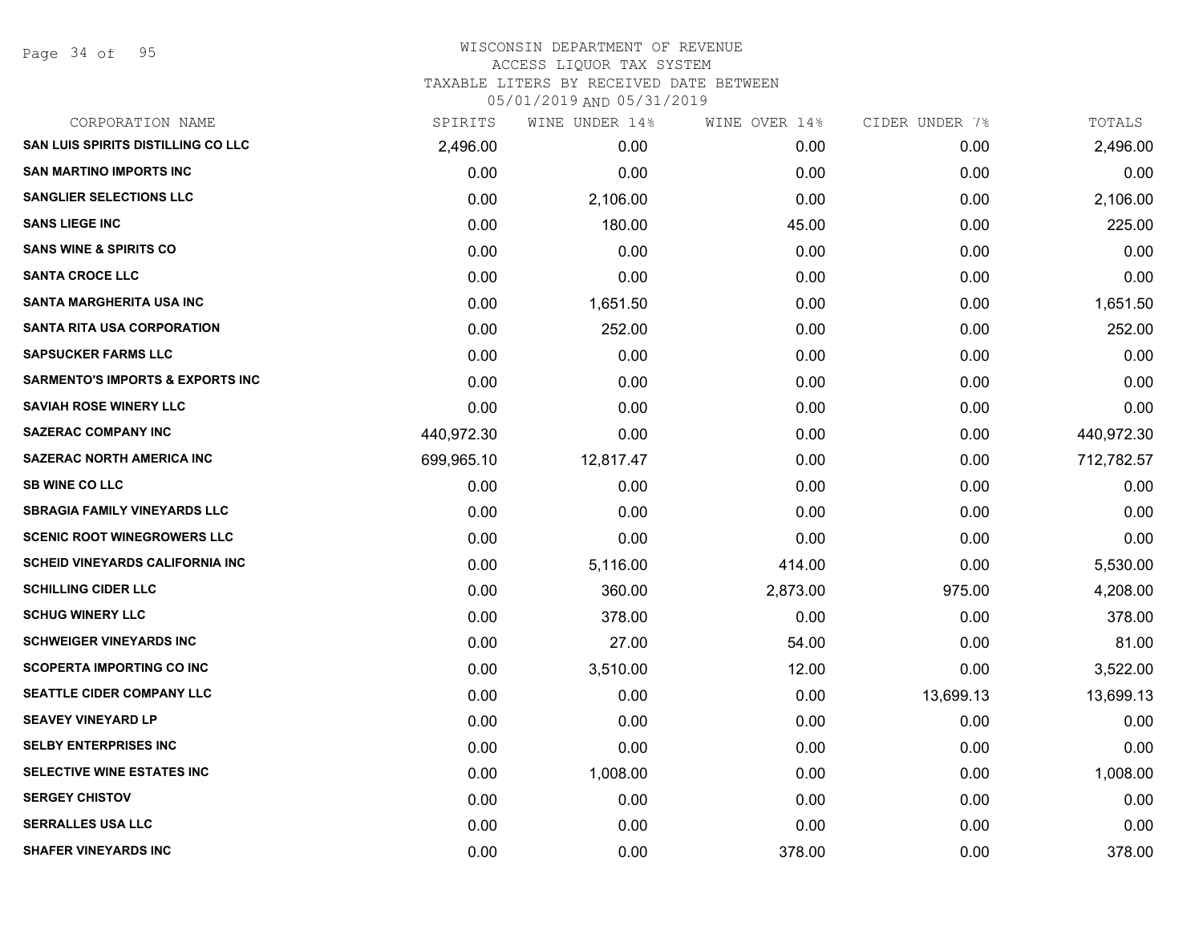WISCONSIN DEPARTMENT OF REVENUE
ACCESS LIQUOR TAX SYSTEM
TAXABLE LITERS BY RECEIVED DATE BETWEEN
05/01/2019 AND 05/31/2019

| CORPORATION NAME | SPIRITS | WINE UNDER 14% | WINE OVER 14% | CIDER UNDER 7% | TOTALS |
|---|---|---|---|---|---|
| SAN LUIS SPIRITS DISTILLING CO LLC | 2,496.00 | 0.00 | 0.00 | 0.00 | 2,496.00 |
| SAN MARTINO IMPORTS INC | 0.00 | 0.00 | 0.00 | 0.00 | 0.00 |
| SANGLIER SELECTIONS LLC | 0.00 | 2,106.00 | 0.00 | 0.00 | 2,106.00 |
| SANS LIEGE INC | 0.00 | 180.00 | 45.00 | 0.00 | 225.00 |
| SANS WINE & SPIRITS CO | 0.00 | 0.00 | 0.00 | 0.00 | 0.00 |
| SANTA CROCE LLC | 0.00 | 0.00 | 0.00 | 0.00 | 0.00 |
| SANTA MARGHERITA USA INC | 0.00 | 1,651.50 | 0.00 | 0.00 | 1,651.50 |
| SANTA RITA USA CORPORATION | 0.00 | 252.00 | 0.00 | 0.00 | 252.00 |
| SAPSUCKER FARMS LLC | 0.00 | 0.00 | 0.00 | 0.00 | 0.00 |
| SARMENTO'S IMPORTS & EXPORTS INC | 0.00 | 0.00 | 0.00 | 0.00 | 0.00 |
| SAVIAH ROSE WINERY LLC | 0.00 | 0.00 | 0.00 | 0.00 | 0.00 |
| SAZERAC COMPANY INC | 440,972.30 | 0.00 | 0.00 | 0.00 | 440,972.30 |
| SAZERAC NORTH AMERICA INC | 699,965.10 | 12,817.47 | 0.00 | 0.00 | 712,782.57 |
| SB WINE CO LLC | 0.00 | 0.00 | 0.00 | 0.00 | 0.00 |
| SBRAGIA FAMILY VINEYARDS LLC | 0.00 | 0.00 | 0.00 | 0.00 | 0.00 |
| SCENIC ROOT WINEGROWERS LLC | 0.00 | 0.00 | 0.00 | 0.00 | 0.00 |
| SCHEID VINEYARDS CALIFORNIA INC | 0.00 | 5,116.00 | 414.00 | 0.00 | 5,530.00 |
| SCHILLING CIDER LLC | 0.00 | 360.00 | 2,873.00 | 975.00 | 4,208.00 |
| SCHUG WINERY LLC | 0.00 | 378.00 | 0.00 | 0.00 | 378.00 |
| SCHWEIGER VINEYARDS INC | 0.00 | 27.00 | 54.00 | 0.00 | 81.00 |
| SCOPERTA IMPORTING CO INC | 0.00 | 3,510.00 | 12.00 | 0.00 | 3,522.00 |
| SEATTLE CIDER COMPANY LLC | 0.00 | 0.00 | 0.00 | 13,699.13 | 13,699.13 |
| SEAVEY VINEYARD LP | 0.00 | 0.00 | 0.00 | 0.00 | 0.00 |
| SELBY ENTERPRISES INC | 0.00 | 0.00 | 0.00 | 0.00 | 0.00 |
| SELECTIVE WINE ESTATES INC | 0.00 | 1,008.00 | 0.00 | 0.00 | 1,008.00 |
| SERGEY CHISTOV | 0.00 | 0.00 | 0.00 | 0.00 | 0.00 |
| SERRALLES USA LLC | 0.00 | 0.00 | 0.00 | 0.00 | 0.00 |
| SHAFER VINEYARDS INC | 0.00 | 0.00 | 378.00 | 0.00 | 378.00 |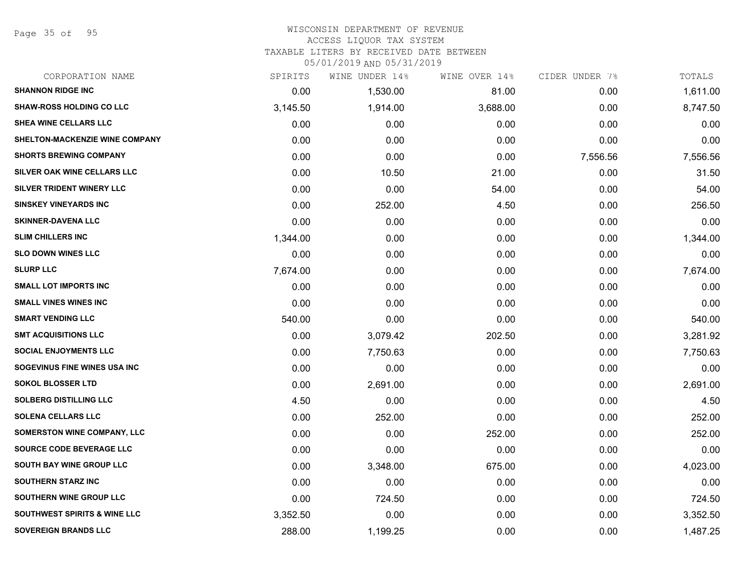WISCONSIN DEPARTMENT OF REVENUE
ACCESS LIQUOR TAX SYSTEM
TAXABLE LITERS BY RECEIVED DATE BETWEEN
05/01/2019 AND 05/31/2019

| CORPORATION NAME | SPIRITS | WINE UNDER 14% | WINE OVER 14% | CIDER UNDER 7% | TOTALS |
|---|---|---|---|---|---|
| SHANNON RIDGE INC | 0.00 | 1,530.00 | 81.00 | 0.00 | 1,611.00 |
| SHAW-ROSS HOLDING CO LLC | 3,145.50 | 1,914.00 | 3,688.00 | 0.00 | 8,747.50 |
| SHEA WINE CELLARS LLC | 0.00 | 0.00 | 0.00 | 0.00 | 0.00 |
| SHELTON-MACKENZIE WINE COMPANY | 0.00 | 0.00 | 0.00 | 0.00 | 0.00 |
| SHORTS BREWING COMPANY | 0.00 | 0.00 | 0.00 | 7,556.56 | 7,556.56 |
| SILVER OAK WINE CELLARS LLC | 0.00 | 10.50 | 21.00 | 0.00 | 31.50 |
| SILVER TRIDENT WINERY LLC | 0.00 | 0.00 | 54.00 | 0.00 | 54.00 |
| SINSKEY VINEYARDS INC | 0.00 | 252.00 | 4.50 | 0.00 | 256.50 |
| SKINNER-DAVENA LLC | 0.00 | 0.00 | 0.00 | 0.00 | 0.00 |
| SLIM CHILLERS INC | 1,344.00 | 0.00 | 0.00 | 0.00 | 1,344.00 |
| SLO DOWN WINES LLC | 0.00 | 0.00 | 0.00 | 0.00 | 0.00 |
| SLURP LLC | 7,674.00 | 0.00 | 0.00 | 0.00 | 7,674.00 |
| SMALL LOT IMPORTS INC | 0.00 | 0.00 | 0.00 | 0.00 | 0.00 |
| SMALL VINES WINES INC | 0.00 | 0.00 | 0.00 | 0.00 | 0.00 |
| SMART VENDING LLC | 540.00 | 0.00 | 0.00 | 0.00 | 540.00 |
| SMT ACQUISITIONS LLC | 0.00 | 3,079.42 | 202.50 | 0.00 | 3,281.92 |
| SOCIAL ENJOYMENTS LLC | 0.00 | 7,750.63 | 0.00 | 0.00 | 7,750.63 |
| SOGEVINUS FINE WINES USA INC | 0.00 | 0.00 | 0.00 | 0.00 | 0.00 |
| SOKOL BLOSSER LTD | 0.00 | 2,691.00 | 0.00 | 0.00 | 2,691.00 |
| SOLBERG DISTILLING LLC | 4.50 | 0.00 | 0.00 | 0.00 | 4.50 |
| SOLENA CELLARS LLC | 0.00 | 252.00 | 0.00 | 0.00 | 252.00 |
| SOMERSTON WINE COMPANY, LLC | 0.00 | 0.00 | 252.00 | 0.00 | 252.00 |
| SOURCE CODE BEVERAGE LLC | 0.00 | 0.00 | 0.00 | 0.00 | 0.00 |
| SOUTH BAY WINE GROUP LLC | 0.00 | 3,348.00 | 675.00 | 0.00 | 4,023.00 |
| SOUTHERN STARZ INC | 0.00 | 0.00 | 0.00 | 0.00 | 0.00 |
| SOUTHERN WINE GROUP LLC | 0.00 | 724.50 | 0.00 | 0.00 | 724.50 |
| SOUTHWEST SPIRITS & WINE LLC | 3,352.50 | 0.00 | 0.00 | 0.00 | 3,352.50 |
| SOVEREIGN BRANDS LLC | 288.00 | 1,199.25 | 0.00 | 0.00 | 1,487.25 |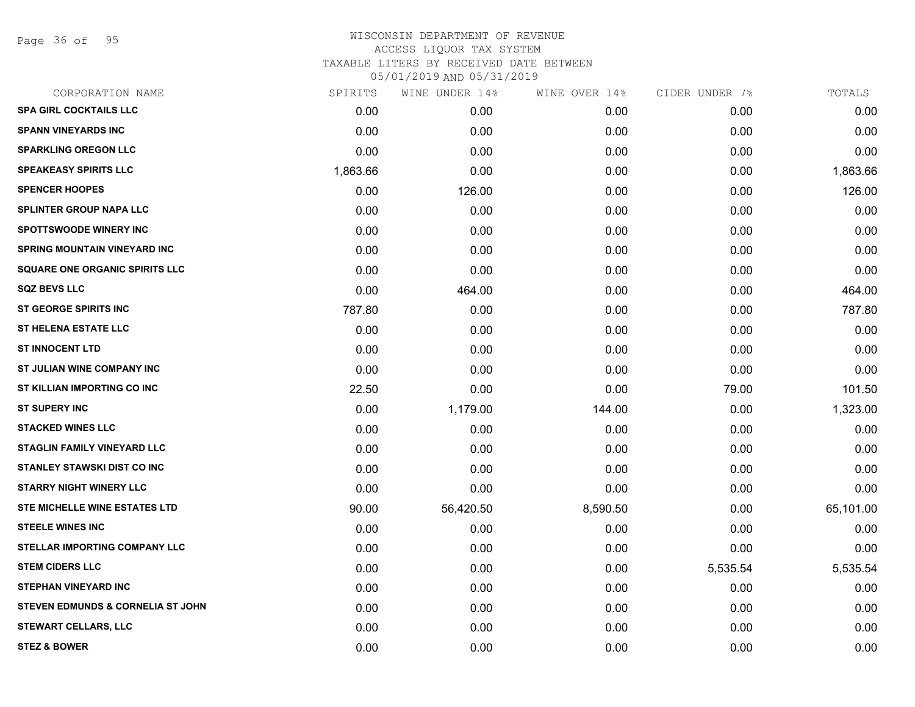# WISCONSIN DEPARTMENT OF REVENUE
## ACCESS LIQUOR TAX SYSTEM
### TAXABLE LITERS BY RECEIVED DATE BETWEEN 05/01/2019 AND 05/31/2019

| CORPORATION NAME | SPIRITS | WINE UNDER 14% | WINE OVER 14% | CIDER UNDER 7% | TOTALS |
|---|---|---|---|---|---|
| SPA GIRL COCKTAILS LLC | 0.00 | 0.00 | 0.00 | 0.00 | 0.00 |
| SPANN VINEYARDS INC | 0.00 | 0.00 | 0.00 | 0.00 | 0.00 |
| SPARKLING OREGON LLC | 0.00 | 0.00 | 0.00 | 0.00 | 0.00 |
| SPEAKEASY SPIRITS LLC | 1,863.66 | 0.00 | 0.00 | 0.00 | 1,863.66 |
| SPENCER HOOPES | 0.00 | 126.00 | 0.00 | 0.00 | 126.00 |
| SPLINTER GROUP NAPA LLC | 0.00 | 0.00 | 0.00 | 0.00 | 0.00 |
| SPOTTSWOODE WINERY INC | 0.00 | 0.00 | 0.00 | 0.00 | 0.00 |
| SPRING MOUNTAIN VINEYARD INC | 0.00 | 0.00 | 0.00 | 0.00 | 0.00 |
| SQUARE ONE ORGANIC SPIRITS LLC | 0.00 | 0.00 | 0.00 | 0.00 | 0.00 |
| SQZ BEVS LLC | 0.00 | 464.00 | 0.00 | 0.00 | 464.00 |
| ST GEORGE SPIRITS INC | 787.80 | 0.00 | 0.00 | 0.00 | 787.80 |
| ST HELENA ESTATE LLC | 0.00 | 0.00 | 0.00 | 0.00 | 0.00 |
| ST INNOCENT LTD | 0.00 | 0.00 | 0.00 | 0.00 | 0.00 |
| ST JULIAN WINE COMPANY INC | 0.00 | 0.00 | 0.00 | 0.00 | 0.00 |
| ST KILLIAN IMPORTING CO INC | 22.50 | 0.00 | 0.00 | 79.00 | 101.50 |
| ST SUPERY INC | 0.00 | 1,179.00 | 144.00 | 0.00 | 1,323.00 |
| STACKED WINES LLC | 0.00 | 0.00 | 0.00 | 0.00 | 0.00 |
| STAGLIN FAMILY VINEYARD LLC | 0.00 | 0.00 | 0.00 | 0.00 | 0.00 |
| STANLEY STAWSKI DIST CO INC | 0.00 | 0.00 | 0.00 | 0.00 | 0.00 |
| STARRY NIGHT WINERY LLC | 0.00 | 0.00 | 0.00 | 0.00 | 0.00 |
| STE MICHELLE WINE ESTATES LTD | 90.00 | 56,420.50 | 8,590.50 | 0.00 | 65,101.00 |
| STEELE WINES INC | 0.00 | 0.00 | 0.00 | 0.00 | 0.00 |
| STELLAR IMPORTING COMPANY LLC | 0.00 | 0.00 | 0.00 | 0.00 | 0.00 |
| STEM CIDERS LLC | 0.00 | 0.00 | 0.00 | 5,535.54 | 5,535.54 |
| STEPHAN VINEYARD INC | 0.00 | 0.00 | 0.00 | 0.00 | 0.00 |
| STEVEN EDMUNDS & CORNELIA ST JOHN | 0.00 | 0.00 | 0.00 | 0.00 | 0.00 |
| STEWART CELLARS, LLC | 0.00 | 0.00 | 0.00 | 0.00 | 0.00 |
| STEZ & BOWER | 0.00 | 0.00 | 0.00 | 0.00 | 0.00 |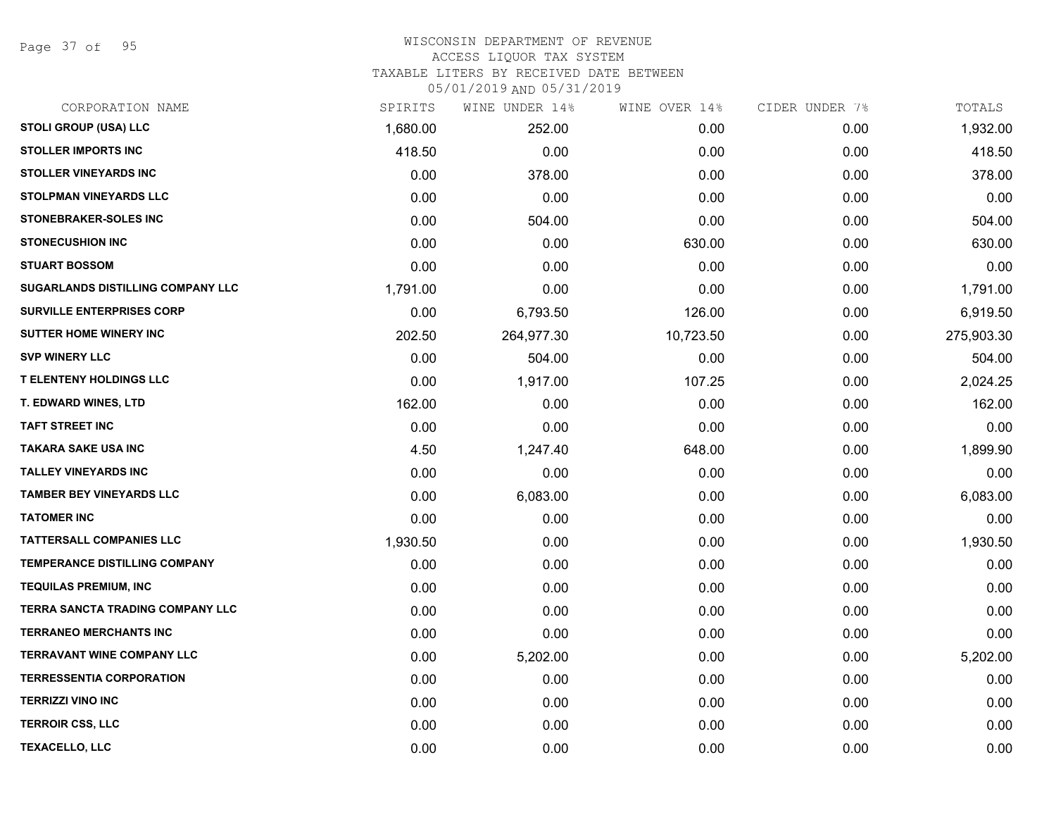# WISCONSIN DEPARTMENT OF REVENUE
## ACCESS LIQUOR TAX SYSTEM
### TAXABLE LITERS BY RECEIVED DATE BETWEEN 05/01/2019 AND 05/31/2019

| CORPORATION NAME | SPIRITS | WINE UNDER 14% | WINE OVER 14% | CIDER UNDER 7% | TOTALS |
|---|---|---|---|---|---|
| STOLI GROUP (USA) LLC | 1,680.00 | 252.00 | 0.00 | 0.00 | 1,932.00 |
| STOLLER IMPORTS INC | 418.50 | 0.00 | 0.00 | 0.00 | 418.50 |
| STOLLER VINEYARDS INC | 0.00 | 378.00 | 0.00 | 0.00 | 378.00 |
| STOLPMAN VINEYARDS LLC | 0.00 | 0.00 | 0.00 | 0.00 | 0.00 |
| STONEBRAKER-SOLES INC | 0.00 | 504.00 | 0.00 | 0.00 | 504.00 |
| STONECUSHION INC | 0.00 | 0.00 | 630.00 | 0.00 | 630.00 |
| STUART BOSSOM | 0.00 | 0.00 | 0.00 | 0.00 | 0.00 |
| SUGARLANDS DISTILLING COMPANY LLC | 1,791.00 | 0.00 | 0.00 | 0.00 | 1,791.00 |
| SURVILLE ENTERPRISES CORP | 0.00 | 6,793.50 | 126.00 | 0.00 | 6,919.50 |
| SUTTER HOME WINERY INC | 202.50 | 264,977.30 | 10,723.50 | 0.00 | 275,903.30 |
| SVP WINERY LLC | 0.00 | 504.00 | 0.00 | 0.00 | 504.00 |
| T ELENTENY HOLDINGS LLC | 0.00 | 1,917.00 | 107.25 | 0.00 | 2,024.25 |
| T. EDWARD WINES, LTD | 162.00 | 0.00 | 0.00 | 0.00 | 162.00 |
| TAFT STREET INC | 0.00 | 0.00 | 0.00 | 0.00 | 0.00 |
| TAKARA SAKE USA INC | 4.50 | 1,247.40 | 648.00 | 0.00 | 1,899.90 |
| TALLEY VINEYARDS INC | 0.00 | 0.00 | 0.00 | 0.00 | 0.00 |
| TAMBER BEY VINEYARDS LLC | 0.00 | 6,083.00 | 0.00 | 0.00 | 6,083.00 |
| TATOMER INC | 0.00 | 0.00 | 0.00 | 0.00 | 0.00 |
| TATTERSALL COMPANIES LLC | 1,930.50 | 0.00 | 0.00 | 0.00 | 1,930.50 |
| TEMPERANCE DISTILLING COMPANY | 0.00 | 0.00 | 0.00 | 0.00 | 0.00 |
| TEQUILAS PREMIUM, INC | 0.00 | 0.00 | 0.00 | 0.00 | 0.00 |
| TERRA SANCTA TRADING COMPANY LLC | 0.00 | 0.00 | 0.00 | 0.00 | 0.00 |
| TERRANEO MERCHANTS INC | 0.00 | 0.00 | 0.00 | 0.00 | 0.00 |
| TERRAVANT WINE COMPANY LLC | 0.00 | 5,202.00 | 0.00 | 0.00 | 5,202.00 |
| TERRESSENTIA CORPORATION | 0.00 | 0.00 | 0.00 | 0.00 | 0.00 |
| TERRIZZI VINO INC | 0.00 | 0.00 | 0.00 | 0.00 | 0.00 |
| TERROIR CSS, LLC | 0.00 | 0.00 | 0.00 | 0.00 | 0.00 |
| TEXACELLO, LLC | 0.00 | 0.00 | 0.00 | 0.00 | 0.00 |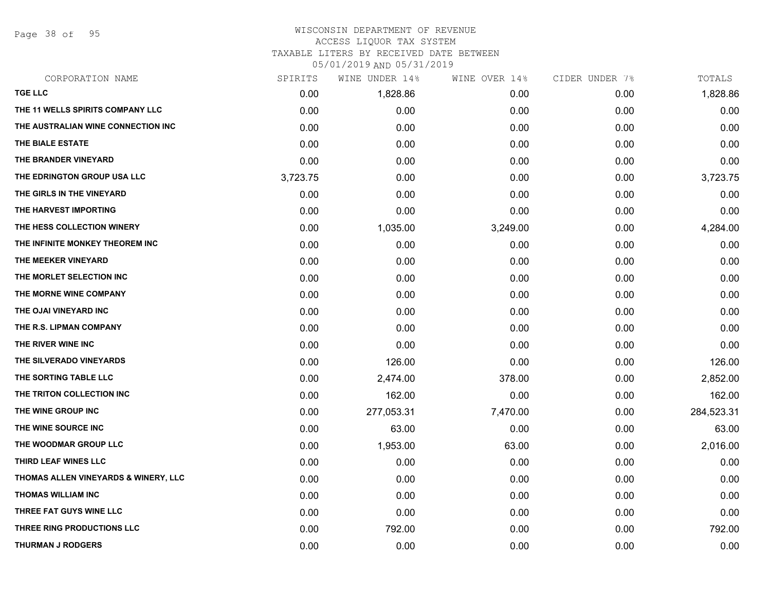# WISCONSIN DEPARTMENT OF REVENUE
ACCESS LIQUOR TAX SYSTEM
TAXABLE LITERS BY RECEIVED DATE BETWEEN
05/01/2019 AND 05/31/2019

| CORPORATION NAME | SPIRITS | WINE UNDER 14% | WINE OVER 14% | CIDER UNDER 7% | TOTALS |
|---|---|---|---|---|---|
| TGE LLC | 0.00 | 1,828.86 | 0.00 | 0.00 | 1,828.86 |
| THE 11 WELLS SPIRITS COMPANY LLC | 0.00 | 0.00 | 0.00 | 0.00 | 0.00 |
| THE AUSTRALIAN WINE CONNECTION INC | 0.00 | 0.00 | 0.00 | 0.00 | 0.00 |
| THE BIALE ESTATE | 0.00 | 0.00 | 0.00 | 0.00 | 0.00 |
| THE BRANDER VINEYARD | 0.00 | 0.00 | 0.00 | 0.00 | 0.00 |
| THE EDRINGTON GROUP USA LLC | 3,723.75 | 0.00 | 0.00 | 0.00 | 3,723.75 |
| THE GIRLS IN THE VINEYARD | 0.00 | 0.00 | 0.00 | 0.00 | 0.00 |
| THE HARVEST IMPORTING | 0.00 | 0.00 | 0.00 | 0.00 | 0.00 |
| THE HESS COLLECTION WINERY | 0.00 | 1,035.00 | 3,249.00 | 0.00 | 4,284.00 |
| THE INFINITE MONKEY THEOREM INC | 0.00 | 0.00 | 0.00 | 0.00 | 0.00 |
| THE MEEKER VINEYARD | 0.00 | 0.00 | 0.00 | 0.00 | 0.00 |
| THE MORLET SELECTION INC | 0.00 | 0.00 | 0.00 | 0.00 | 0.00 |
| THE MORNE WINE COMPANY | 0.00 | 0.00 | 0.00 | 0.00 | 0.00 |
| THE OJAI VINEYARD INC | 0.00 | 0.00 | 0.00 | 0.00 | 0.00 |
| THE R.S. LIPMAN COMPANY | 0.00 | 0.00 | 0.00 | 0.00 | 0.00 |
| THE RIVER WINE INC | 0.00 | 0.00 | 0.00 | 0.00 | 0.00 |
| THE SILVERADO VINEYARDS | 0.00 | 126.00 | 0.00 | 0.00 | 126.00 |
| THE SORTING TABLE LLC | 0.00 | 2,474.00 | 378.00 | 0.00 | 2,852.00 |
| THE TRITON COLLECTION INC | 0.00 | 162.00 | 0.00 | 0.00 | 162.00 |
| THE WINE GROUP INC | 0.00 | 277,053.31 | 7,470.00 | 0.00 | 284,523.31 |
| THE WINE SOURCE INC | 0.00 | 63.00 | 0.00 | 0.00 | 63.00 |
| THE WOODMAR GROUP LLC | 0.00 | 1,953.00 | 63.00 | 0.00 | 2,016.00 |
| THIRD LEAF WINES LLC | 0.00 | 0.00 | 0.00 | 0.00 | 0.00 |
| THOMAS ALLEN VINEYARDS & WINERY, LLC | 0.00 | 0.00 | 0.00 | 0.00 | 0.00 |
| THOMAS WILLIAM INC | 0.00 | 0.00 | 0.00 | 0.00 | 0.00 |
| THREE FAT GUYS WINE LLC | 0.00 | 0.00 | 0.00 | 0.00 | 0.00 |
| THREE RING PRODUCTIONS LLC | 0.00 | 792.00 | 0.00 | 0.00 | 792.00 |
| THURMAN J RODGERS | 0.00 | 0.00 | 0.00 | 0.00 | 0.00 |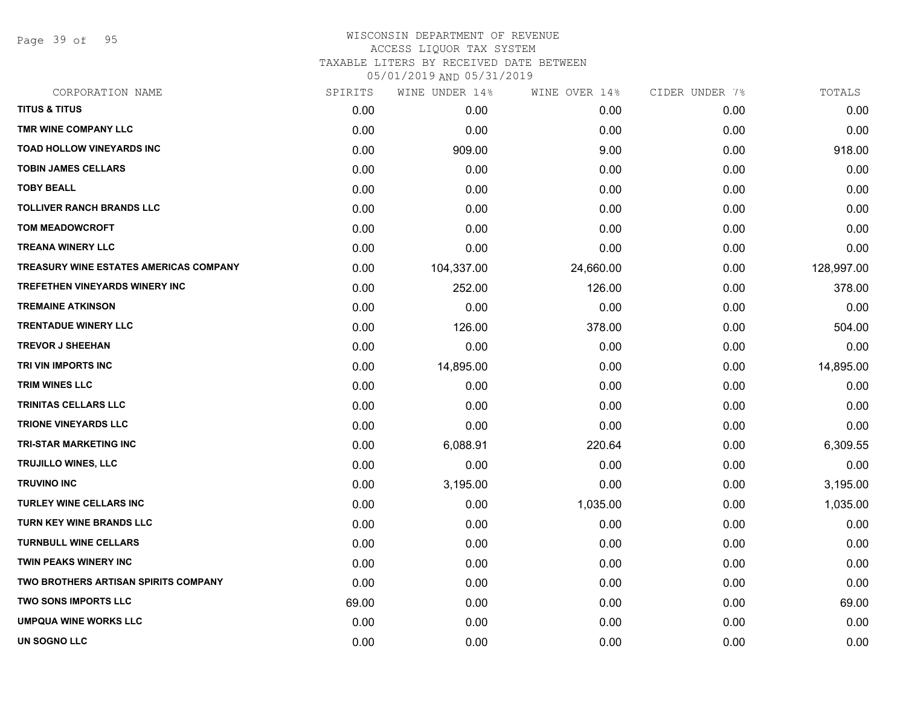WISCONSIN DEPARTMENT OF REVENUE
ACCESS LIQUOR TAX SYSTEM
TAXABLE LITERS BY RECEIVED DATE BETWEEN
05/01/2019 AND 05/31/2019

| CORPORATION NAME | SPIRITS | WINE UNDER 14% | WINE OVER 14% | CIDER UNDER 7% | TOTALS |
|---|---|---|---|---|---|
| TITUS & TITUS | 0.00 | 0.00 | 0.00 | 0.00 | 0.00 |
| TMR WINE COMPANY LLC | 0.00 | 0.00 | 0.00 | 0.00 | 0.00 |
| TOAD HOLLOW VINEYARDS INC | 0.00 | 909.00 | 9.00 | 0.00 | 918.00 |
| TOBIN JAMES CELLARS | 0.00 | 0.00 | 0.00 | 0.00 | 0.00 |
| TOBY BEALL | 0.00 | 0.00 | 0.00 | 0.00 | 0.00 |
| TOLLIVER RANCH BRANDS LLC | 0.00 | 0.00 | 0.00 | 0.00 | 0.00 |
| TOM MEADOWCROFT | 0.00 | 0.00 | 0.00 | 0.00 | 0.00 |
| TREANA WINERY LLC | 0.00 | 0.00 | 0.00 | 0.00 | 0.00 |
| TREASURY WINE ESTATES AMERICAS COMPANY | 0.00 | 104,337.00 | 24,660.00 | 0.00 | 128,997.00 |
| TREFETHEN VINEYARDS WINERY INC | 0.00 | 252.00 | 126.00 | 0.00 | 378.00 |
| TREMAINE ATKINSON | 0.00 | 0.00 | 0.00 | 0.00 | 0.00 |
| TRENTADUE WINERY LLC | 0.00 | 126.00 | 378.00 | 0.00 | 504.00 |
| TREVOR J SHEEHAN | 0.00 | 0.00 | 0.00 | 0.00 | 0.00 |
| TRI VIN IMPORTS INC | 0.00 | 14,895.00 | 0.00 | 0.00 | 14,895.00 |
| TRIM WINES LLC | 0.00 | 0.00 | 0.00 | 0.00 | 0.00 |
| TRINITAS CELLARS LLC | 0.00 | 0.00 | 0.00 | 0.00 | 0.00 |
| TRIONE VINEYARDS LLC | 0.00 | 0.00 | 0.00 | 0.00 | 0.00 |
| TRI-STAR MARKETING INC | 0.00 | 6,088.91 | 220.64 | 0.00 | 6,309.55 |
| TRUJILLO WINES, LLC | 0.00 | 0.00 | 0.00 | 0.00 | 0.00 |
| TRUVINO INC | 0.00 | 3,195.00 | 0.00 | 0.00 | 3,195.00 |
| TURLEY WINE CELLARS INC | 0.00 | 0.00 | 1,035.00 | 0.00 | 1,035.00 |
| TURN KEY WINE BRANDS LLC | 0.00 | 0.00 | 0.00 | 0.00 | 0.00 |
| TURNBULL WINE CELLARS | 0.00 | 0.00 | 0.00 | 0.00 | 0.00 |
| TWIN PEAKS WINERY INC | 0.00 | 0.00 | 0.00 | 0.00 | 0.00 |
| TWO BROTHERS ARTISAN SPIRITS COMPANY | 0.00 | 0.00 | 0.00 | 0.00 | 0.00 |
| TWO SONS IMPORTS LLC | 69.00 | 0.00 | 0.00 | 0.00 | 69.00 |
| UMPQUA WINE WORKS LLC | 0.00 | 0.00 | 0.00 | 0.00 | 0.00 |
| UN SOGNO LLC | 0.00 | 0.00 | 0.00 | 0.00 | 0.00 |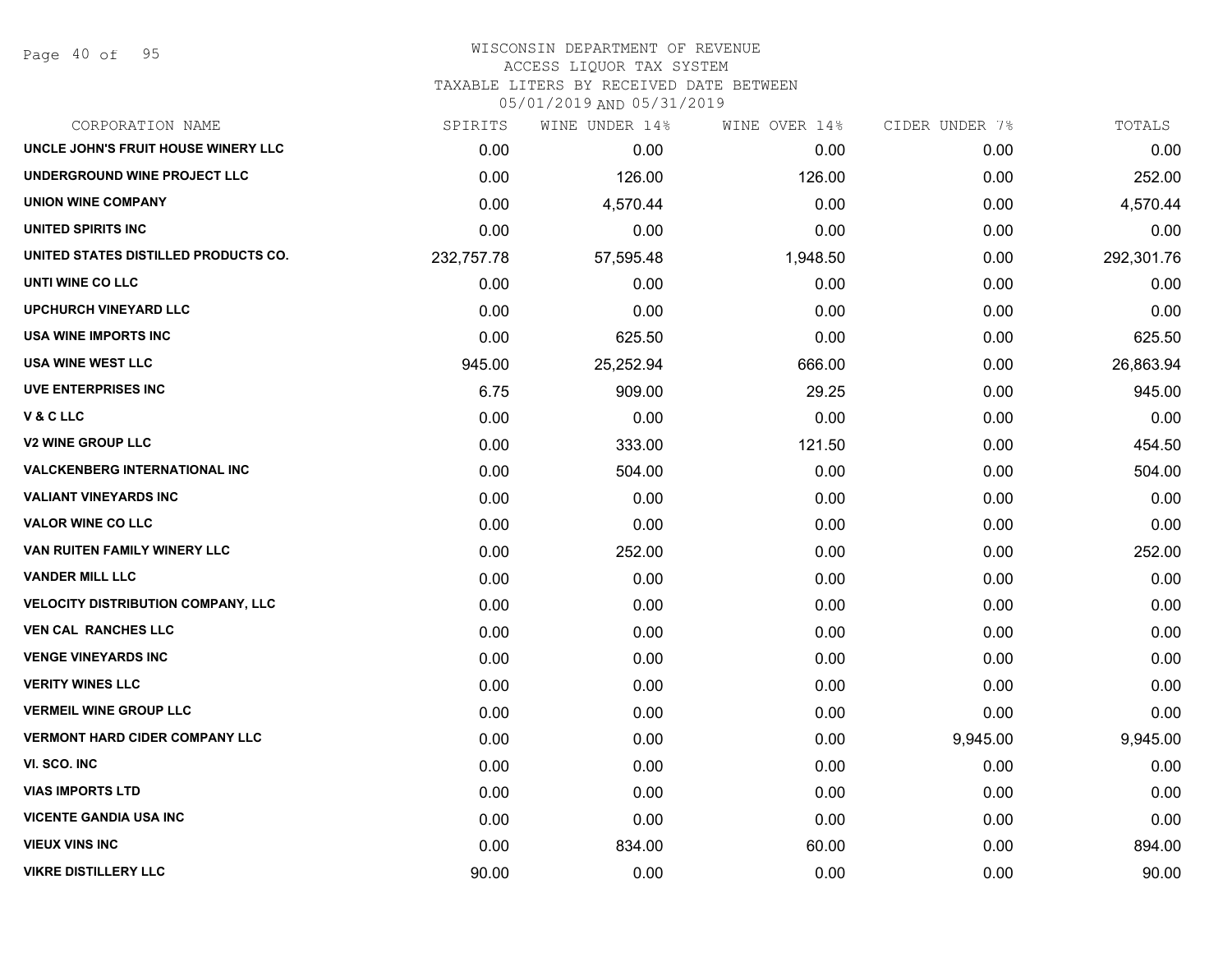WISCONSIN DEPARTMENT OF REVENUE
ACCESS LIQUOR TAX SYSTEM
TAXABLE LITERS BY RECEIVED DATE BETWEEN
05/01/2019 AND 05/31/2019

| CORPORATION NAME | SPIRITS | WINE UNDER 14% | WINE OVER 14% | CIDER UNDER 7% | TOTALS |
|---|---|---|---|---|---|
| UNCLE JOHN'S FRUIT HOUSE WINERY LLC | 0.00 | 0.00 | 0.00 | 0.00 | 0.00 |
| UNDERGROUND WINE PROJECT LLC | 0.00 | 126.00 | 126.00 | 0.00 | 252.00 |
| UNION WINE COMPANY | 0.00 | 4,570.44 | 0.00 | 0.00 | 4,570.44 |
| UNITED SPIRITS INC | 0.00 | 0.00 | 0.00 | 0.00 | 0.00 |
| UNITED STATES DISTILLED PRODUCTS CO. | 232,757.78 | 57,595.48 | 1,948.50 | 0.00 | 292,301.76 |
| UNTI WINE CO LLC | 0.00 | 0.00 | 0.00 | 0.00 | 0.00 |
| UPCHURCH VINEYARD LLC | 0.00 | 0.00 | 0.00 | 0.00 | 0.00 |
| USA WINE IMPORTS INC | 0.00 | 625.50 | 0.00 | 0.00 | 625.50 |
| USA WINE WEST LLC | 945.00 | 25,252.94 | 666.00 | 0.00 | 26,863.94 |
| UVE ENTERPRISES INC | 6.75 | 909.00 | 29.25 | 0.00 | 945.00 |
| V & C LLC | 0.00 | 0.00 | 0.00 | 0.00 | 0.00 |
| V2 WINE GROUP LLC | 0.00 | 333.00 | 121.50 | 0.00 | 454.50 |
| VALCKENBERG INTERNATIONAL INC | 0.00 | 504.00 | 0.00 | 0.00 | 504.00 |
| VALIANT VINEYARDS INC | 0.00 | 0.00 | 0.00 | 0.00 | 0.00 |
| VALOR WINE CO LLC | 0.00 | 0.00 | 0.00 | 0.00 | 0.00 |
| VAN RUITEN FAMILY WINERY LLC | 0.00 | 252.00 | 0.00 | 0.00 | 252.00 |
| VANDER MILL LLC | 0.00 | 0.00 | 0.00 | 0.00 | 0.00 |
| VELOCITY DISTRIBUTION COMPANY, LLC | 0.00 | 0.00 | 0.00 | 0.00 | 0.00 |
| VEN CAL RANCHES LLC | 0.00 | 0.00 | 0.00 | 0.00 | 0.00 |
| VENGE VINEYARDS INC | 0.00 | 0.00 | 0.00 | 0.00 | 0.00 |
| VERITY WINES LLC | 0.00 | 0.00 | 0.00 | 0.00 | 0.00 |
| VERMEIL WINE GROUP LLC | 0.00 | 0.00 | 0.00 | 0.00 | 0.00 |
| VERMONT HARD CIDER COMPANY LLC | 0.00 | 0.00 | 0.00 | 9,945.00 | 9,945.00 |
| VI. SCO. INC | 0.00 | 0.00 | 0.00 | 0.00 | 0.00 |
| VIAS IMPORTS LTD | 0.00 | 0.00 | 0.00 | 0.00 | 0.00 |
| VICENTE GANDIA USA INC | 0.00 | 0.00 | 0.00 | 0.00 | 0.00 |
| VIEUX VINS INC | 0.00 | 834.00 | 60.00 | 0.00 | 894.00 |
| VIKRE DISTILLERY LLC | 90.00 | 0.00 | 0.00 | 0.00 | 90.00 |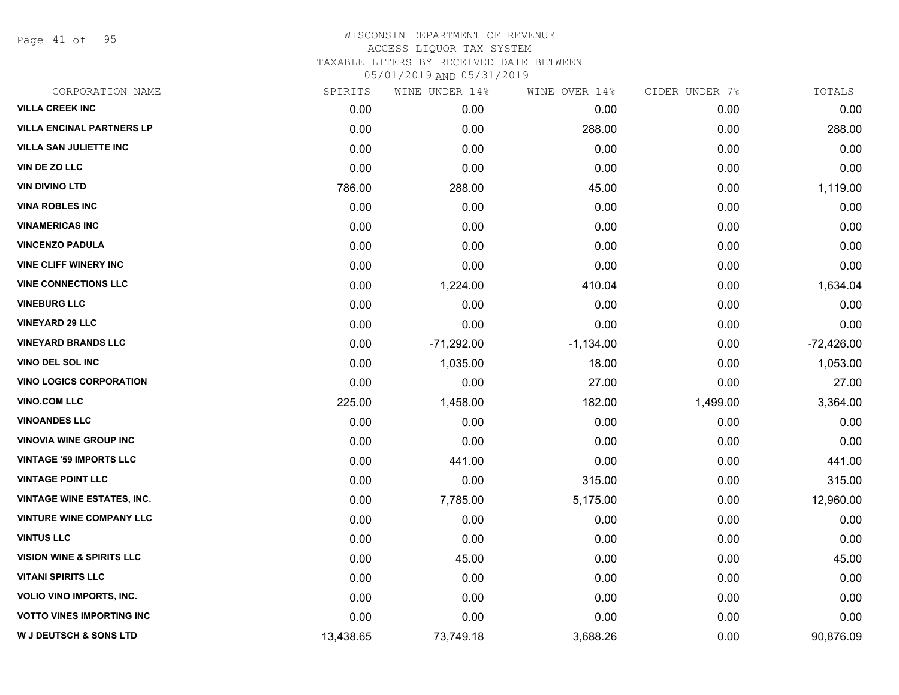WISCONSIN DEPARTMENT OF REVENUE
ACCESS LIQUOR TAX SYSTEM
TAXABLE LITERS BY RECEIVED DATE BETWEEN
05/01/2019 AND 05/31/2019

| CORPORATION NAME | SPIRITS | WINE UNDER 14% | WINE OVER 14% | CIDER UNDER 7% | TOTALS |
|---|---|---|---|---|---|
| VILLA CREEK INC | 0.00 | 0.00 | 0.00 | 0.00 | 0.00 |
| VILLA ENCINAL PARTNERS LP | 0.00 | 0.00 | 288.00 | 0.00 | 288.00 |
| VILLA SAN JULIETTE INC | 0.00 | 0.00 | 0.00 | 0.00 | 0.00 |
| VIN DE ZO LLC | 0.00 | 0.00 | 0.00 | 0.00 | 0.00 |
| VIN DIVINO LTD | 786.00 | 288.00 | 45.00 | 0.00 | 1,119.00 |
| VINA ROBLES INC | 0.00 | 0.00 | 0.00 | 0.00 | 0.00 |
| VINAMERICAS INC | 0.00 | 0.00 | 0.00 | 0.00 | 0.00 |
| VINCENZO PADULA | 0.00 | 0.00 | 0.00 | 0.00 | 0.00 |
| VINE CLIFF WINERY INC | 0.00 | 0.00 | 0.00 | 0.00 | 0.00 |
| VINE CONNECTIONS LLC | 0.00 | 1,224.00 | 410.04 | 0.00 | 1,634.04 |
| VINEBURG LLC | 0.00 | 0.00 | 0.00 | 0.00 | 0.00 |
| VINEYARD 29 LLC | 0.00 | 0.00 | 0.00 | 0.00 | 0.00 |
| VINEYARD BRANDS LLC | 0.00 | -71,292.00 | -1,134.00 | 0.00 | -72,426.00 |
| VINO DEL SOL INC | 0.00 | 1,035.00 | 18.00 | 0.00 | 1,053.00 |
| VINO LOGICS CORPORATION | 0.00 | 0.00 | 27.00 | 0.00 | 27.00 |
| VINO.COM LLC | 225.00 | 1,458.00 | 182.00 | 1,499.00 | 3,364.00 |
| VINOANDES LLC | 0.00 | 0.00 | 0.00 | 0.00 | 0.00 |
| VINOVIA WINE GROUP INC | 0.00 | 0.00 | 0.00 | 0.00 | 0.00 |
| VINTAGE '59 IMPORTS LLC | 0.00 | 441.00 | 0.00 | 0.00 | 441.00 |
| VINTAGE POINT LLC | 0.00 | 0.00 | 315.00 | 0.00 | 315.00 |
| VINTAGE WINE ESTATES, INC. | 0.00 | 7,785.00 | 5,175.00 | 0.00 | 12,960.00 |
| VINTURE WINE COMPANY LLC | 0.00 | 0.00 | 0.00 | 0.00 | 0.00 |
| VINTUS LLC | 0.00 | 0.00 | 0.00 | 0.00 | 0.00 |
| VISION WINE & SPIRITS LLC | 0.00 | 45.00 | 0.00 | 0.00 | 45.00 |
| VITANI SPIRITS LLC | 0.00 | 0.00 | 0.00 | 0.00 | 0.00 |
| VOLIO VINO IMPORTS, INC. | 0.00 | 0.00 | 0.00 | 0.00 | 0.00 |
| VOTTO VINES IMPORTING INC | 0.00 | 0.00 | 0.00 | 0.00 | 0.00 |
| W J DEUTSCH & SONS LTD | 13,438.65 | 73,749.18 | 3,688.26 | 0.00 | 90,876.09 |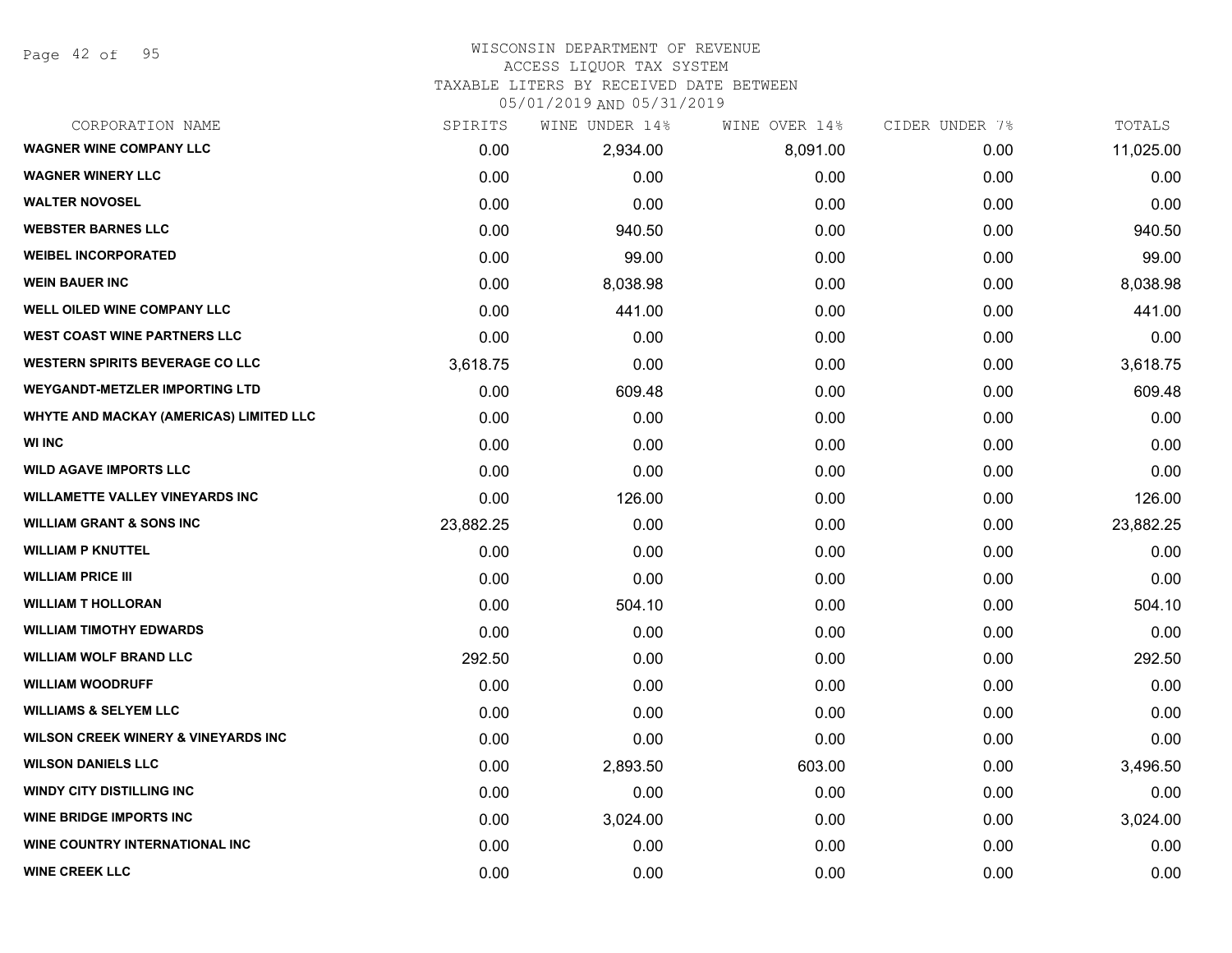# WISCONSIN DEPARTMENT OF REVENUE
## ACCESS LIQUOR TAX SYSTEM
### TAXABLE LITERS BY RECEIVED DATE BETWEEN 05/01/2019 AND 05/31/2019

| CORPORATION NAME | SPIRITS | WINE UNDER 14% | WINE OVER 14% | CIDER UNDER 7% | TOTALS |
|---|---|---|---|---|---|
| WAGNER WINE COMPANY LLC | 0.00 | 2,934.00 | 8,091.00 | 0.00 | 11,025.00 |
| WAGNER WINERY LLC | 0.00 | 0.00 | 0.00 | 0.00 | 0.00 |
| WALTER NOVOSEL | 0.00 | 0.00 | 0.00 | 0.00 | 0.00 |
| WEBSTER BARNES LLC | 0.00 | 940.50 | 0.00 | 0.00 | 940.50 |
| WEIBEL INCORPORATED | 0.00 | 99.00 | 0.00 | 0.00 | 99.00 |
| WEIN BAUER INC | 0.00 | 8,038.98 | 0.00 | 0.00 | 8,038.98 |
| WELL OILED WINE COMPANY LLC | 0.00 | 441.00 | 0.00 | 0.00 | 441.00 |
| WEST COAST WINE PARTNERS LLC | 0.00 | 0.00 | 0.00 | 0.00 | 0.00 |
| WESTERN SPIRITS BEVERAGE CO LLC | 3,618.75 | 0.00 | 0.00 | 0.00 | 3,618.75 |
| WEYGANDT-METZLER IMPORTING LTD | 0.00 | 609.48 | 0.00 | 0.00 | 609.48 |
| WHYTE AND MACKAY (AMERICAS) LIMITED LLC | 0.00 | 0.00 | 0.00 | 0.00 | 0.00 |
| WI INC | 0.00 | 0.00 | 0.00 | 0.00 | 0.00 |
| WILD AGAVE IMPORTS LLC | 0.00 | 0.00 | 0.00 | 0.00 | 0.00 |
| WILLAMETTE VALLEY VINEYARDS INC | 0.00 | 126.00 | 0.00 | 0.00 | 126.00 |
| WILLIAM GRANT & SONS INC | 23,882.25 | 0.00 | 0.00 | 0.00 | 23,882.25 |
| WILLIAM P KNUTTEL | 0.00 | 0.00 | 0.00 | 0.00 | 0.00 |
| WILLIAM PRICE III | 0.00 | 0.00 | 0.00 | 0.00 | 0.00 |
| WILLIAM T HOLLORAN | 0.00 | 504.10 | 0.00 | 0.00 | 504.10 |
| WILLIAM TIMOTHY EDWARDS | 0.00 | 0.00 | 0.00 | 0.00 | 0.00 |
| WILLIAM WOLF BRAND LLC | 292.50 | 0.00 | 0.00 | 0.00 | 292.50 |
| WILLIAM WOODRUFF | 0.00 | 0.00 | 0.00 | 0.00 | 0.00 |
| WILLIAMS & SELYEM LLC | 0.00 | 0.00 | 0.00 | 0.00 | 0.00 |
| WILSON CREEK WINERY & VINEYARDS INC | 0.00 | 0.00 | 0.00 | 0.00 | 0.00 |
| WILSON DANIELS LLC | 0.00 | 2,893.50 | 603.00 | 0.00 | 3,496.50 |
| WINDY CITY DISTILLING INC | 0.00 | 0.00 | 0.00 | 0.00 | 0.00 |
| WINE BRIDGE IMPORTS INC | 0.00 | 3,024.00 | 0.00 | 0.00 | 3,024.00 |
| WINE COUNTRY INTERNATIONAL INC | 0.00 | 0.00 | 0.00 | 0.00 | 0.00 |
| WINE CREEK LLC | 0.00 | 0.00 | 0.00 | 0.00 | 0.00 |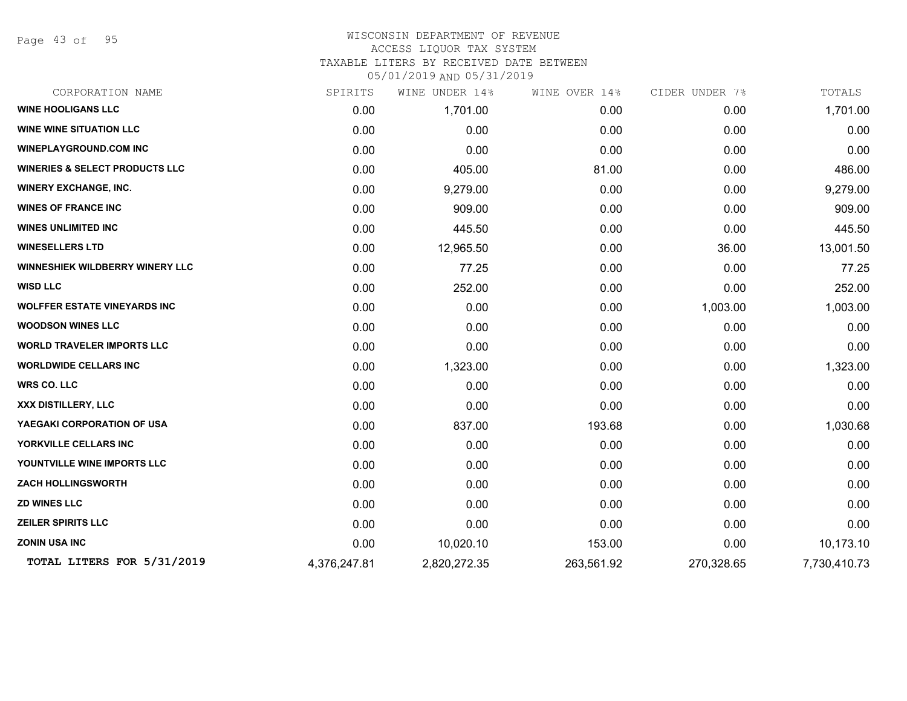WISCONSIN DEPARTMENT OF REVENUE
ACCESS LIQUOR TAX SYSTEM
TAXABLE LITERS BY RECEIVED DATE BETWEEN
05/01/2019 AND 05/31/2019

| CORPORATION NAME | SPIRITS | WINE UNDER 14% | WINE OVER 14% | CIDER UNDER 7% | TOTALS |
|---|---|---|---|---|---|
| **WINE HOOLIGANS LLC** | 0.00 | 1,701.00 | 0.00 | 0.00 | 1,701.00 |
| **WINE WINE SITUATION LLC** | 0.00 | 0.00 | 0.00 | 0.00 | 0.00 |
| **WINEPLAYGROUND.COM INC** | 0.00 | 0.00 | 0.00 | 0.00 | 0.00 |
| **WINERIES & SELECT PRODUCTS LLC** | 0.00 | 405.00 | 81.00 | 0.00 | 486.00 |
| **WINERY EXCHANGE, INC.** | 0.00 | 9,279.00 | 0.00 | 0.00 | 9,279.00 |
| **WINES OF FRANCE INC** | 0.00 | 909.00 | 0.00 | 0.00 | 909.00 |
| **WINES UNLIMITED INC** | 0.00 | 445.50 | 0.00 | 0.00 | 445.50 |
| **WINESELLERS LTD** | 0.00 | 12,965.50 | 0.00 | 36.00 | 13,001.50 |
| **WINNESHIEK WILDBERRY WINERY LLC** | 0.00 | 77.25 | 0.00 | 0.00 | 77.25 |
| **WISD LLC** | 0.00 | 252.00 | 0.00 | 0.00 | 252.00 |
| **WOLFFER ESTATE VINEYARDS INC** | 0.00 | 0.00 | 0.00 | 1,003.00 | 1,003.00 |
| **WOODSON WINES LLC** | 0.00 | 0.00 | 0.00 | 0.00 | 0.00 |
| **WORLD TRAVELER IMPORTS LLC** | 0.00 | 0.00 | 0.00 | 0.00 | 0.00 |
| **WORLDWIDE CELLARS INC** | 0.00 | 1,323.00 | 0.00 | 0.00 | 1,323.00 |
| **WRS CO. LLC** | 0.00 | 0.00 | 0.00 | 0.00 | 0.00 |
| **XXX DISTILLERY, LLC** | 0.00 | 0.00 | 0.00 | 0.00 | 0.00 |
| **YAEGAKI CORPORATION OF USA** | 0.00 | 837.00 | 193.68 | 0.00 | 1,030.68 |
| **YORKVILLE CELLARS INC** | 0.00 | 0.00 | 0.00 | 0.00 | 0.00 |
| **YOUNTVILLE WINE IMPORTS LLC** | 0.00 | 0.00 | 0.00 | 0.00 | 0.00 |
| **ZACH HOLLINGSWORTH** | 0.00 | 0.00 | 0.00 | 0.00 | 0.00 |
| **ZD WINES LLC** | 0.00 | 0.00 | 0.00 | 0.00 | 0.00 |
| **ZEILER SPIRITS LLC** | 0.00 | 0.00 | 0.00 | 0.00 | 0.00 |
| **ZONIN USA INC** | 0.00 | 10,020.10 | 153.00 | 0.00 | 10,173.10 |
| **TOTAL LITERS FOR 5/31/2019** | 4,376,247.81 | 2,820,272.35 | 263,561.92 | 270,328.65 | 7,730,410.73 |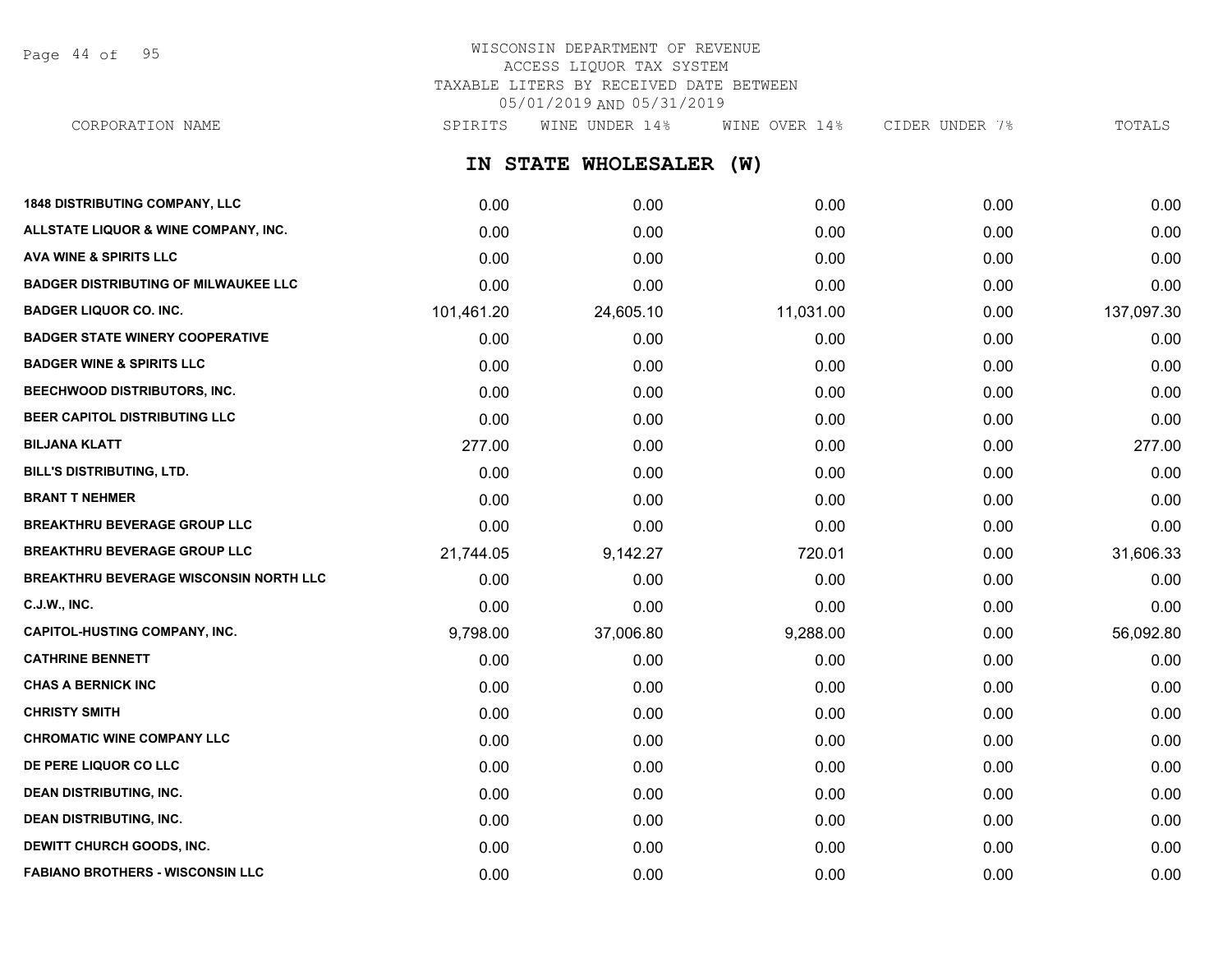WISCONSIN DEPARTMENT OF REVENUE
ACCESS LIQUOR TAX SYSTEM
TAXABLE LITERS BY RECEIVED DATE BETWEEN
05/01/2019 AND 05/31/2019

## IN STATE WHOLESALER (W)

| CORPORATION NAME | SPIRITS | WINE UNDER 14% | WINE OVER 14% | CIDER UNDER 7% | TOTALS |
|---|---|---|---|---|---|
| 1848 DISTRIBUTING COMPANY, LLC | 0.00 | 0.00 | 0.00 | 0.00 | 0.00 |
| ALLSTATE LIQUOR & WINE COMPANY, INC. | 0.00 | 0.00 | 0.00 | 0.00 | 0.00 |
| AVA WINE & SPIRITS LLC | 0.00 | 0.00 | 0.00 | 0.00 | 0.00 |
| BADGER DISTRIBUTING OF MILWAUKEE LLC | 0.00 | 0.00 | 0.00 | 0.00 | 0.00 |
| BADGER LIQUOR CO. INC. | 101,461.20 | 24,605.10 | 11,031.00 | 0.00 | 137,097.30 |
| BADGER STATE WINERY COOPERATIVE | 0.00 | 0.00 | 0.00 | 0.00 | 0.00 |
| BADGER WINE & SPIRITS LLC | 0.00 | 0.00 | 0.00 | 0.00 | 0.00 |
| BEECHWOOD DISTRIBUTORS, INC. | 0.00 | 0.00 | 0.00 | 0.00 | 0.00 |
| BEER CAPITOL DISTRIBUTING LLC | 0.00 | 0.00 | 0.00 | 0.00 | 0.00 |
| BILJANA KLATT | 277.00 | 0.00 | 0.00 | 0.00 | 277.00 |
| BILL'S DISTRIBUTING, LTD. | 0.00 | 0.00 | 0.00 | 0.00 | 0.00 |
| BRANT T NEHMER | 0.00 | 0.00 | 0.00 | 0.00 | 0.00 |
| BREAKTHRU BEVERAGE GROUP LLC | 0.00 | 0.00 | 0.00 | 0.00 | 0.00 |
| BREAKTHRU BEVERAGE GROUP LLC | 21,744.05 | 9,142.27 | 720.01 | 0.00 | 31,606.33 |
| BREAKTHRU BEVERAGE WISCONSIN NORTH LLC | 0.00 | 0.00 | 0.00 | 0.00 | 0.00 |
| C.J.W., INC. | 0.00 | 0.00 | 0.00 | 0.00 | 0.00 |
| CAPITOL-HUSTING COMPANY, INC. | 9,798.00 | 37,006.80 | 9,288.00 | 0.00 | 56,092.80 |
| CATHRINE BENNETT | 0.00 | 0.00 | 0.00 | 0.00 | 0.00 |
| CHAS A BERNICK INC | 0.00 | 0.00 | 0.00 | 0.00 | 0.00 |
| CHRISTY SMITH | 0.00 | 0.00 | 0.00 | 0.00 | 0.00 |
| CHROMATIC WINE COMPANY LLC | 0.00 | 0.00 | 0.00 | 0.00 | 0.00 |
| DE PERE LIQUOR CO LLC | 0.00 | 0.00 | 0.00 | 0.00 | 0.00 |
| DEAN DISTRIBUTING, INC. | 0.00 | 0.00 | 0.00 | 0.00 | 0.00 |
| DEAN DISTRIBUTING, INC. | 0.00 | 0.00 | 0.00 | 0.00 | 0.00 |
| DEWITT CHURCH GOODS, INC. | 0.00 | 0.00 | 0.00 | 0.00 | 0.00 |
| FABIANO BROTHERS - WISCONSIN LLC | 0.00 | 0.00 | 0.00 | 0.00 | 0.00 |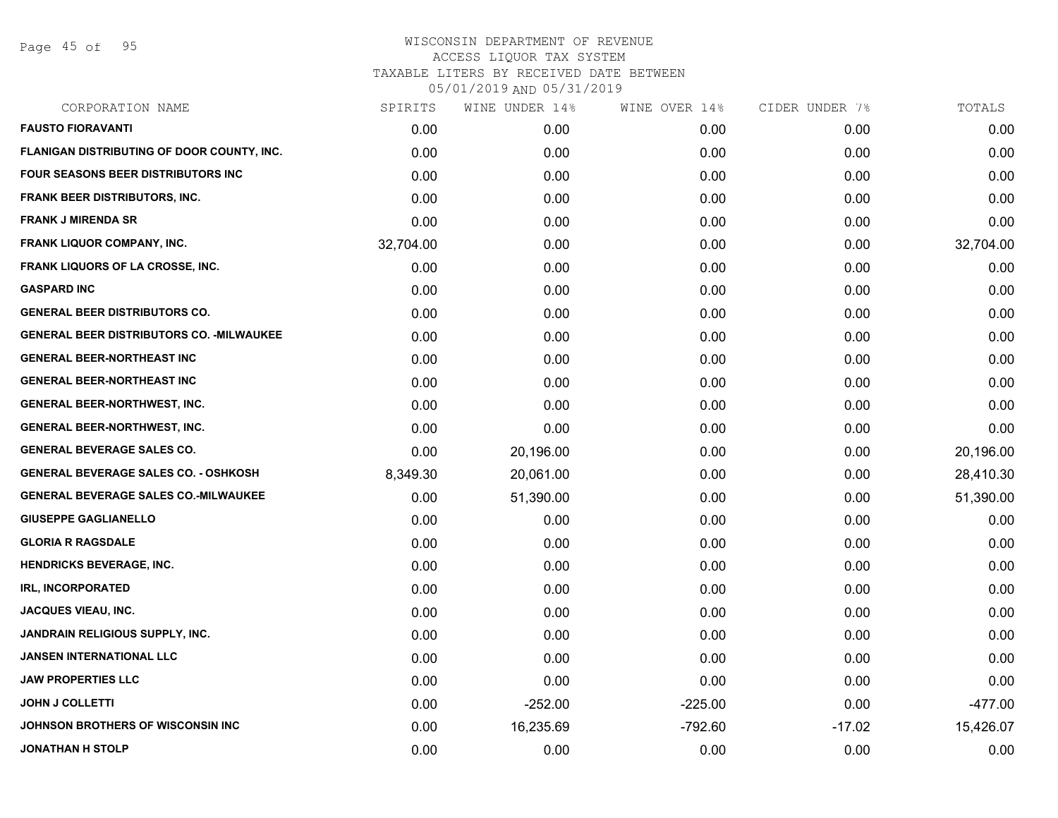WISCONSIN DEPARTMENT OF REVENUE
ACCESS LIQUOR TAX SYSTEM
TAXABLE LITERS BY RECEIVED DATE BETWEEN
05/01/2019 AND 05/31/2019

| CORPORATION NAME | SPIRITS | WINE UNDER 14% | WINE OVER 14% | CIDER UNDER 7% | TOTALS |
|---|---|---|---|---|---|
| FAUSTO FIORAVANTI | 0.00 | 0.00 | 0.00 | 0.00 | 0.00 |
| FLANIGAN DISTRIBUTING OF DOOR COUNTY, INC. | 0.00 | 0.00 | 0.00 | 0.00 | 0.00 |
| FOUR SEASONS BEER DISTRIBUTORS INC | 0.00 | 0.00 | 0.00 | 0.00 | 0.00 |
| FRANK BEER DISTRIBUTORS, INC. | 0.00 | 0.00 | 0.00 | 0.00 | 0.00 |
| FRANK J MIRENDA SR | 0.00 | 0.00 | 0.00 | 0.00 | 0.00 |
| FRANK LIQUOR COMPANY, INC. | 32,704.00 | 0.00 | 0.00 | 0.00 | 32,704.00 |
| FRANK LIQUORS OF LA CROSSE, INC. | 0.00 | 0.00 | 0.00 | 0.00 | 0.00 |
| GASPARD INC | 0.00 | 0.00 | 0.00 | 0.00 | 0.00 |
| GENERAL BEER DISTRIBUTORS CO. | 0.00 | 0.00 | 0.00 | 0.00 | 0.00 |
| GENERAL BEER DISTRIBUTORS CO. -MILWAUKEE | 0.00 | 0.00 | 0.00 | 0.00 | 0.00 |
| GENERAL BEER-NORTHEAST INC | 0.00 | 0.00 | 0.00 | 0.00 | 0.00 |
| GENERAL BEER-NORTHEAST INC | 0.00 | 0.00 | 0.00 | 0.00 | 0.00 |
| GENERAL BEER-NORTHWEST, INC. | 0.00 | 0.00 | 0.00 | 0.00 | 0.00 |
| GENERAL BEER-NORTHWEST, INC. | 0.00 | 0.00 | 0.00 | 0.00 | 0.00 |
| GENERAL BEVERAGE SALES CO. | 0.00 | 20,196.00 | 0.00 | 0.00 | 20,196.00 |
| GENERAL BEVERAGE SALES CO. - OSHKOSH | 8,349.30 | 20,061.00 | 0.00 | 0.00 | 28,410.30 |
| GENERAL BEVERAGE SALES CO.-MILWAUKEE | 0.00 | 51,390.00 | 0.00 | 0.00 | 51,390.00 |
| GIUSEPPE GAGLIANELLO | 0.00 | 0.00 | 0.00 | 0.00 | 0.00 |
| GLORIA R RAGSDALE | 0.00 | 0.00 | 0.00 | 0.00 | 0.00 |
| HENDRICKS BEVERAGE, INC. | 0.00 | 0.00 | 0.00 | 0.00 | 0.00 |
| IRL, INCORPORATED | 0.00 | 0.00 | 0.00 | 0.00 | 0.00 |
| JACQUES VIEAU, INC. | 0.00 | 0.00 | 0.00 | 0.00 | 0.00 |
| JANDRAIN RELIGIOUS SUPPLY, INC. | 0.00 | 0.00 | 0.00 | 0.00 | 0.00 |
| JANSEN INTERNATIONAL LLC | 0.00 | 0.00 | 0.00 | 0.00 | 0.00 |
| JAW PROPERTIES LLC | 0.00 | 0.00 | 0.00 | 0.00 | 0.00 |
| JOHN J COLLETTI | 0.00 | -252.00 | -225.00 | 0.00 | -477.00 |
| JOHNSON BROTHERS OF WISCONSIN INC | 0.00 | 16,235.69 | -792.60 | -17.02 | 15,426.07 |
| JONATHAN H STOLP | 0.00 | 0.00 | 0.00 | 0.00 | 0.00 |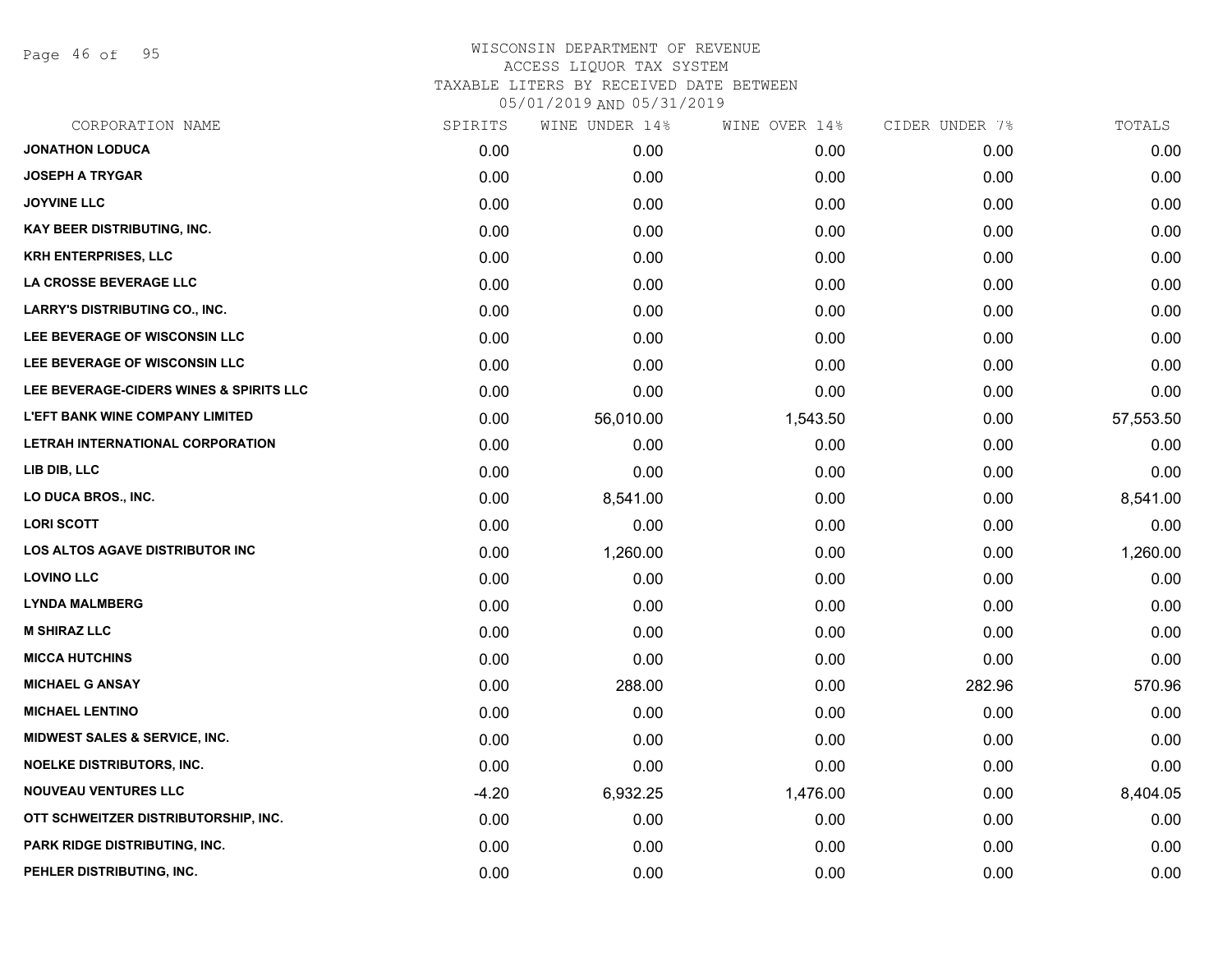WISCONSIN DEPARTMENT OF REVENUE
ACCESS LIQUOR TAX SYSTEM
TAXABLE LITERS BY RECEIVED DATE BETWEEN
05/01/2019 AND 05/31/2019

| CORPORATION NAME | SPIRITS | WINE UNDER 14% | WINE OVER 14% | CIDER UNDER 7% | TOTALS |
|---|---|---|---|---|---|
| JONATHON LODUCA | 0.00 | 0.00 | 0.00 | 0.00 | 0.00 |
| JOSEPH A TRYGAR | 0.00 | 0.00 | 0.00 | 0.00 | 0.00 |
| JOYVINE LLC | 0.00 | 0.00 | 0.00 | 0.00 | 0.00 |
| KAY BEER DISTRIBUTING, INC. | 0.00 | 0.00 | 0.00 | 0.00 | 0.00 |
| KRH ENTERPRISES, LLC | 0.00 | 0.00 | 0.00 | 0.00 | 0.00 |
| LA CROSSE BEVERAGE LLC | 0.00 | 0.00 | 0.00 | 0.00 | 0.00 |
| LARRY'S DISTRIBUTING CO., INC. | 0.00 | 0.00 | 0.00 | 0.00 | 0.00 |
| LEE BEVERAGE OF WISCONSIN LLC | 0.00 | 0.00 | 0.00 | 0.00 | 0.00 |
| LEE BEVERAGE OF WISCONSIN LLC | 0.00 | 0.00 | 0.00 | 0.00 | 0.00 |
| LEE BEVERAGE-CIDERS WINES & SPIRITS LLC | 0.00 | 0.00 | 0.00 | 0.00 | 0.00 |
| L'EFT BANK WINE COMPANY LIMITED | 0.00 | 56,010.00 | 1,543.50 | 0.00 | 57,553.50 |
| LETRAH INTERNATIONAL CORPORATION | 0.00 | 0.00 | 0.00 | 0.00 | 0.00 |
| LIB DIB, LLC | 0.00 | 0.00 | 0.00 | 0.00 | 0.00 |
| LO DUCA BROS., INC. | 0.00 | 8,541.00 | 0.00 | 0.00 | 8,541.00 |
| LORI SCOTT | 0.00 | 0.00 | 0.00 | 0.00 | 0.00 |
| LOS ALTOS AGAVE DISTRIBUTOR INC | 0.00 | 1,260.00 | 0.00 | 0.00 | 1,260.00 |
| LOVINO LLC | 0.00 | 0.00 | 0.00 | 0.00 | 0.00 |
| LYNDA MALMBERG | 0.00 | 0.00 | 0.00 | 0.00 | 0.00 |
| M SHIRAZ LLC | 0.00 | 0.00 | 0.00 | 0.00 | 0.00 |
| MICCA HUTCHINS | 0.00 | 0.00 | 0.00 | 0.00 | 0.00 |
| MICHAEL G ANSAY | 0.00 | 288.00 | 0.00 | 282.96 | 570.96 |
| MICHAEL LENTINO | 0.00 | 0.00 | 0.00 | 0.00 | 0.00 |
| MIDWEST SALES & SERVICE, INC. | 0.00 | 0.00 | 0.00 | 0.00 | 0.00 |
| NOELKE DISTRIBUTORS, INC. | 0.00 | 0.00 | 0.00 | 0.00 | 0.00 |
| NOUVEAU VENTURES LLC | -4.20 | 6,932.25 | 1,476.00 | 0.00 | 8,404.05 |
| OTT SCHWEITZER DISTRIBUTORSHIP, INC. | 0.00 | 0.00 | 0.00 | 0.00 | 0.00 |
| PARK RIDGE DISTRIBUTING, INC. | 0.00 | 0.00 | 0.00 | 0.00 | 0.00 |
| PEHLER DISTRIBUTING, INC. | 0.00 | 0.00 | 0.00 | 0.00 | 0.00 |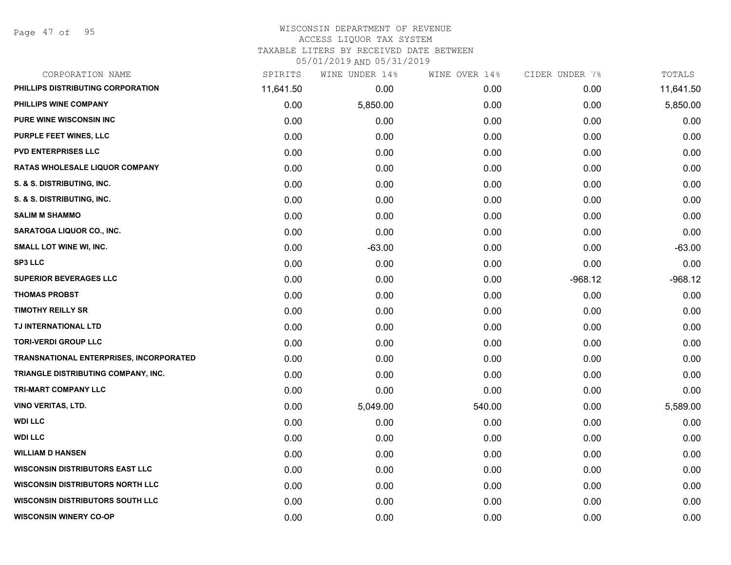WISCONSIN DEPARTMENT OF REVENUE
ACCESS LIQUOR TAX SYSTEM
TAXABLE LITERS BY RECEIVED DATE BETWEEN
05/01/2019 AND 05/31/2019

| CORPORATION NAME | SPIRITS | WINE UNDER 14% | WINE OVER 14% | CIDER UNDER 7% | TOTALS |
|---|---|---|---|---|---|
| PHILLIPS DISTRIBUTING CORPORATION | 11,641.50 | 0.00 | 0.00 | 0.00 | 11,641.50 |
| PHILLIPS WINE COMPANY | 0.00 | 5,850.00 | 0.00 | 0.00 | 5,850.00 |
| PURE WINE WISCONSIN INC | 0.00 | 0.00 | 0.00 | 0.00 | 0.00 |
| PURPLE FEET WINES, LLC | 0.00 | 0.00 | 0.00 | 0.00 | 0.00 |
| PVD ENTERPRISES LLC | 0.00 | 0.00 | 0.00 | 0.00 | 0.00 |
| RATAS WHOLESALE LIQUOR COMPANY | 0.00 | 0.00 | 0.00 | 0.00 | 0.00 |
| S. & S. DISTRIBUTING, INC. | 0.00 | 0.00 | 0.00 | 0.00 | 0.00 |
| S. & S. DISTRIBUTING, INC. | 0.00 | 0.00 | 0.00 | 0.00 | 0.00 |
| SALIM M SHAMMO | 0.00 | 0.00 | 0.00 | 0.00 | 0.00 |
| SARATOGA LIQUOR CO., INC. | 0.00 | 0.00 | 0.00 | 0.00 | 0.00 |
| SMALL LOT WINE WI, INC. | 0.00 | -63.00 | 0.00 | 0.00 | -63.00 |
| SP3 LLC | 0.00 | 0.00 | 0.00 | 0.00 | 0.00 |
| SUPERIOR BEVERAGES LLC | 0.00 | 0.00 | 0.00 | -968.12 | -968.12 |
| THOMAS PROBST | 0.00 | 0.00 | 0.00 | 0.00 | 0.00 |
| TIMOTHY REILLY SR | 0.00 | 0.00 | 0.00 | 0.00 | 0.00 |
| TJ INTERNATIONAL LTD | 0.00 | 0.00 | 0.00 | 0.00 | 0.00 |
| TORI-VERDI GROUP LLC | 0.00 | 0.00 | 0.00 | 0.00 | 0.00 |
| TRANSNATIONAL ENTERPRISES, INCORPORATED | 0.00 | 0.00 | 0.00 | 0.00 | 0.00 |
| TRIANGLE DISTRIBUTING COMPANY, INC. | 0.00 | 0.00 | 0.00 | 0.00 | 0.00 |
| TRI-MART COMPANY LLC | 0.00 | 0.00 | 0.00 | 0.00 | 0.00 |
| VINO VERITAS, LTD. | 0.00 | 5,049.00 | 540.00 | 0.00 | 5,589.00 |
| WDI LLC | 0.00 | 0.00 | 0.00 | 0.00 | 0.00 |
| WDI LLC | 0.00 | 0.00 | 0.00 | 0.00 | 0.00 |
| WILLIAM D HANSEN | 0.00 | 0.00 | 0.00 | 0.00 | 0.00 |
| WISCONSIN DISTRIBUTORS EAST LLC | 0.00 | 0.00 | 0.00 | 0.00 | 0.00 |
| WISCONSIN DISTRIBUTORS NORTH LLC | 0.00 | 0.00 | 0.00 | 0.00 | 0.00 |
| WISCONSIN DISTRIBUTORS SOUTH LLC | 0.00 | 0.00 | 0.00 | 0.00 | 0.00 |
| WISCONSIN WINERY CO-OP | 0.00 | 0.00 | 0.00 | 0.00 | 0.00 |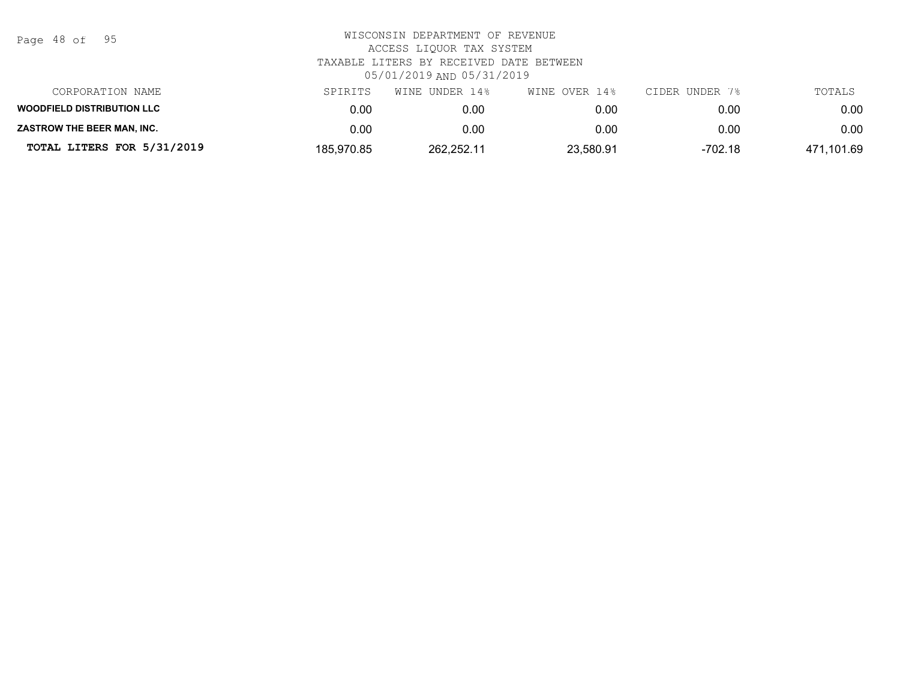WISCONSIN DEPARTMENT OF REVENUE
ACCESS LIQUOR TAX SYSTEM
TAXABLE LITERS BY RECEIVED DATE BETWEEN
05/01/2019 AND 05/31/2019

| CORPORATION NAME | SPIRITS | WINE UNDER 14% | WINE OVER 14% | CIDER UNDER 7% | TOTALS |
|---|---|---|---|---|---|
| **WOODFIELD DISTRIBUTION LLC** | 0.00 | 0.00 | 0.00 | 0.00 | 0.00 |
| **ZASTROW THE BEER MAN, INC.** | 0.00 | 0.00 | 0.00 | 0.00 | 0.00 |
| **TOTAL LITERS FOR 5/31/2019** | 185,970.85 | 262,252.11 | 23,580.91 | -702.18 | 471,101.69 |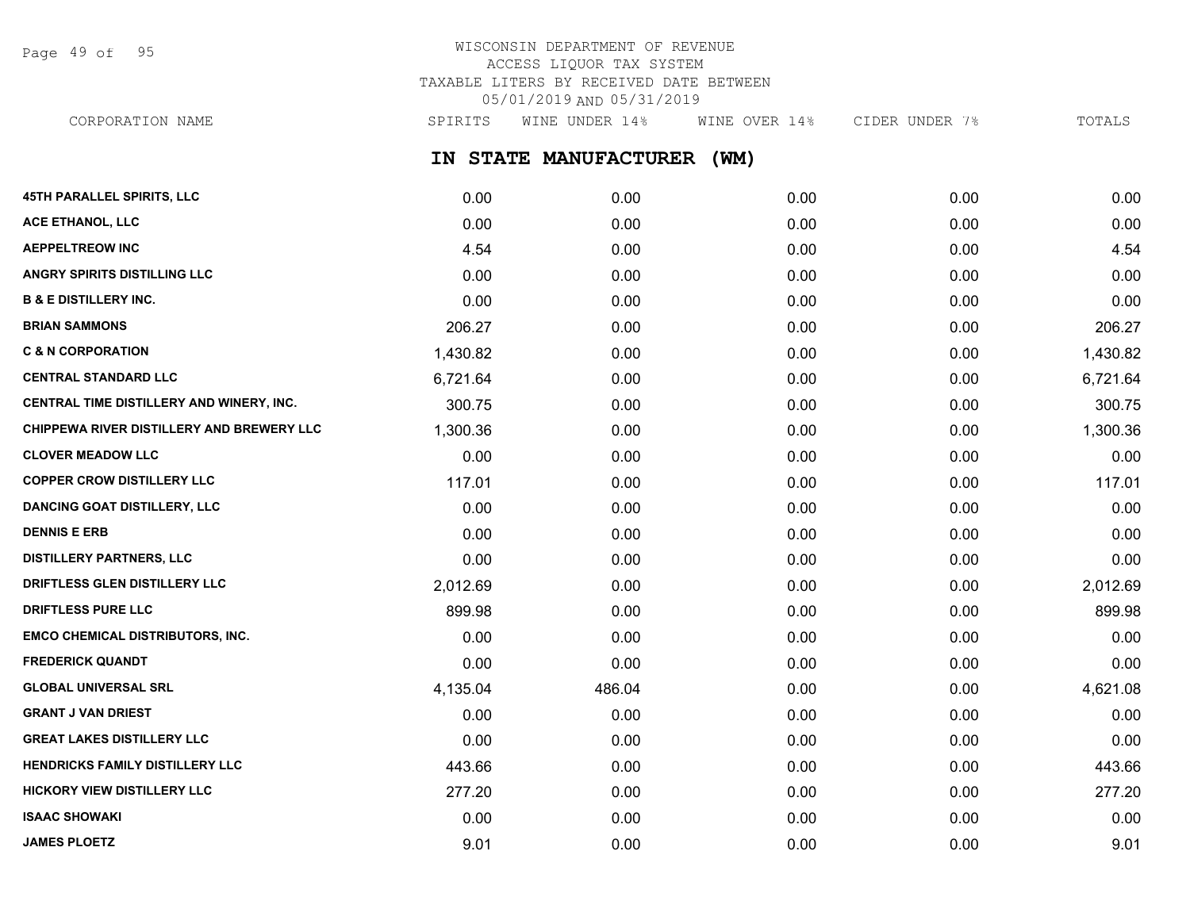WISCONSIN DEPARTMENT OF REVENUE
ACCESS LIQUOR TAX SYSTEM
TAXABLE LITERS BY RECEIVED DATE BETWEEN
05/01/2019 AND 05/31/2019

## IN STATE MANUFACTURER (WM)

| CORPORATION NAME | SPIRITS | WINE UNDER 14% | WINE OVER 14% | CIDER UNDER 7% | TOTALS |
|---|---|---|---|---|---|
| 45TH PARALLEL SPIRITS, LLC | 0.00 | 0.00 | 0.00 | 0.00 | 0.00 |
| ACE ETHANOL, LLC | 0.00 | 0.00 | 0.00 | 0.00 | 0.00 |
| AEPPELTREOW INC | 4.54 | 0.00 | 0.00 | 0.00 | 4.54 |
| ANGRY SPIRITS DISTILLING LLC | 0.00 | 0.00 | 0.00 | 0.00 | 0.00 |
| B & E DISTILLERY INC. | 0.00 | 0.00 | 0.00 | 0.00 | 0.00 |
| BRIAN SAMMONS | 206.27 | 0.00 | 0.00 | 0.00 | 206.27 |
| C & N CORPORATION | 1,430.82 | 0.00 | 0.00 | 0.00 | 1,430.82 |
| CENTRAL STANDARD LLC | 6,721.64 | 0.00 | 0.00 | 0.00 | 6,721.64 |
| CENTRAL TIME DISTILLERY AND WINERY, INC. | 300.75 | 0.00 | 0.00 | 0.00 | 300.75 |
| CHIPPEWA RIVER DISTILLERY AND BREWERY LLC | 1,300.36 | 0.00 | 0.00 | 0.00 | 1,300.36 |
| CLOVER MEADOW LLC | 0.00 | 0.00 | 0.00 | 0.00 | 0.00 |
| COPPER CROW DISTILLERY LLC | 117.01 | 0.00 | 0.00 | 0.00 | 117.01 |
| DANCING GOAT DISTILLERY, LLC | 0.00 | 0.00 | 0.00 | 0.00 | 0.00 |
| DENNIS E ERB | 0.00 | 0.00 | 0.00 | 0.00 | 0.00 |
| DISTILLERY PARTNERS, LLC | 0.00 | 0.00 | 0.00 | 0.00 | 0.00 |
| DRIFTLESS GLEN DISTILLERY LLC | 2,012.69 | 0.00 | 0.00 | 0.00 | 2,012.69 |
| DRIFTLESS PURE LLC | 899.98 | 0.00 | 0.00 | 0.00 | 899.98 |
| EMCO CHEMICAL DISTRIBUTORS, INC. | 0.00 | 0.00 | 0.00 | 0.00 | 0.00 |
| FREDERICK QUANDT | 0.00 | 0.00 | 0.00 | 0.00 | 0.00 |
| GLOBAL UNIVERSAL SRL | 4,135.04 | 486.04 | 0.00 | 0.00 | 4,621.08 |
| GRANT J VAN DRIEST | 0.00 | 0.00 | 0.00 | 0.00 | 0.00 |
| GREAT LAKES DISTILLERY LLC | 0.00 | 0.00 | 0.00 | 0.00 | 0.00 |
| HENDRICKS FAMILY DISTILLERY LLC | 443.66 | 0.00 | 0.00 | 0.00 | 443.66 |
| HICKORY VIEW DISTILLERY LLC | 277.20 | 0.00 | 0.00 | 0.00 | 277.20 |
| ISAAC SHOWAKI | 0.00 | 0.00 | 0.00 | 0.00 | 0.00 |
| JAMES PLOETZ | 9.01 | 0.00 | 0.00 | 0.00 | 9.01 |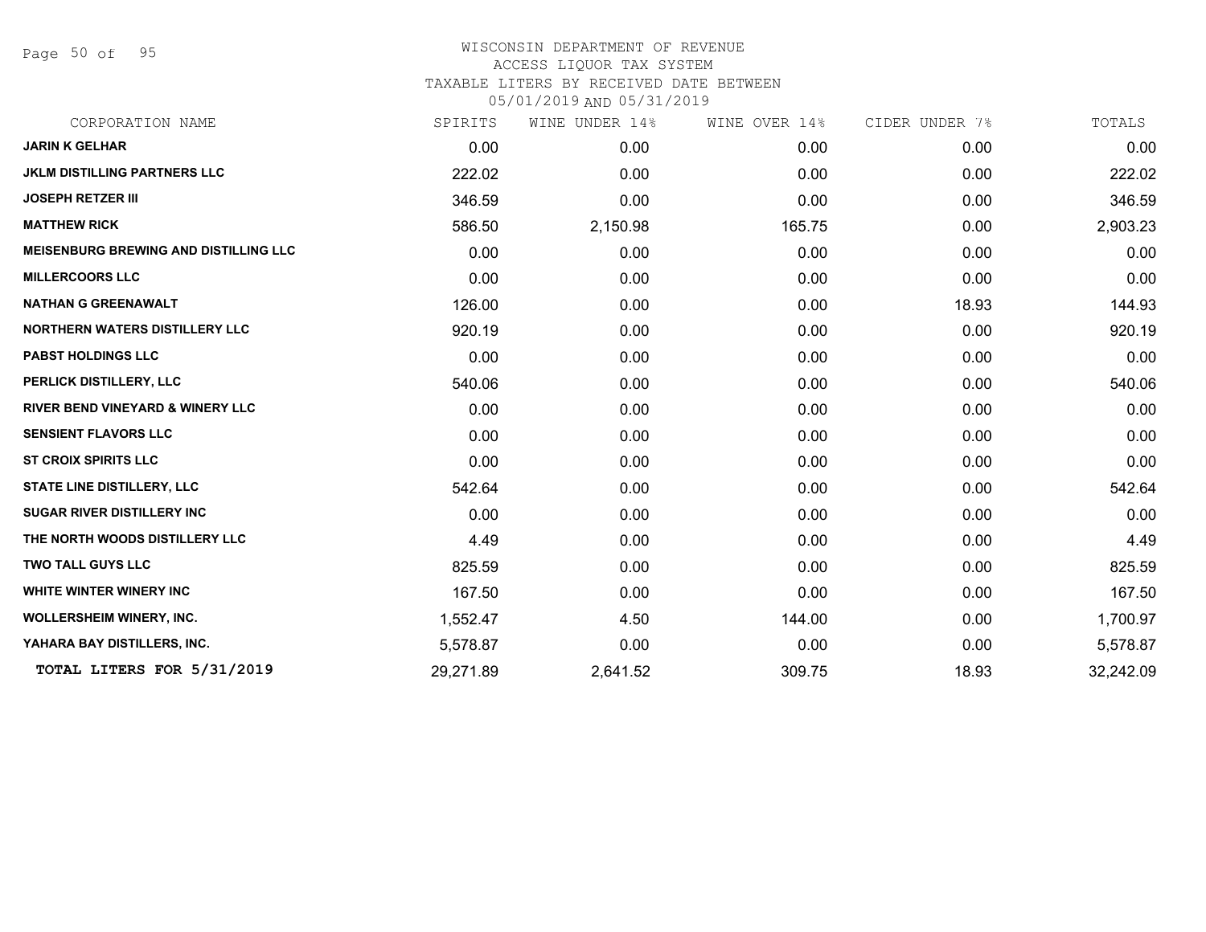WISCONSIN DEPARTMENT OF REVENUE
ACCESS LIQUOR TAX SYSTEM
TAXABLE LITERS BY RECEIVED DATE BETWEEN
05/01/2019 AND 05/31/2019

| CORPORATION NAME | SPIRITS | WINE UNDER 14% | WINE OVER 14% | CIDER UNDER 7% | TOTALS |
|---|---|---|---|---|---|
| **JARIN K GELHAR** | 0.00 | 0.00 | 0.00 | 0.00 | 0.00 |
| **JKLM DISTILLING PARTNERS LLC** | 222.02 | 0.00 | 0.00 | 0.00 | 222.02 |
| **JOSEPH RETZER III** | 346.59 | 0.00 | 0.00 | 0.00 | 346.59 |
| **MATTHEW RICK** | 586.50 | 2,150.98 | 165.75 | 0.00 | 2,903.23 |
| **MEISENBURG BREWING AND DISTILLING LLC** | 0.00 | 0.00 | 0.00 | 0.00 | 0.00 |
| **MILLERCOORS LLC** | 0.00 | 0.00 | 0.00 | 0.00 | 0.00 |
| **NATHAN G GREENAWALT** | 126.00 | 0.00 | 0.00 | 18.93 | 144.93 |
| **NORTHERN WATERS DISTILLERY LLC** | 920.19 | 0.00 | 0.00 | 0.00 | 920.19 |
| **PABST HOLDINGS LLC** | 0.00 | 0.00 | 0.00 | 0.00 | 0.00 |
| **PERLICK DISTILLERY, LLC** | 540.06 | 0.00 | 0.00 | 0.00 | 540.06 |
| **RIVER BEND VINEYARD & WINERY LLC** | 0.00 | 0.00 | 0.00 | 0.00 | 0.00 |
| **SENSIENT FLAVORS LLC** | 0.00 | 0.00 | 0.00 | 0.00 | 0.00 |
| **ST CROIX SPIRITS LLC** | 0.00 | 0.00 | 0.00 | 0.00 | 0.00 |
| **STATE LINE DISTILLERY, LLC** | 542.64 | 0.00 | 0.00 | 0.00 | 542.64 |
| **SUGAR RIVER DISTILLERY INC** | 0.00 | 0.00 | 0.00 | 0.00 | 0.00 |
| **THE NORTH WOODS DISTILLERY LLC** | 4.49 | 0.00 | 0.00 | 0.00 | 4.49 |
| **TWO TALL GUYS LLC** | 825.59 | 0.00 | 0.00 | 0.00 | 825.59 |
| **WHITE WINTER WINERY INC** | 167.50 | 0.00 | 0.00 | 0.00 | 167.50 |
| **WOLLERSHEIM WINERY, INC.** | 1,552.47 | 4.50 | 144.00 | 0.00 | 1,700.97 |
| **YAHARA BAY DISTILLERS, INC.** | 5,578.87 | 0.00 | 0.00 | 0.00 | 5,578.87 |
| **TOTAL LITERS FOR 5/31/2019** | 29,271.89 | 2,641.52 | 309.75 | 18.93 | 32,242.09 |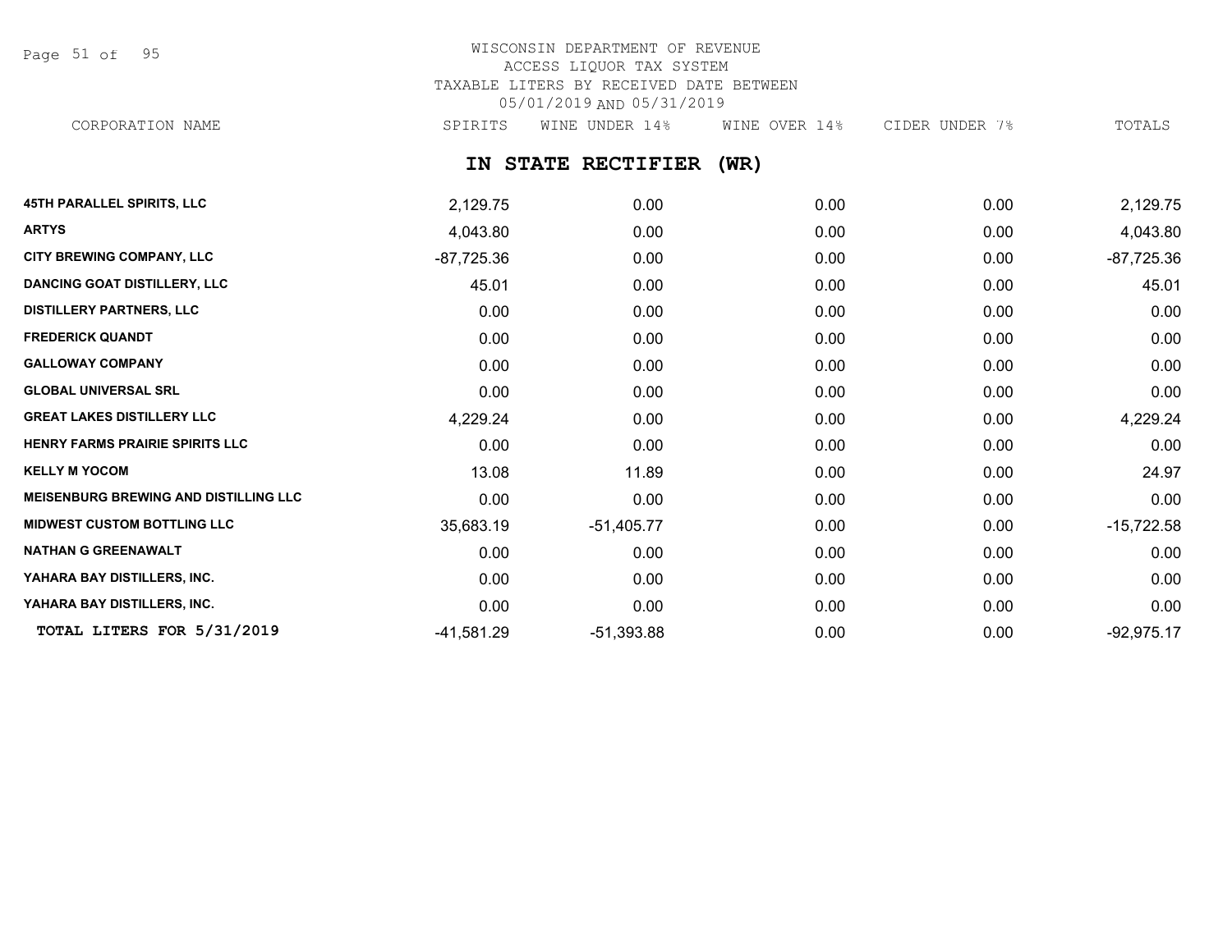WISCONSIN DEPARTMENT OF REVENUE
ACCESS LIQUOR TAX SYSTEM
TAXABLE LITERS BY RECEIVED DATE BETWEEN
05/01/2019 AND 05/31/2019

## IN STATE RECTIFIER (WR)

| CORPORATION NAME | SPIRITS | WINE UNDER 14% | WINE OVER 14% | CIDER UNDER 7% | TOTALS |
|---|---|---|---|---|---|
| 45TH PARALLEL SPIRITS, LLC | 2,129.75 | 0.00 | 0.00 | 0.00 | 2,129.75 |
| ARTYS | 4,043.80 | 0.00 | 0.00 | 0.00 | 4,043.80 |
| CITY BREWING COMPANY, LLC | -87,725.36 | 0.00 | 0.00 | 0.00 | -87,725.36 |
| DANCING GOAT DISTILLERY, LLC | 45.01 | 0.00 | 0.00 | 0.00 | 45.01 |
| DISTILLERY PARTNERS, LLC | 0.00 | 0.00 | 0.00 | 0.00 | 0.00 |
| FREDERICK QUANDT | 0.00 | 0.00 | 0.00 | 0.00 | 0.00 |
| GALLOWAY COMPANY | 0.00 | 0.00 | 0.00 | 0.00 | 0.00 |
| GLOBAL UNIVERSAL SRL | 0.00 | 0.00 | 0.00 | 0.00 | 0.00 |
| GREAT LAKES DISTILLERY LLC | 4,229.24 | 0.00 | 0.00 | 0.00 | 4,229.24 |
| HENRY FARMS PRAIRIE SPIRITS LLC | 0.00 | 0.00 | 0.00 | 0.00 | 0.00 |
| KELLY M YOCOM | 13.08 | 11.89 | 0.00 | 0.00 | 24.97 |
| MEISENBURG BREWING AND DISTILLING LLC | 0.00 | 0.00 | 0.00 | 0.00 | 0.00 |
| MIDWEST CUSTOM BOTTLING LLC | 35,683.19 | -51,405.77 | 0.00 | 0.00 | -15,722.58 |
| NATHAN G GREENAWALT | 0.00 | 0.00 | 0.00 | 0.00 | 0.00 |
| YAHARA BAY DISTILLERS, INC. | 0.00 | 0.00 | 0.00 | 0.00 | 0.00 |
| YAHARA BAY DISTILLERS, INC. | 0.00 | 0.00 | 0.00 | 0.00 | 0.00 |
| TOTAL LITERS FOR 5/31/2019 | -41,581.29 | -51,393.88 | 0.00 | 0.00 | -92,975.17 |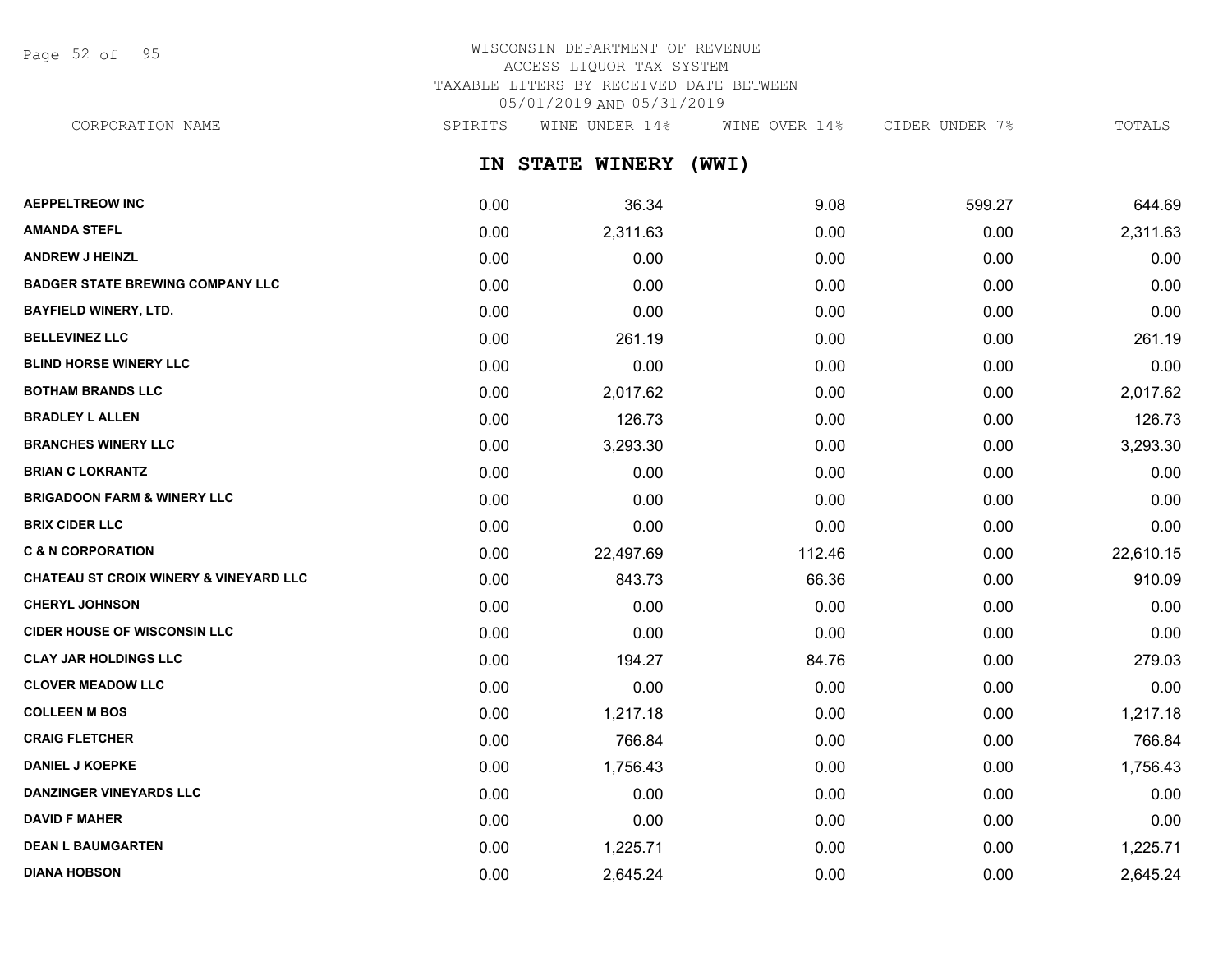WISCONSIN DEPARTMENT OF REVENUE
ACCESS LIQUOR TAX SYSTEM
TAXABLE LITERS BY RECEIVED DATE BETWEEN
05/01/2019 AND 05/31/2019

## IN STATE WINERY (WWI)

| CORPORATION NAME | SPIRITS | WINE UNDER 14% | WINE OVER 14% | CIDER UNDER 7% | TOTALS |
|---|---|---|---|---|---|
| **AEPPELTREOW INC** | 0.00 | 36.34 | 9.08 | 599.27 | 644.69 |
| **AMANDA STEFL** | 0.00 | 2,311.63 | 0.00 | 0.00 | 2,311.63 |
| **ANDREW J HEINZL** | 0.00 | 0.00 | 0.00 | 0.00 | 0.00 |
| **BADGER STATE BREWING COMPANY LLC** | 0.00 | 0.00 | 0.00 | 0.00 | 0.00 |
| **BAYFIELD WINERY, LTD.** | 0.00 | 0.00 | 0.00 | 0.00 | 0.00 |
| **BELLEVINEZ LLC** | 0.00 | 261.19 | 0.00 | 0.00 | 261.19 |
| **BLIND HORSE WINERY LLC** | 0.00 | 0.00 | 0.00 | 0.00 | 0.00 |
| **BOTHAM BRANDS LLC** | 0.00 | 2,017.62 | 0.00 | 0.00 | 2,017.62 |
| **BRADLEY L ALLEN** | 0.00 | 126.73 | 0.00 | 0.00 | 126.73 |
| **BRANCHES WINERY LLC** | 0.00 | 3,293.30 | 0.00 | 0.00 | 3,293.30 |
| **BRIAN C LOKRANTZ** | 0.00 | 0.00 | 0.00 | 0.00 | 0.00 |
| **BRIGADOON FARM & WINERY LLC** | 0.00 | 0.00 | 0.00 | 0.00 | 0.00 |
| **BRIX CIDER LLC** | 0.00 | 0.00 | 0.00 | 0.00 | 0.00 |
| **C & N CORPORATION** | 0.00 | 22,497.69 | 112.46 | 0.00 | 22,610.15 |
| **CHATEAU ST CROIX WINERY & VINEYARD LLC** | 0.00 | 843.73 | 66.36 | 0.00 | 910.09 |
| **CHERYL JOHNSON** | 0.00 | 0.00 | 0.00 | 0.00 | 0.00 |
| **CIDER HOUSE OF WISCONSIN LLC** | 0.00 | 0.00 | 0.00 | 0.00 | 0.00 |
| **CLAY JAR HOLDINGS LLC** | 0.00 | 194.27 | 84.76 | 0.00 | 279.03 |
| **CLOVER MEADOW LLC** | 0.00 | 0.00 | 0.00 | 0.00 | 0.00 |
| **COLLEEN M BOS** | 0.00 | 1,217.18 | 0.00 | 0.00 | 1,217.18 |
| **CRAIG FLETCHER** | 0.00 | 766.84 | 0.00 | 0.00 | 766.84 |
| **DANIEL J KOEPKE** | 0.00 | 1,756.43 | 0.00 | 0.00 | 1,756.43 |
| **DANZINGER VINEYARDS LLC** | 0.00 | 0.00 | 0.00 | 0.00 | 0.00 |
| **DAVID F MAHER** | 0.00 | 0.00 | 0.00 | 0.00 | 0.00 |
| **DEAN L BAUMGARTEN** | 0.00 | 1,225.71 | 0.00 | 0.00 | 1,225.71 |
| **DIANA HOBSON** | 0.00 | 2,645.24 | 0.00 | 0.00 | 2,645.24 |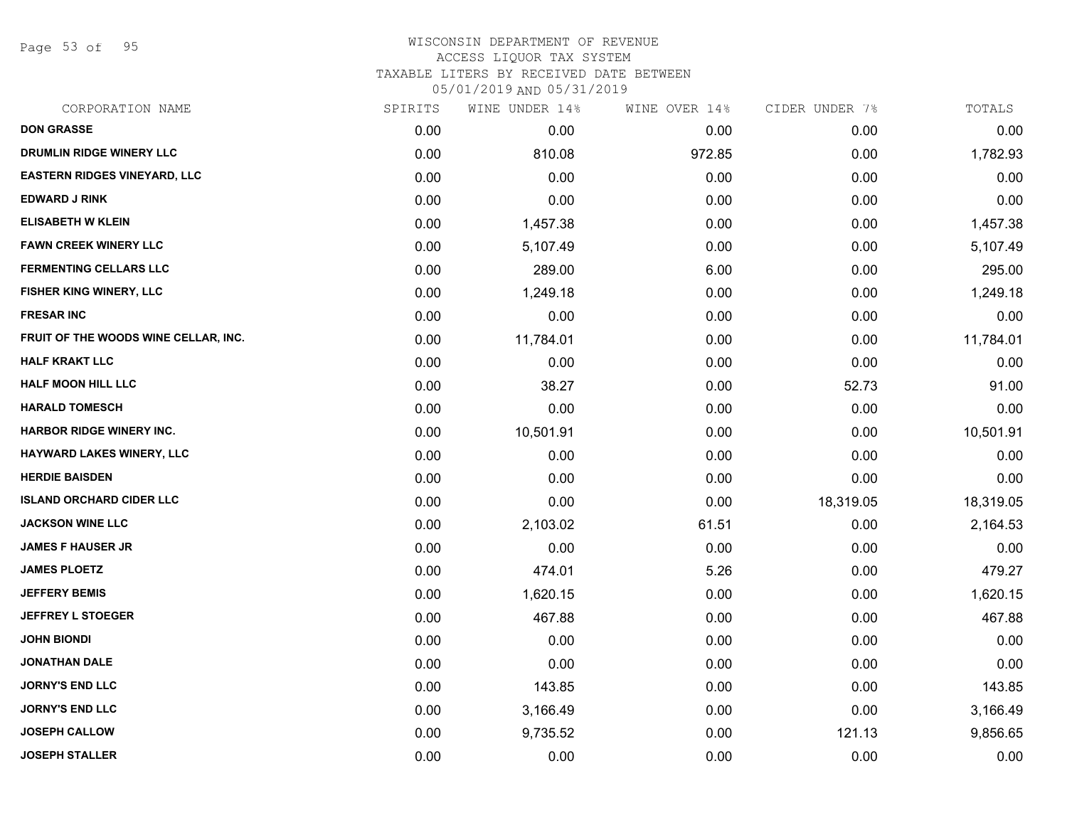# WISCONSIN DEPARTMENT OF REVENUE
ACCESS LIQUOR TAX SYSTEM
TAXABLE LITERS BY RECEIVED DATE BETWEEN
05/01/2019 AND 05/31/2019

| CORPORATION NAME | SPIRITS | WINE UNDER 14% | WINE OVER 14% | CIDER UNDER 7% | TOTALS |
|---|---|---|---|---|---|
| DON GRASSE | 0.00 | 0.00 | 0.00 | 0.00 | 0.00 |
| DRUMLIN RIDGE WINERY LLC | 0.00 | 810.08 | 972.85 | 0.00 | 1,782.93 |
| EASTERN RIDGES VINEYARD, LLC | 0.00 | 0.00 | 0.00 | 0.00 | 0.00 |
| EDWARD J RINK | 0.00 | 0.00 | 0.00 | 0.00 | 0.00 |
| ELISABETH W KLEIN | 0.00 | 1,457.38 | 0.00 | 0.00 | 1,457.38 |
| FAWN CREEK WINERY LLC | 0.00 | 5,107.49 | 0.00 | 0.00 | 5,107.49 |
| FERMENTING CELLARS LLC | 0.00 | 289.00 | 6.00 | 0.00 | 295.00 |
| FISHER KING WINERY, LLC | 0.00 | 1,249.18 | 0.00 | 0.00 | 1,249.18 |
| FRESAR INC | 0.00 | 0.00 | 0.00 | 0.00 | 0.00 |
| FRUIT OF THE WOODS WINE CELLAR, INC. | 0.00 | 11,784.01 | 0.00 | 0.00 | 11,784.01 |
| HALF KRAKT LLC | 0.00 | 0.00 | 0.00 | 0.00 | 0.00 |
| HALF MOON HILL LLC | 0.00 | 38.27 | 0.00 | 52.73 | 91.00 |
| HARALD TOMESCH | 0.00 | 0.00 | 0.00 | 0.00 | 0.00 |
| HARBOR RIDGE WINERY INC. | 0.00 | 10,501.91 | 0.00 | 0.00 | 10,501.91 |
| HAYWARD LAKES WINERY, LLC | 0.00 | 0.00 | 0.00 | 0.00 | 0.00 |
| HERDIE BAISDEN | 0.00 | 0.00 | 0.00 | 0.00 | 0.00 |
| ISLAND ORCHARD CIDER LLC | 0.00 | 0.00 | 0.00 | 18,319.05 | 18,319.05 |
| JACKSON WINE LLC | 0.00 | 2,103.02 | 61.51 | 0.00 | 2,164.53 |
| JAMES F HAUSER JR | 0.00 | 0.00 | 0.00 | 0.00 | 0.00 |
| JAMES PLOETZ | 0.00 | 474.01 | 5.26 | 0.00 | 479.27 |
| JEFFERY BEMIS | 0.00 | 1,620.15 | 0.00 | 0.00 | 1,620.15 |
| JEFFREY L STOEGER | 0.00 | 467.88 | 0.00 | 0.00 | 467.88 |
| JOHN BIONDI | 0.00 | 0.00 | 0.00 | 0.00 | 0.00 |
| JONATHAN DALE | 0.00 | 0.00 | 0.00 | 0.00 | 0.00 |
| JORNY'S END LLC | 0.00 | 143.85 | 0.00 | 0.00 | 143.85 |
| JORNY'S END LLC | 0.00 | 3,166.49 | 0.00 | 0.00 | 3,166.49 |
| JOSEPH CALLOW | 0.00 | 9,735.52 | 0.00 | 121.13 | 9,856.65 |
| JOSEPH STALLER | 0.00 | 0.00 | 0.00 | 0.00 | 0.00 |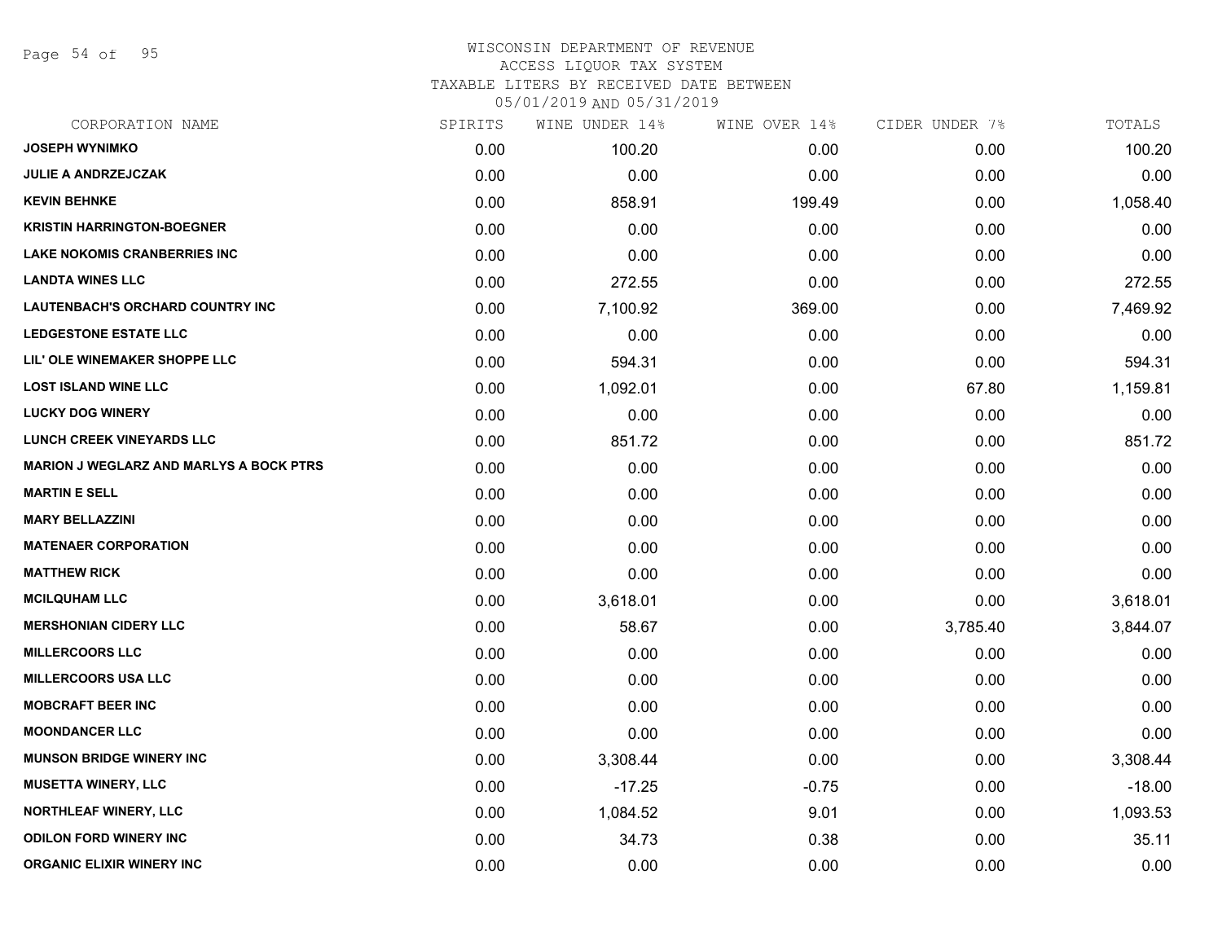# WISCONSIN DEPARTMENT OF REVENUE
## ACCESS LIQUOR TAX SYSTEM
## TAXABLE LITERS BY RECEIVED DATE BETWEEN 05/01/2019 AND 05/31/2019

| CORPORATION NAME | SPIRITS | WINE UNDER 14% | WINE OVER 14% | CIDER UNDER 7% | TOTALS |
|---|---|---|---|---|---|
| JOSEPH WYNIMKO | 0.00 | 100.20 | 0.00 | 0.00 | 100.20 |
| JULIE A ANDRZEJCZAK | 0.00 | 0.00 | 0.00 | 0.00 | 0.00 |
| KEVIN BEHNKE | 0.00 | 858.91 | 199.49 | 0.00 | 1,058.40 |
| KRISTIN HARRINGTON-BOEGNER | 0.00 | 0.00 | 0.00 | 0.00 | 0.00 |
| LAKE NOKOMIS CRANBERRIES INC | 0.00 | 0.00 | 0.00 | 0.00 | 0.00 |
| LANDTA WINES LLC | 0.00 | 272.55 | 0.00 | 0.00 | 272.55 |
| LAUTENBACH'S ORCHARD COUNTRY INC | 0.00 | 7,100.92 | 369.00 | 0.00 | 7,469.92 |
| LEDGESTONE ESTATE LLC | 0.00 | 0.00 | 0.00 | 0.00 | 0.00 |
| LIL' OLE WINEMAKER SHOPPE LLC | 0.00 | 594.31 | 0.00 | 0.00 | 594.31 |
| LOST ISLAND WINE LLC | 0.00 | 1,092.01 | 0.00 | 67.80 | 1,159.81 |
| LUCKY DOG WINERY | 0.00 | 0.00 | 0.00 | 0.00 | 0.00 |
| LUNCH CREEK VINEYARDS LLC | 0.00 | 851.72 | 0.00 | 0.00 | 851.72 |
| MARION J WEGLARZ AND MARLYS A BOCK PTRS | 0.00 | 0.00 | 0.00 | 0.00 | 0.00 |
| MARTIN E SELL | 0.00 | 0.00 | 0.00 | 0.00 | 0.00 |
| MARY BELLAZZINI | 0.00 | 0.00 | 0.00 | 0.00 | 0.00 |
| MATENAER CORPORATION | 0.00 | 0.00 | 0.00 | 0.00 | 0.00 |
| MATTHEW RICK | 0.00 | 0.00 | 0.00 | 0.00 | 0.00 |
| MCILQUHAM LLC | 0.00 | 3,618.01 | 0.00 | 0.00 | 3,618.01 |
| MERSHONIAN CIDERY LLC | 0.00 | 58.67 | 0.00 | 3,785.40 | 3,844.07 |
| MILLERCOORS LLC | 0.00 | 0.00 | 0.00 | 0.00 | 0.00 |
| MILLERCOORS USA LLC | 0.00 | 0.00 | 0.00 | 0.00 | 0.00 |
| MOBCRAFT BEER INC | 0.00 | 0.00 | 0.00 | 0.00 | 0.00 |
| MOONDANCER LLC | 0.00 | 0.00 | 0.00 | 0.00 | 0.00 |
| MUNSON BRIDGE WINERY INC | 0.00 | 3,308.44 | 0.00 | 0.00 | 3,308.44 |
| MUSETTA WINERY, LLC | 0.00 | -17.25 | -0.75 | 0.00 | -18.00 |
| NORTHLEAF WINERY, LLC | 0.00 | 1,084.52 | 9.01 | 0.00 | 1,093.53 |
| ODILON FORD WINERY INC | 0.00 | 34.73 | 0.38 | 0.00 | 35.11 |
| ORGANIC ELIXIR WINERY INC | 0.00 | 0.00 | 0.00 | 0.00 | 0.00 |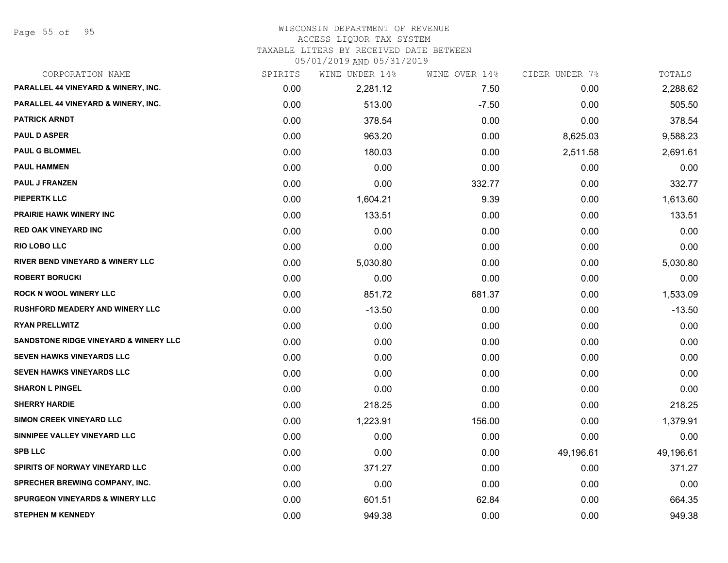# WISCONSIN DEPARTMENT OF REVENUE
## ACCESS LIQUOR TAX SYSTEM
### TAXABLE LITERS BY RECEIVED DATE BETWEEN 05/01/2019 AND 05/31/2019

| CORPORATION NAME | SPIRITS | WINE UNDER 14% | WINE OVER 14% | CIDER UNDER 7% | TOTALS |
|---|---|---|---|---|---|
| PARALLEL 44 VINEYARD & WINERY, INC. | 0.00 | 2,281.12 | 7.50 | 0.00 | 2,288.62 |
| PARALLEL 44 VINEYARD & WINERY, INC. | 0.00 | 513.00 | -7.50 | 0.00 | 505.50 |
| PATRICK ARNDT | 0.00 | 378.54 | 0.00 | 0.00 | 378.54 |
| PAUL D ASPER | 0.00 | 963.20 | 0.00 | 8,625.03 | 9,588.23 |
| PAUL G BLOMMEL | 0.00 | 180.03 | 0.00 | 2,511.58 | 2,691.61 |
| PAUL HAMMEN | 0.00 | 0.00 | 0.00 | 0.00 | 0.00 |
| PAUL J FRANZEN | 0.00 | 0.00 | 332.77 | 0.00 | 332.77 |
| PIEPERTK LLC | 0.00 | 1,604.21 | 9.39 | 0.00 | 1,613.60 |
| PRAIRIE HAWK WINERY INC | 0.00 | 133.51 | 0.00 | 0.00 | 133.51 |
| RED OAK VINEYARD INC | 0.00 | 0.00 | 0.00 | 0.00 | 0.00 |
| RIO LOBO LLC | 0.00 | 0.00 | 0.00 | 0.00 | 0.00 |
| RIVER BEND VINEYARD & WINERY LLC | 0.00 | 5,030.80 | 0.00 | 0.00 | 5,030.80 |
| ROBERT BORUCKI | 0.00 | 0.00 | 0.00 | 0.00 | 0.00 |
| ROCK N WOOL WINERY LLC | 0.00 | 851.72 | 681.37 | 0.00 | 1,533.09 |
| RUSHFORD MEADERY AND WINERY LLC | 0.00 | -13.50 | 0.00 | 0.00 | -13.50 |
| RYAN PRELLWITZ | 0.00 | 0.00 | 0.00 | 0.00 | 0.00 |
| SANDSTONE RIDGE VINEYARD & WINERY LLC | 0.00 | 0.00 | 0.00 | 0.00 | 0.00 |
| SEVEN HAWKS VINEYARDS LLC | 0.00 | 0.00 | 0.00 | 0.00 | 0.00 |
| SEVEN HAWKS VINEYARDS LLC | 0.00 | 0.00 | 0.00 | 0.00 | 0.00 |
| SHARON L PINGEL | 0.00 | 0.00 | 0.00 | 0.00 | 0.00 |
| SHERRY HARDIE | 0.00 | 218.25 | 0.00 | 0.00 | 218.25 |
| SIMON CREEK VINEYARD LLC | 0.00 | 1,223.91 | 156.00 | 0.00 | 1,379.91 |
| SINNIPEE VALLEY VINEYARD LLC | 0.00 | 0.00 | 0.00 | 0.00 | 0.00 |
| SPB LLC | 0.00 | 0.00 | 0.00 | 49,196.61 | 49,196.61 |
| SPIRITS OF NORWAY VINEYARD LLC | 0.00 | 371.27 | 0.00 | 0.00 | 371.27 |
| SPRECHER BREWING COMPANY, INC. | 0.00 | 0.00 | 0.00 | 0.00 | 0.00 |
| SPURGEON VINEYARDS & WINERY LLC | 0.00 | 601.51 | 62.84 | 0.00 | 664.35 |
| STEPHEN M KENNEDY | 0.00 | 949.38 | 0.00 | 0.00 | 949.38 |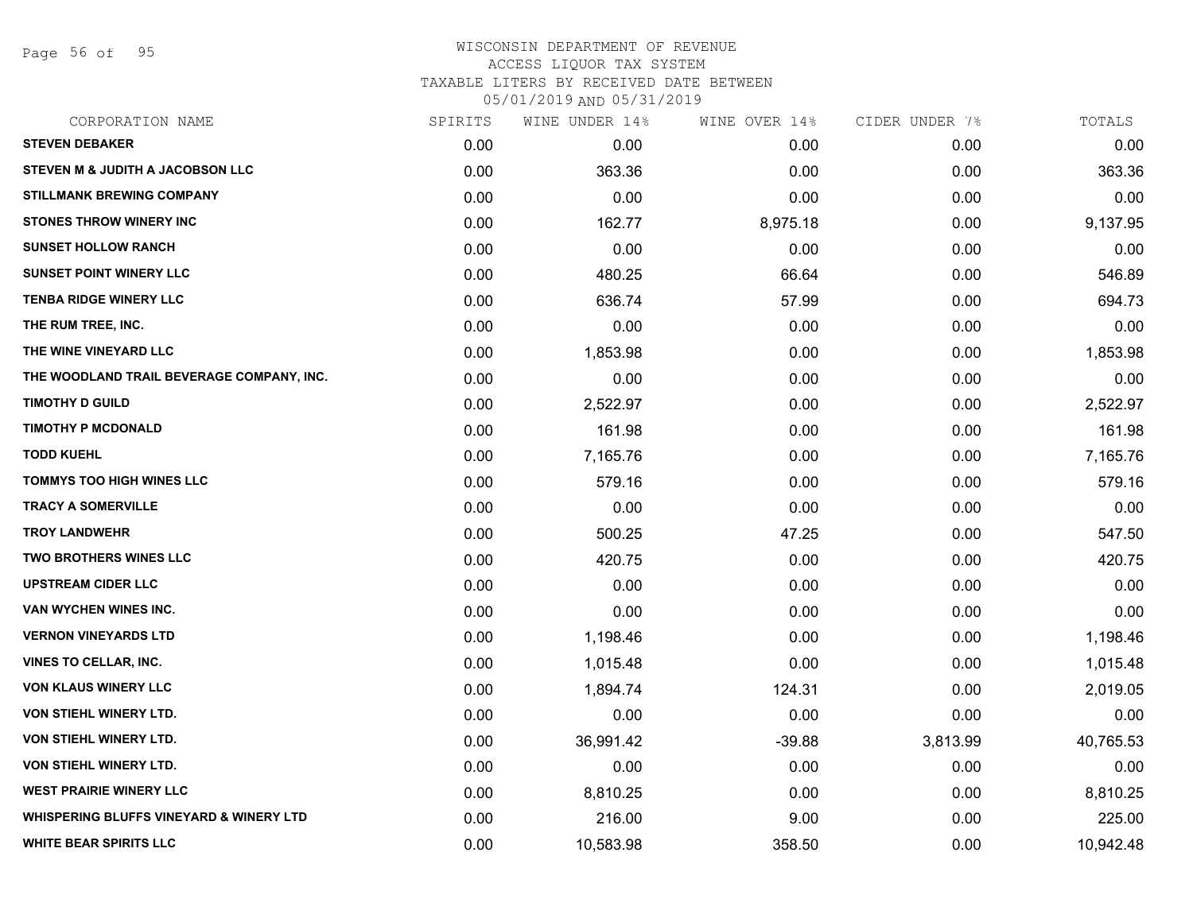# WISCONSIN DEPARTMENT OF REVENUE
ACCESS LIQUOR TAX SYSTEM
TAXABLE LITERS BY RECEIVED DATE BETWEEN
05/01/2019 AND 05/31/2019

| CORPORATION NAME | SPIRITS | WINE UNDER 14% | WINE OVER 14% | CIDER UNDER 7% | TOTALS |
|---|---|---|---|---|---|
| STEVEN DEBAKER | 0.00 | 0.00 | 0.00 | 0.00 | 0.00 |
| STEVEN M & JUDITH A JACOBSON LLC | 0.00 | 363.36 | 0.00 | 0.00 | 363.36 |
| STILLMANK BREWING COMPANY | 0.00 | 0.00 | 0.00 | 0.00 | 0.00 |
| STONES THROW WINERY INC | 0.00 | 162.77 | 8,975.18 | 0.00 | 9,137.95 |
| SUNSET HOLLOW RANCH | 0.00 | 0.00 | 0.00 | 0.00 | 0.00 |
| SUNSET POINT WINERY LLC | 0.00 | 480.25 | 66.64 | 0.00 | 546.89 |
| TENBA RIDGE WINERY LLC | 0.00 | 636.74 | 57.99 | 0.00 | 694.73 |
| THE RUM TREE, INC. | 0.00 | 0.00 | 0.00 | 0.00 | 0.00 |
| THE WINE VINEYARD LLC | 0.00 | 1,853.98 | 0.00 | 0.00 | 1,853.98 |
| THE WOODLAND TRAIL BEVERAGE COMPANY, INC. | 0.00 | 0.00 | 0.00 | 0.00 | 0.00 |
| TIMOTHY D GUILD | 0.00 | 2,522.97 | 0.00 | 0.00 | 2,522.97 |
| TIMOTHY P MCDONALD | 0.00 | 161.98 | 0.00 | 0.00 | 161.98 |
| TODD KUEHL | 0.00 | 7,165.76 | 0.00 | 0.00 | 7,165.76 |
| TOMMYS TOO HIGH WINES LLC | 0.00 | 579.16 | 0.00 | 0.00 | 579.16 |
| TRACY A SOMERVILLE | 0.00 | 0.00 | 0.00 | 0.00 | 0.00 |
| TROY LANDWEHR | 0.00 | 500.25 | 47.25 | 0.00 | 547.50 |
| TWO BROTHERS WINES LLC | 0.00 | 420.75 | 0.00 | 0.00 | 420.75 |
| UPSTREAM CIDER LLC | 0.00 | 0.00 | 0.00 | 0.00 | 0.00 |
| VAN WYCHEN WINES INC. | 0.00 | 0.00 | 0.00 | 0.00 | 0.00 |
| VERNON VINEYARDS LTD | 0.00 | 1,198.46 | 0.00 | 0.00 | 1,198.46 |
| VINES TO CELLAR, INC. | 0.00 | 1,015.48 | 0.00 | 0.00 | 1,015.48 |
| VON KLAUS WINERY LLC | 0.00 | 1,894.74 | 124.31 | 0.00 | 2,019.05 |
| VON STIEHL WINERY LTD. | 0.00 | 0.00 | 0.00 | 0.00 | 0.00 |
| VON STIEHL WINERY LTD. | 0.00 | 36,991.42 | -39.88 | 3,813.99 | 40,765.53 |
| VON STIEHL WINERY LTD. | 0.00 | 0.00 | 0.00 | 0.00 | 0.00 |
| WEST PRAIRIE WINERY LLC | 0.00 | 8,810.25 | 0.00 | 0.00 | 8,810.25 |
| WHISPERING BLUFFS VINEYARD & WINERY LTD | 0.00 | 216.00 | 9.00 | 0.00 | 225.00 |
| WHITE BEAR SPIRITS LLC | 0.00 | 10,583.98 | 358.50 | 0.00 | 10,942.48 |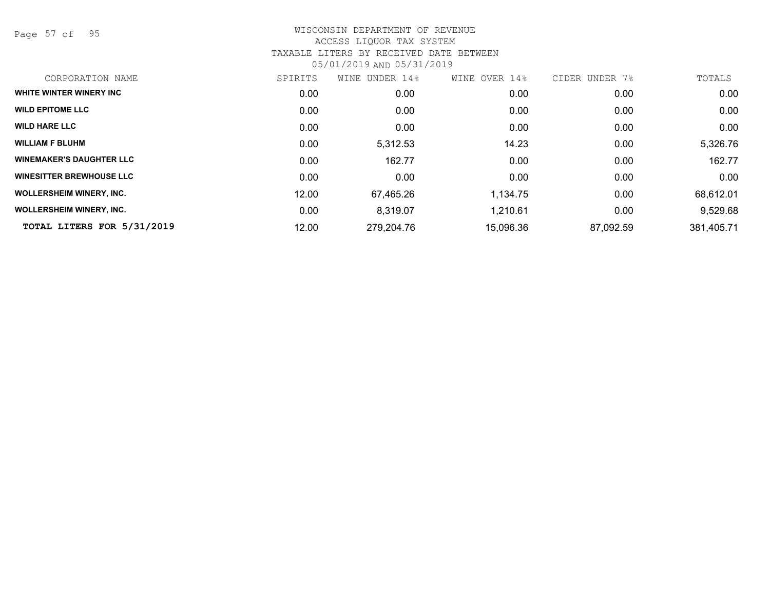WISCONSIN DEPARTMENT OF REVENUE
ACCESS LIQUOR TAX SYSTEM
TAXABLE LITERS BY RECEIVED DATE BETWEEN
05/01/2019 AND 05/31/2019

| CORPORATION NAME | SPIRITS | WINE UNDER 14% | WINE OVER 14% | CIDER UNDER 7% | TOTALS |
|---|---|---|---|---|---|
| **WHITE WINTER WINERY INC** | 0.00 | 0.00 | 0.00 | 0.00 | 0.00 |
| **WILD EPITOME LLC** | 0.00 | 0.00 | 0.00 | 0.00 | 0.00 |
| **WILD HARE LLC** | 0.00 | 0.00 | 0.00 | 0.00 | 0.00 |
| **WILLIAM F BLUHM** | 0.00 | 5,312.53 | 14.23 | 0.00 | 5,326.76 |
| **WINEMAKER'S DAUGHTER LLC** | 0.00 | 162.77 | 0.00 | 0.00 | 162.77 |
| **WINESITTER BREWHOUSE LLC** | 0.00 | 0.00 | 0.00 | 0.00 | 0.00 |
| **WOLLERSHEIM WINERY, INC.** | 12.00 | 67,465.26 | 1,134.75 | 0.00 | 68,612.01 |
| **WOLLERSHEIM WINERY, INC.** | 0.00 | 8,319.07 | 1,210.61 | 0.00 | 9,529.68 |
| **TOTAL LITERS FOR 5/31/2019** | 12.00 | 279,204.76 | 15,096.36 | 87,092.59 | 381,405.71 |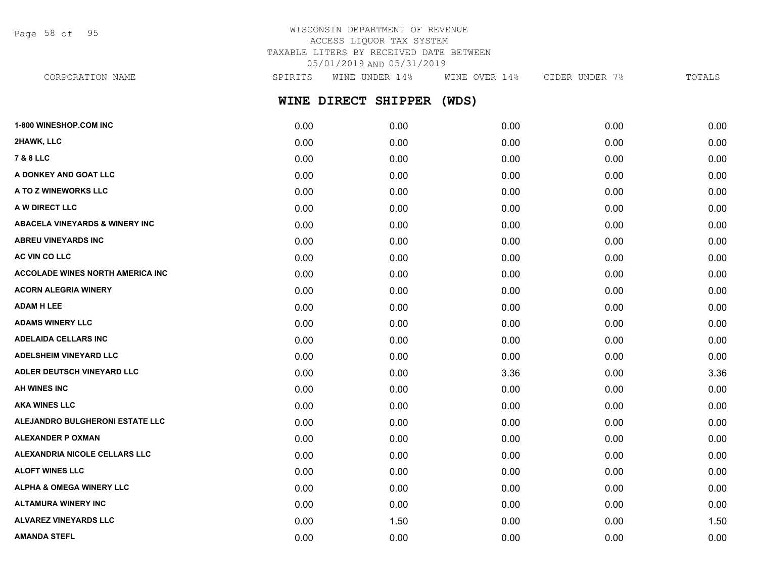WISCONSIN DEPARTMENT OF REVENUE
ACCESS LIQUOR TAX SYSTEM
TAXABLE LITERS BY RECEIVED DATE BETWEEN
05/01/2019 AND 05/31/2019

## WINE DIRECT SHIPPER (WDS)

| CORPORATION NAME | SPIRITS | WINE UNDER 14% | WINE OVER 14% | CIDER UNDER 7% | TOTALS |
|---|---|---|---|---|---|
| 1-800 WINESHOP.COM INC | 0.00 | 0.00 | 0.00 | 0.00 | 0.00 |
| 2HAWK, LLC | 0.00 | 0.00 | 0.00 | 0.00 | 0.00 |
| 7 & 8 LLC | 0.00 | 0.00 | 0.00 | 0.00 | 0.00 |
| A DONKEY AND GOAT LLC | 0.00 | 0.00 | 0.00 | 0.00 | 0.00 |
| A TO Z WINEWORKS LLC | 0.00 | 0.00 | 0.00 | 0.00 | 0.00 |
| A W DIRECT LLC | 0.00 | 0.00 | 0.00 | 0.00 | 0.00 |
| ABACELA VINEYARDS & WINERY INC | 0.00 | 0.00 | 0.00 | 0.00 | 0.00 |
| ABREU VINEYARDS INC | 0.00 | 0.00 | 0.00 | 0.00 | 0.00 |
| AC VIN CO LLC | 0.00 | 0.00 | 0.00 | 0.00 | 0.00 |
| ACCOLADE WINES NORTH AMERICA INC | 0.00 | 0.00 | 0.00 | 0.00 | 0.00 |
| ACORN ALEGRIA WINERY | 0.00 | 0.00 | 0.00 | 0.00 | 0.00 |
| ADAM H LEE | 0.00 | 0.00 | 0.00 | 0.00 | 0.00 |
| ADAMS WINERY LLC | 0.00 | 0.00 | 0.00 | 0.00 | 0.00 |
| ADELAIDA CELLARS INC | 0.00 | 0.00 | 0.00 | 0.00 | 0.00 |
| ADELSHEIM VINEYARD LLC | 0.00 | 0.00 | 0.00 | 0.00 | 0.00 |
| ADLER DEUTSCH VINEYARD LLC | 0.00 | 0.00 | 3.36 | 0.00 | 3.36 |
| AH WINES INC | 0.00 | 0.00 | 0.00 | 0.00 | 0.00 |
| AKA WINES LLC | 0.00 | 0.00 | 0.00 | 0.00 | 0.00 |
| ALEJANDRO BULGHERONI ESTATE LLC | 0.00 | 0.00 | 0.00 | 0.00 | 0.00 |
| ALEXANDER P OXMAN | 0.00 | 0.00 | 0.00 | 0.00 | 0.00 |
| ALEXANDRIA NICOLE CELLARS LLC | 0.00 | 0.00 | 0.00 | 0.00 | 0.00 |
| ALOFT WINES LLC | 0.00 | 0.00 | 0.00 | 0.00 | 0.00 |
| ALPHA & OMEGA WINERY LLC | 0.00 | 0.00 | 0.00 | 0.00 | 0.00 |
| ALTAMURA WINERY INC | 0.00 | 0.00 | 0.00 | 0.00 | 0.00 |
| ALVAREZ VINEYARDS LLC | 0.00 | 1.50 | 0.00 | 0.00 | 1.50 |
| AMANDA STEFL | 0.00 | 0.00 | 0.00 | 0.00 | 0.00 |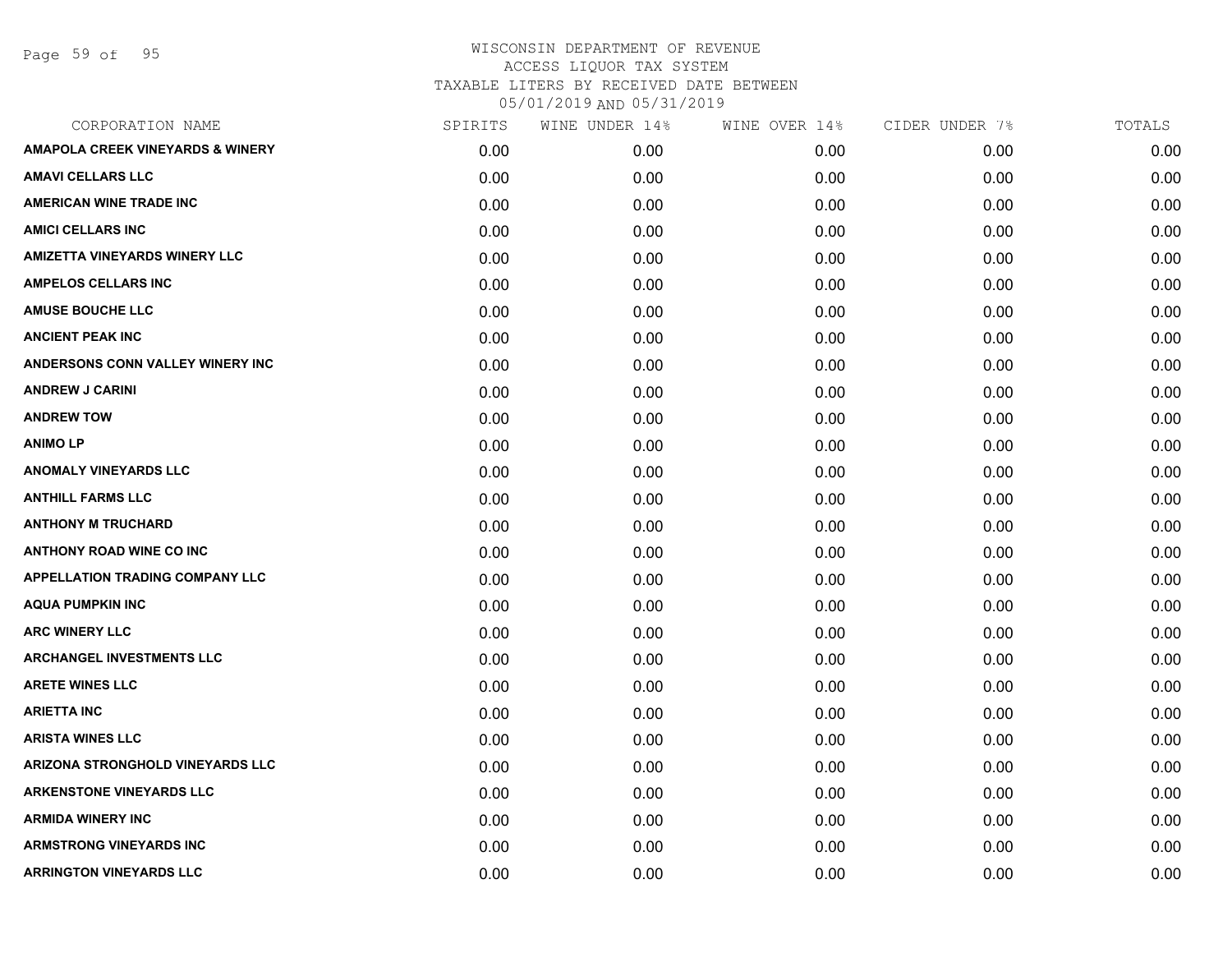WISCONSIN DEPARTMENT OF REVENUE
ACCESS LIQUOR TAX SYSTEM
TAXABLE LITERS BY RECEIVED DATE BETWEEN
05/01/2019 AND 05/31/2019

| CORPORATION NAME | SPIRITS | WINE UNDER 14% | WINE OVER 14% | CIDER UNDER 7% | TOTALS |
|---|---|---|---|---|---|
| AMAPOLA CREEK VINEYARDS & WINERY | 0.00 | 0.00 | 0.00 | 0.00 | 0.00 |
| AMAVI CELLARS LLC | 0.00 | 0.00 | 0.00 | 0.00 | 0.00 |
| AMERICAN WINE TRADE INC | 0.00 | 0.00 | 0.00 | 0.00 | 0.00 |
| AMICI CELLARS INC | 0.00 | 0.00 | 0.00 | 0.00 | 0.00 |
| AMIZETTA VINEYARDS WINERY LLC | 0.00 | 0.00 | 0.00 | 0.00 | 0.00 |
| AMPELOS CELLARS INC | 0.00 | 0.00 | 0.00 | 0.00 | 0.00 |
| AMUSE BOUCHE LLC | 0.00 | 0.00 | 0.00 | 0.00 | 0.00 |
| ANCIENT PEAK INC | 0.00 | 0.00 | 0.00 | 0.00 | 0.00 |
| ANDERSONS CONN VALLEY WINERY INC | 0.00 | 0.00 | 0.00 | 0.00 | 0.00 |
| ANDREW J CARINI | 0.00 | 0.00 | 0.00 | 0.00 | 0.00 |
| ANDREW TOW | 0.00 | 0.00 | 0.00 | 0.00 | 0.00 |
| ANIMO LP | 0.00 | 0.00 | 0.00 | 0.00 | 0.00 |
| ANOMALY VINEYARDS LLC | 0.00 | 0.00 | 0.00 | 0.00 | 0.00 |
| ANTHILL FARMS LLC | 0.00 | 0.00 | 0.00 | 0.00 | 0.00 |
| ANTHONY M TRUCHARD | 0.00 | 0.00 | 0.00 | 0.00 | 0.00 |
| ANTHONY ROAD WINE CO INC | 0.00 | 0.00 | 0.00 | 0.00 | 0.00 |
| APPELLATION TRADING COMPANY LLC | 0.00 | 0.00 | 0.00 | 0.00 | 0.00 |
| AQUA PUMPKIN INC | 0.00 | 0.00 | 0.00 | 0.00 | 0.00 |
| ARC WINERY LLC | 0.00 | 0.00 | 0.00 | 0.00 | 0.00 |
| ARCHANGEL INVESTMENTS LLC | 0.00 | 0.00 | 0.00 | 0.00 | 0.00 |
| ARETE WINES LLC | 0.00 | 0.00 | 0.00 | 0.00 | 0.00 |
| ARIETTA INC | 0.00 | 0.00 | 0.00 | 0.00 | 0.00 |
| ARISTA WINES LLC | 0.00 | 0.00 | 0.00 | 0.00 | 0.00 |
| ARIZONA STRONGHOLD VINEYARDS LLC | 0.00 | 0.00 | 0.00 | 0.00 | 0.00 |
| ARKENSTONE VINEYARDS LLC | 0.00 | 0.00 | 0.00 | 0.00 | 0.00 |
| ARMIDA WINERY INC | 0.00 | 0.00 | 0.00 | 0.00 | 0.00 |
| ARMSTRONG VINEYARDS INC | 0.00 | 0.00 | 0.00 | 0.00 | 0.00 |
| ARRINGTON VINEYARDS LLC | 0.00 | 0.00 | 0.00 | 0.00 | 0.00 |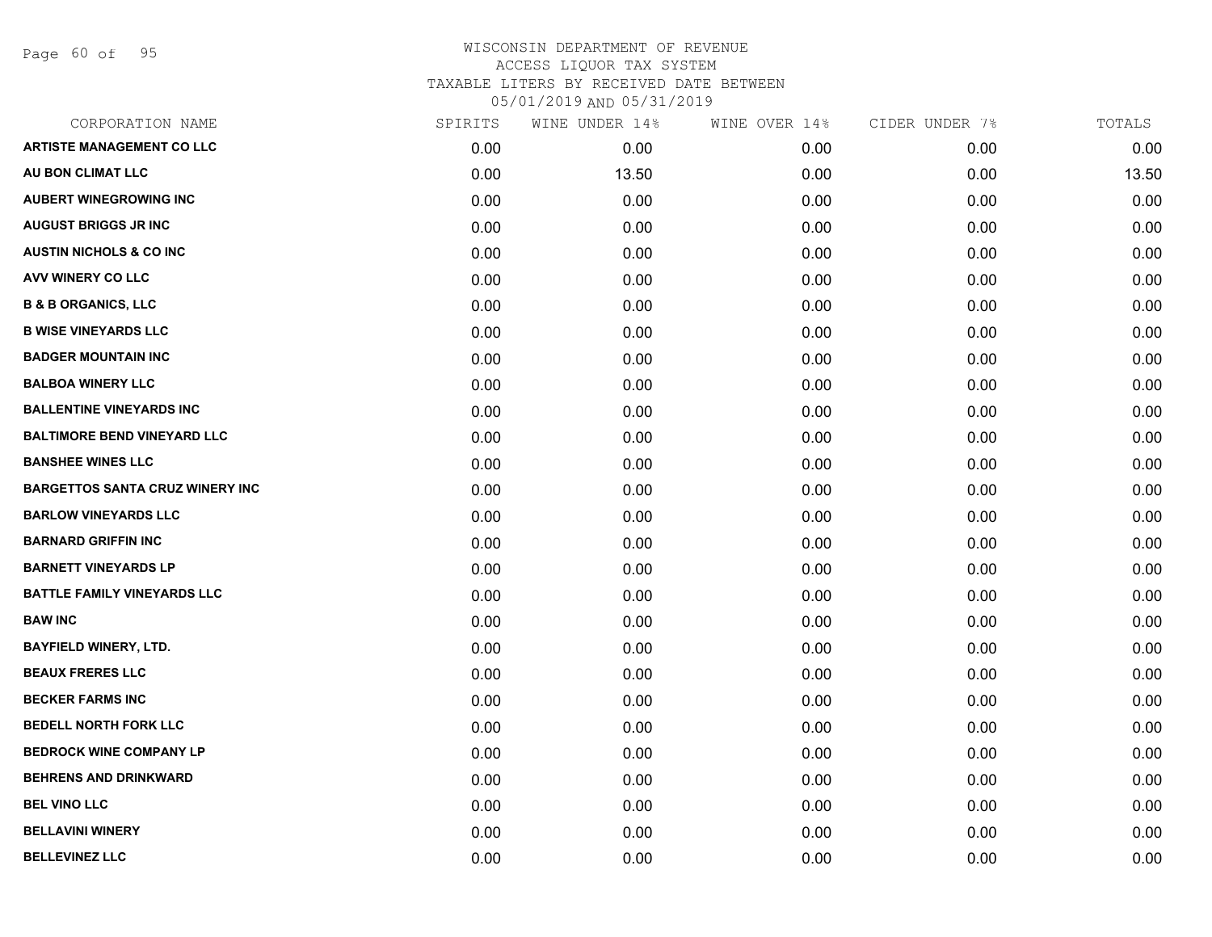WISCONSIN DEPARTMENT OF REVENUE
ACCESS LIQUOR TAX SYSTEM
TAXABLE LITERS BY RECEIVED DATE BETWEEN
05/01/2019 AND 05/31/2019

| CORPORATION NAME | SPIRITS | WINE UNDER 14% | WINE OVER 14% | CIDER UNDER 7% | TOTALS |
|---|---|---|---|---|---|
| ARTISTE MANAGEMENT CO LLC | 0.00 | 0.00 | 0.00 | 0.00 | 0.00 |
| AU BON CLIMAT LLC | 0.00 | 13.50 | 0.00 | 0.00 | 13.50 |
| AUBERT WINEGROWING INC | 0.00 | 0.00 | 0.00 | 0.00 | 0.00 |
| AUGUST BRIGGS JR INC | 0.00 | 0.00 | 0.00 | 0.00 | 0.00 |
| AUSTIN NICHOLS & CO INC | 0.00 | 0.00 | 0.00 | 0.00 | 0.00 |
| AVV WINERY CO LLC | 0.00 | 0.00 | 0.00 | 0.00 | 0.00 |
| B & B ORGANICS, LLC | 0.00 | 0.00 | 0.00 | 0.00 | 0.00 |
| B WISE VINEYARDS LLC | 0.00 | 0.00 | 0.00 | 0.00 | 0.00 |
| BADGER MOUNTAIN INC | 0.00 | 0.00 | 0.00 | 0.00 | 0.00 |
| BALBOA WINERY LLC | 0.00 | 0.00 | 0.00 | 0.00 | 0.00 |
| BALLENTINE VINEYARDS INC | 0.00 | 0.00 | 0.00 | 0.00 | 0.00 |
| BALTIMORE BEND VINEYARD LLC | 0.00 | 0.00 | 0.00 | 0.00 | 0.00 |
| BANSHEE WINES LLC | 0.00 | 0.00 | 0.00 | 0.00 | 0.00 |
| BARGETTOS SANTA CRUZ WINERY INC | 0.00 | 0.00 | 0.00 | 0.00 | 0.00 |
| BARLOW VINEYARDS LLC | 0.00 | 0.00 | 0.00 | 0.00 | 0.00 |
| BARNARD GRIFFIN INC | 0.00 | 0.00 | 0.00 | 0.00 | 0.00 |
| BARNETT VINEYARDS LP | 0.00 | 0.00 | 0.00 | 0.00 | 0.00 |
| BATTLE FAMILY VINEYARDS LLC | 0.00 | 0.00 | 0.00 | 0.00 | 0.00 |
| BAW INC | 0.00 | 0.00 | 0.00 | 0.00 | 0.00 |
| BAYFIELD WINERY, LTD. | 0.00 | 0.00 | 0.00 | 0.00 | 0.00 |
| BEAUX FRERES LLC | 0.00 | 0.00 | 0.00 | 0.00 | 0.00 |
| BECKER FARMS INC | 0.00 | 0.00 | 0.00 | 0.00 | 0.00 |
| BEDELL NORTH FORK LLC | 0.00 | 0.00 | 0.00 | 0.00 | 0.00 |
| BEDROCK WINE COMPANY LP | 0.00 | 0.00 | 0.00 | 0.00 | 0.00 |
| BEHRENS AND DRINKWARD | 0.00 | 0.00 | 0.00 | 0.00 | 0.00 |
| BEL VINO LLC | 0.00 | 0.00 | 0.00 | 0.00 | 0.00 |
| BELLAVINI WINERY | 0.00 | 0.00 | 0.00 | 0.00 | 0.00 |
| BELLEVINEZ LLC | 0.00 | 0.00 | 0.00 | 0.00 | 0.00 |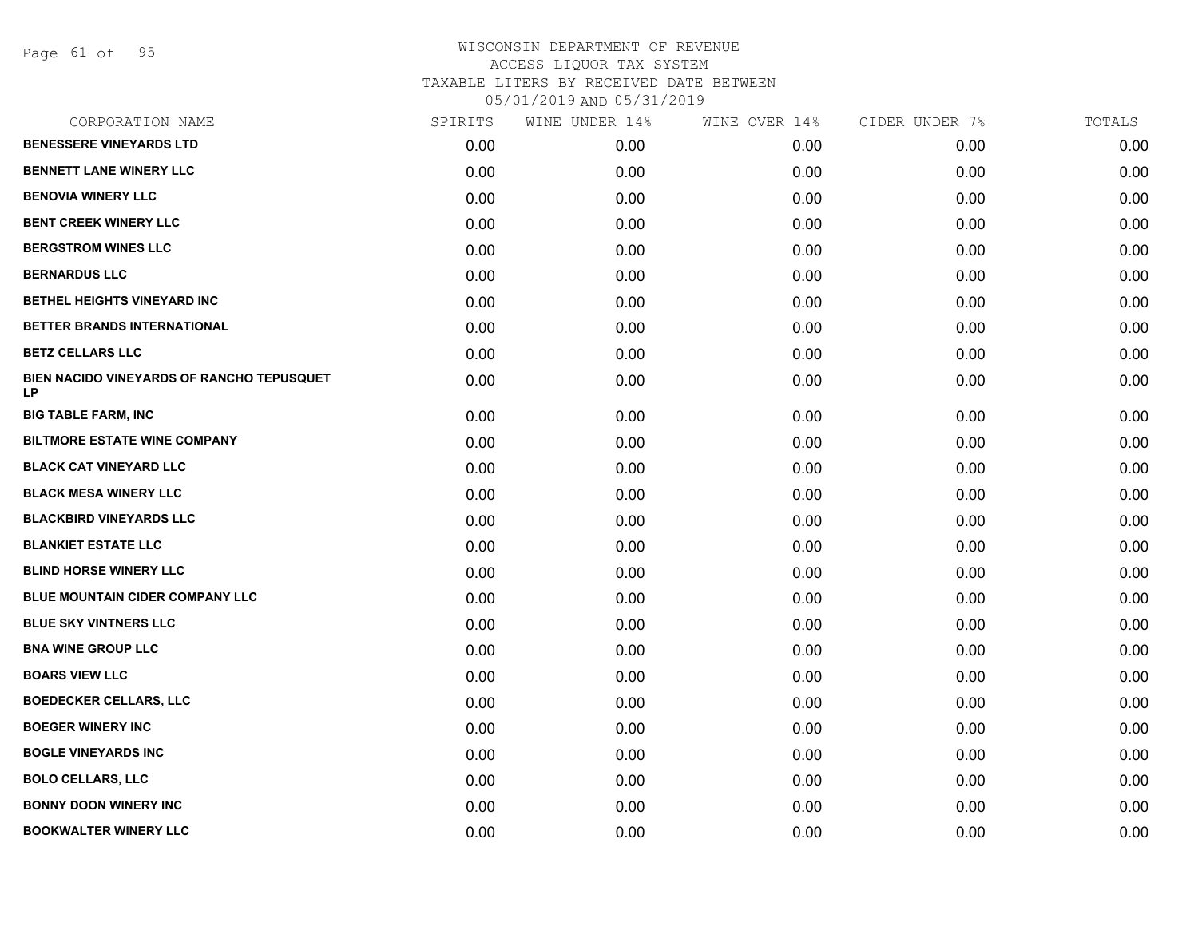# WISCONSIN DEPARTMENT OF REVENUE
## ACCESS LIQUOR TAX SYSTEM
### TAXABLE LITERS BY RECEIVED DATE BETWEEN 05/01/2019 AND 05/31/2019

| CORPORATION NAME | SPIRITS | WINE UNDER 14% | WINE OVER 14% | CIDER UNDER 7% | TOTALS |
|---|---|---|---|---|---|
| BENESSERE VINEYARDS LTD | 0.00 | 0.00 | 0.00 | 0.00 | 0.00 |
| BENNETT LANE WINERY LLC | 0.00 | 0.00 | 0.00 | 0.00 | 0.00 |
| BENOVIA WINERY LLC | 0.00 | 0.00 | 0.00 | 0.00 | 0.00 |
| BENT CREEK WINERY LLC | 0.00 | 0.00 | 0.00 | 0.00 | 0.00 |
| BERGSTROM WINES LLC | 0.00 | 0.00 | 0.00 | 0.00 | 0.00 |
| BERNARDUS LLC | 0.00 | 0.00 | 0.00 | 0.00 | 0.00 |
| BETHEL HEIGHTS VINEYARD INC | 0.00 | 0.00 | 0.00 | 0.00 | 0.00 |
| BETTER BRANDS INTERNATIONAL | 0.00 | 0.00 | 0.00 | 0.00 | 0.00 |
| BETZ CELLARS LLC | 0.00 | 0.00 | 0.00 | 0.00 | 0.00 |
| BIEN NACIDO VINEYARDS OF RANCHO TEPUSQUET LP | 0.00 | 0.00 | 0.00 | 0.00 | 0.00 |
| BIG TABLE FARM, INC | 0.00 | 0.00 | 0.00 | 0.00 | 0.00 |
| BILTMORE ESTATE WINE COMPANY | 0.00 | 0.00 | 0.00 | 0.00 | 0.00 |
| BLACK CAT VINEYARD LLC | 0.00 | 0.00 | 0.00 | 0.00 | 0.00 |
| BLACK MESA WINERY LLC | 0.00 | 0.00 | 0.00 | 0.00 | 0.00 |
| BLACKBIRD VINEYARDS LLC | 0.00 | 0.00 | 0.00 | 0.00 | 0.00 |
| BLANKIET ESTATE LLC | 0.00 | 0.00 | 0.00 | 0.00 | 0.00 |
| BLIND HORSE WINERY LLC | 0.00 | 0.00 | 0.00 | 0.00 | 0.00 |
| BLUE MOUNTAIN CIDER COMPANY LLC | 0.00 | 0.00 | 0.00 | 0.00 | 0.00 |
| BLUE SKY VINTNERS LLC | 0.00 | 0.00 | 0.00 | 0.00 | 0.00 |
| BNA WINE GROUP LLC | 0.00 | 0.00 | 0.00 | 0.00 | 0.00 |
| BOARS VIEW LLC | 0.00 | 0.00 | 0.00 | 0.00 | 0.00 |
| BOEDECKER CELLARS, LLC | 0.00 | 0.00 | 0.00 | 0.00 | 0.00 |
| BOEGER WINERY INC | 0.00 | 0.00 | 0.00 | 0.00 | 0.00 |
| BOGLE VINEYARDS INC | 0.00 | 0.00 | 0.00 | 0.00 | 0.00 |
| BOLO CELLARS, LLC | 0.00 | 0.00 | 0.00 | 0.00 | 0.00 |
| BONNY DOON WINERY INC | 0.00 | 0.00 | 0.00 | 0.00 | 0.00 |
| BOOKWALTER WINERY LLC | 0.00 | 0.00 | 0.00 | 0.00 | 0.00 |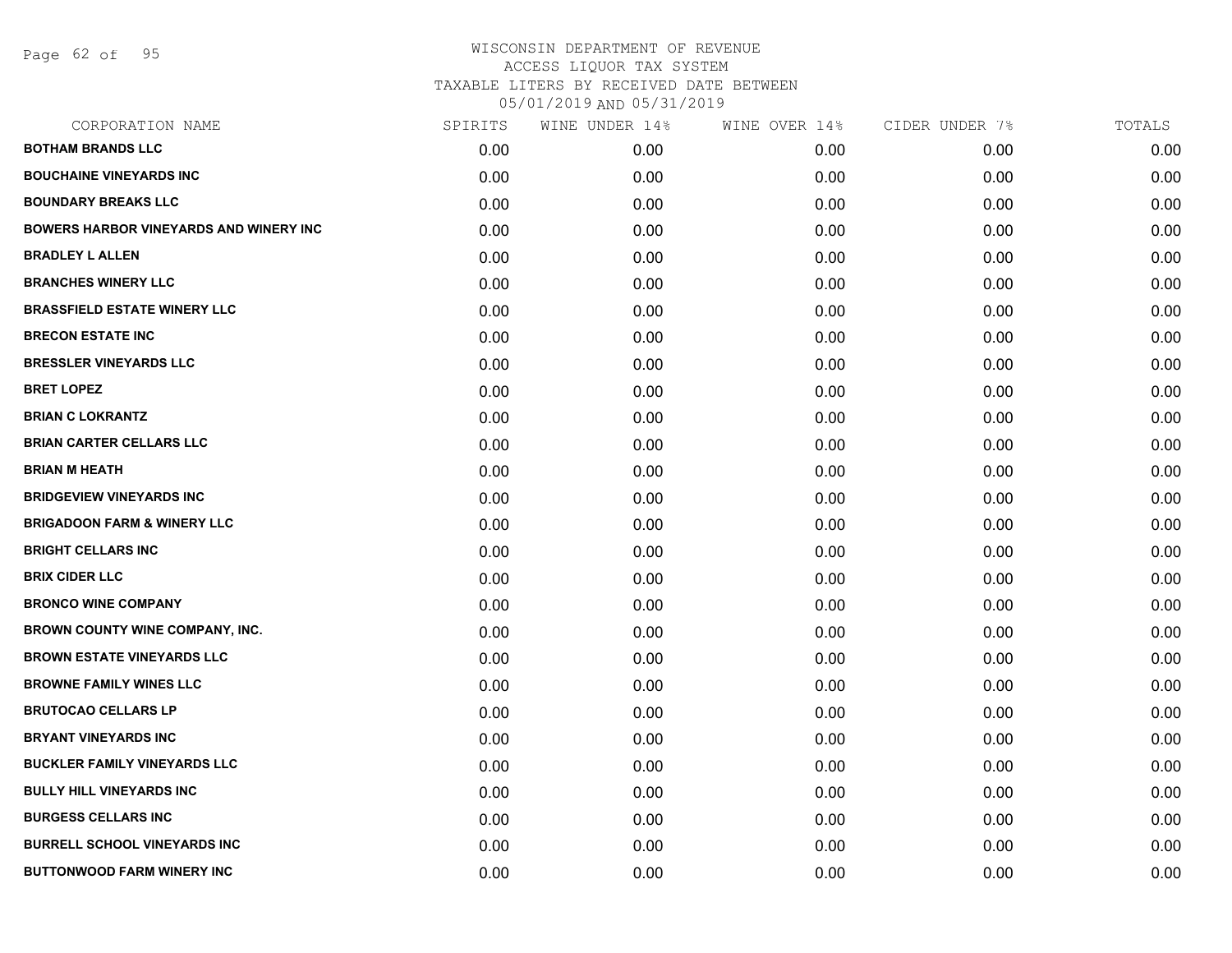WISCONSIN DEPARTMENT OF REVENUE
ACCESS LIQUOR TAX SYSTEM
TAXABLE LITERS BY RECEIVED DATE BETWEEN
05/01/2019 AND 05/31/2019

| CORPORATION NAME | SPIRITS | WINE UNDER 14% | WINE OVER 14% | CIDER UNDER 7% | TOTALS |
|---|---|---|---|---|---|
| BOTHAM BRANDS LLC | 0.00 | 0.00 | 0.00 | 0.00 | 0.00 |
| BOUCHAINE VINEYARDS INC | 0.00 | 0.00 | 0.00 | 0.00 | 0.00 |
| BOUNDARY BREAKS LLC | 0.00 | 0.00 | 0.00 | 0.00 | 0.00 |
| BOWERS HARBOR VINEYARDS AND WINERY INC | 0.00 | 0.00 | 0.00 | 0.00 | 0.00 |
| BRADLEY L ALLEN | 0.00 | 0.00 | 0.00 | 0.00 | 0.00 |
| BRANCHES WINERY LLC | 0.00 | 0.00 | 0.00 | 0.00 | 0.00 |
| BRASSFIELD ESTATE WINERY LLC | 0.00 | 0.00 | 0.00 | 0.00 | 0.00 |
| BRECON ESTATE INC | 0.00 | 0.00 | 0.00 | 0.00 | 0.00 |
| BRESSLER VINEYARDS LLC | 0.00 | 0.00 | 0.00 | 0.00 | 0.00 |
| BRET LOPEZ | 0.00 | 0.00 | 0.00 | 0.00 | 0.00 |
| BRIAN C LOKRANTZ | 0.00 | 0.00 | 0.00 | 0.00 | 0.00 |
| BRIAN CARTER CELLARS LLC | 0.00 | 0.00 | 0.00 | 0.00 | 0.00 |
| BRIAN M HEATH | 0.00 | 0.00 | 0.00 | 0.00 | 0.00 |
| BRIDGEVIEW VINEYARDS INC | 0.00 | 0.00 | 0.00 | 0.00 | 0.00 |
| BRIGADOON FARM & WINERY LLC | 0.00 | 0.00 | 0.00 | 0.00 | 0.00 |
| BRIGHT CELLARS INC | 0.00 | 0.00 | 0.00 | 0.00 | 0.00 |
| BRIX CIDER LLC | 0.00 | 0.00 | 0.00 | 0.00 | 0.00 |
| BRONCO WINE COMPANY | 0.00 | 0.00 | 0.00 | 0.00 | 0.00 |
| BROWN COUNTY WINE COMPANY, INC. | 0.00 | 0.00 | 0.00 | 0.00 | 0.00 |
| BROWN ESTATE VINEYARDS LLC | 0.00 | 0.00 | 0.00 | 0.00 | 0.00 |
| BROWNE FAMILY WINES LLC | 0.00 | 0.00 | 0.00 | 0.00 | 0.00 |
| BRUTOCAO CELLARS LP | 0.00 | 0.00 | 0.00 | 0.00 | 0.00 |
| BRYANT VINEYARDS INC | 0.00 | 0.00 | 0.00 | 0.00 | 0.00 |
| BUCKLER FAMILY VINEYARDS LLC | 0.00 | 0.00 | 0.00 | 0.00 | 0.00 |
| BULLY HILL VINEYARDS INC | 0.00 | 0.00 | 0.00 | 0.00 | 0.00 |
| BURGESS CELLARS INC | 0.00 | 0.00 | 0.00 | 0.00 | 0.00 |
| BURRELL SCHOOL VINEYARDS INC | 0.00 | 0.00 | 0.00 | 0.00 | 0.00 |
| BUTTONWOOD FARM WINERY INC | 0.00 | 0.00 | 0.00 | 0.00 | 0.00 |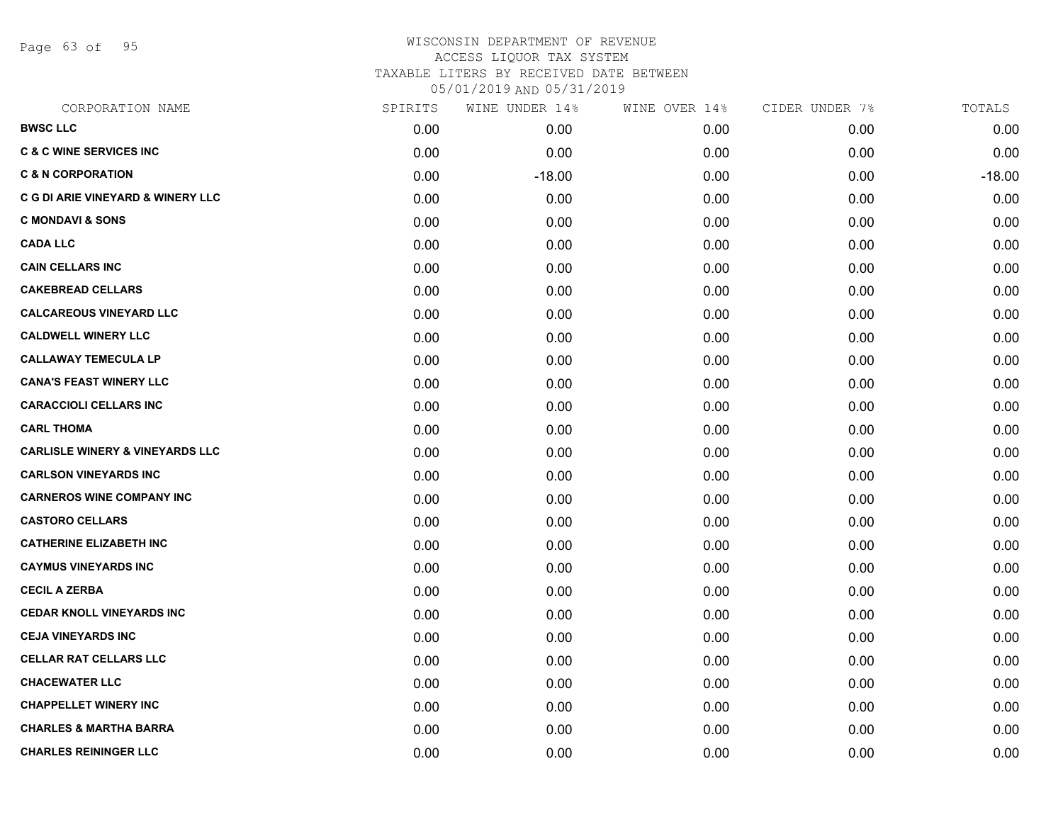WISCONSIN DEPARTMENT OF REVENUE
ACCESS LIQUOR TAX SYSTEM
TAXABLE LITERS BY RECEIVED DATE BETWEEN
05/01/2019 AND 05/31/2019

| CORPORATION NAME | SPIRITS | WINE UNDER 14% | WINE OVER 14% | CIDER UNDER 7% | TOTALS |
|---|---|---|---|---|---|
| BWSC LLC | 0.00 | 0.00 | 0.00 | 0.00 | 0.00 |
| C & C WINE SERVICES INC | 0.00 | 0.00 | 0.00 | 0.00 | 0.00 |
| C & N CORPORATION | 0.00 | -18.00 | 0.00 | 0.00 | -18.00 |
| C G DI ARIE VINEYARD & WINERY LLC | 0.00 | 0.00 | 0.00 | 0.00 | 0.00 |
| C MONDAVI & SONS | 0.00 | 0.00 | 0.00 | 0.00 | 0.00 |
| CADA LLC | 0.00 | 0.00 | 0.00 | 0.00 | 0.00 |
| CAIN CELLARS INC | 0.00 | 0.00 | 0.00 | 0.00 | 0.00 |
| CAKEBREAD CELLARS | 0.00 | 0.00 | 0.00 | 0.00 | 0.00 |
| CALCAREOUS VINEYARD LLC | 0.00 | 0.00 | 0.00 | 0.00 | 0.00 |
| CALDWELL WINERY LLC | 0.00 | 0.00 | 0.00 | 0.00 | 0.00 |
| CALLAWAY TEMECULA LP | 0.00 | 0.00 | 0.00 | 0.00 | 0.00 |
| CANA'S FEAST WINERY LLC | 0.00 | 0.00 | 0.00 | 0.00 | 0.00 |
| CARACCIOLI CELLARS INC | 0.00 | 0.00 | 0.00 | 0.00 | 0.00 |
| CARL THOMA | 0.00 | 0.00 | 0.00 | 0.00 | 0.00 |
| CARLISLE WINERY & VINEYARDS LLC | 0.00 | 0.00 | 0.00 | 0.00 | 0.00 |
| CARLSON VINEYARDS INC | 0.00 | 0.00 | 0.00 | 0.00 | 0.00 |
| CARNEROS WINE COMPANY INC | 0.00 | 0.00 | 0.00 | 0.00 | 0.00 |
| CASTORO CELLARS | 0.00 | 0.00 | 0.00 | 0.00 | 0.00 |
| CATHERINE ELIZABETH INC | 0.00 | 0.00 | 0.00 | 0.00 | 0.00 |
| CAYMUS VINEYARDS INC | 0.00 | 0.00 | 0.00 | 0.00 | 0.00 |
| CECIL A ZERBA | 0.00 | 0.00 | 0.00 | 0.00 | 0.00 |
| CEDAR KNOLL VINEYARDS INC | 0.00 | 0.00 | 0.00 | 0.00 | 0.00 |
| CEJA VINEYARDS INC | 0.00 | 0.00 | 0.00 | 0.00 | 0.00 |
| CELLAR RAT CELLARS LLC | 0.00 | 0.00 | 0.00 | 0.00 | 0.00 |
| CHACEWATER LLC | 0.00 | 0.00 | 0.00 | 0.00 | 0.00 |
| CHAPPELLET WINERY INC | 0.00 | 0.00 | 0.00 | 0.00 | 0.00 |
| CHARLES & MARTHA BARRA | 0.00 | 0.00 | 0.00 | 0.00 | 0.00 |
| CHARLES REININGER LLC | 0.00 | 0.00 | 0.00 | 0.00 | 0.00 |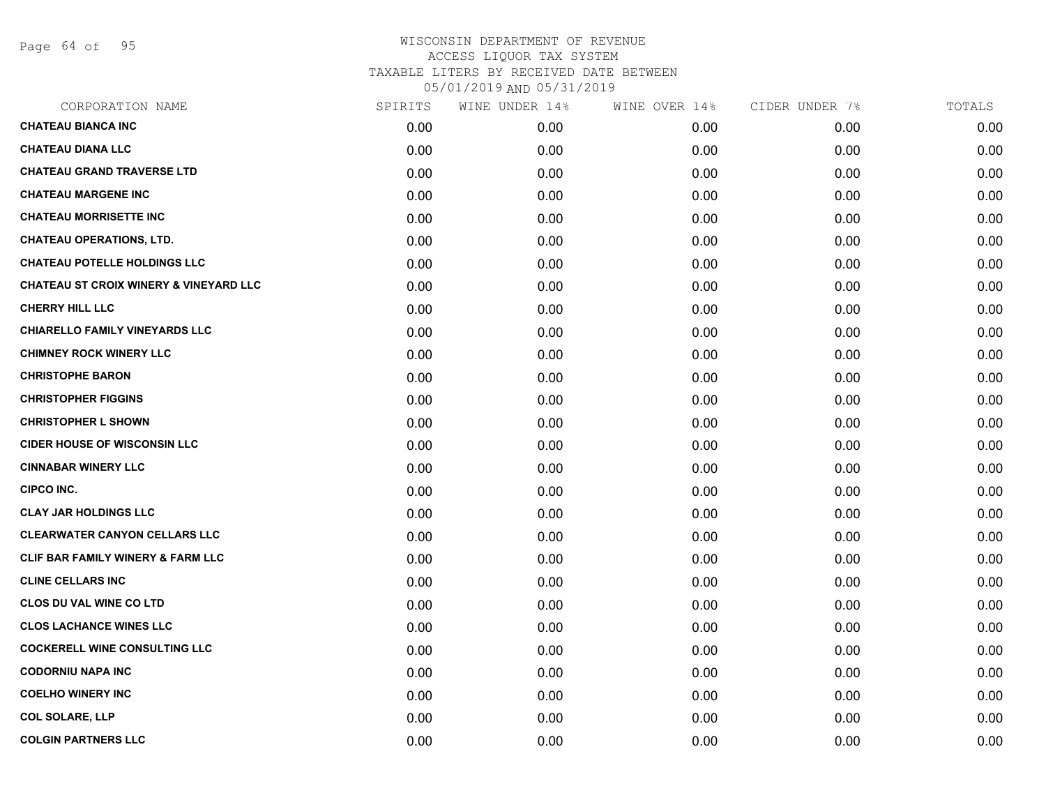WISCONSIN DEPARTMENT OF REVENUE
ACCESS LIQUOR TAX SYSTEM
TAXABLE LITERS BY RECEIVED DATE BETWEEN
05/01/2019 AND 05/31/2019

| CORPORATION NAME | SPIRITS | WINE UNDER 14% | WINE OVER 14% | CIDER UNDER 7% | TOTALS |
|---|---|---|---|---|---|
| **CHATEAU BIANCA INC** | 0.00 | 0.00 | 0.00 | 0.00 | 0.00 |
| **CHATEAU DIANA LLC** | 0.00 | 0.00 | 0.00 | 0.00 | 0.00 |
| **CHATEAU GRAND TRAVERSE LTD** | 0.00 | 0.00 | 0.00 | 0.00 | 0.00 |
| **CHATEAU MARGENE INC** | 0.00 | 0.00 | 0.00 | 0.00 | 0.00 |
| **CHATEAU MORRISETTE INC** | 0.00 | 0.00 | 0.00 | 0.00 | 0.00 |
| **CHATEAU OPERATIONS, LTD.** | 0.00 | 0.00 | 0.00 | 0.00 | 0.00 |
| **CHATEAU POTELLE HOLDINGS LLC** | 0.00 | 0.00 | 0.00 | 0.00 | 0.00 |
| **CHATEAU ST CROIX WINERY & VINEYARD LLC** | 0.00 | 0.00 | 0.00 | 0.00 | 0.00 |
| **CHERRY HILL LLC** | 0.00 | 0.00 | 0.00 | 0.00 | 0.00 |
| **CHIARELLO FAMILY VINEYARDS LLC** | 0.00 | 0.00 | 0.00 | 0.00 | 0.00 |
| **CHIMNEY ROCK WINERY LLC** | 0.00 | 0.00 | 0.00 | 0.00 | 0.00 |
| **CHRISTOPHE BARON** | 0.00 | 0.00 | 0.00 | 0.00 | 0.00 |
| **CHRISTOPHER FIGGINS** | 0.00 | 0.00 | 0.00 | 0.00 | 0.00 |
| **CHRISTOPHER L SHOWN** | 0.00 | 0.00 | 0.00 | 0.00 | 0.00 |
| **CIDER HOUSE OF WISCONSIN LLC** | 0.00 | 0.00 | 0.00 | 0.00 | 0.00 |
| **CINNABAR WINERY LLC** | 0.00 | 0.00 | 0.00 | 0.00 | 0.00 |
| **CIPCO INC.** | 0.00 | 0.00 | 0.00 | 0.00 | 0.00 |
| **CLAY JAR HOLDINGS LLC** | 0.00 | 0.00 | 0.00 | 0.00 | 0.00 |
| **CLEARWATER CANYON CELLARS LLC** | 0.00 | 0.00 | 0.00 | 0.00 | 0.00 |
| **CLIF BAR FAMILY WINERY & FARM LLC** | 0.00 | 0.00 | 0.00 | 0.00 | 0.00 |
| **CLINE CELLARS INC** | 0.00 | 0.00 | 0.00 | 0.00 | 0.00 |
| **CLOS DU VAL WINE CO LTD** | 0.00 | 0.00 | 0.00 | 0.00 | 0.00 |
| **CLOS LACHANCE WINES LLC** | 0.00 | 0.00 | 0.00 | 0.00 | 0.00 |
| **COCKERELL WINE CONSULTING LLC** | 0.00 | 0.00 | 0.00 | 0.00 | 0.00 |
| **CODORNIU NAPA INC** | 0.00 | 0.00 | 0.00 | 0.00 | 0.00 |
| **COELHO WINERY INC** | 0.00 | 0.00 | 0.00 | 0.00 | 0.00 |
| **COL SOLARE, LLP** | 0.00 | 0.00 | 0.00 | 0.00 | 0.00 |
| **COLGIN PARTNERS LLC** | 0.00 | 0.00 | 0.00 | 0.00 | 0.00 |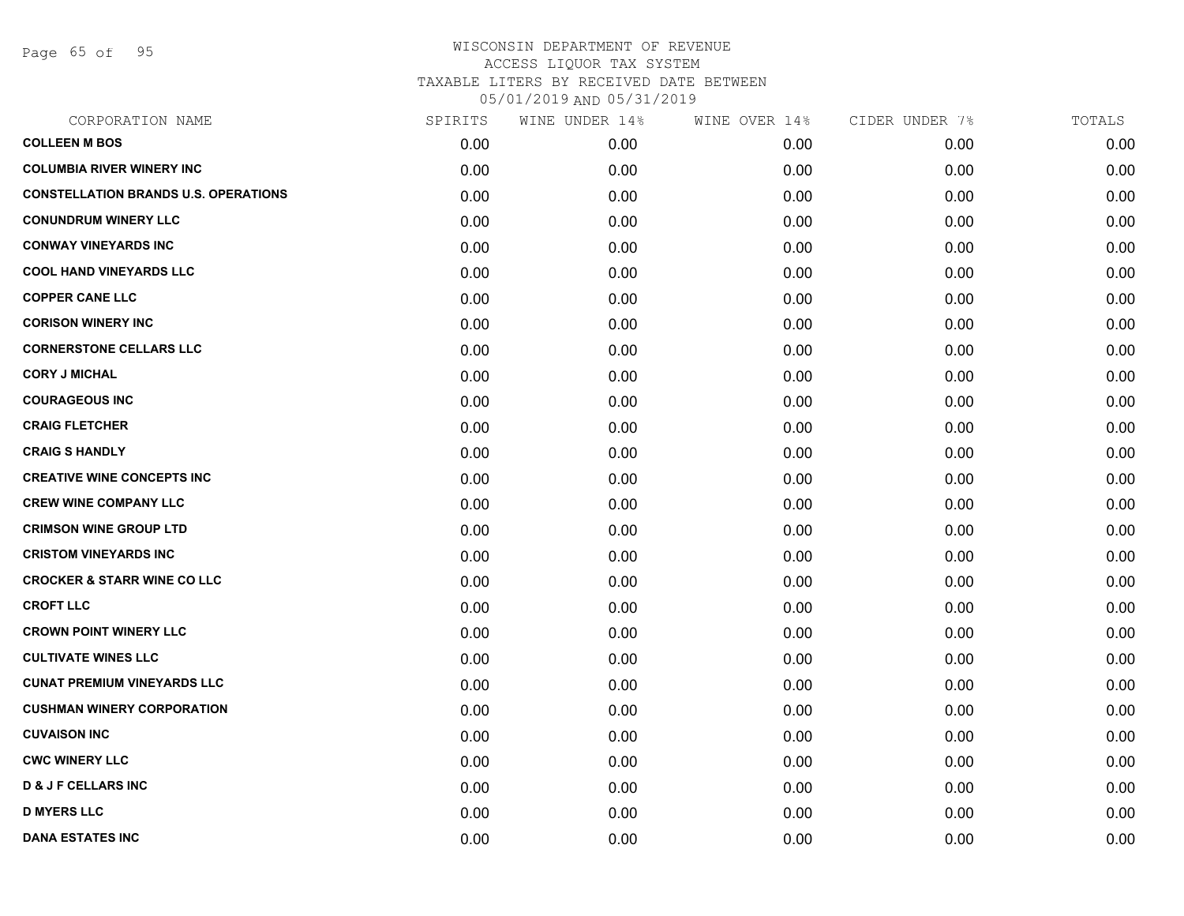WISCONSIN DEPARTMENT OF REVENUE
ACCESS LIQUOR TAX SYSTEM
TAXABLE LITERS BY RECEIVED DATE BETWEEN
05/01/2019 AND 05/31/2019

| CORPORATION NAME | SPIRITS | WINE UNDER 14% | WINE OVER 14% | CIDER UNDER 7% | TOTALS |
|---|---|---|---|---|---|
| **COLLEEN M BOS** | 0.00 | 0.00 | 0.00 | 0.00 | 0.00 |
| **COLUMBIA RIVER WINERY INC** | 0.00 | 0.00 | 0.00 | 0.00 | 0.00 |
| **CONSTELLATION BRANDS U.S. OPERATIONS** | 0.00 | 0.00 | 0.00 | 0.00 | 0.00 |
| **CONUNDRUM WINERY LLC** | 0.00 | 0.00 | 0.00 | 0.00 | 0.00 |
| **CONWAY VINEYARDS INC** | 0.00 | 0.00 | 0.00 | 0.00 | 0.00 |
| **COOL HAND VINEYARDS LLC** | 0.00 | 0.00 | 0.00 | 0.00 | 0.00 |
| **COPPER CANE LLC** | 0.00 | 0.00 | 0.00 | 0.00 | 0.00 |
| **CORISON WINERY INC** | 0.00 | 0.00 | 0.00 | 0.00 | 0.00 |
| **CORNERSTONE CELLARS LLC** | 0.00 | 0.00 | 0.00 | 0.00 | 0.00 |
| **CORY J MICHAL** | 0.00 | 0.00 | 0.00 | 0.00 | 0.00 |
| **COURAGEOUS INC** | 0.00 | 0.00 | 0.00 | 0.00 | 0.00 |
| **CRAIG FLETCHER** | 0.00 | 0.00 | 0.00 | 0.00 | 0.00 |
| **CRAIG S HANDLY** | 0.00 | 0.00 | 0.00 | 0.00 | 0.00 |
| **CREATIVE WINE CONCEPTS INC** | 0.00 | 0.00 | 0.00 | 0.00 | 0.00 |
| **CREW WINE COMPANY LLC** | 0.00 | 0.00 | 0.00 | 0.00 | 0.00 |
| **CRIMSON WINE GROUP LTD** | 0.00 | 0.00 | 0.00 | 0.00 | 0.00 |
| **CRISTOM VINEYARDS INC** | 0.00 | 0.00 | 0.00 | 0.00 | 0.00 |
| **CROCKER & STARR WINE CO LLC** | 0.00 | 0.00 | 0.00 | 0.00 | 0.00 |
| **CROFT LLC** | 0.00 | 0.00 | 0.00 | 0.00 | 0.00 |
| **CROWN POINT WINERY LLC** | 0.00 | 0.00 | 0.00 | 0.00 | 0.00 |
| **CULTIVATE WINES LLC** | 0.00 | 0.00 | 0.00 | 0.00 | 0.00 |
| **CUNAT PREMIUM VINEYARDS LLC** | 0.00 | 0.00 | 0.00 | 0.00 | 0.00 |
| **CUSHMAN WINERY CORPORATION** | 0.00 | 0.00 | 0.00 | 0.00 | 0.00 |
| **CUVAISON INC** | 0.00 | 0.00 | 0.00 | 0.00 | 0.00 |
| **CWC WINERY LLC** | 0.00 | 0.00 | 0.00 | 0.00 | 0.00 |
| **D & J F CELLARS INC** | 0.00 | 0.00 | 0.00 | 0.00 | 0.00 |
| **D MYERS LLC** | 0.00 | 0.00 | 0.00 | 0.00 | 0.00 |
| **DANA ESTATES INC** | 0.00 | 0.00 | 0.00 | 0.00 | 0.00 |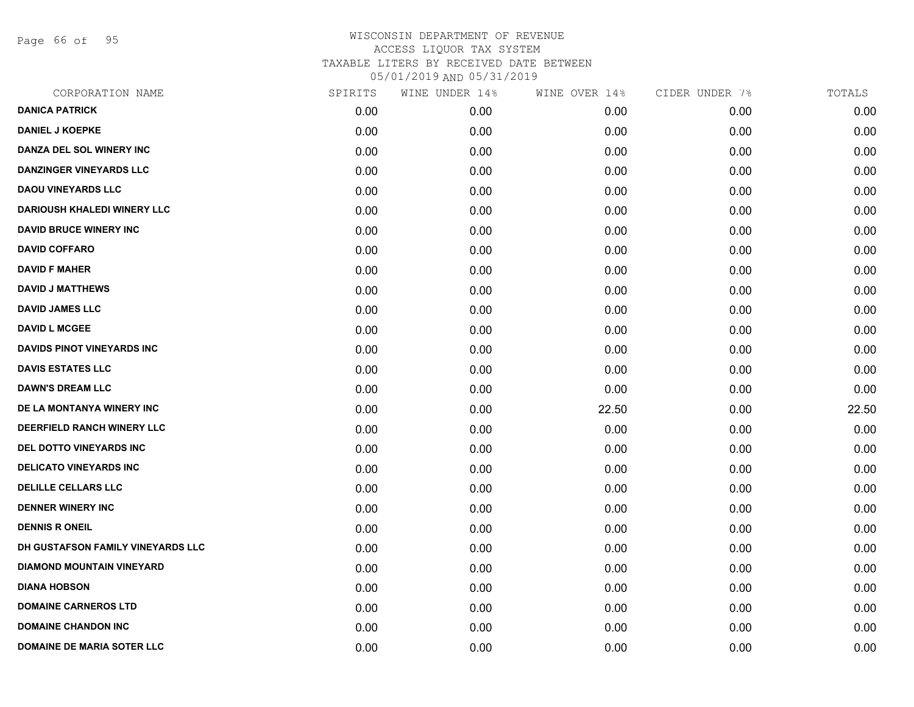WISCONSIN DEPARTMENT OF REVENUE
ACCESS LIQUOR TAX SYSTEM
TAXABLE LITERS BY RECEIVED DATE BETWEEN
05/01/2019 AND 05/31/2019

| CORPORATION NAME | SPIRITS | WINE UNDER 14% | WINE OVER 14% | CIDER UNDER 7% | TOTALS |
|---|---|---|---|---|---|
| DANICA PATRICK | 0.00 | 0.00 | 0.00 | 0.00 | 0.00 |
| DANIEL J KOEPKE | 0.00 | 0.00 | 0.00 | 0.00 | 0.00 |
| DANZA DEL SOL WINERY INC | 0.00 | 0.00 | 0.00 | 0.00 | 0.00 |
| DANZINGER VINEYARDS LLC | 0.00 | 0.00 | 0.00 | 0.00 | 0.00 |
| DAOU VINEYARDS LLC | 0.00 | 0.00 | 0.00 | 0.00 | 0.00 |
| DARIOUSH KHALEDI WINERY LLC | 0.00 | 0.00 | 0.00 | 0.00 | 0.00 |
| DAVID BRUCE WINERY INC | 0.00 | 0.00 | 0.00 | 0.00 | 0.00 |
| DAVID COFFARO | 0.00 | 0.00 | 0.00 | 0.00 | 0.00 |
| DAVID F MAHER | 0.00 | 0.00 | 0.00 | 0.00 | 0.00 |
| DAVID J MATTHEWS | 0.00 | 0.00 | 0.00 | 0.00 | 0.00 |
| DAVID JAMES LLC | 0.00 | 0.00 | 0.00 | 0.00 | 0.00 |
| DAVID L MCGEE | 0.00 | 0.00 | 0.00 | 0.00 | 0.00 |
| DAVIDS PINOT VINEYARDS INC | 0.00 | 0.00 | 0.00 | 0.00 | 0.00 |
| DAVIS ESTATES LLC | 0.00 | 0.00 | 0.00 | 0.00 | 0.00 |
| DAWN'S DREAM LLC | 0.00 | 0.00 | 0.00 | 0.00 | 0.00 |
| DE LA MONTANYA WINERY INC | 0.00 | 0.00 | 22.50 | 0.00 | 22.50 |
| DEERFIELD RANCH WINERY LLC | 0.00 | 0.00 | 0.00 | 0.00 | 0.00 |
| DEL DOTTO VINEYARDS INC | 0.00 | 0.00 | 0.00 | 0.00 | 0.00 |
| DELICATO VINEYARDS INC | 0.00 | 0.00 | 0.00 | 0.00 | 0.00 |
| DELILLE CELLARS LLC | 0.00 | 0.00 | 0.00 | 0.00 | 0.00 |
| DENNER WINERY INC | 0.00 | 0.00 | 0.00 | 0.00 | 0.00 |
| DENNIS R ONEIL | 0.00 | 0.00 | 0.00 | 0.00 | 0.00 |
| DH GUSTAFSON FAMILY VINEYARDS LLC | 0.00 | 0.00 | 0.00 | 0.00 | 0.00 |
| DIAMOND MOUNTAIN VINEYARD | 0.00 | 0.00 | 0.00 | 0.00 | 0.00 |
| DIANA HOBSON | 0.00 | 0.00 | 0.00 | 0.00 | 0.00 |
| DOMAINE CARNEROS LTD | 0.00 | 0.00 | 0.00 | 0.00 | 0.00 |
| DOMAINE CHANDON INC | 0.00 | 0.00 | 0.00 | 0.00 | 0.00 |
| DOMAINE DE MARIA SOTER LLC | 0.00 | 0.00 | 0.00 | 0.00 | 0.00 |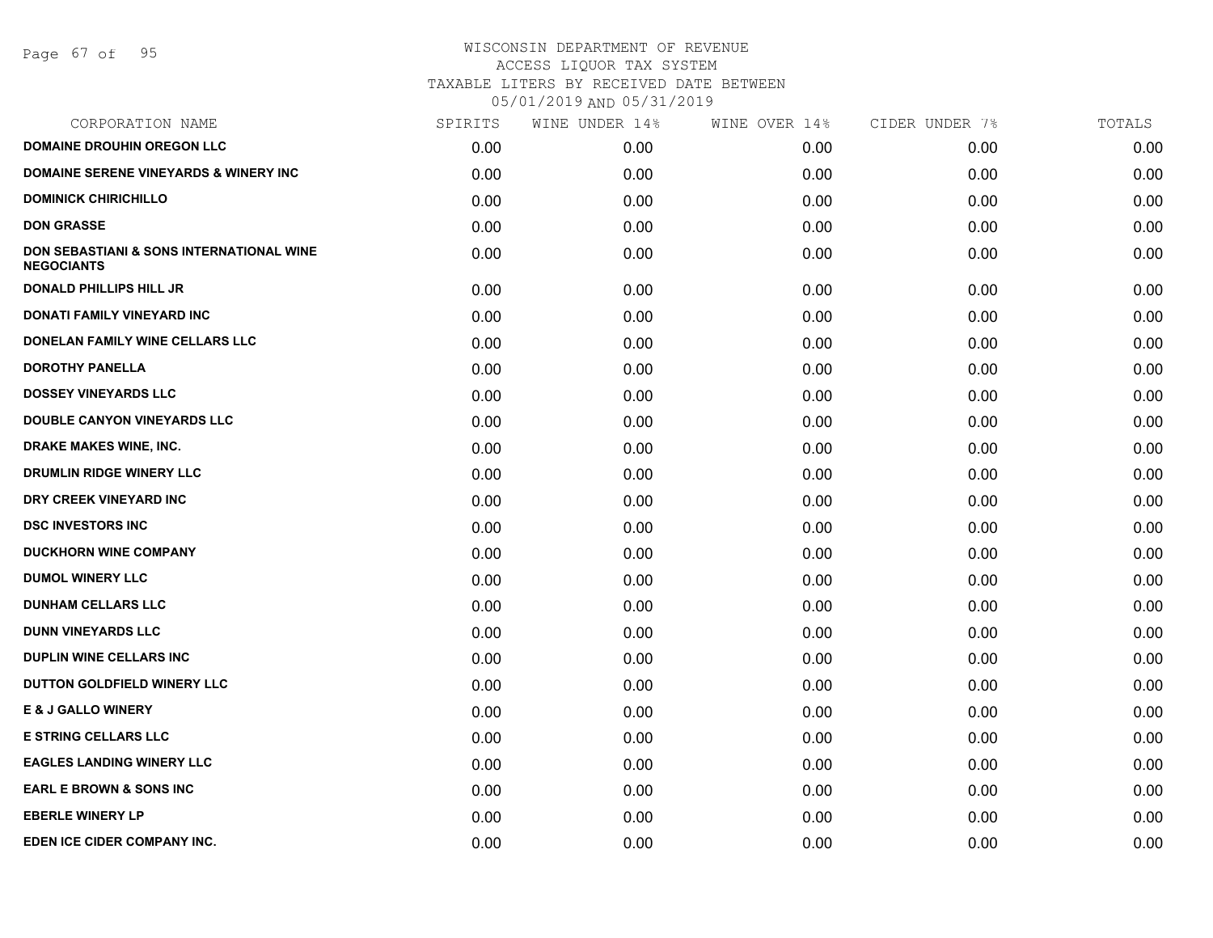WISCONSIN DEPARTMENT OF REVENUE
ACCESS LIQUOR TAX SYSTEM
TAXABLE LITERS BY RECEIVED DATE BETWEEN
05/01/2019 AND 05/31/2019

| CORPORATION NAME | SPIRITS | WINE UNDER 14% | WINE OVER 14% | CIDER UNDER 7% | TOTALS |
|---|---|---|---|---|---|
| DOMAINE DROUHIN OREGON LLC | 0.00 | 0.00 | 0.00 | 0.00 | 0.00 |
| DOMAINE SERENE VINEYARDS & WINERY INC | 0.00 | 0.00 | 0.00 | 0.00 | 0.00 |
| DOMINICK CHIRICHILLO | 0.00 | 0.00 | 0.00 | 0.00 | 0.00 |
| DON GRASSE | 0.00 | 0.00 | 0.00 | 0.00 | 0.00 |
| DON SEBASTIANI & SONS INTERNATIONAL WINE NEGOCIANTS | 0.00 | 0.00 | 0.00 | 0.00 | 0.00 |
| DONALD PHILLIPS HILL JR | 0.00 | 0.00 | 0.00 | 0.00 | 0.00 |
| DONATI FAMILY VINEYARD INC | 0.00 | 0.00 | 0.00 | 0.00 | 0.00 |
| DONELAN FAMILY WINE CELLARS LLC | 0.00 | 0.00 | 0.00 | 0.00 | 0.00 |
| DOROTHY PANELLA | 0.00 | 0.00 | 0.00 | 0.00 | 0.00 |
| DOSSEY VINEYARDS LLC | 0.00 | 0.00 | 0.00 | 0.00 | 0.00 |
| DOUBLE CANYON VINEYARDS LLC | 0.00 | 0.00 | 0.00 | 0.00 | 0.00 |
| DRAKE MAKES WINE, INC. | 0.00 | 0.00 | 0.00 | 0.00 | 0.00 |
| DRUMLIN RIDGE WINERY LLC | 0.00 | 0.00 | 0.00 | 0.00 | 0.00 |
| DRY CREEK VINEYARD INC | 0.00 | 0.00 | 0.00 | 0.00 | 0.00 |
| DSC INVESTORS INC | 0.00 | 0.00 | 0.00 | 0.00 | 0.00 |
| DUCKHORN WINE COMPANY | 0.00 | 0.00 | 0.00 | 0.00 | 0.00 |
| DUMOL WINERY LLC | 0.00 | 0.00 | 0.00 | 0.00 | 0.00 |
| DUNHAM CELLARS LLC | 0.00 | 0.00 | 0.00 | 0.00 | 0.00 |
| DUNN VINEYARDS LLC | 0.00 | 0.00 | 0.00 | 0.00 | 0.00 |
| DUPLIN WINE CELLARS INC | 0.00 | 0.00 | 0.00 | 0.00 | 0.00 |
| DUTTON GOLDFIELD WINERY LLC | 0.00 | 0.00 | 0.00 | 0.00 | 0.00 |
| E & J GALLO WINERY | 0.00 | 0.00 | 0.00 | 0.00 | 0.00 |
| E STRING CELLARS LLC | 0.00 | 0.00 | 0.00 | 0.00 | 0.00 |
| EAGLES LANDING WINERY LLC | 0.00 | 0.00 | 0.00 | 0.00 | 0.00 |
| EARL E BROWN & SONS INC | 0.00 | 0.00 | 0.00 | 0.00 | 0.00 |
| EBERLE WINERY LP | 0.00 | 0.00 | 0.00 | 0.00 | 0.00 |
| EDEN ICE CIDER COMPANY INC. | 0.00 | 0.00 | 0.00 | 0.00 | 0.00 |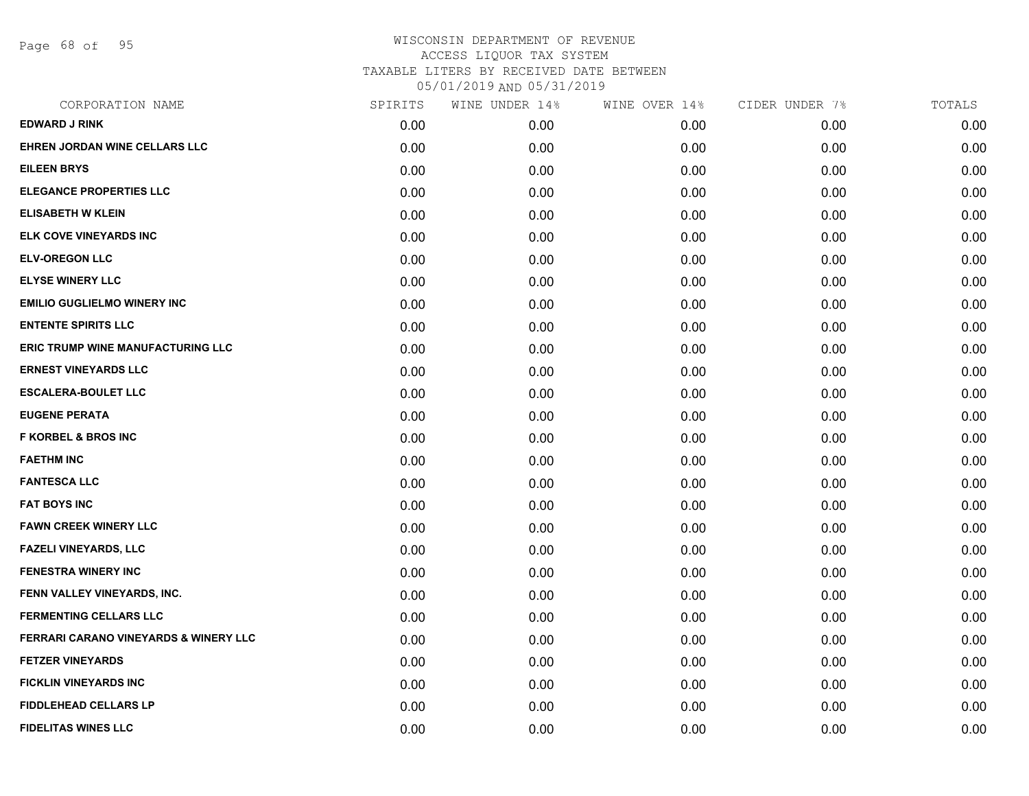WISCONSIN DEPARTMENT OF REVENUE
ACCESS LIQUOR TAX SYSTEM
TAXABLE LITERS BY RECEIVED DATE BETWEEN
05/01/2019 AND 05/31/2019

| CORPORATION NAME | SPIRITS | WINE UNDER 14% | WINE OVER 14% | CIDER UNDER 7% | TOTALS |
|---|---|---|---|---|---|
| EDWARD J RINK | 0.00 | 0.00 | 0.00 | 0.00 | 0.00 |
| EHREN JORDAN WINE CELLARS LLC | 0.00 | 0.00 | 0.00 | 0.00 | 0.00 |
| EILEEN BRYS | 0.00 | 0.00 | 0.00 | 0.00 | 0.00 |
| ELEGANCE PROPERTIES LLC | 0.00 | 0.00 | 0.00 | 0.00 | 0.00 |
| ELISABETH W KLEIN | 0.00 | 0.00 | 0.00 | 0.00 | 0.00 |
| ELK COVE VINEYARDS INC | 0.00 | 0.00 | 0.00 | 0.00 | 0.00 |
| ELV-OREGON LLC | 0.00 | 0.00 | 0.00 | 0.00 | 0.00 |
| ELYSE WINERY LLC | 0.00 | 0.00 | 0.00 | 0.00 | 0.00 |
| EMILIO GUGLIELMO WINERY INC | 0.00 | 0.00 | 0.00 | 0.00 | 0.00 |
| ENTENTE SPIRITS LLC | 0.00 | 0.00 | 0.00 | 0.00 | 0.00 |
| ERIC TRUMP WINE MANUFACTURING LLC | 0.00 | 0.00 | 0.00 | 0.00 | 0.00 |
| ERNEST VINEYARDS LLC | 0.00 | 0.00 | 0.00 | 0.00 | 0.00 |
| ESCALERA-BOULET LLC | 0.00 | 0.00 | 0.00 | 0.00 | 0.00 |
| EUGENE PERATA | 0.00 | 0.00 | 0.00 | 0.00 | 0.00 |
| F KORBEL & BROS INC | 0.00 | 0.00 | 0.00 | 0.00 | 0.00 |
| FAETHM INC | 0.00 | 0.00 | 0.00 | 0.00 | 0.00 |
| FANTESCA LLC | 0.00 | 0.00 | 0.00 | 0.00 | 0.00 |
| FAT BOYS INC | 0.00 | 0.00 | 0.00 | 0.00 | 0.00 |
| FAWN CREEK WINERY LLC | 0.00 | 0.00 | 0.00 | 0.00 | 0.00 |
| FAZELI VINEYARDS, LLC | 0.00 | 0.00 | 0.00 | 0.00 | 0.00 |
| FENESTRA WINERY INC | 0.00 | 0.00 | 0.00 | 0.00 | 0.00 |
| FENN VALLEY VINEYARDS, INC. | 0.00 | 0.00 | 0.00 | 0.00 | 0.00 |
| FERMENTING CELLARS LLC | 0.00 | 0.00 | 0.00 | 0.00 | 0.00 |
| FERRARI CARANO VINEYARDS & WINERY LLC | 0.00 | 0.00 | 0.00 | 0.00 | 0.00 |
| FETZER VINEYARDS | 0.00 | 0.00 | 0.00 | 0.00 | 0.00 |
| FICKLIN VINEYARDS INC | 0.00 | 0.00 | 0.00 | 0.00 | 0.00 |
| FIDDLEHEAD CELLARS LP | 0.00 | 0.00 | 0.00 | 0.00 | 0.00 |
| FIDELITAS WINES LLC | 0.00 | 0.00 | 0.00 | 0.00 | 0.00 |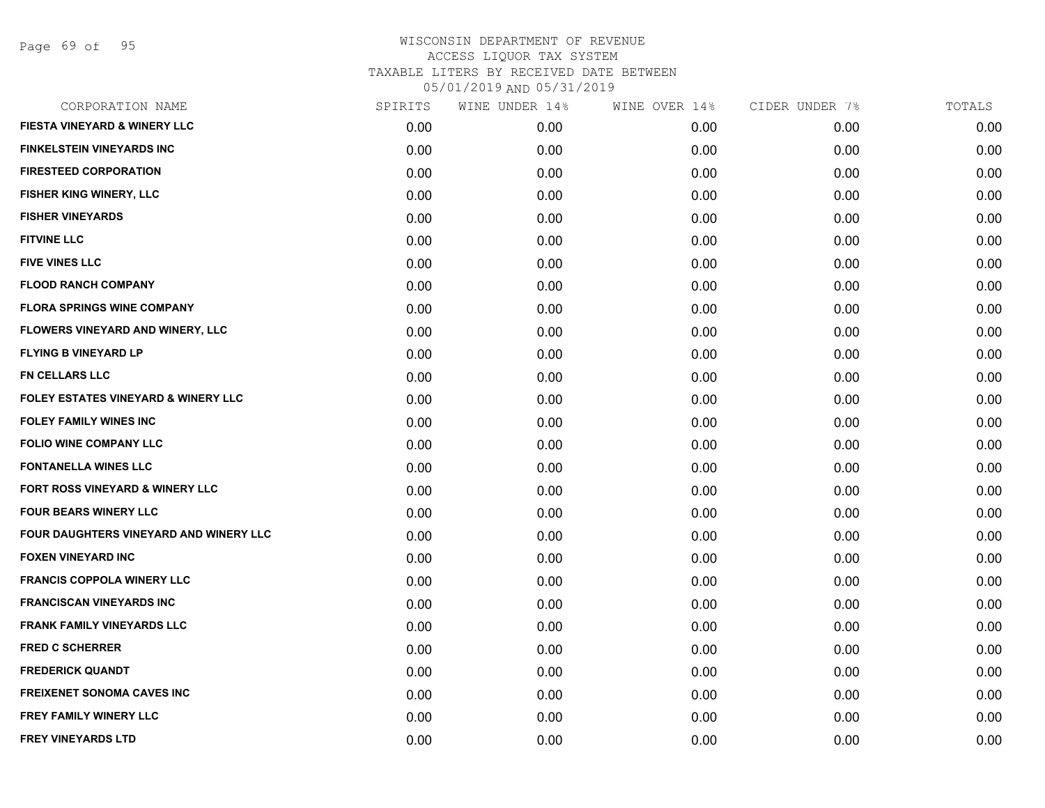WISCONSIN DEPARTMENT OF REVENUE
ACCESS LIQUOR TAX SYSTEM
TAXABLE LITERS BY RECEIVED DATE BETWEEN
05/01/2019 AND 05/31/2019

| CORPORATION NAME | SPIRITS | WINE UNDER 14% | WINE OVER 14% | CIDER UNDER 7% | TOTALS |
|---|---|---|---|---|---|
| FIESTA VINEYARD & WINERY LLC | 0.00 | 0.00 | 0.00 | 0.00 | 0.00 |
| FINKELSTEIN VINEYARDS INC | 0.00 | 0.00 | 0.00 | 0.00 | 0.00 |
| FIRESTEED CORPORATION | 0.00 | 0.00 | 0.00 | 0.00 | 0.00 |
| FISHER KING WINERY, LLC | 0.00 | 0.00 | 0.00 | 0.00 | 0.00 |
| FISHER VINEYARDS | 0.00 | 0.00 | 0.00 | 0.00 | 0.00 |
| FITVINE LLC | 0.00 | 0.00 | 0.00 | 0.00 | 0.00 |
| FIVE VINES LLC | 0.00 | 0.00 | 0.00 | 0.00 | 0.00 |
| FLOOD RANCH COMPANY | 0.00 | 0.00 | 0.00 | 0.00 | 0.00 |
| FLORA SPRINGS WINE COMPANY | 0.00 | 0.00 | 0.00 | 0.00 | 0.00 |
| FLOWERS VINEYARD AND WINERY, LLC | 0.00 | 0.00 | 0.00 | 0.00 | 0.00 |
| FLYING B VINEYARD LP | 0.00 | 0.00 | 0.00 | 0.00 | 0.00 |
| FN CELLARS LLC | 0.00 | 0.00 | 0.00 | 0.00 | 0.00 |
| FOLEY ESTATES VINEYARD & WINERY LLC | 0.00 | 0.00 | 0.00 | 0.00 | 0.00 |
| FOLEY FAMILY WINES INC | 0.00 | 0.00 | 0.00 | 0.00 | 0.00 |
| FOLIO WINE COMPANY LLC | 0.00 | 0.00 | 0.00 | 0.00 | 0.00 |
| FONTANELLA WINES LLC | 0.00 | 0.00 | 0.00 | 0.00 | 0.00 |
| FORT ROSS VINEYARD & WINERY LLC | 0.00 | 0.00 | 0.00 | 0.00 | 0.00 |
| FOUR BEARS WINERY LLC | 0.00 | 0.00 | 0.00 | 0.00 | 0.00 |
| FOUR DAUGHTERS VINEYARD AND WINERY LLC | 0.00 | 0.00 | 0.00 | 0.00 | 0.00 |
| FOXEN VINEYARD INC | 0.00 | 0.00 | 0.00 | 0.00 | 0.00 |
| FRANCIS COPPOLA WINERY LLC | 0.00 | 0.00 | 0.00 | 0.00 | 0.00 |
| FRANCISCAN VINEYARDS INC | 0.00 | 0.00 | 0.00 | 0.00 | 0.00 |
| FRANK FAMILY VINEYARDS LLC | 0.00 | 0.00 | 0.00 | 0.00 | 0.00 |
| FRED C SCHERRER | 0.00 | 0.00 | 0.00 | 0.00 | 0.00 |
| FREDERICK QUANDT | 0.00 | 0.00 | 0.00 | 0.00 | 0.00 |
| FREIXENET SONOMA CAVES INC | 0.00 | 0.00 | 0.00 | 0.00 | 0.00 |
| FREY FAMILY WINERY LLC | 0.00 | 0.00 | 0.00 | 0.00 | 0.00 |
| FREY VINEYARDS LTD | 0.00 | 0.00 | 0.00 | 0.00 | 0.00 |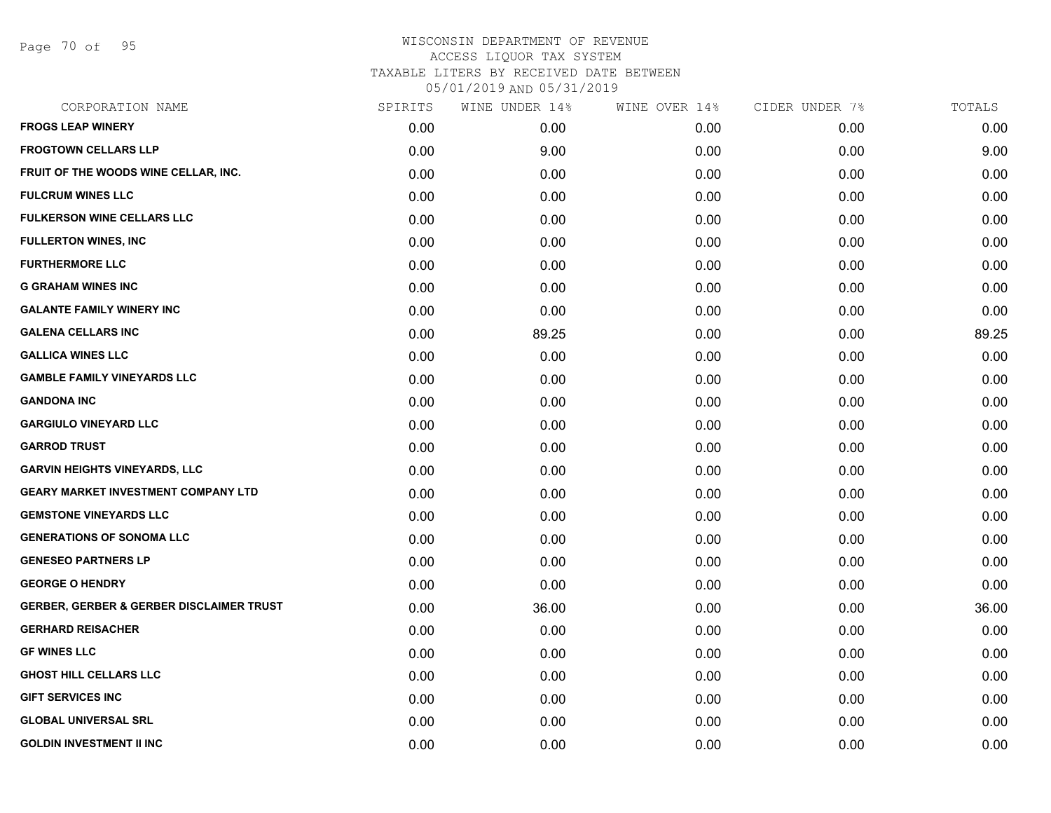WISCONSIN DEPARTMENT OF REVENUE
ACCESS LIQUOR TAX SYSTEM
TAXABLE LITERS BY RECEIVED DATE BETWEEN
05/01/2019 AND 05/31/2019

| CORPORATION NAME | SPIRITS | WINE UNDER 14% | WINE OVER 14% | CIDER UNDER 7% | TOTALS |
|---|---|---|---|---|---|
| FROGS LEAP WINERY | 0.00 | 0.00 | 0.00 | 0.00 | 0.00 |
| FROGTOWN CELLARS LLP | 0.00 | 9.00 | 0.00 | 0.00 | 9.00 |
| FRUIT OF THE WOODS WINE CELLAR, INC. | 0.00 | 0.00 | 0.00 | 0.00 | 0.00 |
| FULCRUM WINES LLC | 0.00 | 0.00 | 0.00 | 0.00 | 0.00 |
| FULKERSON WINE CELLARS LLC | 0.00 | 0.00 | 0.00 | 0.00 | 0.00 |
| FULLERTON WINES, INC | 0.00 | 0.00 | 0.00 | 0.00 | 0.00 |
| FURTHERMORE LLC | 0.00 | 0.00 | 0.00 | 0.00 | 0.00 |
| G GRAHAM WINES INC | 0.00 | 0.00 | 0.00 | 0.00 | 0.00 |
| GALANTE FAMILY WINERY INC | 0.00 | 0.00 | 0.00 | 0.00 | 0.00 |
| GALENA CELLARS INC | 0.00 | 89.25 | 0.00 | 0.00 | 89.25 |
| GALLICA WINES LLC | 0.00 | 0.00 | 0.00 | 0.00 | 0.00 |
| GAMBLE FAMILY VINEYARDS LLC | 0.00 | 0.00 | 0.00 | 0.00 | 0.00 |
| GANDONA INC | 0.00 | 0.00 | 0.00 | 0.00 | 0.00 |
| GARGIULO VINEYARD LLC | 0.00 | 0.00 | 0.00 | 0.00 | 0.00 |
| GARROD TRUST | 0.00 | 0.00 | 0.00 | 0.00 | 0.00 |
| GARVIN HEIGHTS VINEYARDS, LLC | 0.00 | 0.00 | 0.00 | 0.00 | 0.00 |
| GEARY MARKET INVESTMENT COMPANY LTD | 0.00 | 0.00 | 0.00 | 0.00 | 0.00 |
| GEMSTONE VINEYARDS LLC | 0.00 | 0.00 | 0.00 | 0.00 | 0.00 |
| GENERATIONS OF SONOMA LLC | 0.00 | 0.00 | 0.00 | 0.00 | 0.00 |
| GENESEO PARTNERS LP | 0.00 | 0.00 | 0.00 | 0.00 | 0.00 |
| GEORGE O HENDRY | 0.00 | 0.00 | 0.00 | 0.00 | 0.00 |
| GERBER, GERBER & GERBER DISCLAIMER TRUST | 0.00 | 36.00 | 0.00 | 0.00 | 36.00 |
| GERHARD REISACHER | 0.00 | 0.00 | 0.00 | 0.00 | 0.00 |
| GF WINES LLC | 0.00 | 0.00 | 0.00 | 0.00 | 0.00 |
| GHOST HILL CELLARS LLC | 0.00 | 0.00 | 0.00 | 0.00 | 0.00 |
| GIFT SERVICES INC | 0.00 | 0.00 | 0.00 | 0.00 | 0.00 |
| GLOBAL UNIVERSAL SRL | 0.00 | 0.00 | 0.00 | 0.00 | 0.00 |
| GOLDIN INVESTMENT II INC | 0.00 | 0.00 | 0.00 | 0.00 | 0.00 |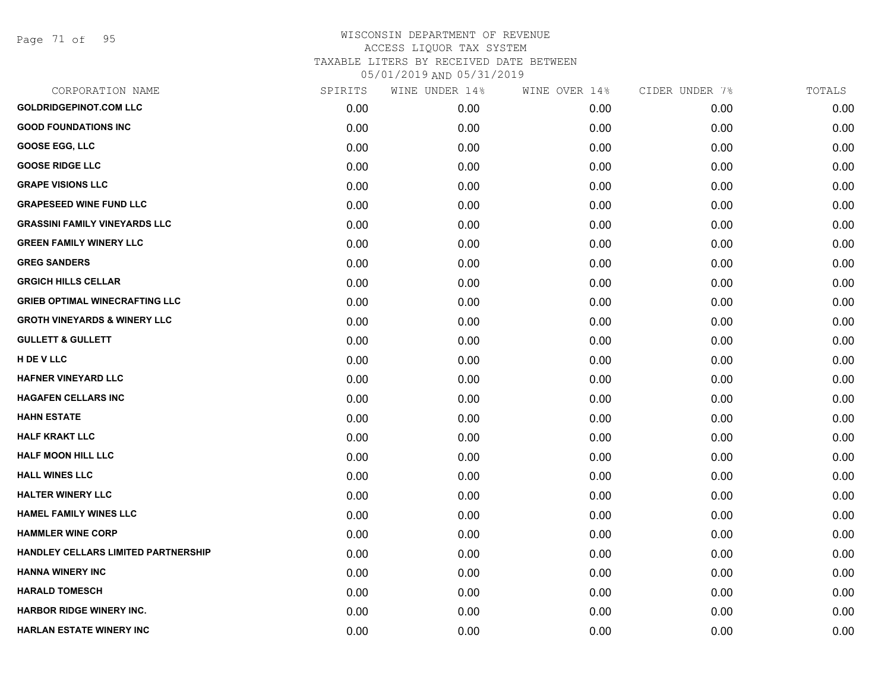WISCONSIN DEPARTMENT OF REVENUE
ACCESS LIQUOR TAX SYSTEM
TAXABLE LITERS BY RECEIVED DATE BETWEEN
05/01/2019 AND 05/31/2019

| CORPORATION NAME | SPIRITS | WINE UNDER 14% | WINE OVER 14% | CIDER UNDER 7% | TOTALS |
|---|---|---|---|---|---|
| **GOLDRIDGEPINOT.COM LLC** | 0.00 | 0.00 | 0.00 | 0.00 | 0.00 |
| **GOOD FOUNDATIONS INC** | 0.00 | 0.00 | 0.00 | 0.00 | 0.00 |
| **GOOSE EGG, LLC** | 0.00 | 0.00 | 0.00 | 0.00 | 0.00 |
| **GOOSE RIDGE LLC** | 0.00 | 0.00 | 0.00 | 0.00 | 0.00 |
| **GRAPE VISIONS LLC** | 0.00 | 0.00 | 0.00 | 0.00 | 0.00 |
| **GRAPESEED WINE FUND LLC** | 0.00 | 0.00 | 0.00 | 0.00 | 0.00 |
| **GRASSINI FAMILY VINEYARDS LLC** | 0.00 | 0.00 | 0.00 | 0.00 | 0.00 |
| **GREEN FAMILY WINERY LLC** | 0.00 | 0.00 | 0.00 | 0.00 | 0.00 |
| **GREG SANDERS** | 0.00 | 0.00 | 0.00 | 0.00 | 0.00 |
| **GRGICH HILLS CELLAR** | 0.00 | 0.00 | 0.00 | 0.00 | 0.00 |
| **GRIEB OPTIMAL WINECRAFTING LLC** | 0.00 | 0.00 | 0.00 | 0.00 | 0.00 |
| **GROTH VINEYARDS & WINERY LLC** | 0.00 | 0.00 | 0.00 | 0.00 | 0.00 |
| **GULLETT & GULLETT** | 0.00 | 0.00 | 0.00 | 0.00 | 0.00 |
| **H DE V LLC** | 0.00 | 0.00 | 0.00 | 0.00 | 0.00 |
| **HAFNER VINEYARD LLC** | 0.00 | 0.00 | 0.00 | 0.00 | 0.00 |
| **HAGAFEN CELLARS INC** | 0.00 | 0.00 | 0.00 | 0.00 | 0.00 |
| **HAHN ESTATE** | 0.00 | 0.00 | 0.00 | 0.00 | 0.00 |
| **HALF KRAKT LLC** | 0.00 | 0.00 | 0.00 | 0.00 | 0.00 |
| **HALF MOON HILL LLC** | 0.00 | 0.00 | 0.00 | 0.00 | 0.00 |
| **HALL WINES LLC** | 0.00 | 0.00 | 0.00 | 0.00 | 0.00 |
| **HALTER WINERY LLC** | 0.00 | 0.00 | 0.00 | 0.00 | 0.00 |
| **HAMEL FAMILY WINES LLC** | 0.00 | 0.00 | 0.00 | 0.00 | 0.00 |
| **HAMMLER WINE CORP** | 0.00 | 0.00 | 0.00 | 0.00 | 0.00 |
| **HANDLEY CELLARS LIMITED PARTNERSHIP** | 0.00 | 0.00 | 0.00 | 0.00 | 0.00 |
| **HANNA WINERY INC** | 0.00 | 0.00 | 0.00 | 0.00 | 0.00 |
| **HARALD TOMESCH** | 0.00 | 0.00 | 0.00 | 0.00 | 0.00 |
| **HARBOR RIDGE WINERY INC.** | 0.00 | 0.00 | 0.00 | 0.00 | 0.00 |
| **HARLAN ESTATE WINERY INC** | 0.00 | 0.00 | 0.00 | 0.00 | 0.00 |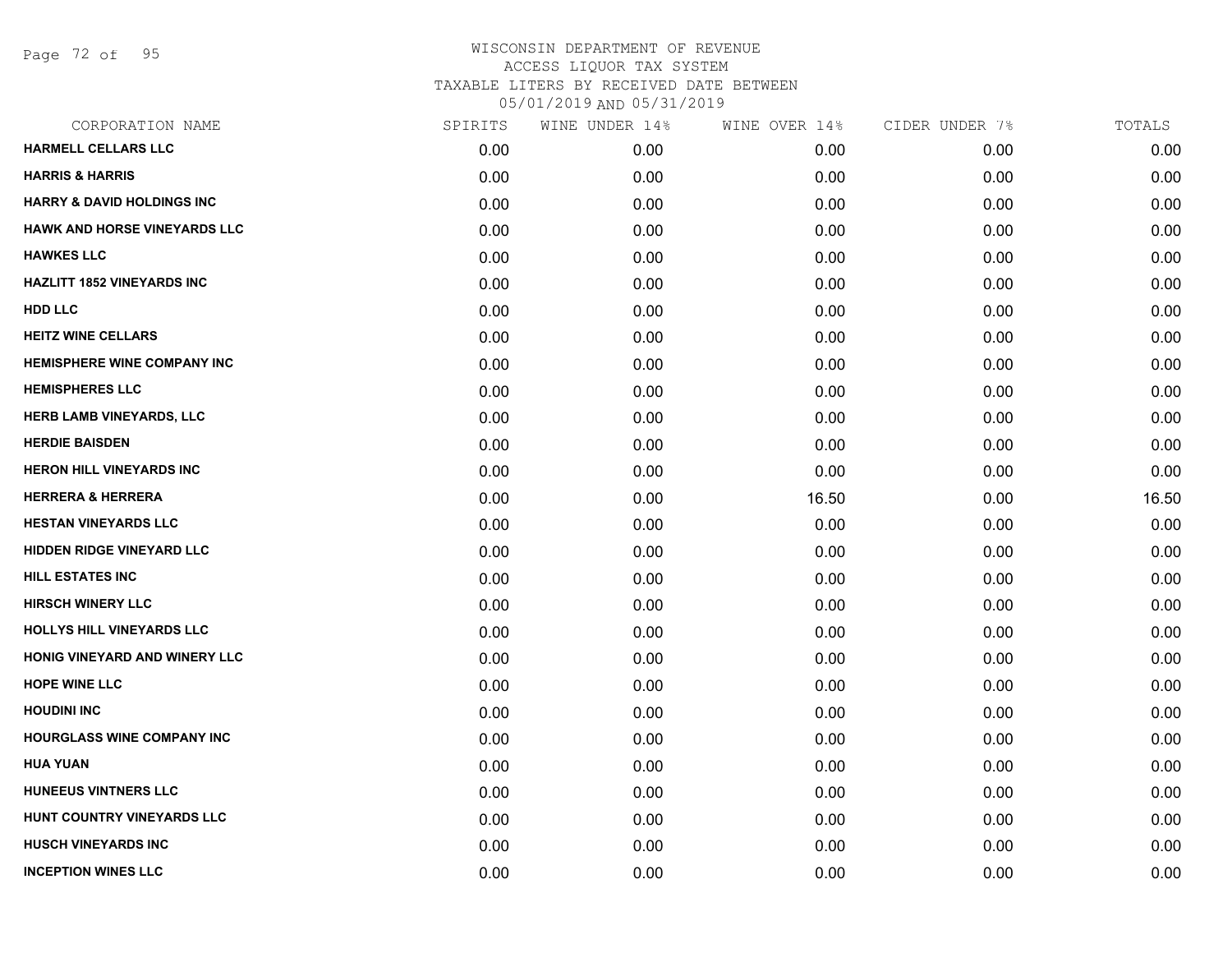WISCONSIN DEPARTMENT OF REVENUE
ACCESS LIQUOR TAX SYSTEM
TAXABLE LITERS BY RECEIVED DATE BETWEEN
05/01/2019 AND 05/31/2019

| CORPORATION NAME | SPIRITS | WINE UNDER 14% | WINE OVER 14% | CIDER UNDER 7% | TOTALS |
|---|---|---|---|---|---|
| HARMELL CELLARS LLC | 0.00 | 0.00 | 0.00 | 0.00 | 0.00 |
| HARRIS & HARRIS | 0.00 | 0.00 | 0.00 | 0.00 | 0.00 |
| HARRY & DAVID HOLDINGS INC | 0.00 | 0.00 | 0.00 | 0.00 | 0.00 |
| HAWK AND HORSE VINEYARDS LLC | 0.00 | 0.00 | 0.00 | 0.00 | 0.00 |
| HAWKES LLC | 0.00 | 0.00 | 0.00 | 0.00 | 0.00 |
| HAZLITT 1852 VINEYARDS INC | 0.00 | 0.00 | 0.00 | 0.00 | 0.00 |
| HDD LLC | 0.00 | 0.00 | 0.00 | 0.00 | 0.00 |
| HEITZ WINE CELLARS | 0.00 | 0.00 | 0.00 | 0.00 | 0.00 |
| HEMISPHERE WINE COMPANY INC | 0.00 | 0.00 | 0.00 | 0.00 | 0.00 |
| HEMISPHERES LLC | 0.00 | 0.00 | 0.00 | 0.00 | 0.00 |
| HERB LAMB VINEYARDS, LLC | 0.00 | 0.00 | 0.00 | 0.00 | 0.00 |
| HERDIE BAISDEN | 0.00 | 0.00 | 0.00 | 0.00 | 0.00 |
| HERON HILL VINEYARDS INC | 0.00 | 0.00 | 0.00 | 0.00 | 0.00 |
| HERRERA & HERRERA | 0.00 | 0.00 | 16.50 | 0.00 | 16.50 |
| HESTAN VINEYARDS LLC | 0.00 | 0.00 | 0.00 | 0.00 | 0.00 |
| HIDDEN RIDGE VINEYARD LLC | 0.00 | 0.00 | 0.00 | 0.00 | 0.00 |
| HILL ESTATES INC | 0.00 | 0.00 | 0.00 | 0.00 | 0.00 |
| HIRSCH WINERY LLC | 0.00 | 0.00 | 0.00 | 0.00 | 0.00 |
| HOLLYS HILL VINEYARDS LLC | 0.00 | 0.00 | 0.00 | 0.00 | 0.00 |
| HONIG VINEYARD AND WINERY LLC | 0.00 | 0.00 | 0.00 | 0.00 | 0.00 |
| HOPE WINE LLC | 0.00 | 0.00 | 0.00 | 0.00 | 0.00 |
| HOUDINI INC | 0.00 | 0.00 | 0.00 | 0.00 | 0.00 |
| HOURGLASS WINE COMPANY INC | 0.00 | 0.00 | 0.00 | 0.00 | 0.00 |
| HUA YUAN | 0.00 | 0.00 | 0.00 | 0.00 | 0.00 |
| HUNEEUS VINTNERS LLC | 0.00 | 0.00 | 0.00 | 0.00 | 0.00 |
| HUNT COUNTRY VINEYARDS LLC | 0.00 | 0.00 | 0.00 | 0.00 | 0.00 |
| HUSCH VINEYARDS INC | 0.00 | 0.00 | 0.00 | 0.00 | 0.00 |
| INCEPTION WINES LLC | 0.00 | 0.00 | 0.00 | 0.00 | 0.00 |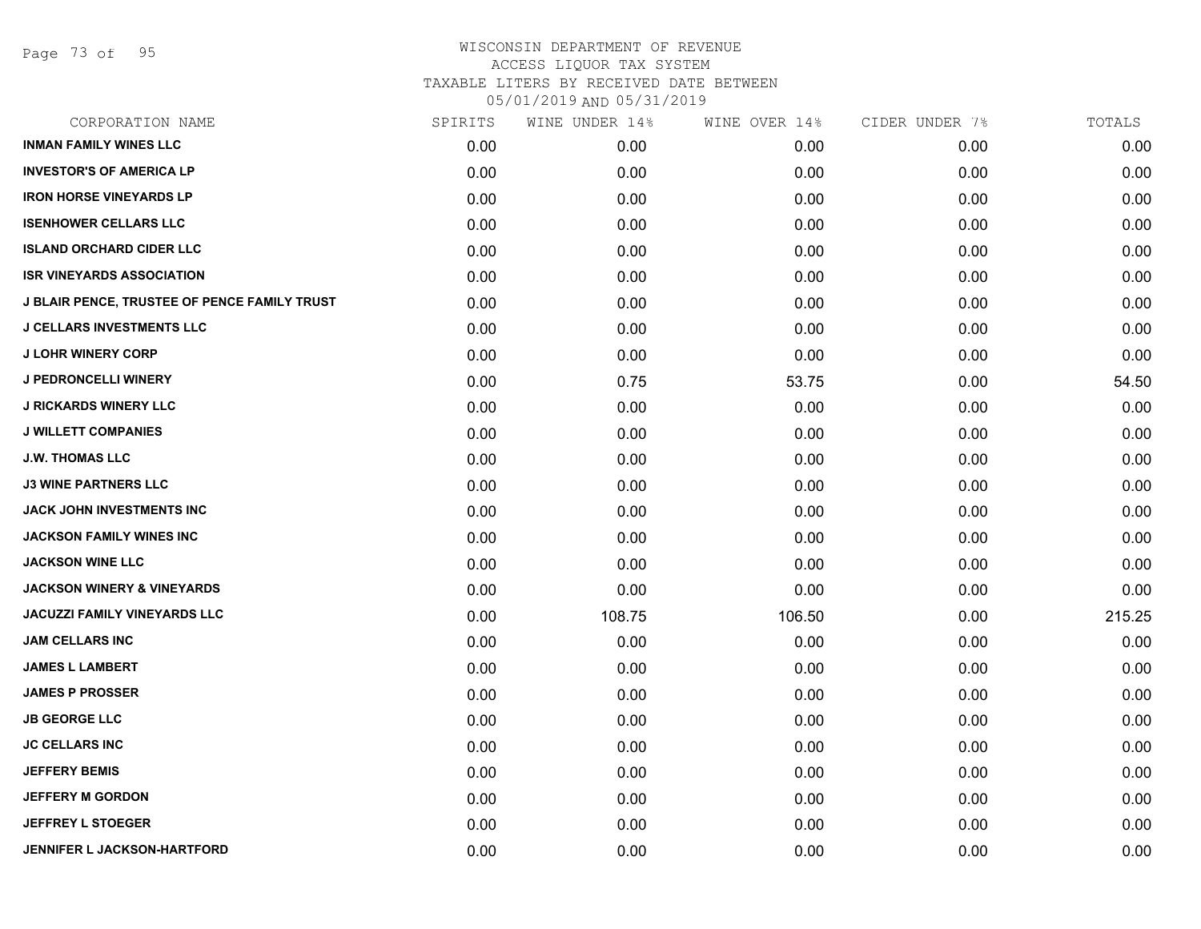# WISCONSIN DEPARTMENT OF REVENUE
ACCESS LIQUOR TAX SYSTEM
TAXABLE LITERS BY RECEIVED DATE BETWEEN
05/01/2019 AND 05/31/2019

| CORPORATION NAME | SPIRITS | WINE UNDER 14% | WINE OVER 14% | CIDER UNDER 7% | TOTALS |
|---|---|---|---|---|---|
| INMAN FAMILY WINES LLC | 0.00 | 0.00 | 0.00 | 0.00 | 0.00 |
| INVESTOR'S OF AMERICA LP | 0.00 | 0.00 | 0.00 | 0.00 | 0.00 |
| IRON HORSE VINEYARDS LP | 0.00 | 0.00 | 0.00 | 0.00 | 0.00 |
| ISENHOWER CELLARS LLC | 0.00 | 0.00 | 0.00 | 0.00 | 0.00 |
| ISLAND ORCHARD CIDER LLC | 0.00 | 0.00 | 0.00 | 0.00 | 0.00 |
| ISR VINEYARDS ASSOCIATION | 0.00 | 0.00 | 0.00 | 0.00 | 0.00 |
| J BLAIR PENCE, TRUSTEE OF PENCE FAMILY TRUST | 0.00 | 0.00 | 0.00 | 0.00 | 0.00 |
| J CELLARS INVESTMENTS LLC | 0.00 | 0.00 | 0.00 | 0.00 | 0.00 |
| J LOHR WINERY CORP | 0.00 | 0.00 | 0.00 | 0.00 | 0.00 |
| J PEDRONCELLI WINERY | 0.00 | 0.75 | 53.75 | 0.00 | 54.50 |
| J RICKARDS WINERY LLC | 0.00 | 0.00 | 0.00 | 0.00 | 0.00 |
| J WILLETT COMPANIES | 0.00 | 0.00 | 0.00 | 0.00 | 0.00 |
| J.W. THOMAS LLC | 0.00 | 0.00 | 0.00 | 0.00 | 0.00 |
| J3 WINE PARTNERS LLC | 0.00 | 0.00 | 0.00 | 0.00 | 0.00 |
| JACK JOHN INVESTMENTS INC | 0.00 | 0.00 | 0.00 | 0.00 | 0.00 |
| JACKSON FAMILY WINES INC | 0.00 | 0.00 | 0.00 | 0.00 | 0.00 |
| JACKSON WINE LLC | 0.00 | 0.00 | 0.00 | 0.00 | 0.00 |
| JACKSON WINERY & VINEYARDS | 0.00 | 0.00 | 0.00 | 0.00 | 0.00 |
| JACUZZI FAMILY VINEYARDS LLC | 0.00 | 108.75 | 106.50 | 0.00 | 215.25 |
| JAM CELLARS INC | 0.00 | 0.00 | 0.00 | 0.00 | 0.00 |
| JAMES L LAMBERT | 0.00 | 0.00 | 0.00 | 0.00 | 0.00 |
| JAMES P PROSSER | 0.00 | 0.00 | 0.00 | 0.00 | 0.00 |
| JB GEORGE LLC | 0.00 | 0.00 | 0.00 | 0.00 | 0.00 |
| JC CELLARS INC | 0.00 | 0.00 | 0.00 | 0.00 | 0.00 |
| JEFFERY BEMIS | 0.00 | 0.00 | 0.00 | 0.00 | 0.00 |
| JEFFERY M GORDON | 0.00 | 0.00 | 0.00 | 0.00 | 0.00 |
| JEFFREY L STOEGER | 0.00 | 0.00 | 0.00 | 0.00 | 0.00 |
| JENNIFER L JACKSON-HARTFORD | 0.00 | 0.00 | 0.00 | 0.00 | 0.00 |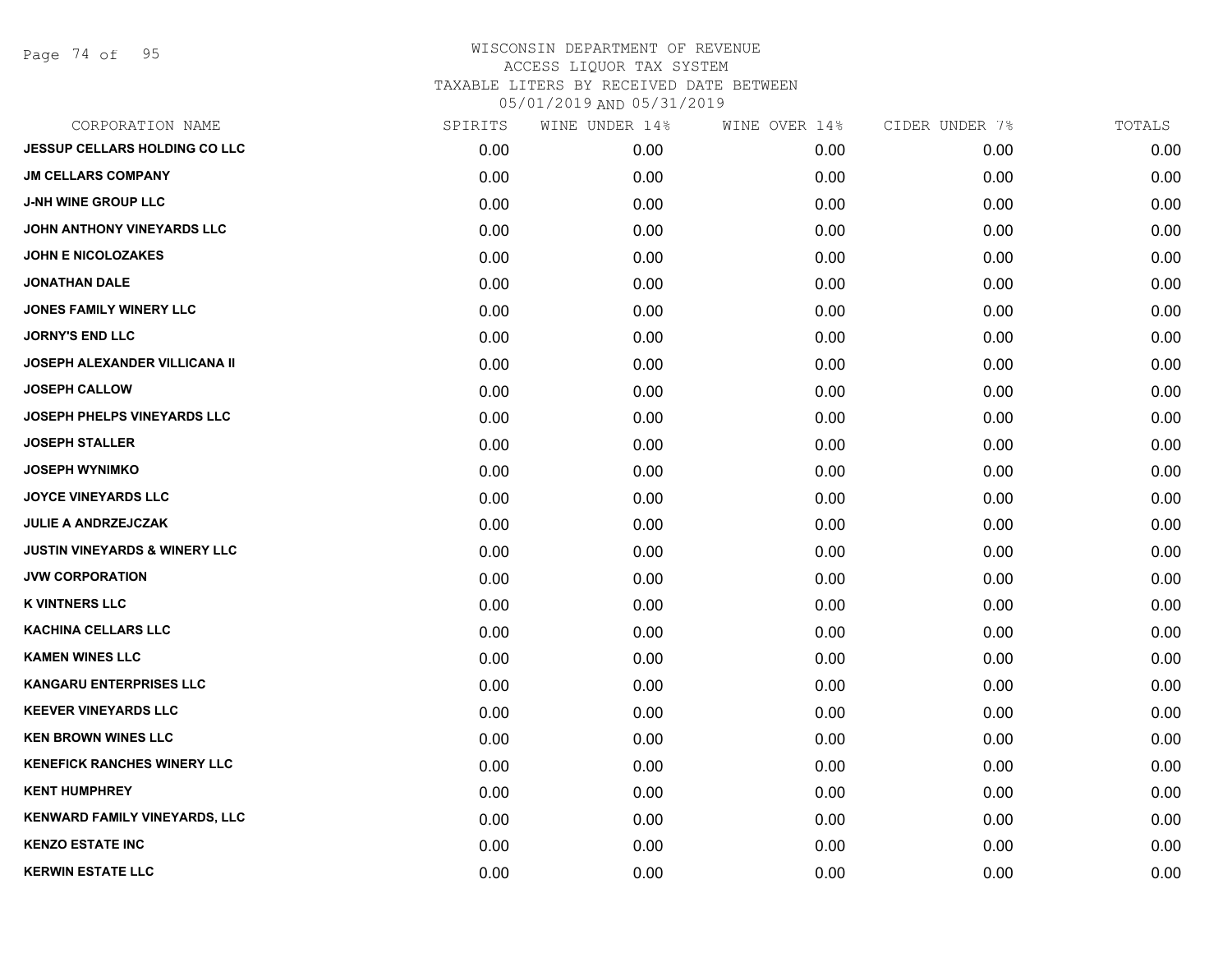# WISCONSIN DEPARTMENT OF REVENUE
## ACCESS LIQUOR TAX SYSTEM
### TAXABLE LITERS BY RECEIVED DATE BETWEEN 05/01/2019 AND 05/31/2019

| CORPORATION NAME | SPIRITS | WINE UNDER 14% | WINE OVER 14% | CIDER UNDER 7% | TOTALS |
|---|---|---|---|---|---|
| JESSUP CELLARS HOLDING CO LLC | 0.00 | 0.00 | 0.00 | 0.00 | 0.00 |
| JM CELLARS COMPANY | 0.00 | 0.00 | 0.00 | 0.00 | 0.00 |
| J-NH WINE GROUP LLC | 0.00 | 0.00 | 0.00 | 0.00 | 0.00 |
| JOHN ANTHONY VINEYARDS LLC | 0.00 | 0.00 | 0.00 | 0.00 | 0.00 |
| JOHN E NICOLOZAKES | 0.00 | 0.00 | 0.00 | 0.00 | 0.00 |
| JONATHAN DALE | 0.00 | 0.00 | 0.00 | 0.00 | 0.00 |
| JONES FAMILY WINERY LLC | 0.00 | 0.00 | 0.00 | 0.00 | 0.00 |
| JORNY'S END LLC | 0.00 | 0.00 | 0.00 | 0.00 | 0.00 |
| JOSEPH ALEXANDER VILLICANA II | 0.00 | 0.00 | 0.00 | 0.00 | 0.00 |
| JOSEPH CALLOW | 0.00 | 0.00 | 0.00 | 0.00 | 0.00 |
| JOSEPH PHELPS VINEYARDS LLC | 0.00 | 0.00 | 0.00 | 0.00 | 0.00 |
| JOSEPH STALLER | 0.00 | 0.00 | 0.00 | 0.00 | 0.00 |
| JOSEPH WYNIMKO | 0.00 | 0.00 | 0.00 | 0.00 | 0.00 |
| JOYCE VINEYARDS LLC | 0.00 | 0.00 | 0.00 | 0.00 | 0.00 |
| JULIE A ANDRZEJCZAK | 0.00 | 0.00 | 0.00 | 0.00 | 0.00 |
| JUSTIN VINEYARDS & WINERY LLC | 0.00 | 0.00 | 0.00 | 0.00 | 0.00 |
| JVW CORPORATION | 0.00 | 0.00 | 0.00 | 0.00 | 0.00 |
| K VINTNERS LLC | 0.00 | 0.00 | 0.00 | 0.00 | 0.00 |
| KACHINA CELLARS LLC | 0.00 | 0.00 | 0.00 | 0.00 | 0.00 |
| KAMEN WINES LLC | 0.00 | 0.00 | 0.00 | 0.00 | 0.00 |
| KANGARU ENTERPRISES LLC | 0.00 | 0.00 | 0.00 | 0.00 | 0.00 |
| KEEVER VINEYARDS LLC | 0.00 | 0.00 | 0.00 | 0.00 | 0.00 |
| KEN BROWN WINES LLC | 0.00 | 0.00 | 0.00 | 0.00 | 0.00 |
| KENEFICK RANCHES WINERY LLC | 0.00 | 0.00 | 0.00 | 0.00 | 0.00 |
| KENT HUMPHREY | 0.00 | 0.00 | 0.00 | 0.00 | 0.00 |
| KENWARD FAMILY VINEYARDS, LLC | 0.00 | 0.00 | 0.00 | 0.00 | 0.00 |
| KENZO ESTATE INC | 0.00 | 0.00 | 0.00 | 0.00 | 0.00 |
| KERWIN ESTATE LLC | 0.00 | 0.00 | 0.00 | 0.00 | 0.00 |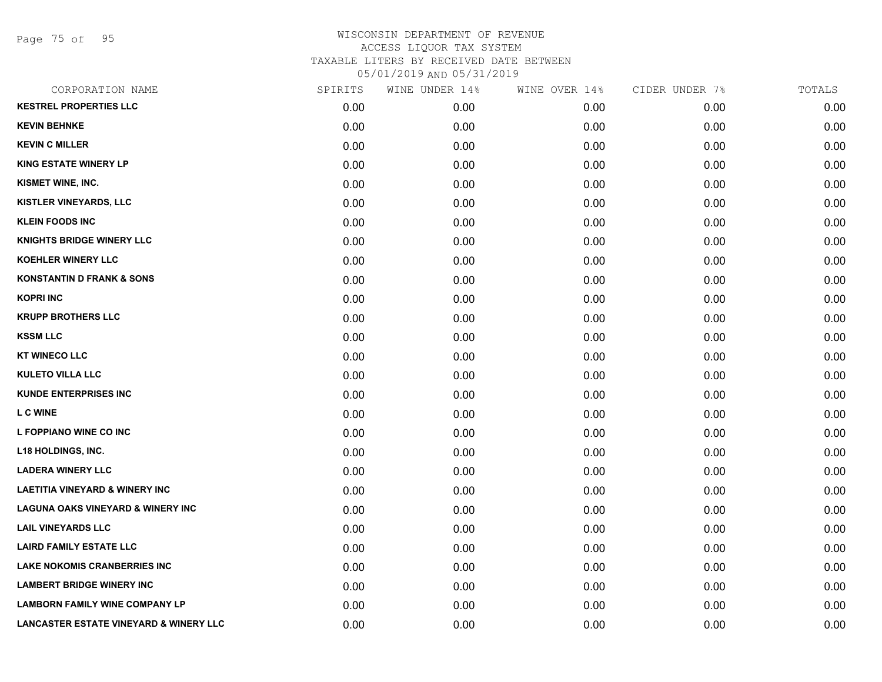# WISCONSIN DEPARTMENT OF REVENUE
ACCESS LIQUOR TAX SYSTEM
TAXABLE LITERS BY RECEIVED DATE BETWEEN
05/01/2019 AND 05/31/2019

| CORPORATION NAME | SPIRITS | WINE UNDER 14% | WINE OVER 14% | CIDER UNDER 7% | TOTALS |
|---|---|---|---|---|---|
| KESTREL PROPERTIES LLC | 0.00 | 0.00 | 0.00 | 0.00 | 0.00 |
| KEVIN BEHNKE | 0.00 | 0.00 | 0.00 | 0.00 | 0.00 |
| KEVIN C MILLER | 0.00 | 0.00 | 0.00 | 0.00 | 0.00 |
| KING ESTATE WINERY LP | 0.00 | 0.00 | 0.00 | 0.00 | 0.00 |
| KISMET WINE, INC. | 0.00 | 0.00 | 0.00 | 0.00 | 0.00 |
| KISTLER VINEYARDS, LLC | 0.00 | 0.00 | 0.00 | 0.00 | 0.00 |
| KLEIN FOODS INC | 0.00 | 0.00 | 0.00 | 0.00 | 0.00 |
| KNIGHTS BRIDGE WINERY LLC | 0.00 | 0.00 | 0.00 | 0.00 | 0.00 |
| KOEHLER WINERY LLC | 0.00 | 0.00 | 0.00 | 0.00 | 0.00 |
| KONSTANTIN D FRANK & SONS | 0.00 | 0.00 | 0.00 | 0.00 | 0.00 |
| KOPRI INC | 0.00 | 0.00 | 0.00 | 0.00 | 0.00 |
| KRUPP BROTHERS LLC | 0.00 | 0.00 | 0.00 | 0.00 | 0.00 |
| KSSM LLC | 0.00 | 0.00 | 0.00 | 0.00 | 0.00 |
| KT WINECO LLC | 0.00 | 0.00 | 0.00 | 0.00 | 0.00 |
| KULETO VILLA LLC | 0.00 | 0.00 | 0.00 | 0.00 | 0.00 |
| KUNDE ENTERPRISES INC | 0.00 | 0.00 | 0.00 | 0.00 | 0.00 |
| L C WINE | 0.00 | 0.00 | 0.00 | 0.00 | 0.00 |
| L FOPPIANO WINE CO INC | 0.00 | 0.00 | 0.00 | 0.00 | 0.00 |
| L18 HOLDINGS, INC. | 0.00 | 0.00 | 0.00 | 0.00 | 0.00 |
| LADERA WINERY LLC | 0.00 | 0.00 | 0.00 | 0.00 | 0.00 |
| LAETITIA VINEYARD & WINERY INC | 0.00 | 0.00 | 0.00 | 0.00 | 0.00 |
| LAGUNA OAKS VINEYARD & WINERY INC | 0.00 | 0.00 | 0.00 | 0.00 | 0.00 |
| LAIL VINEYARDS LLC | 0.00 | 0.00 | 0.00 | 0.00 | 0.00 |
| LAIRD FAMILY ESTATE LLC | 0.00 | 0.00 | 0.00 | 0.00 | 0.00 |
| LAKE NOKOMIS CRANBERRIES INC | 0.00 | 0.00 | 0.00 | 0.00 | 0.00 |
| LAMBERT BRIDGE WINERY INC | 0.00 | 0.00 | 0.00 | 0.00 | 0.00 |
| LAMBORN FAMILY WINE COMPANY LP | 0.00 | 0.00 | 0.00 | 0.00 | 0.00 |
| LANCASTER ESTATE VINEYARD & WINERY LLC | 0.00 | 0.00 | 0.00 | 0.00 | 0.00 |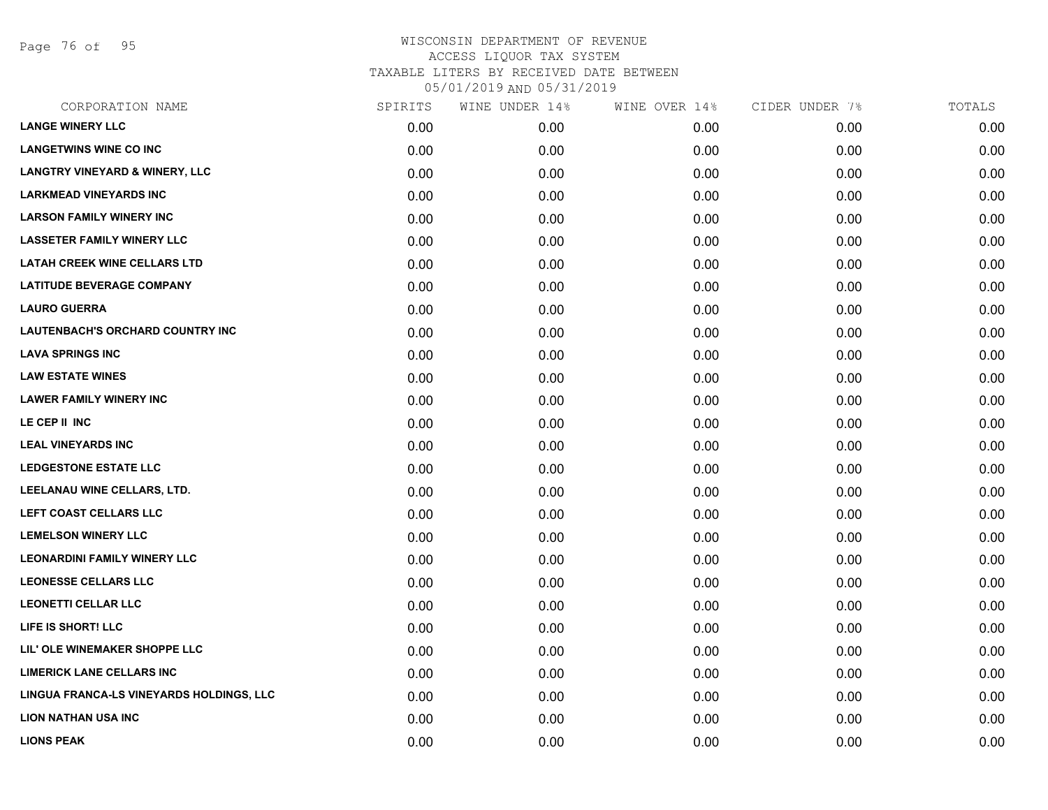WISCONSIN DEPARTMENT OF REVENUE
ACCESS LIQUOR TAX SYSTEM
TAXABLE LITERS BY RECEIVED DATE BETWEEN
05/01/2019 AND 05/31/2019

| CORPORATION NAME | SPIRITS | WINE UNDER 14% | WINE OVER 14% | CIDER UNDER 7% | TOTALS |
|---|---|---|---|---|---|
| LANGE WINERY LLC | 0.00 | 0.00 | 0.00 | 0.00 | 0.00 |
| LANGETWINS WINE CO INC | 0.00 | 0.00 | 0.00 | 0.00 | 0.00 |
| LANGTRY VINEYARD & WINERY, LLC | 0.00 | 0.00 | 0.00 | 0.00 | 0.00 |
| LARKMEAD VINEYARDS INC | 0.00 | 0.00 | 0.00 | 0.00 | 0.00 |
| LARSON FAMILY WINERY INC | 0.00 | 0.00 | 0.00 | 0.00 | 0.00 |
| LASSETER FAMILY WINERY LLC | 0.00 | 0.00 | 0.00 | 0.00 | 0.00 |
| LATAH CREEK WINE CELLARS LTD | 0.00 | 0.00 | 0.00 | 0.00 | 0.00 |
| LATITUDE BEVERAGE COMPANY | 0.00 | 0.00 | 0.00 | 0.00 | 0.00 |
| LAURO GUERRA | 0.00 | 0.00 | 0.00 | 0.00 | 0.00 |
| LAUTENBACH'S ORCHARD COUNTRY INC | 0.00 | 0.00 | 0.00 | 0.00 | 0.00 |
| LAVA SPRINGS INC | 0.00 | 0.00 | 0.00 | 0.00 | 0.00 |
| LAW ESTATE WINES | 0.00 | 0.00 | 0.00 | 0.00 | 0.00 |
| LAWER FAMILY WINERY INC | 0.00 | 0.00 | 0.00 | 0.00 | 0.00 |
| LE CEP II INC | 0.00 | 0.00 | 0.00 | 0.00 | 0.00 |
| LEAL VINEYARDS INC | 0.00 | 0.00 | 0.00 | 0.00 | 0.00 |
| LEDGESTONE ESTATE LLC | 0.00 | 0.00 | 0.00 | 0.00 | 0.00 |
| LEELANAU WINE CELLARS, LTD. | 0.00 | 0.00 | 0.00 | 0.00 | 0.00 |
| LEFT COAST CELLARS LLC | 0.00 | 0.00 | 0.00 | 0.00 | 0.00 |
| LEMELSON WINERY LLC | 0.00 | 0.00 | 0.00 | 0.00 | 0.00 |
| LEONARDINI FAMILY WINERY LLC | 0.00 | 0.00 | 0.00 | 0.00 | 0.00 |
| LEONESSE CELLARS LLC | 0.00 | 0.00 | 0.00 | 0.00 | 0.00 |
| LEONETTI CELLAR LLC | 0.00 | 0.00 | 0.00 | 0.00 | 0.00 |
| LIFE IS SHORT! LLC | 0.00 | 0.00 | 0.00 | 0.00 | 0.00 |
| LIL' OLE WINEMAKER SHOPPE LLC | 0.00 | 0.00 | 0.00 | 0.00 | 0.00 |
| LIMERICK LANE CELLARS INC | 0.00 | 0.00 | 0.00 | 0.00 | 0.00 |
| LINGUA FRANCA-LS VINEYARDS HOLDINGS, LLC | 0.00 | 0.00 | 0.00 | 0.00 | 0.00 |
| LION NATHAN USA INC | 0.00 | 0.00 | 0.00 | 0.00 | 0.00 |
| LIONS PEAK | 0.00 | 0.00 | 0.00 | 0.00 | 0.00 |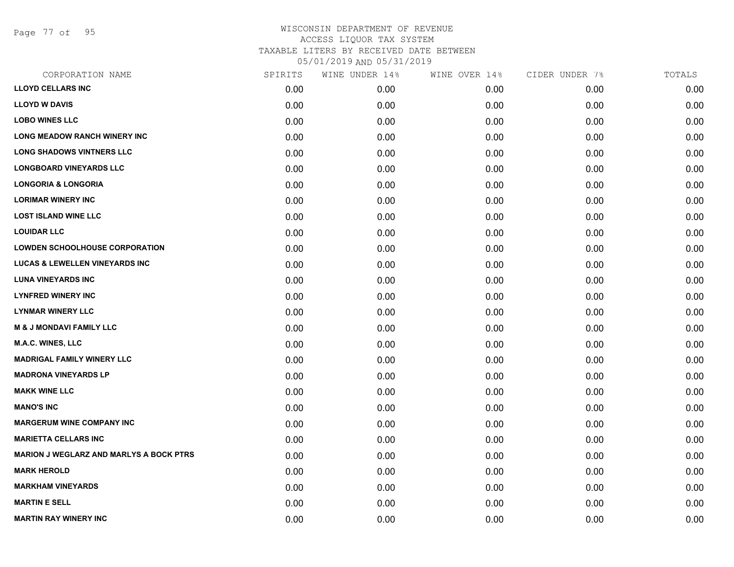WISCONSIN DEPARTMENT OF REVENUE
ACCESS LIQUOR TAX SYSTEM
TAXABLE LITERS BY RECEIVED DATE BETWEEN
05/01/2019 AND 05/31/2019

| CORPORATION NAME | SPIRITS | WINE UNDER 14% | WINE OVER 14% | CIDER UNDER 7% | TOTALS |
|---|---|---|---|---|---|
| LLOYD CELLARS INC | 0.00 | 0.00 | 0.00 | 0.00 | 0.00 |
| LLOYD W DAVIS | 0.00 | 0.00 | 0.00 | 0.00 | 0.00 |
| LOBO WINES LLC | 0.00 | 0.00 | 0.00 | 0.00 | 0.00 |
| LONG MEADOW RANCH WINERY INC | 0.00 | 0.00 | 0.00 | 0.00 | 0.00 |
| LONG SHADOWS VINTNERS LLC | 0.00 | 0.00 | 0.00 | 0.00 | 0.00 |
| LONGBOARD VINEYARDS LLC | 0.00 | 0.00 | 0.00 | 0.00 | 0.00 |
| LONGORIA & LONGORIA | 0.00 | 0.00 | 0.00 | 0.00 | 0.00 |
| LORIMAR WINERY INC | 0.00 | 0.00 | 0.00 | 0.00 | 0.00 |
| LOST ISLAND WINE LLC | 0.00 | 0.00 | 0.00 | 0.00 | 0.00 |
| LOUIDAR LLC | 0.00 | 0.00 | 0.00 | 0.00 | 0.00 |
| LOWDEN SCHOOLHOUSE CORPORATION | 0.00 | 0.00 | 0.00 | 0.00 | 0.00 |
| LUCAS & LEWELLEN VINEYARDS INC | 0.00 | 0.00 | 0.00 | 0.00 | 0.00 |
| LUNA VINEYARDS INC | 0.00 | 0.00 | 0.00 | 0.00 | 0.00 |
| LYNFRED WINERY INC | 0.00 | 0.00 | 0.00 | 0.00 | 0.00 |
| LYNMAR WINERY LLC | 0.00 | 0.00 | 0.00 | 0.00 | 0.00 |
| M & J MONDAVI FAMILY LLC | 0.00 | 0.00 | 0.00 | 0.00 | 0.00 |
| M.A.C. WINES, LLC | 0.00 | 0.00 | 0.00 | 0.00 | 0.00 |
| MADRIGAL FAMILY WINERY LLC | 0.00 | 0.00 | 0.00 | 0.00 | 0.00 |
| MADRONA VINEYARDS LP | 0.00 | 0.00 | 0.00 | 0.00 | 0.00 |
| MAKK WINE LLC | 0.00 | 0.00 | 0.00 | 0.00 | 0.00 |
| MANO'S INC | 0.00 | 0.00 | 0.00 | 0.00 | 0.00 |
| MARGERUM WINE COMPANY INC | 0.00 | 0.00 | 0.00 | 0.00 | 0.00 |
| MARIETTA CELLARS INC | 0.00 | 0.00 | 0.00 | 0.00 | 0.00 |
| MARION J WEGLARZ AND MARLYS A BOCK PTRS | 0.00 | 0.00 | 0.00 | 0.00 | 0.00 |
| MARK HEROLD | 0.00 | 0.00 | 0.00 | 0.00 | 0.00 |
| MARKHAM VINEYARDS | 0.00 | 0.00 | 0.00 | 0.00 | 0.00 |
| MARTIN E SELL | 0.00 | 0.00 | 0.00 | 0.00 | 0.00 |
| MARTIN RAY WINERY INC | 0.00 | 0.00 | 0.00 | 0.00 | 0.00 |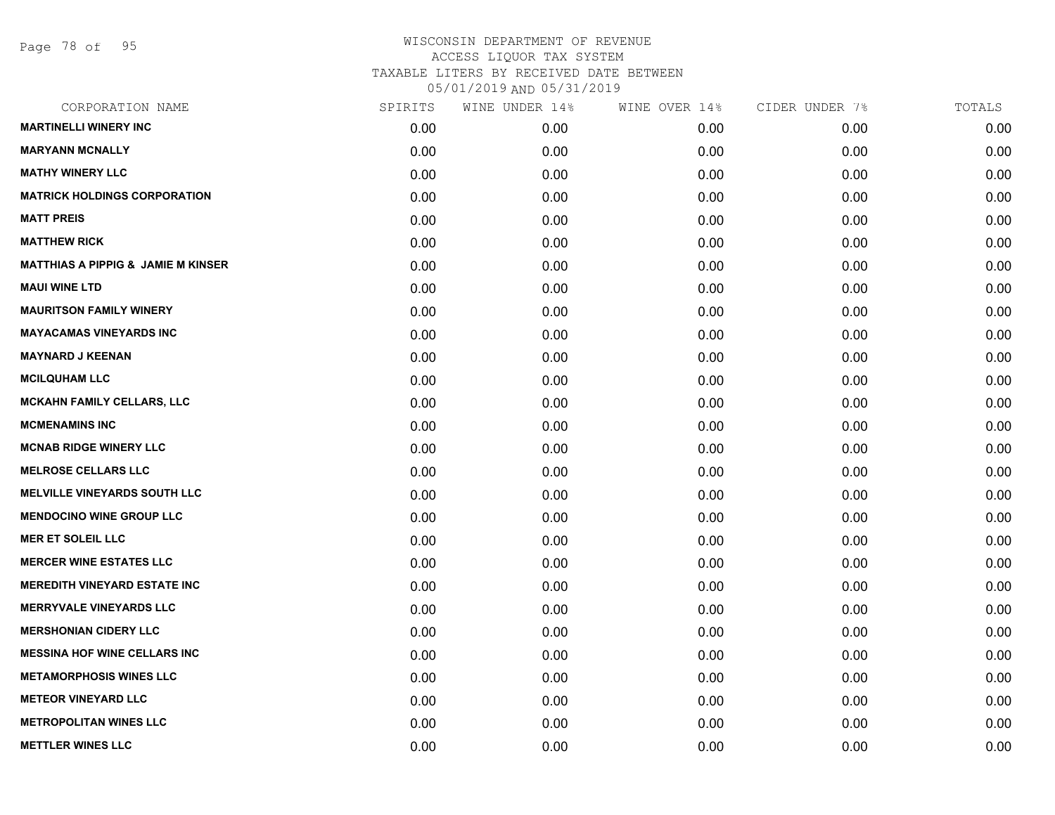WISCONSIN DEPARTMENT OF REVENUE
ACCESS LIQUOR TAX SYSTEM
TAXABLE LITERS BY RECEIVED DATE BETWEEN
05/01/2019 AND 05/31/2019

| CORPORATION NAME | SPIRITS | WINE UNDER 14% | WINE OVER 14% | CIDER UNDER 7% | TOTALS |
|---|---|---|---|---|---|
| **MARTINELLI WINERY INC** | 0.00 | 0.00 | 0.00 | 0.00 | 0.00 |
| **MARYANN MCNALLY** | 0.00 | 0.00 | 0.00 | 0.00 | 0.00 |
| **MATHY WINERY LLC** | 0.00 | 0.00 | 0.00 | 0.00 | 0.00 |
| **MATRICK HOLDINGS CORPORATION** | 0.00 | 0.00 | 0.00 | 0.00 | 0.00 |
| **MATT PREIS** | 0.00 | 0.00 | 0.00 | 0.00 | 0.00 |
| **MATTHEW RICK** | 0.00 | 0.00 | 0.00 | 0.00 | 0.00 |
| **MATTHIAS A PIPPIG & JAMIE M KINSER** | 0.00 | 0.00 | 0.00 | 0.00 | 0.00 |
| **MAUI WINE LTD** | 0.00 | 0.00 | 0.00 | 0.00 | 0.00 |
| **MAURITSON FAMILY WINERY** | 0.00 | 0.00 | 0.00 | 0.00 | 0.00 |
| **MAYACAMAS VINEYARDS INC** | 0.00 | 0.00 | 0.00 | 0.00 | 0.00 |
| **MAYNARD J KEENAN** | 0.00 | 0.00 | 0.00 | 0.00 | 0.00 |
| **MCILQUHAM LLC** | 0.00 | 0.00 | 0.00 | 0.00 | 0.00 |
| **MCKAHN FAMILY CELLARS, LLC** | 0.00 | 0.00 | 0.00 | 0.00 | 0.00 |
| **MCMENAMINS INC** | 0.00 | 0.00 | 0.00 | 0.00 | 0.00 |
| **MCNAB RIDGE WINERY LLC** | 0.00 | 0.00 | 0.00 | 0.00 | 0.00 |
| **MELROSE CELLARS LLC** | 0.00 | 0.00 | 0.00 | 0.00 | 0.00 |
| **MELVILLE VINEYARDS SOUTH LLC** | 0.00 | 0.00 | 0.00 | 0.00 | 0.00 |
| **MENDOCINO WINE GROUP LLC** | 0.00 | 0.00 | 0.00 | 0.00 | 0.00 |
| **MER ET SOLEIL LLC** | 0.00 | 0.00 | 0.00 | 0.00 | 0.00 |
| **MERCER WINE ESTATES LLC** | 0.00 | 0.00 | 0.00 | 0.00 | 0.00 |
| **MEREDITH VINEYARD ESTATE INC** | 0.00 | 0.00 | 0.00 | 0.00 | 0.00 |
| **MERRYVALE VINEYARDS LLC** | 0.00 | 0.00 | 0.00 | 0.00 | 0.00 |
| **MERSHONIAN CIDERY LLC** | 0.00 | 0.00 | 0.00 | 0.00 | 0.00 |
| **MESSINA HOF WINE CELLARS INC** | 0.00 | 0.00 | 0.00 | 0.00 | 0.00 |
| **METAMORPHOSIS WINES LLC** | 0.00 | 0.00 | 0.00 | 0.00 | 0.00 |
| **METEOR VINEYARD LLC** | 0.00 | 0.00 | 0.00 | 0.00 | 0.00 |
| **METROPOLITAN WINES LLC** | 0.00 | 0.00 | 0.00 | 0.00 | 0.00 |
| **METTLER WINES LLC** | 0.00 | 0.00 | 0.00 | 0.00 | 0.00 |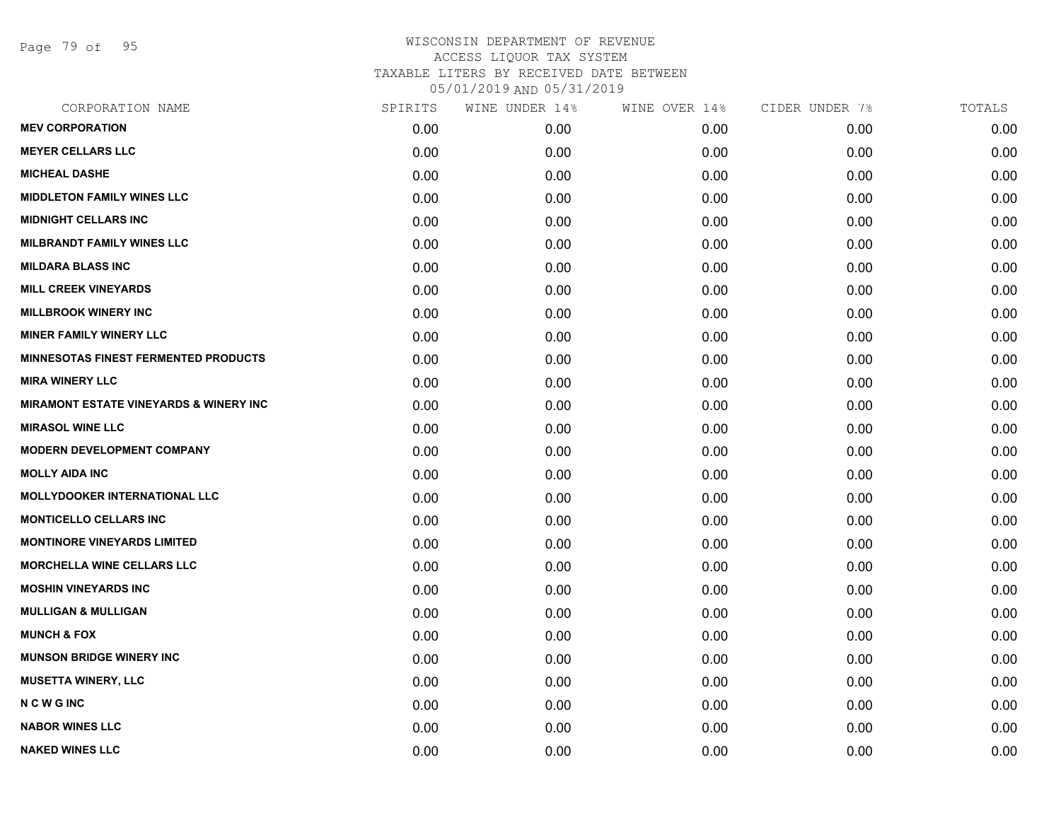WISCONSIN DEPARTMENT OF REVENUE
ACCESS LIQUOR TAX SYSTEM
TAXABLE LITERS BY RECEIVED DATE BETWEEN
05/01/2019 AND 05/31/2019

| CORPORATION NAME | SPIRITS | WINE UNDER 14% | WINE OVER 14% | CIDER UNDER 7% | TOTALS |
|---|---|---|---|---|---|
| **MEV CORPORATION** | 0.00 | 0.00 | 0.00 | 0.00 | 0.00 |
| **MEYER CELLARS LLC** | 0.00 | 0.00 | 0.00 | 0.00 | 0.00 |
| **MICHEAL DASHE** | 0.00 | 0.00 | 0.00 | 0.00 | 0.00 |
| **MIDDLETON FAMILY WINES LLC** | 0.00 | 0.00 | 0.00 | 0.00 | 0.00 |
| **MIDNIGHT CELLARS INC** | 0.00 | 0.00 | 0.00 | 0.00 | 0.00 |
| **MILBRANDT FAMILY WINES LLC** | 0.00 | 0.00 | 0.00 | 0.00 | 0.00 |
| **MILDARA BLASS INC** | 0.00 | 0.00 | 0.00 | 0.00 | 0.00 |
| **MILL CREEK VINEYARDS** | 0.00 | 0.00 | 0.00 | 0.00 | 0.00 |
| **MILLBROOK WINERY INC** | 0.00 | 0.00 | 0.00 | 0.00 | 0.00 |
| **MINER FAMILY WINERY LLC** | 0.00 | 0.00 | 0.00 | 0.00 | 0.00 |
| **MINNESOTAS FINEST FERMENTED PRODUCTS** | 0.00 | 0.00 | 0.00 | 0.00 | 0.00 |
| **MIRA WINERY LLC** | 0.00 | 0.00 | 0.00 | 0.00 | 0.00 |
| **MIRAMONT ESTATE VINEYARDS & WINERY INC** | 0.00 | 0.00 | 0.00 | 0.00 | 0.00 |
| **MIRASOL WINE LLC** | 0.00 | 0.00 | 0.00 | 0.00 | 0.00 |
| **MODERN DEVELOPMENT COMPANY** | 0.00 | 0.00 | 0.00 | 0.00 | 0.00 |
| **MOLLY AIDA INC** | 0.00 | 0.00 | 0.00 | 0.00 | 0.00 |
| **MOLLYDOOKER INTERNATIONAL LLC** | 0.00 | 0.00 | 0.00 | 0.00 | 0.00 |
| **MONTICELLO CELLARS INC** | 0.00 | 0.00 | 0.00 | 0.00 | 0.00 |
| **MONTINORE VINEYARDS LIMITED** | 0.00 | 0.00 | 0.00 | 0.00 | 0.00 |
| **MORCHELLA WINE CELLARS LLC** | 0.00 | 0.00 | 0.00 | 0.00 | 0.00 |
| **MOSHIN VINEYARDS INC** | 0.00 | 0.00 | 0.00 | 0.00 | 0.00 |
| **MULLIGAN & MULLIGAN** | 0.00 | 0.00 | 0.00 | 0.00 | 0.00 |
| **MUNCH & FOX** | 0.00 | 0.00 | 0.00 | 0.00 | 0.00 |
| **MUNSON BRIDGE WINERY INC** | 0.00 | 0.00 | 0.00 | 0.00 | 0.00 |
| **MUSETTA WINERY, LLC** | 0.00 | 0.00 | 0.00 | 0.00 | 0.00 |
| **N C W G INC** | 0.00 | 0.00 | 0.00 | 0.00 | 0.00 |
| **NABOR WINES LLC** | 0.00 | 0.00 | 0.00 | 0.00 | 0.00 |
| **NAKED WINES LLC** | 0.00 | 0.00 | 0.00 | 0.00 | 0.00 |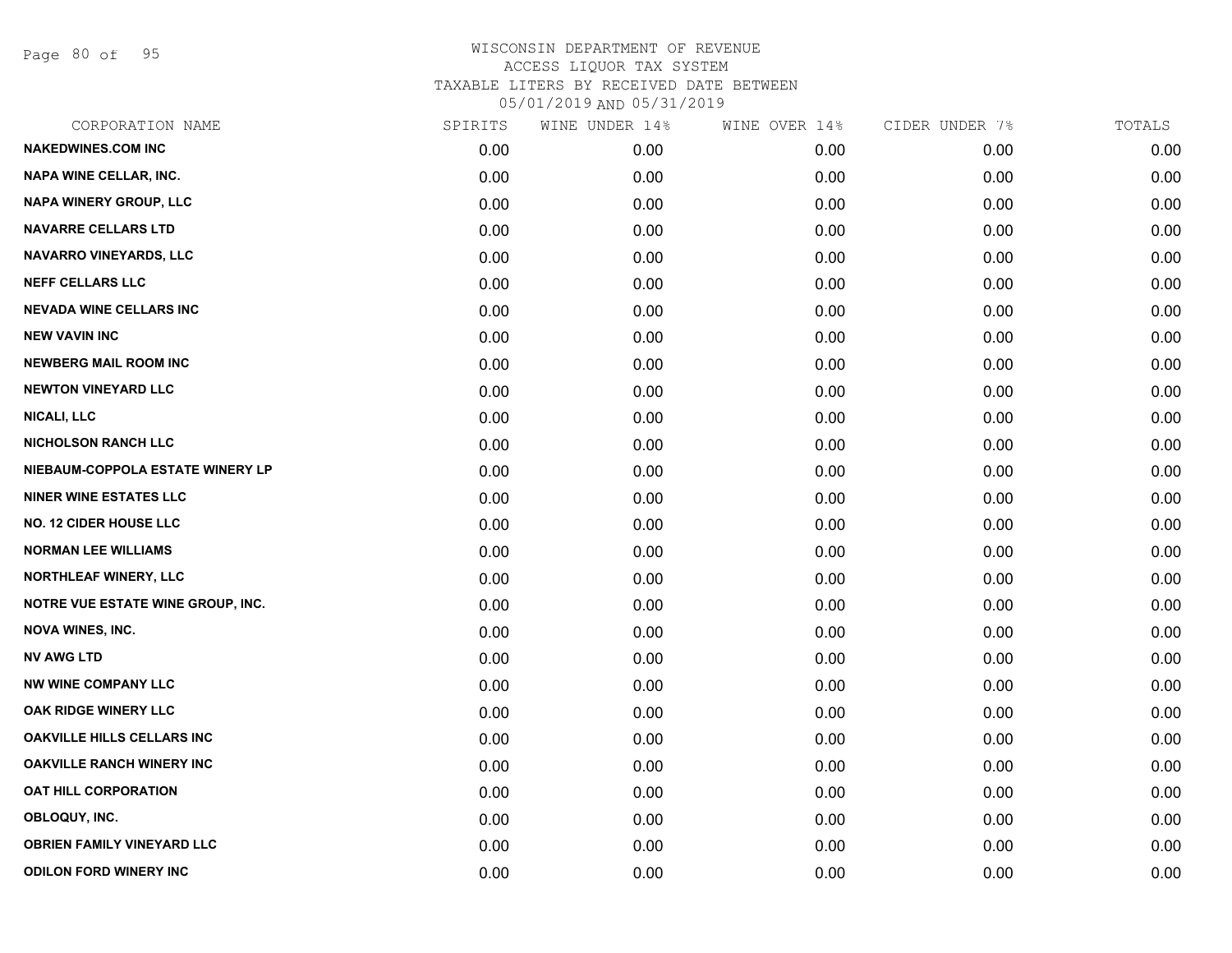WISCONSIN DEPARTMENT OF REVENUE
ACCESS LIQUOR TAX SYSTEM
TAXABLE LITERS BY RECEIVED DATE BETWEEN
05/01/2019 AND 05/31/2019

| CORPORATION NAME | SPIRITS | WINE UNDER 14% | WINE OVER 14% | CIDER UNDER 7% | TOTALS |
|---|---|---|---|---|---|
| NAKEDWINES.COM INC | 0.00 | 0.00 | 0.00 | 0.00 | 0.00 |
| NAPA WINE CELLAR, INC. | 0.00 | 0.00 | 0.00 | 0.00 | 0.00 |
| NAPA WINERY GROUP, LLC | 0.00 | 0.00 | 0.00 | 0.00 | 0.00 |
| NAVARRE CELLARS LTD | 0.00 | 0.00 | 0.00 | 0.00 | 0.00 |
| NAVARRO VINEYARDS, LLC | 0.00 | 0.00 | 0.00 | 0.00 | 0.00 |
| NEFF CELLARS LLC | 0.00 | 0.00 | 0.00 | 0.00 | 0.00 |
| NEVADA WINE CELLARS INC | 0.00 | 0.00 | 0.00 | 0.00 | 0.00 |
| NEW VAVIN INC | 0.00 | 0.00 | 0.00 | 0.00 | 0.00 |
| NEWBERG MAIL ROOM INC | 0.00 | 0.00 | 0.00 | 0.00 | 0.00 |
| NEWTON VINEYARD LLC | 0.00 | 0.00 | 0.00 | 0.00 | 0.00 |
| NICALI, LLC | 0.00 | 0.00 | 0.00 | 0.00 | 0.00 |
| NICHOLSON RANCH LLC | 0.00 | 0.00 | 0.00 | 0.00 | 0.00 |
| NIEBAUM-COPPOLA ESTATE WINERY LP | 0.00 | 0.00 | 0.00 | 0.00 | 0.00 |
| NINER WINE ESTATES LLC | 0.00 | 0.00 | 0.00 | 0.00 | 0.00 |
| NO. 12 CIDER HOUSE LLC | 0.00 | 0.00 | 0.00 | 0.00 | 0.00 |
| NORMAN LEE WILLIAMS | 0.00 | 0.00 | 0.00 | 0.00 | 0.00 |
| NORTHLEAF WINERY, LLC | 0.00 | 0.00 | 0.00 | 0.00 | 0.00 |
| NOTRE VUE ESTATE WINE GROUP, INC. | 0.00 | 0.00 | 0.00 | 0.00 | 0.00 |
| NOVA WINES, INC. | 0.00 | 0.00 | 0.00 | 0.00 | 0.00 |
| NV AWG LTD | 0.00 | 0.00 | 0.00 | 0.00 | 0.00 |
| NW WINE COMPANY LLC | 0.00 | 0.00 | 0.00 | 0.00 | 0.00 |
| OAK RIDGE WINERY LLC | 0.00 | 0.00 | 0.00 | 0.00 | 0.00 |
| OAKVILLE HILLS CELLARS INC | 0.00 | 0.00 | 0.00 | 0.00 | 0.00 |
| OAKVILLE RANCH WINERY INC | 0.00 | 0.00 | 0.00 | 0.00 | 0.00 |
| OAT HILL CORPORATION | 0.00 | 0.00 | 0.00 | 0.00 | 0.00 |
| OBLOQUY, INC. | 0.00 | 0.00 | 0.00 | 0.00 | 0.00 |
| OBRIEN FAMILY VINEYARD LLC | 0.00 | 0.00 | 0.00 | 0.00 | 0.00 |
| ODILON FORD WINERY INC | 0.00 | 0.00 | 0.00 | 0.00 | 0.00 |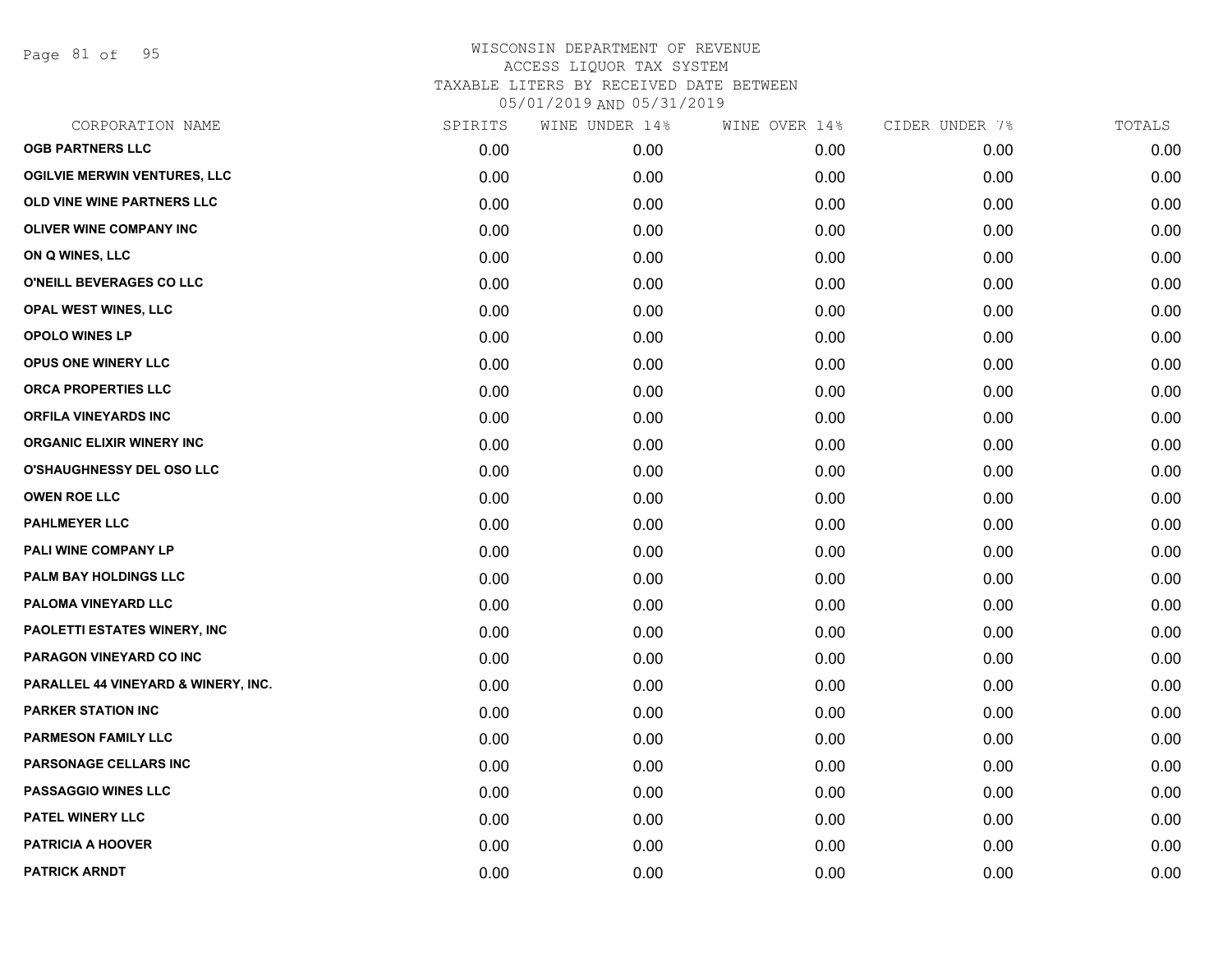WISCONSIN DEPARTMENT OF REVENUE
ACCESS LIQUOR TAX SYSTEM
TAXABLE LITERS BY RECEIVED DATE BETWEEN
05/01/2019 AND 05/31/2019

| CORPORATION NAME | SPIRITS | WINE UNDER 14% | WINE OVER 14% | CIDER UNDER 7% | TOTALS |
|---|---|---|---|---|---|
| OGB PARTNERS LLC | 0.00 | 0.00 | 0.00 | 0.00 | 0.00 |
| OGILVIE MERWIN VENTURES, LLC | 0.00 | 0.00 | 0.00 | 0.00 | 0.00 |
| OLD VINE WINE PARTNERS LLC | 0.00 | 0.00 | 0.00 | 0.00 | 0.00 |
| OLIVER WINE COMPANY INC | 0.00 | 0.00 | 0.00 | 0.00 | 0.00 |
| ON Q WINES, LLC | 0.00 | 0.00 | 0.00 | 0.00 | 0.00 |
| O'NEILL BEVERAGES CO LLC | 0.00 | 0.00 | 0.00 | 0.00 | 0.00 |
| OPAL WEST WINES, LLC | 0.00 | 0.00 | 0.00 | 0.00 | 0.00 |
| OPOLO WINES LP | 0.00 | 0.00 | 0.00 | 0.00 | 0.00 |
| OPUS ONE WINERY LLC | 0.00 | 0.00 | 0.00 | 0.00 | 0.00 |
| ORCA PROPERTIES LLC | 0.00 | 0.00 | 0.00 | 0.00 | 0.00 |
| ORFILA VINEYARDS INC | 0.00 | 0.00 | 0.00 | 0.00 | 0.00 |
| ORGANIC ELIXIR WINERY INC | 0.00 | 0.00 | 0.00 | 0.00 | 0.00 |
| O'SHAUGHNESSY DEL OSO LLC | 0.00 | 0.00 | 0.00 | 0.00 | 0.00 |
| OWEN ROE LLC | 0.00 | 0.00 | 0.00 | 0.00 | 0.00 |
| PAHLMEYER LLC | 0.00 | 0.00 | 0.00 | 0.00 | 0.00 |
| PALI WINE COMPANY LP | 0.00 | 0.00 | 0.00 | 0.00 | 0.00 |
| PALM BAY HOLDINGS LLC | 0.00 | 0.00 | 0.00 | 0.00 | 0.00 |
| PALOMA VINEYARD LLC | 0.00 | 0.00 | 0.00 | 0.00 | 0.00 |
| PAOLETTI ESTATES WINERY, INC | 0.00 | 0.00 | 0.00 | 0.00 | 0.00 |
| PARAGON VINEYARD CO INC | 0.00 | 0.00 | 0.00 | 0.00 | 0.00 |
| PARALLEL 44 VINEYARD & WINERY, INC. | 0.00 | 0.00 | 0.00 | 0.00 | 0.00 |
| PARKER STATION INC | 0.00 | 0.00 | 0.00 | 0.00 | 0.00 |
| PARMESON FAMILY LLC | 0.00 | 0.00 | 0.00 | 0.00 | 0.00 |
| PARSONAGE CELLARS INC | 0.00 | 0.00 | 0.00 | 0.00 | 0.00 |
| PASSAGGIO WINES LLC | 0.00 | 0.00 | 0.00 | 0.00 | 0.00 |
| PATEL WINERY LLC | 0.00 | 0.00 | 0.00 | 0.00 | 0.00 |
| PATRICIA A HOOVER | 0.00 | 0.00 | 0.00 | 0.00 | 0.00 |
| PATRICK ARNDT | 0.00 | 0.00 | 0.00 | 0.00 | 0.00 |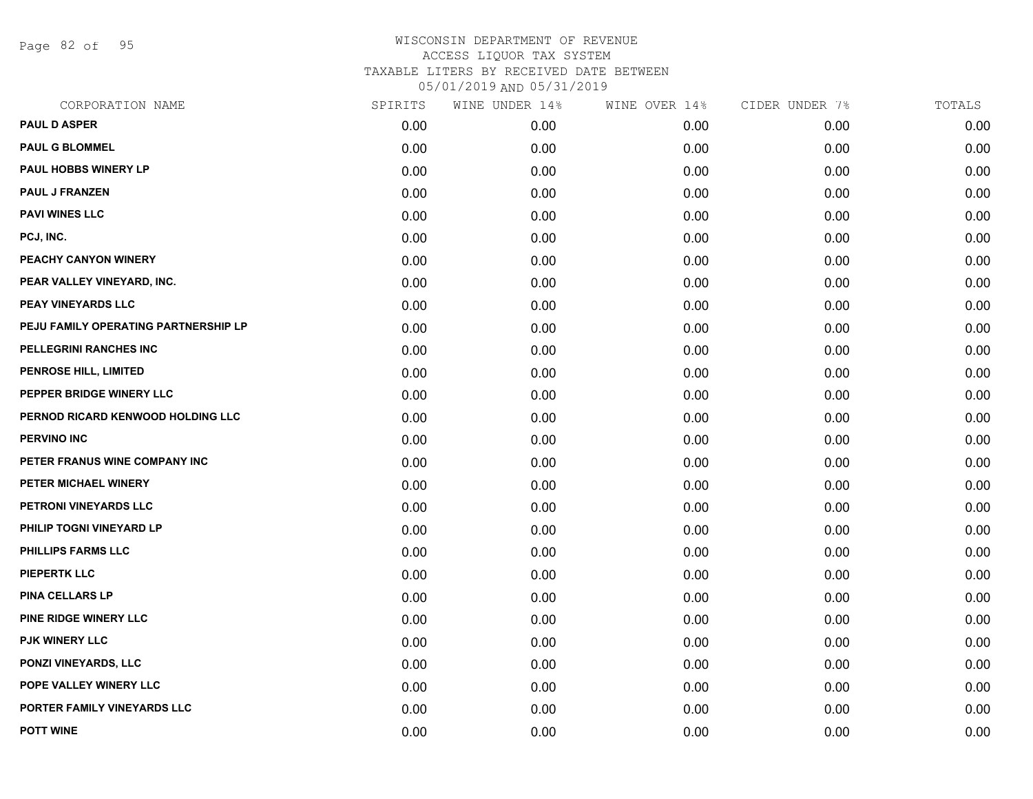# WISCONSIN DEPARTMENT OF REVENUE
## ACCESS LIQUOR TAX SYSTEM
### TAXABLE LITERS BY RECEIVED DATE BETWEEN 05/01/2019 AND 05/31/2019

| CORPORATION NAME | SPIRITS | WINE UNDER 14% | WINE OVER 14% | CIDER UNDER 7% | TOTALS |
|---|---|---|---|---|---|
| PAUL D ASPER | 0.00 | 0.00 | 0.00 | 0.00 | 0.00 |
| PAUL G BLOMMEL | 0.00 | 0.00 | 0.00 | 0.00 | 0.00 |
| PAUL HOBBS WINERY LP | 0.00 | 0.00 | 0.00 | 0.00 | 0.00 |
| PAUL J FRANZEN | 0.00 | 0.00 | 0.00 | 0.00 | 0.00 |
| PAVI WINES LLC | 0.00 | 0.00 | 0.00 | 0.00 | 0.00 |
| PCJ, INC. | 0.00 | 0.00 | 0.00 | 0.00 | 0.00 |
| PEACHY CANYON WINERY | 0.00 | 0.00 | 0.00 | 0.00 | 0.00 |
| PEAR VALLEY VINEYARD, INC. | 0.00 | 0.00 | 0.00 | 0.00 | 0.00 |
| PEAY VINEYARDS LLC | 0.00 | 0.00 | 0.00 | 0.00 | 0.00 |
| PEJU FAMILY OPERATING PARTNERSHIP LP | 0.00 | 0.00 | 0.00 | 0.00 | 0.00 |
| PELLEGRINI RANCHES INC | 0.00 | 0.00 | 0.00 | 0.00 | 0.00 |
| PENROSE HILL, LIMITED | 0.00 | 0.00 | 0.00 | 0.00 | 0.00 |
| PEPPER BRIDGE WINERY LLC | 0.00 | 0.00 | 0.00 | 0.00 | 0.00 |
| PERNOD RICARD KENWOOD HOLDING LLC | 0.00 | 0.00 | 0.00 | 0.00 | 0.00 |
| PERVINO INC | 0.00 | 0.00 | 0.00 | 0.00 | 0.00 |
| PETER FRANUS WINE COMPANY INC | 0.00 | 0.00 | 0.00 | 0.00 | 0.00 |
| PETER MICHAEL WINERY | 0.00 | 0.00 | 0.00 | 0.00 | 0.00 |
| PETRONI VINEYARDS LLC | 0.00 | 0.00 | 0.00 | 0.00 | 0.00 |
| PHILIP TOGNI VINEYARD LP | 0.00 | 0.00 | 0.00 | 0.00 | 0.00 |
| PHILLIPS FARMS LLC | 0.00 | 0.00 | 0.00 | 0.00 | 0.00 |
| PIEPERTK LLC | 0.00 | 0.00 | 0.00 | 0.00 | 0.00 |
| PINA CELLARS LP | 0.00 | 0.00 | 0.00 | 0.00 | 0.00 |
| PINE RIDGE WINERY LLC | 0.00 | 0.00 | 0.00 | 0.00 | 0.00 |
| PJK WINERY LLC | 0.00 | 0.00 | 0.00 | 0.00 | 0.00 |
| PONZI VINEYARDS, LLC | 0.00 | 0.00 | 0.00 | 0.00 | 0.00 |
| POPE VALLEY WINERY LLC | 0.00 | 0.00 | 0.00 | 0.00 | 0.00 |
| PORTER FAMILY VINEYARDS LLC | 0.00 | 0.00 | 0.00 | 0.00 | 0.00 |
| POTT WINE | 0.00 | 0.00 | 0.00 | 0.00 | 0.00 |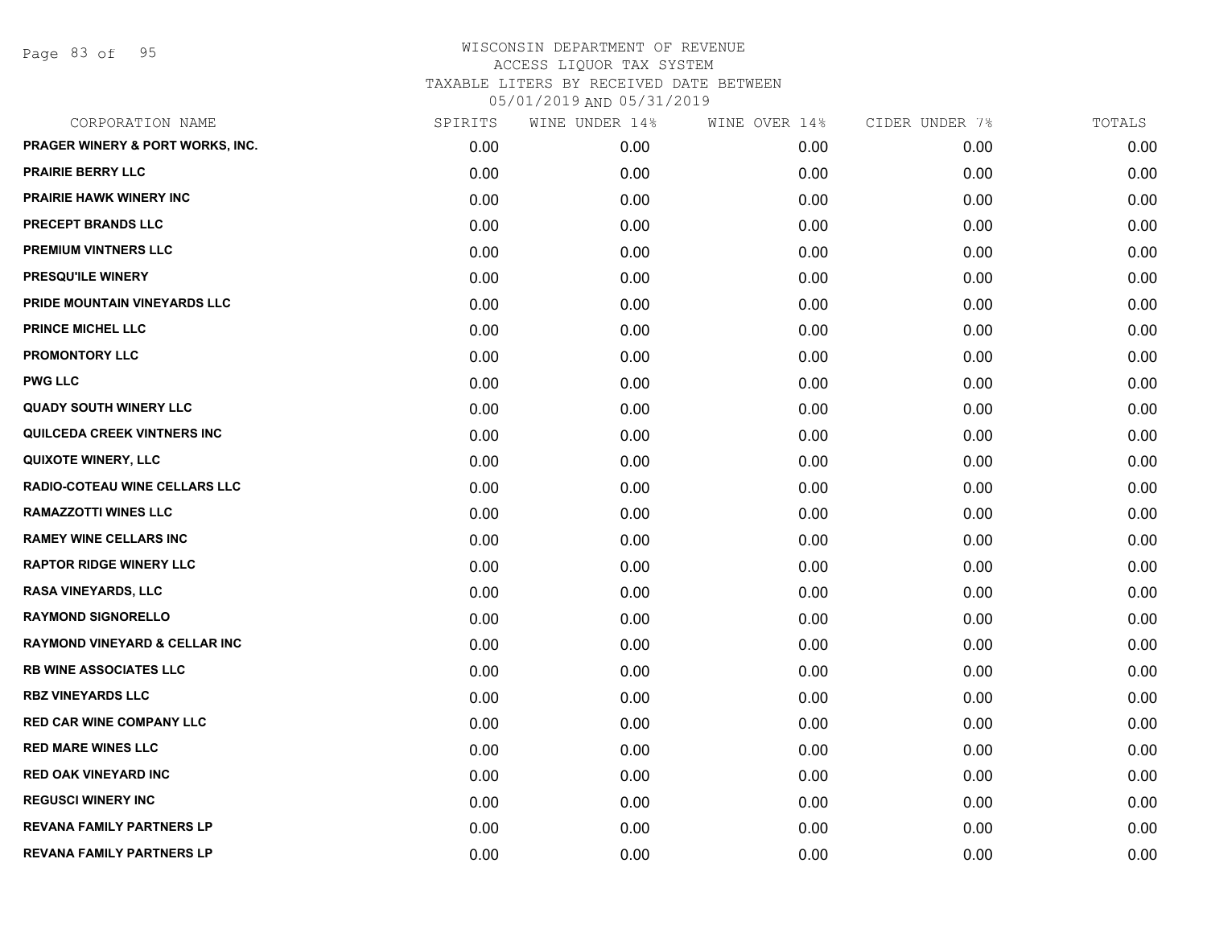# WISCONSIN DEPARTMENT OF REVENUE
ACCESS LIQUOR TAX SYSTEM
TAXABLE LITERS BY RECEIVED DATE BETWEEN
05/01/2019 AND 05/31/2019

| CORPORATION NAME | SPIRITS | WINE UNDER 14% | WINE OVER 14% | CIDER UNDER 7% | TOTALS |
|---|---|---|---|---|---|
| PRAGER WINERY & PORT WORKS, INC. | 0.00 | 0.00 | 0.00 | 0.00 | 0.00 |
| PRAIRIE BERRY LLC | 0.00 | 0.00 | 0.00 | 0.00 | 0.00 |
| PRAIRIE HAWK WINERY INC | 0.00 | 0.00 | 0.00 | 0.00 | 0.00 |
| PRECEPT BRANDS LLC | 0.00 | 0.00 | 0.00 | 0.00 | 0.00 |
| PREMIUM VINTNERS LLC | 0.00 | 0.00 | 0.00 | 0.00 | 0.00 |
| PRESQU'ILE WINERY | 0.00 | 0.00 | 0.00 | 0.00 | 0.00 |
| PRIDE MOUNTAIN VINEYARDS LLC | 0.00 | 0.00 | 0.00 | 0.00 | 0.00 |
| PRINCE MICHEL LLC | 0.00 | 0.00 | 0.00 | 0.00 | 0.00 |
| PROMONTORY LLC | 0.00 | 0.00 | 0.00 | 0.00 | 0.00 |
| PWG LLC | 0.00 | 0.00 | 0.00 | 0.00 | 0.00 |
| QUADY SOUTH WINERY LLC | 0.00 | 0.00 | 0.00 | 0.00 | 0.00 |
| QUILCEDA CREEK VINTNERS INC | 0.00 | 0.00 | 0.00 | 0.00 | 0.00 |
| QUIXOTE WINERY, LLC | 0.00 | 0.00 | 0.00 | 0.00 | 0.00 |
| RADIO-COTEAU WINE CELLARS LLC | 0.00 | 0.00 | 0.00 | 0.00 | 0.00 |
| RAMAZZOTTI WINES LLC | 0.00 | 0.00 | 0.00 | 0.00 | 0.00 |
| RAMEY WINE CELLARS INC | 0.00 | 0.00 | 0.00 | 0.00 | 0.00 |
| RAPTOR RIDGE WINERY LLC | 0.00 | 0.00 | 0.00 | 0.00 | 0.00 |
| RASA VINEYARDS, LLC | 0.00 | 0.00 | 0.00 | 0.00 | 0.00 |
| RAYMOND SIGNORELLO | 0.00 | 0.00 | 0.00 | 0.00 | 0.00 |
| RAYMOND VINEYARD & CELLAR INC | 0.00 | 0.00 | 0.00 | 0.00 | 0.00 |
| RB WINE ASSOCIATES LLC | 0.00 | 0.00 | 0.00 | 0.00 | 0.00 |
| RBZ VINEYARDS LLC | 0.00 | 0.00 | 0.00 | 0.00 | 0.00 |
| RED CAR WINE COMPANY LLC | 0.00 | 0.00 | 0.00 | 0.00 | 0.00 |
| RED MARE WINES LLC | 0.00 | 0.00 | 0.00 | 0.00 | 0.00 |
| RED OAK VINEYARD INC | 0.00 | 0.00 | 0.00 | 0.00 | 0.00 |
| REGUSCI WINERY INC | 0.00 | 0.00 | 0.00 | 0.00 | 0.00 |
| REVANA FAMILY PARTNERS LP | 0.00 | 0.00 | 0.00 | 0.00 | 0.00 |
| REVANA FAMILY PARTNERS LP | 0.00 | 0.00 | 0.00 | 0.00 | 0.00 |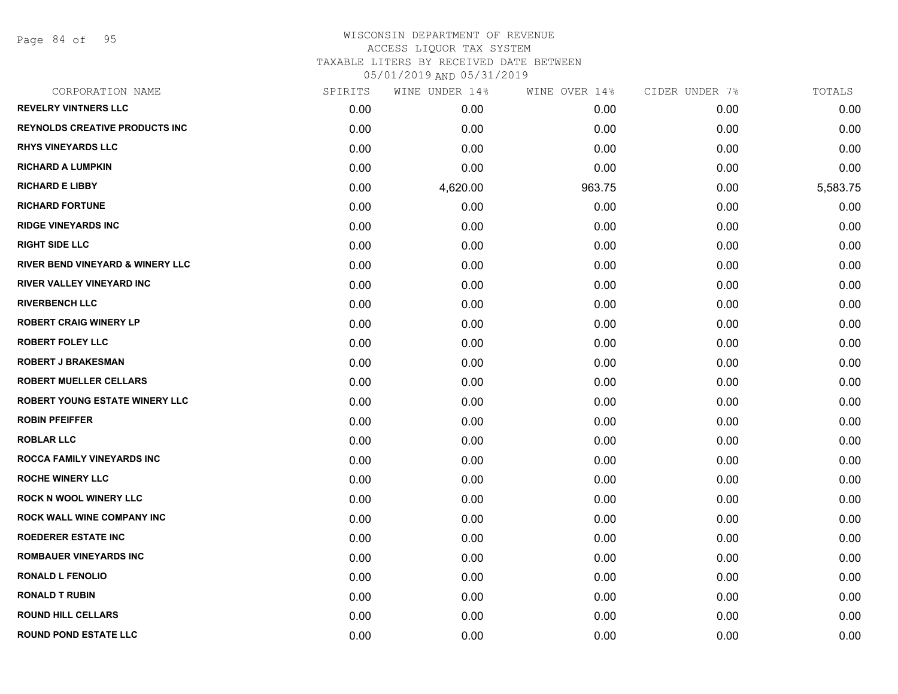WISCONSIN DEPARTMENT OF REVENUE
ACCESS LIQUOR TAX SYSTEM
TAXABLE LITERS BY RECEIVED DATE BETWEEN
05/01/2019 AND 05/31/2019

| CORPORATION NAME | SPIRITS | WINE UNDER 14% | WINE OVER 14% | CIDER UNDER 7% | TOTALS |
|---|---|---|---|---|---|
| REVELRY VINTNERS LLC | 0.00 | 0.00 | 0.00 | 0.00 | 0.00 |
| REYNOLDS CREATIVE PRODUCTS INC | 0.00 | 0.00 | 0.00 | 0.00 | 0.00 |
| RHYS VINEYARDS LLC | 0.00 | 0.00 | 0.00 | 0.00 | 0.00 |
| RICHARD A LUMPKIN | 0.00 | 0.00 | 0.00 | 0.00 | 0.00 |
| RICHARD E LIBBY | 0.00 | 4,620.00 | 963.75 | 0.00 | 5,583.75 |
| RICHARD FORTUNE | 0.00 | 0.00 | 0.00 | 0.00 | 0.00 |
| RIDGE VINEYARDS INC | 0.00 | 0.00 | 0.00 | 0.00 | 0.00 |
| RIGHT SIDE LLC | 0.00 | 0.00 | 0.00 | 0.00 | 0.00 |
| RIVER BEND VINEYARD & WINERY LLC | 0.00 | 0.00 | 0.00 | 0.00 | 0.00 |
| RIVER VALLEY VINEYARD INC | 0.00 | 0.00 | 0.00 | 0.00 | 0.00 |
| RIVERBENCH LLC | 0.00 | 0.00 | 0.00 | 0.00 | 0.00 |
| ROBERT CRAIG WINERY LP | 0.00 | 0.00 | 0.00 | 0.00 | 0.00 |
| ROBERT FOLEY LLC | 0.00 | 0.00 | 0.00 | 0.00 | 0.00 |
| ROBERT J BRAKESMAN | 0.00 | 0.00 | 0.00 | 0.00 | 0.00 |
| ROBERT MUELLER CELLARS | 0.00 | 0.00 | 0.00 | 0.00 | 0.00 |
| ROBERT YOUNG ESTATE WINERY LLC | 0.00 | 0.00 | 0.00 | 0.00 | 0.00 |
| ROBIN PFEIFFER | 0.00 | 0.00 | 0.00 | 0.00 | 0.00 |
| ROBLAR LLC | 0.00 | 0.00 | 0.00 | 0.00 | 0.00 |
| ROCCA FAMILY VINEYARDS INC | 0.00 | 0.00 | 0.00 | 0.00 | 0.00 |
| ROCHE WINERY LLC | 0.00 | 0.00 | 0.00 | 0.00 | 0.00 |
| ROCK N WOOL WINERY LLC | 0.00 | 0.00 | 0.00 | 0.00 | 0.00 |
| ROCK WALL WINE COMPANY INC | 0.00 | 0.00 | 0.00 | 0.00 | 0.00 |
| ROEDERER ESTATE INC | 0.00 | 0.00 | 0.00 | 0.00 | 0.00 |
| ROMBAUER VINEYARDS INC | 0.00 | 0.00 | 0.00 | 0.00 | 0.00 |
| RONALD L FENOLIO | 0.00 | 0.00 | 0.00 | 0.00 | 0.00 |
| RONALD T RUBIN | 0.00 | 0.00 | 0.00 | 0.00 | 0.00 |
| ROUND HILL CELLARS | 0.00 | 0.00 | 0.00 | 0.00 | 0.00 |
| ROUND POND ESTATE LLC | 0.00 | 0.00 | 0.00 | 0.00 | 0.00 |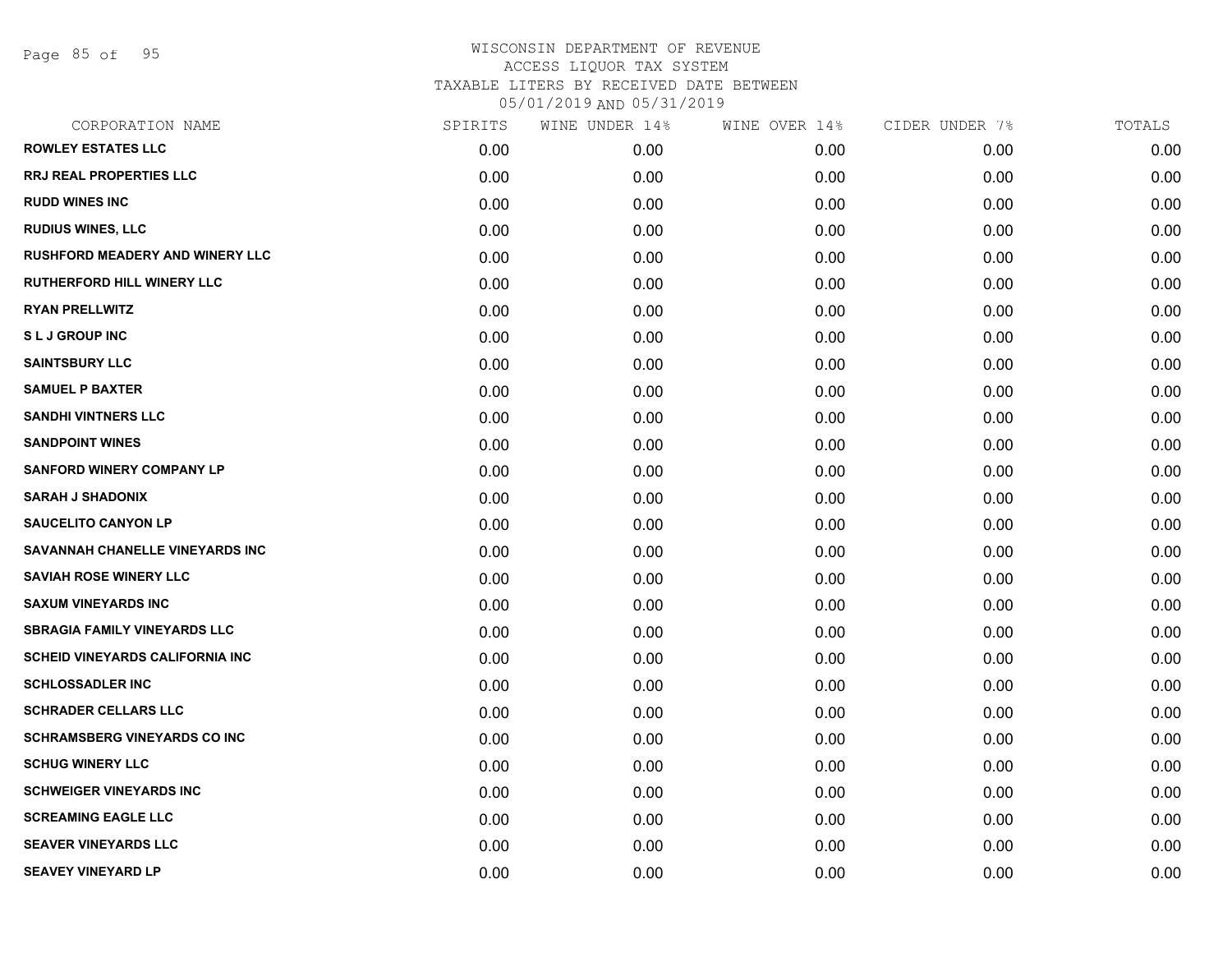WISCONSIN DEPARTMENT OF REVENUE
ACCESS LIQUOR TAX SYSTEM
TAXABLE LITERS BY RECEIVED DATE BETWEEN
05/01/2019 AND 05/31/2019

| CORPORATION NAME | SPIRITS | WINE UNDER 14% | WINE OVER 14% | CIDER UNDER 7% | TOTALS |
|---|---|---|---|---|---|
| ROWLEY ESTATES LLC | 0.00 | 0.00 | 0.00 | 0.00 | 0.00 |
| RRJ REAL PROPERTIES LLC | 0.00 | 0.00 | 0.00 | 0.00 | 0.00 |
| RUDD WINES INC | 0.00 | 0.00 | 0.00 | 0.00 | 0.00 |
| RUDIUS WINES, LLC | 0.00 | 0.00 | 0.00 | 0.00 | 0.00 |
| RUSHFORD MEADERY AND WINERY LLC | 0.00 | 0.00 | 0.00 | 0.00 | 0.00 |
| RUTHERFORD HILL WINERY LLC | 0.00 | 0.00 | 0.00 | 0.00 | 0.00 |
| RYAN PRELLWITZ | 0.00 | 0.00 | 0.00 | 0.00 | 0.00 |
| S L J GROUP INC | 0.00 | 0.00 | 0.00 | 0.00 | 0.00 |
| SAINTSBURY LLC | 0.00 | 0.00 | 0.00 | 0.00 | 0.00 |
| SAMUEL P BAXTER | 0.00 | 0.00 | 0.00 | 0.00 | 0.00 |
| SANDHI VINTNERS LLC | 0.00 | 0.00 | 0.00 | 0.00 | 0.00 |
| SANDPOINT WINES | 0.00 | 0.00 | 0.00 | 0.00 | 0.00 |
| SANFORD WINERY COMPANY LP | 0.00 | 0.00 | 0.00 | 0.00 | 0.00 |
| SARAH J SHADONIX | 0.00 | 0.00 | 0.00 | 0.00 | 0.00 |
| SAUCELITO CANYON LP | 0.00 | 0.00 | 0.00 | 0.00 | 0.00 |
| SAVANNAH CHANELLE VINEYARDS INC | 0.00 | 0.00 | 0.00 | 0.00 | 0.00 |
| SAVIAH ROSE WINERY LLC | 0.00 | 0.00 | 0.00 | 0.00 | 0.00 |
| SAXUM VINEYARDS INC | 0.00 | 0.00 | 0.00 | 0.00 | 0.00 |
| SBRAGIA FAMILY VINEYARDS LLC | 0.00 | 0.00 | 0.00 | 0.00 | 0.00 |
| SCHEID VINEYARDS CALIFORNIA INC | 0.00 | 0.00 | 0.00 | 0.00 | 0.00 |
| SCHLOSSADLER INC | 0.00 | 0.00 | 0.00 | 0.00 | 0.00 |
| SCHRADER CELLARS LLC | 0.00 | 0.00 | 0.00 | 0.00 | 0.00 |
| SCHRAMSBERG VINEYARDS CO INC | 0.00 | 0.00 | 0.00 | 0.00 | 0.00 |
| SCHUG WINERY LLC | 0.00 | 0.00 | 0.00 | 0.00 | 0.00 |
| SCHWEIGER VINEYARDS INC | 0.00 | 0.00 | 0.00 | 0.00 | 0.00 |
| SCREAMING EAGLE LLC | 0.00 | 0.00 | 0.00 | 0.00 | 0.00 |
| SEAVER VINEYARDS LLC | 0.00 | 0.00 | 0.00 | 0.00 | 0.00 |
| SEAVEY VINEYARD LP | 0.00 | 0.00 | 0.00 | 0.00 | 0.00 |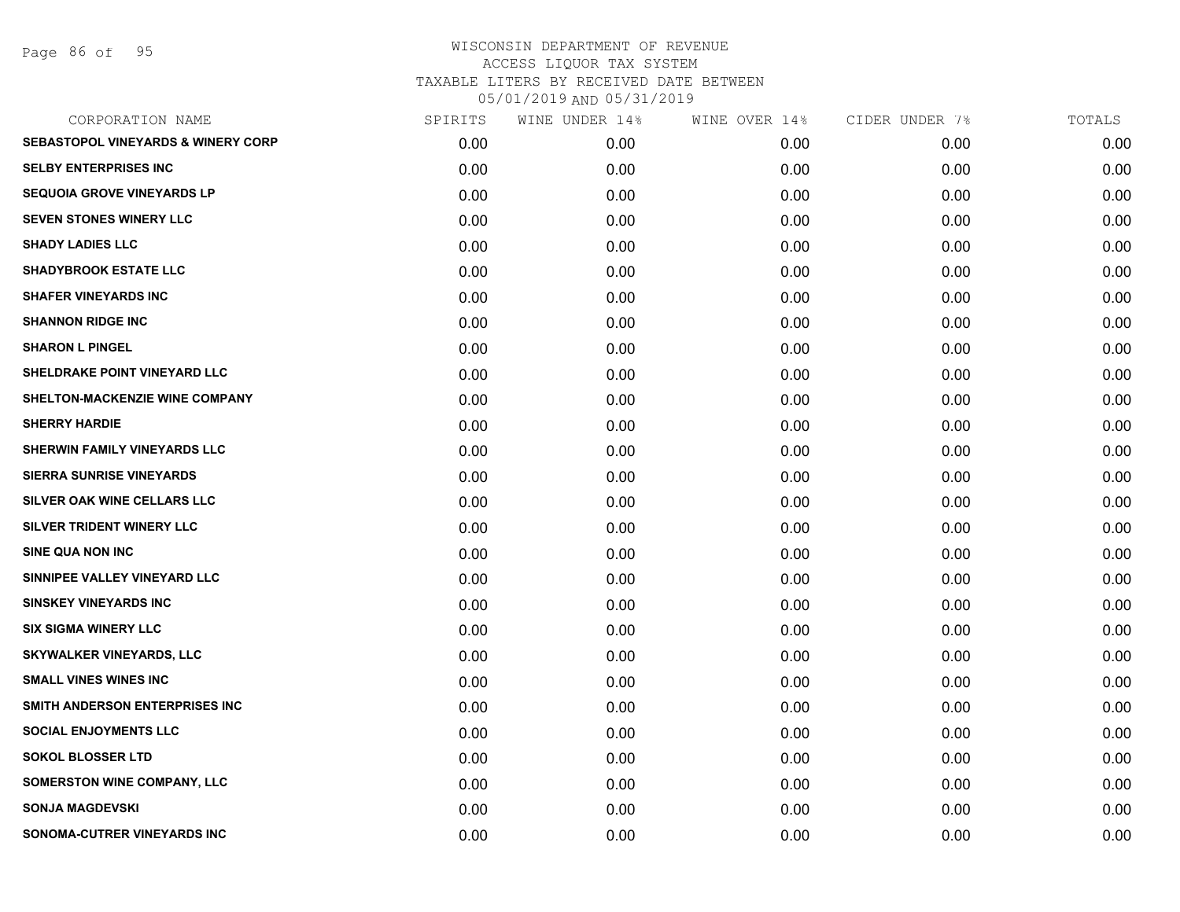# WISCONSIN DEPARTMENT OF REVENUE
## ACCESS LIQUOR TAX SYSTEM
### TAXABLE LITERS BY RECEIVED DATE BETWEEN 05/01/2019 AND 05/31/2019

| CORPORATION NAME | SPIRITS | WINE UNDER 14% | WINE OVER 14% | CIDER UNDER 7% | TOTALS |
|---|---|---|---|---|---|
| SEBASTOPOL VINEYARDS & WINERY CORP | 0.00 | 0.00 | 0.00 | 0.00 | 0.00 |
| SELBY ENTERPRISES INC | 0.00 | 0.00 | 0.00 | 0.00 | 0.00 |
| SEQUOIA GROVE VINEYARDS LP | 0.00 | 0.00 | 0.00 | 0.00 | 0.00 |
| SEVEN STONES WINERY LLC | 0.00 | 0.00 | 0.00 | 0.00 | 0.00 |
| SHADY LADIES LLC | 0.00 | 0.00 | 0.00 | 0.00 | 0.00 |
| SHADYBROOK ESTATE LLC | 0.00 | 0.00 | 0.00 | 0.00 | 0.00 |
| SHAFER VINEYARDS INC | 0.00 | 0.00 | 0.00 | 0.00 | 0.00 |
| SHANNON RIDGE INC | 0.00 | 0.00 | 0.00 | 0.00 | 0.00 |
| SHARON L PINGEL | 0.00 | 0.00 | 0.00 | 0.00 | 0.00 |
| SHELDRAKE POINT VINEYARD LLC | 0.00 | 0.00 | 0.00 | 0.00 | 0.00 |
| SHELTON-MACKENZIE WINE COMPANY | 0.00 | 0.00 | 0.00 | 0.00 | 0.00 |
| SHERRY HARDIE | 0.00 | 0.00 | 0.00 | 0.00 | 0.00 |
| SHERWIN FAMILY VINEYARDS LLC | 0.00 | 0.00 | 0.00 | 0.00 | 0.00 |
| SIERRA SUNRISE VINEYARDS | 0.00 | 0.00 | 0.00 | 0.00 | 0.00 |
| SILVER OAK WINE CELLARS LLC | 0.00 | 0.00 | 0.00 | 0.00 | 0.00 |
| SILVER TRIDENT WINERY LLC | 0.00 | 0.00 | 0.00 | 0.00 | 0.00 |
| SINE QUA NON INC | 0.00 | 0.00 | 0.00 | 0.00 | 0.00 |
| SINNIPEE VALLEY VINEYARD LLC | 0.00 | 0.00 | 0.00 | 0.00 | 0.00 |
| SINSKEY VINEYARDS INC | 0.00 | 0.00 | 0.00 | 0.00 | 0.00 |
| SIX SIGMA WINERY LLC | 0.00 | 0.00 | 0.00 | 0.00 | 0.00 |
| SKYWALKER VINEYARDS, LLC | 0.00 | 0.00 | 0.00 | 0.00 | 0.00 |
| SMALL VINES WINES INC | 0.00 | 0.00 | 0.00 | 0.00 | 0.00 |
| SMITH ANDERSON ENTERPRISES INC | 0.00 | 0.00 | 0.00 | 0.00 | 0.00 |
| SOCIAL ENJOYMENTS LLC | 0.00 | 0.00 | 0.00 | 0.00 | 0.00 |
| SOKOL BLOSSER LTD | 0.00 | 0.00 | 0.00 | 0.00 | 0.00 |
| SOMERSTON WINE COMPANY, LLC | 0.00 | 0.00 | 0.00 | 0.00 | 0.00 |
| SONJA MAGDEVSKI | 0.00 | 0.00 | 0.00 | 0.00 | 0.00 |
| SONOMA-CUTRER VINEYARDS INC | 0.00 | 0.00 | 0.00 | 0.00 | 0.00 |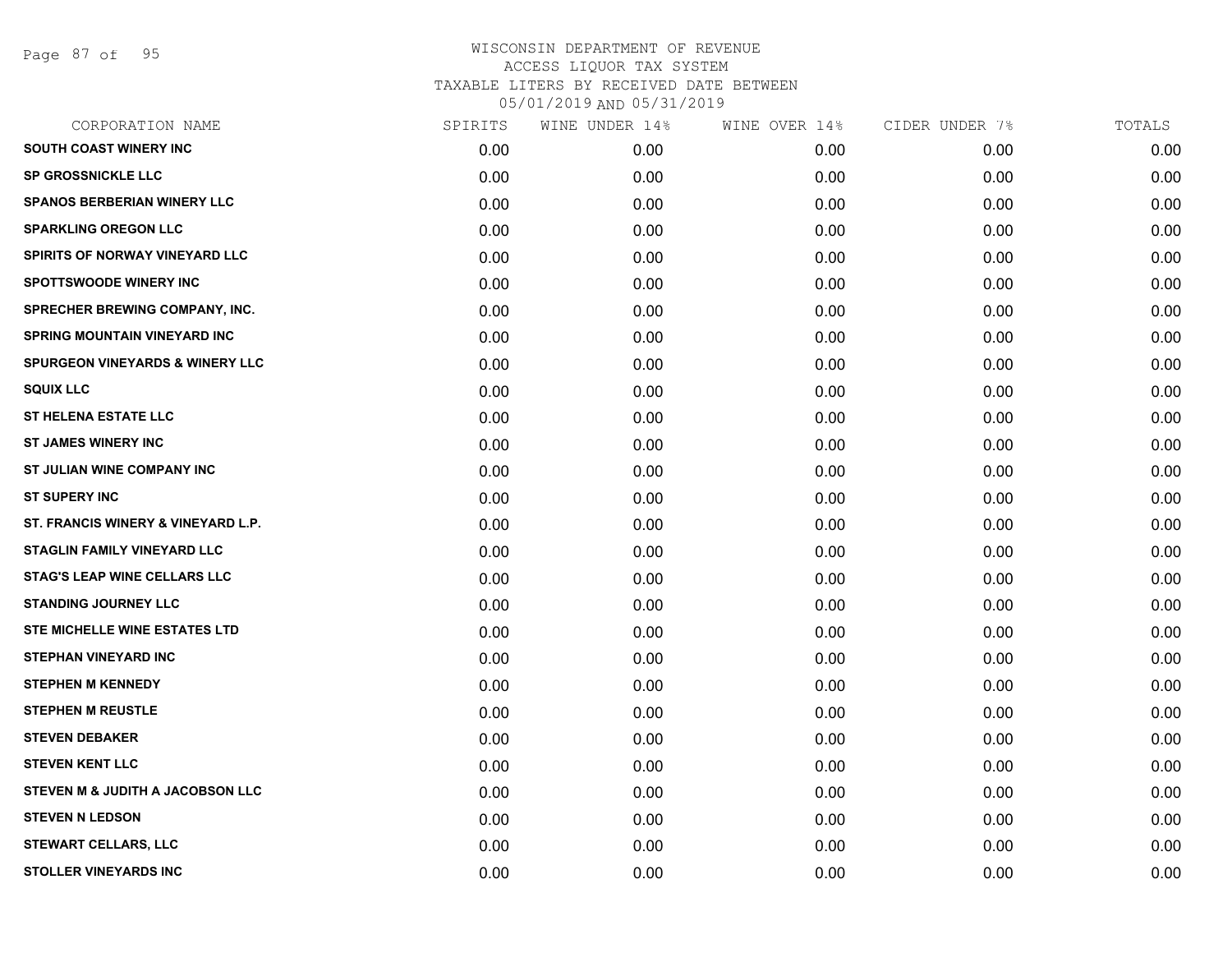# WISCONSIN DEPARTMENT OF REVENUE
## ACCESS LIQUOR TAX SYSTEM
### TAXABLE LITERS BY RECEIVED DATE BETWEEN 05/01/2019 AND 05/31/2019

| CORPORATION NAME | SPIRITS | WINE UNDER 14% | WINE OVER 14% | CIDER UNDER 7% | TOTALS |
|---|---|---|---|---|---|
| SOUTH COAST WINERY INC | 0.00 | 0.00 | 0.00 | 0.00 | 0.00 |
| SP GROSSNICKLE LLC | 0.00 | 0.00 | 0.00 | 0.00 | 0.00 |
| SPANOS BERBERIAN WINERY LLC | 0.00 | 0.00 | 0.00 | 0.00 | 0.00 |
| SPARKLING OREGON LLC | 0.00 | 0.00 | 0.00 | 0.00 | 0.00 |
| SPIRITS OF NORWAY VINEYARD LLC | 0.00 | 0.00 | 0.00 | 0.00 | 0.00 |
| SPOTTSWOODE WINERY INC | 0.00 | 0.00 | 0.00 | 0.00 | 0.00 |
| SPRECHER BREWING COMPANY, INC. | 0.00 | 0.00 | 0.00 | 0.00 | 0.00 |
| SPRING MOUNTAIN VINEYARD INC | 0.00 | 0.00 | 0.00 | 0.00 | 0.00 |
| SPURGEON VINEYARDS & WINERY LLC | 0.00 | 0.00 | 0.00 | 0.00 | 0.00 |
| SQUIX LLC | 0.00 | 0.00 | 0.00 | 0.00 | 0.00 |
| ST HELENA ESTATE LLC | 0.00 | 0.00 | 0.00 | 0.00 | 0.00 |
| ST JAMES WINERY INC | 0.00 | 0.00 | 0.00 | 0.00 | 0.00 |
| ST JULIAN WINE COMPANY INC | 0.00 | 0.00 | 0.00 | 0.00 | 0.00 |
| ST SUPERY INC | 0.00 | 0.00 | 0.00 | 0.00 | 0.00 |
| ST. FRANCIS WINERY & VINEYARD L.P. | 0.00 | 0.00 | 0.00 | 0.00 | 0.00 |
| STAGLIN FAMILY VINEYARD LLC | 0.00 | 0.00 | 0.00 | 0.00 | 0.00 |
| STAG'S LEAP WINE CELLARS LLC | 0.00 | 0.00 | 0.00 | 0.00 | 0.00 |
| STANDING JOURNEY LLC | 0.00 | 0.00 | 0.00 | 0.00 | 0.00 |
| STE MICHELLE WINE ESTATES LTD | 0.00 | 0.00 | 0.00 | 0.00 | 0.00 |
| STEPHAN VINEYARD INC | 0.00 | 0.00 | 0.00 | 0.00 | 0.00 |
| STEPHEN M KENNEDY | 0.00 | 0.00 | 0.00 | 0.00 | 0.00 |
| STEPHEN M REUSTLE | 0.00 | 0.00 | 0.00 | 0.00 | 0.00 |
| STEVEN DEBAKER | 0.00 | 0.00 | 0.00 | 0.00 | 0.00 |
| STEVEN KENT LLC | 0.00 | 0.00 | 0.00 | 0.00 | 0.00 |
| STEVEN M & JUDITH A JACOBSON LLC | 0.00 | 0.00 | 0.00 | 0.00 | 0.00 |
| STEVEN N LEDSON | 0.00 | 0.00 | 0.00 | 0.00 | 0.00 |
| STEWART CELLARS, LLC | 0.00 | 0.00 | 0.00 | 0.00 | 0.00 |
| STOLLER VINEYARDS INC | 0.00 | 0.00 | 0.00 | 0.00 | 0.00 |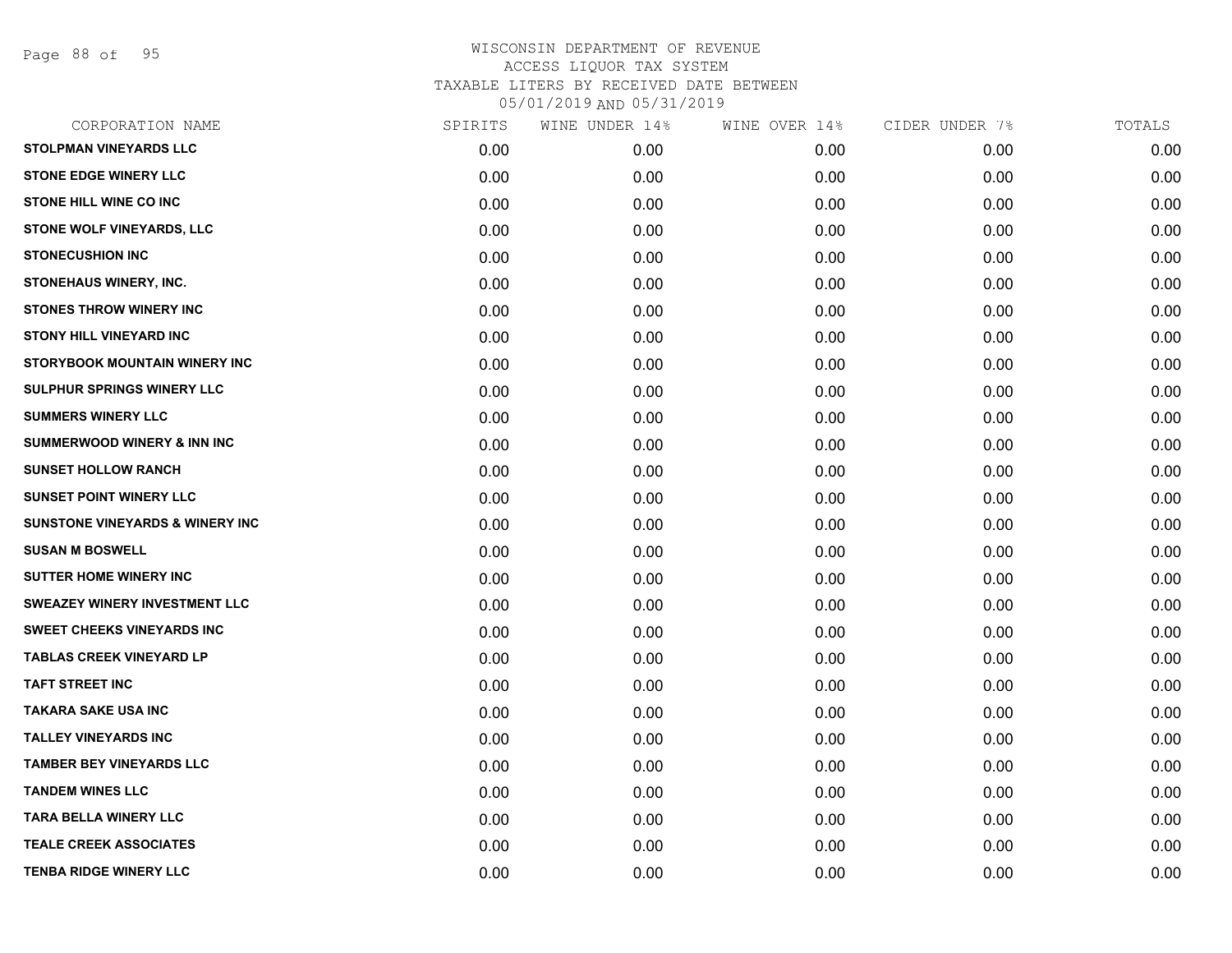# WISCONSIN DEPARTMENT OF REVENUE
## ACCESS LIQUOR TAX SYSTEM
### TAXABLE LITERS BY RECEIVED DATE BETWEEN 05/01/2019 AND 05/31/2019

| CORPORATION NAME | SPIRITS | WINE UNDER 14% | WINE OVER 14% | CIDER UNDER 7% | TOTALS |
|---|---|---|---|---|---|
| STOLPMAN VINEYARDS LLC | 0.00 | 0.00 | 0.00 | 0.00 | 0.00 |
| STONE EDGE WINERY LLC | 0.00 | 0.00 | 0.00 | 0.00 | 0.00 |
| STONE HILL WINE CO INC | 0.00 | 0.00 | 0.00 | 0.00 | 0.00 |
| STONE WOLF VINEYARDS, LLC | 0.00 | 0.00 | 0.00 | 0.00 | 0.00 |
| STONECUSHION INC | 0.00 | 0.00 | 0.00 | 0.00 | 0.00 |
| STONEHAUS WINERY, INC. | 0.00 | 0.00 | 0.00 | 0.00 | 0.00 |
| STONES THROW WINERY INC | 0.00 | 0.00 | 0.00 | 0.00 | 0.00 |
| STONY HILL VINEYARD INC | 0.00 | 0.00 | 0.00 | 0.00 | 0.00 |
| STORYBOOK MOUNTAIN WINERY INC | 0.00 | 0.00 | 0.00 | 0.00 | 0.00 |
| SULPHUR SPRINGS WINERY LLC | 0.00 | 0.00 | 0.00 | 0.00 | 0.00 |
| SUMMERS WINERY LLC | 0.00 | 0.00 | 0.00 | 0.00 | 0.00 |
| SUMMERWOOD WINERY & INN INC | 0.00 | 0.00 | 0.00 | 0.00 | 0.00 |
| SUNSET HOLLOW RANCH | 0.00 | 0.00 | 0.00 | 0.00 | 0.00 |
| SUNSET POINT WINERY LLC | 0.00 | 0.00 | 0.00 | 0.00 | 0.00 |
| SUNSTONE VINEYARDS & WINERY INC | 0.00 | 0.00 | 0.00 | 0.00 | 0.00 |
| SUSAN M BOSWELL | 0.00 | 0.00 | 0.00 | 0.00 | 0.00 |
| SUTTER HOME WINERY INC | 0.00 | 0.00 | 0.00 | 0.00 | 0.00 |
| SWEAZEY WINERY INVESTMENT LLC | 0.00 | 0.00 | 0.00 | 0.00 | 0.00 |
| SWEET CHEEKS VINEYARDS INC | 0.00 | 0.00 | 0.00 | 0.00 | 0.00 |
| TABLAS CREEK VINEYARD LP | 0.00 | 0.00 | 0.00 | 0.00 | 0.00 |
| TAFT STREET INC | 0.00 | 0.00 | 0.00 | 0.00 | 0.00 |
| TAKARA SAKE USA INC | 0.00 | 0.00 | 0.00 | 0.00 | 0.00 |
| TALLEY VINEYARDS INC | 0.00 | 0.00 | 0.00 | 0.00 | 0.00 |
| TAMBER BEY VINEYARDS LLC | 0.00 | 0.00 | 0.00 | 0.00 | 0.00 |
| TANDEM WINES LLC | 0.00 | 0.00 | 0.00 | 0.00 | 0.00 |
| TARA BELLA WINERY LLC | 0.00 | 0.00 | 0.00 | 0.00 | 0.00 |
| TEALE CREEK ASSOCIATES | 0.00 | 0.00 | 0.00 | 0.00 | 0.00 |
| TENBA RIDGE WINERY LLC | 0.00 | 0.00 | 0.00 | 0.00 | 0.00 |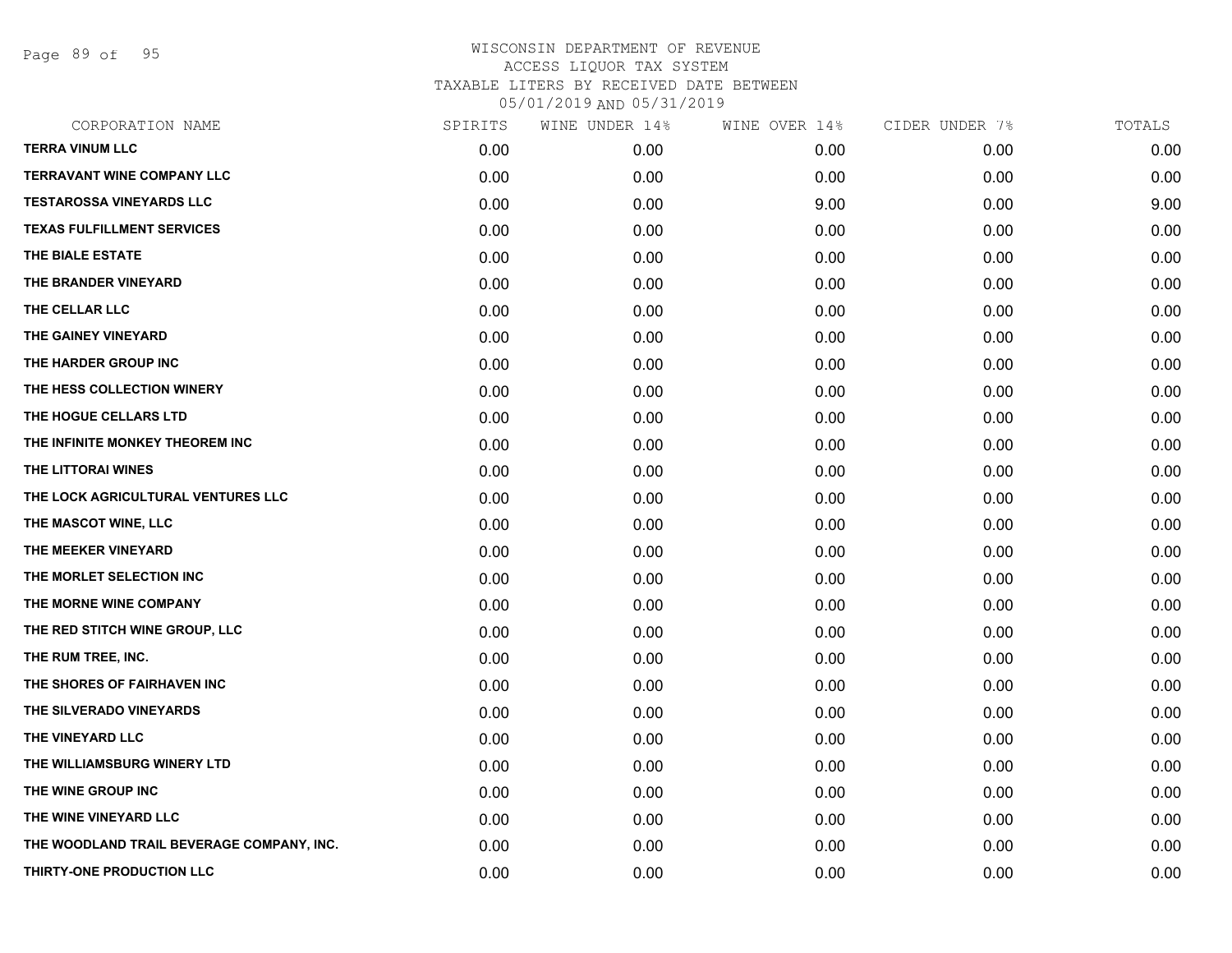# WISCONSIN DEPARTMENT OF REVENUE

ACCESS LIQUOR TAX SYSTEM

TAXABLE LITERS BY RECEIVED DATE BETWEEN

05/01/2019 AND 05/31/2019

| CORPORATION NAME | SPIRITS | WINE UNDER 14% | WINE OVER 14% | CIDER UNDER 7% | TOTALS |
|---|---|---|---|---|---|
| TERRA VINUM LLC | 0.00 | 0.00 | 0.00 | 0.00 | 0.00 |
| TERRAVANT WINE COMPANY LLC | 0.00 | 0.00 | 0.00 | 0.00 | 0.00 |
| TESTAROSSA VINEYARDS LLC | 0.00 | 0.00 | 9.00 | 0.00 | 9.00 |
| TEXAS FULFILLMENT SERVICES | 0.00 | 0.00 | 0.00 | 0.00 | 0.00 |
| THE BIALE ESTATE | 0.00 | 0.00 | 0.00 | 0.00 | 0.00 |
| THE BRANDER VINEYARD | 0.00 | 0.00 | 0.00 | 0.00 | 0.00 |
| THE CELLAR LLC | 0.00 | 0.00 | 0.00 | 0.00 | 0.00 |
| THE GAINEY VINEYARD | 0.00 | 0.00 | 0.00 | 0.00 | 0.00 |
| THE HARDER GROUP INC | 0.00 | 0.00 | 0.00 | 0.00 | 0.00 |
| THE HESS COLLECTION WINERY | 0.00 | 0.00 | 0.00 | 0.00 | 0.00 |
| THE HOGUE CELLARS LTD | 0.00 | 0.00 | 0.00 | 0.00 | 0.00 |
| THE INFINITE MONKEY THEOREM INC | 0.00 | 0.00 | 0.00 | 0.00 | 0.00 |
| THE LITTORAI WINES | 0.00 | 0.00 | 0.00 | 0.00 | 0.00 |
| THE LOCK AGRICULTURAL VENTURES LLC | 0.00 | 0.00 | 0.00 | 0.00 | 0.00 |
| THE MASCOT WINE, LLC | 0.00 | 0.00 | 0.00 | 0.00 | 0.00 |
| THE MEEKER VINEYARD | 0.00 | 0.00 | 0.00 | 0.00 | 0.00 |
| THE MORLET SELECTION INC | 0.00 | 0.00 | 0.00 | 0.00 | 0.00 |
| THE MORNE WINE COMPANY | 0.00 | 0.00 | 0.00 | 0.00 | 0.00 |
| THE RED STITCH WINE GROUP, LLC | 0.00 | 0.00 | 0.00 | 0.00 | 0.00 |
| THE RUM TREE, INC. | 0.00 | 0.00 | 0.00 | 0.00 | 0.00 |
| THE SHORES OF FAIRHAVEN INC | 0.00 | 0.00 | 0.00 | 0.00 | 0.00 |
| THE SILVERADO VINEYARDS | 0.00 | 0.00 | 0.00 | 0.00 | 0.00 |
| THE VINEYARD LLC | 0.00 | 0.00 | 0.00 | 0.00 | 0.00 |
| THE WILLIAMSBURG WINERY LTD | 0.00 | 0.00 | 0.00 | 0.00 | 0.00 |
| THE WINE GROUP INC | 0.00 | 0.00 | 0.00 | 0.00 | 0.00 |
| THE WINE VINEYARD LLC | 0.00 | 0.00 | 0.00 | 0.00 | 0.00 |
| THE WOODLAND TRAIL BEVERAGE COMPANY, INC. | 0.00 | 0.00 | 0.00 | 0.00 | 0.00 |
| THIRTY-ONE PRODUCTION LLC | 0.00 | 0.00 | 0.00 | 0.00 | 0.00 |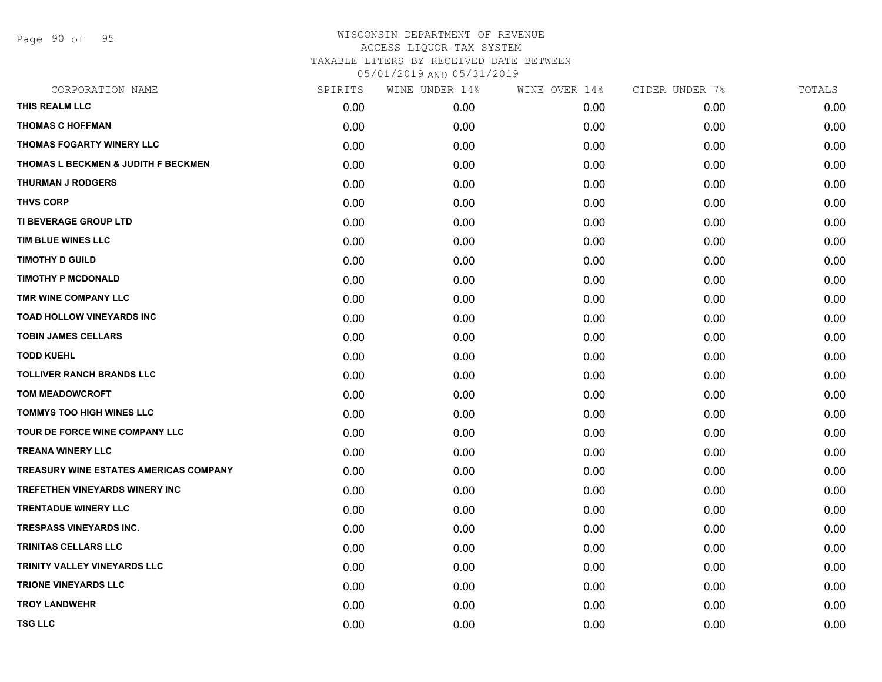WISCONSIN DEPARTMENT OF REVENUE
ACCESS LIQUOR TAX SYSTEM
TAXABLE LITERS BY RECEIVED DATE BETWEEN
05/01/2019 AND 05/31/2019

| CORPORATION NAME | SPIRITS | WINE UNDER 14% | WINE OVER 14% | CIDER UNDER 7% | TOTALS |
|---|---|---|---|---|---|
| THIS REALM LLC | 0.00 | 0.00 | 0.00 | 0.00 | 0.00 |
| THOMAS C HOFFMAN | 0.00 | 0.00 | 0.00 | 0.00 | 0.00 |
| THOMAS FOGARTY WINERY LLC | 0.00 | 0.00 | 0.00 | 0.00 | 0.00 |
| THOMAS L BECKMEN & JUDITH F BECKMEN | 0.00 | 0.00 | 0.00 | 0.00 | 0.00 |
| THURMAN J RODGERS | 0.00 | 0.00 | 0.00 | 0.00 | 0.00 |
| THVS CORP | 0.00 | 0.00 | 0.00 | 0.00 | 0.00 |
| TI BEVERAGE GROUP LTD | 0.00 | 0.00 | 0.00 | 0.00 | 0.00 |
| TIM BLUE WINES LLC | 0.00 | 0.00 | 0.00 | 0.00 | 0.00 |
| TIMOTHY D GUILD | 0.00 | 0.00 | 0.00 | 0.00 | 0.00 |
| TIMOTHY P MCDONALD | 0.00 | 0.00 | 0.00 | 0.00 | 0.00 |
| TMR WINE COMPANY LLC | 0.00 | 0.00 | 0.00 | 0.00 | 0.00 |
| TOAD HOLLOW VINEYARDS INC | 0.00 | 0.00 | 0.00 | 0.00 | 0.00 |
| TOBIN JAMES CELLARS | 0.00 | 0.00 | 0.00 | 0.00 | 0.00 |
| TODD KUEHL | 0.00 | 0.00 | 0.00 | 0.00 | 0.00 |
| TOLLIVER RANCH BRANDS LLC | 0.00 | 0.00 | 0.00 | 0.00 | 0.00 |
| TOM MEADOWCROFT | 0.00 | 0.00 | 0.00 | 0.00 | 0.00 |
| TOMMYS TOO HIGH WINES LLC | 0.00 | 0.00 | 0.00 | 0.00 | 0.00 |
| TOUR DE FORCE WINE COMPANY LLC | 0.00 | 0.00 | 0.00 | 0.00 | 0.00 |
| TREANA WINERY LLC | 0.00 | 0.00 | 0.00 | 0.00 | 0.00 |
| TREASURY WINE ESTATES AMERICAS COMPANY | 0.00 | 0.00 | 0.00 | 0.00 | 0.00 |
| TREFETHEN VINEYARDS WINERY INC | 0.00 | 0.00 | 0.00 | 0.00 | 0.00 |
| TRENTADUE WINERY LLC | 0.00 | 0.00 | 0.00 | 0.00 | 0.00 |
| TRESPASS VINEYARDS INC. | 0.00 | 0.00 | 0.00 | 0.00 | 0.00 |
| TRINITAS CELLARS LLC | 0.00 | 0.00 | 0.00 | 0.00 | 0.00 |
| TRINITY VALLEY VINEYARDS LLC | 0.00 | 0.00 | 0.00 | 0.00 | 0.00 |
| TRIONE VINEYARDS LLC | 0.00 | 0.00 | 0.00 | 0.00 | 0.00 |
| TROY LANDWEHR | 0.00 | 0.00 | 0.00 | 0.00 | 0.00 |
| TSG LLC | 0.00 | 0.00 | 0.00 | 0.00 | 0.00 |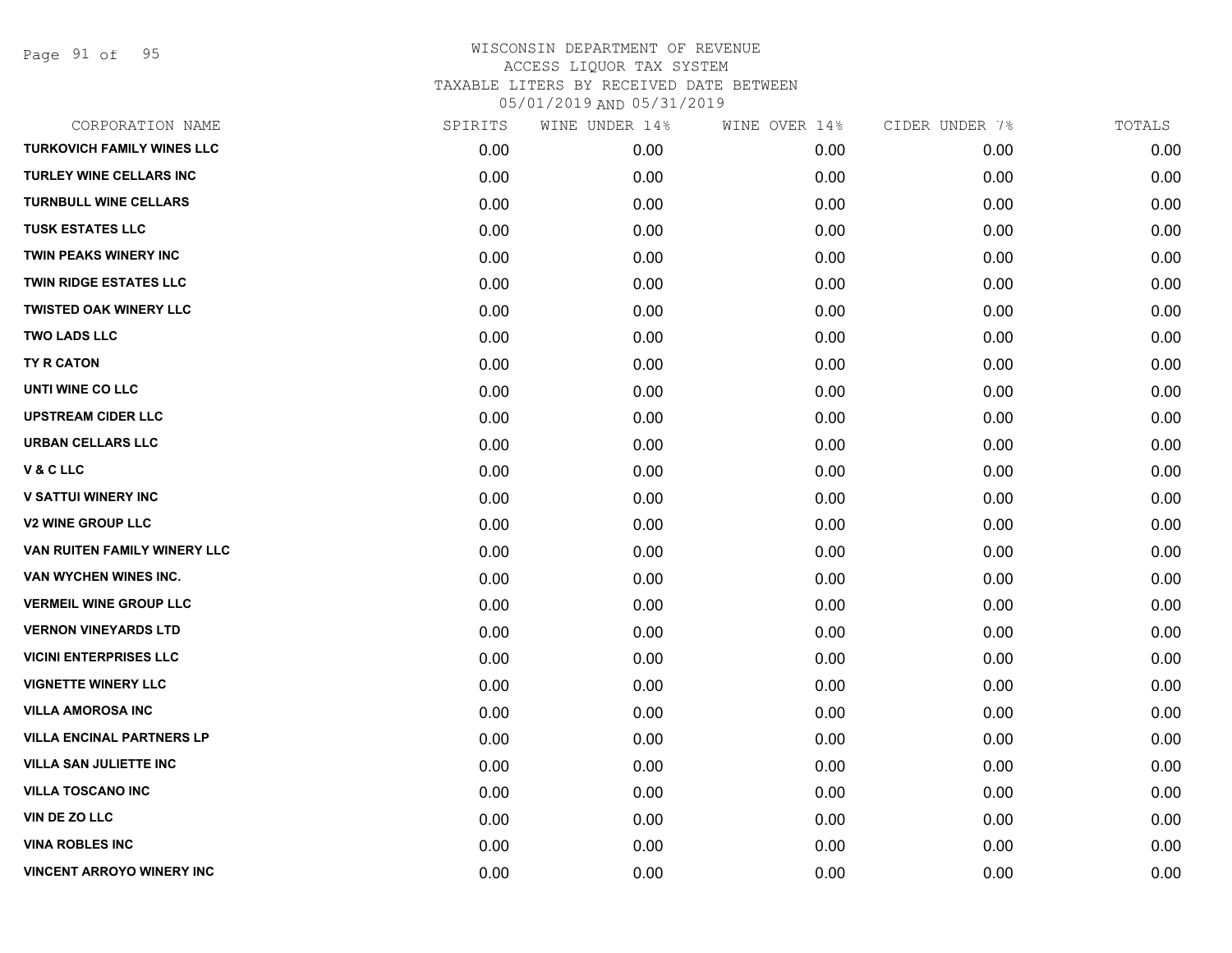# WISCONSIN DEPARTMENT OF REVENUE
## ACCESS LIQUOR TAX SYSTEM
### TAXABLE LITERS BY RECEIVED DATE BETWEEN 05/01/2019 AND 05/31/2019

| CORPORATION NAME | SPIRITS | WINE UNDER 14% | WINE OVER 14% | CIDER UNDER 7% | TOTALS |
|---|---|---|---|---|---|
| TURKOVICH FAMILY WINES LLC | 0.00 | 0.00 | 0.00 | 0.00 | 0.00 |
| TURLEY WINE CELLARS INC | 0.00 | 0.00 | 0.00 | 0.00 | 0.00 |
| TURNBULL WINE CELLARS | 0.00 | 0.00 | 0.00 | 0.00 | 0.00 |
| TUSK ESTATES LLC | 0.00 | 0.00 | 0.00 | 0.00 | 0.00 |
| TWIN PEAKS WINERY INC | 0.00 | 0.00 | 0.00 | 0.00 | 0.00 |
| TWIN RIDGE ESTATES LLC | 0.00 | 0.00 | 0.00 | 0.00 | 0.00 |
| TWISTED OAK WINERY LLC | 0.00 | 0.00 | 0.00 | 0.00 | 0.00 |
| TWO LADS LLC | 0.00 | 0.00 | 0.00 | 0.00 | 0.00 |
| TY R CATON | 0.00 | 0.00 | 0.00 | 0.00 | 0.00 |
| UNTI WINE CO LLC | 0.00 | 0.00 | 0.00 | 0.00 | 0.00 |
| UPSTREAM CIDER LLC | 0.00 | 0.00 | 0.00 | 0.00 | 0.00 |
| URBAN CELLARS LLC | 0.00 | 0.00 | 0.00 | 0.00 | 0.00 |
| V & C LLC | 0.00 | 0.00 | 0.00 | 0.00 | 0.00 |
| V SATTUI WINERY INC | 0.00 | 0.00 | 0.00 | 0.00 | 0.00 |
| V2 WINE GROUP LLC | 0.00 | 0.00 | 0.00 | 0.00 | 0.00 |
| VAN RUITEN FAMILY WINERY LLC | 0.00 | 0.00 | 0.00 | 0.00 | 0.00 |
| VAN WYCHEN WINES INC. | 0.00 | 0.00 | 0.00 | 0.00 | 0.00 |
| VERMEIL WINE GROUP LLC | 0.00 | 0.00 | 0.00 | 0.00 | 0.00 |
| VERNON VINEYARDS LTD | 0.00 | 0.00 | 0.00 | 0.00 | 0.00 |
| VICINI ENTERPRISES LLC | 0.00 | 0.00 | 0.00 | 0.00 | 0.00 |
| VIGNETTE WINERY LLC | 0.00 | 0.00 | 0.00 | 0.00 | 0.00 |
| VILLA AMOROSA INC | 0.00 | 0.00 | 0.00 | 0.00 | 0.00 |
| VILLA ENCINAL PARTNERS LP | 0.00 | 0.00 | 0.00 | 0.00 | 0.00 |
| VILLA SAN JULIETTE INC | 0.00 | 0.00 | 0.00 | 0.00 | 0.00 |
| VILLA TOSCANO INC | 0.00 | 0.00 | 0.00 | 0.00 | 0.00 |
| VIN DE ZO LLC | 0.00 | 0.00 | 0.00 | 0.00 | 0.00 |
| VINA ROBLES INC | 0.00 | 0.00 | 0.00 | 0.00 | 0.00 |
| VINCENT ARROYO WINERY INC | 0.00 | 0.00 | 0.00 | 0.00 | 0.00 |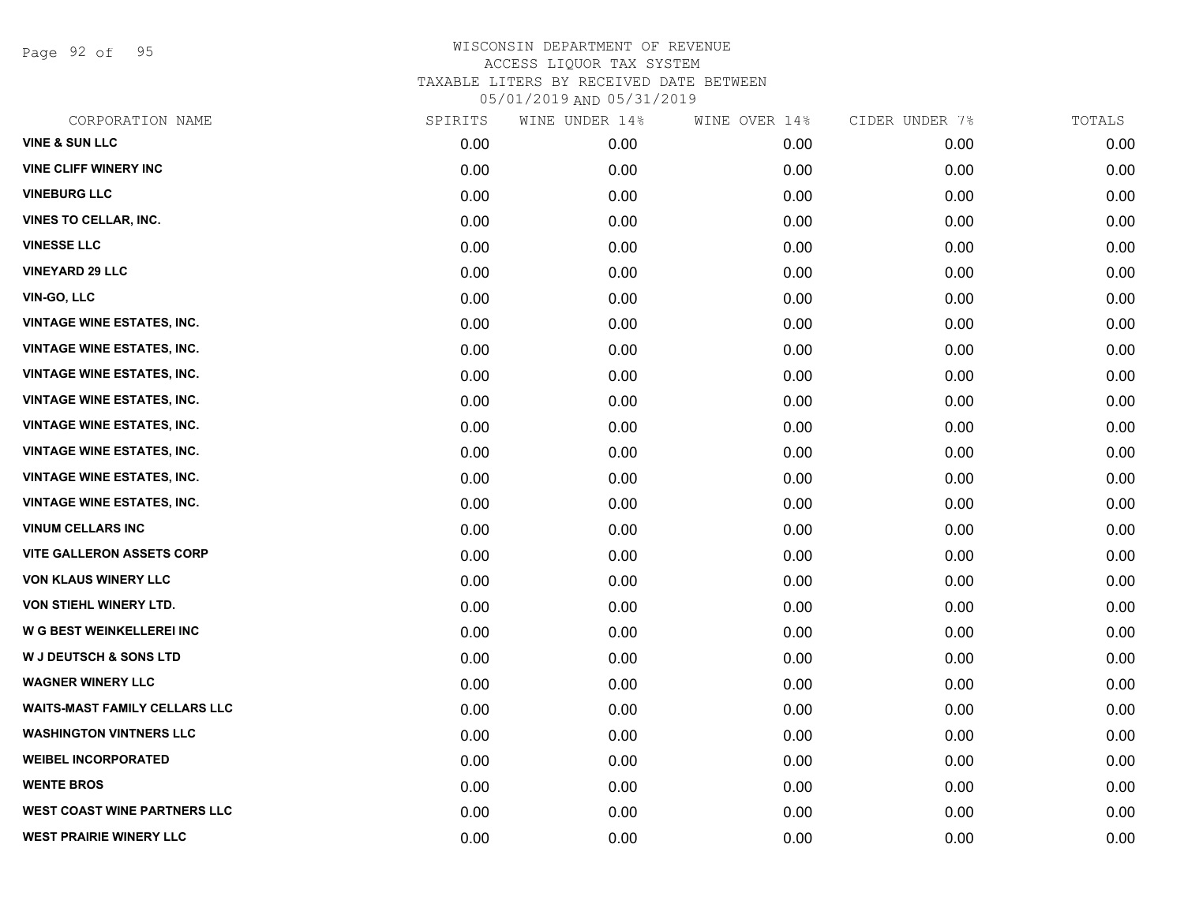# WISCONSIN DEPARTMENT OF REVENUE
## ACCESS LIQUOR TAX SYSTEM
### TAXABLE LITERS BY RECEIVED DATE BETWEEN 05/01/2019 AND 05/31/2019

| CORPORATION NAME | SPIRITS | WINE UNDER 14% | WINE OVER 14% | CIDER UNDER 7% | TOTALS |
|---|---|---|---|---|---|
| VINE & SUN LLC | 0.00 | 0.00 | 0.00 | 0.00 | 0.00 |
| VINE CLIFF WINERY INC | 0.00 | 0.00 | 0.00 | 0.00 | 0.00 |
| VINEBURG LLC | 0.00 | 0.00 | 0.00 | 0.00 | 0.00 |
| VINES TO CELLAR, INC. | 0.00 | 0.00 | 0.00 | 0.00 | 0.00 |
| VINESSE LLC | 0.00 | 0.00 | 0.00 | 0.00 | 0.00 |
| VINEYARD 29 LLC | 0.00 | 0.00 | 0.00 | 0.00 | 0.00 |
| VIN-GO, LLC | 0.00 | 0.00 | 0.00 | 0.00 | 0.00 |
| VINTAGE WINE ESTATES, INC. | 0.00 | 0.00 | 0.00 | 0.00 | 0.00 |
| VINTAGE WINE ESTATES, INC. | 0.00 | 0.00 | 0.00 | 0.00 | 0.00 |
| VINTAGE WINE ESTATES, INC. | 0.00 | 0.00 | 0.00 | 0.00 | 0.00 |
| VINTAGE WINE ESTATES, INC. | 0.00 | 0.00 | 0.00 | 0.00 | 0.00 |
| VINTAGE WINE ESTATES, INC. | 0.00 | 0.00 | 0.00 | 0.00 | 0.00 |
| VINTAGE WINE ESTATES, INC. | 0.00 | 0.00 | 0.00 | 0.00 | 0.00 |
| VINTAGE WINE ESTATES, INC. | 0.00 | 0.00 | 0.00 | 0.00 | 0.00 |
| VINTAGE WINE ESTATES, INC. | 0.00 | 0.00 | 0.00 | 0.00 | 0.00 |
| VINUM CELLARS INC | 0.00 | 0.00 | 0.00 | 0.00 | 0.00 |
| VITE GALLERON ASSETS CORP | 0.00 | 0.00 | 0.00 | 0.00 | 0.00 |
| VON KLAUS WINERY LLC | 0.00 | 0.00 | 0.00 | 0.00 | 0.00 |
| VON STIEHL WINERY LTD. | 0.00 | 0.00 | 0.00 | 0.00 | 0.00 |
| W G BEST WEINKELLEREI INC | 0.00 | 0.00 | 0.00 | 0.00 | 0.00 |
| W J DEUTSCH & SONS LTD | 0.00 | 0.00 | 0.00 | 0.00 | 0.00 |
| WAGNER WINERY LLC | 0.00 | 0.00 | 0.00 | 0.00 | 0.00 |
| WAITS-MAST FAMILY CELLARS LLC | 0.00 | 0.00 | 0.00 | 0.00 | 0.00 |
| WASHINGTON VINTNERS LLC | 0.00 | 0.00 | 0.00 | 0.00 | 0.00 |
| WEIBEL INCORPORATED | 0.00 | 0.00 | 0.00 | 0.00 | 0.00 |
| WENTE BROS | 0.00 | 0.00 | 0.00 | 0.00 | 0.00 |
| WEST COAST WINE PARTNERS LLC | 0.00 | 0.00 | 0.00 | 0.00 | 0.00 |
| WEST PRAIRIE WINERY LLC | 0.00 | 0.00 | 0.00 | 0.00 | 0.00 |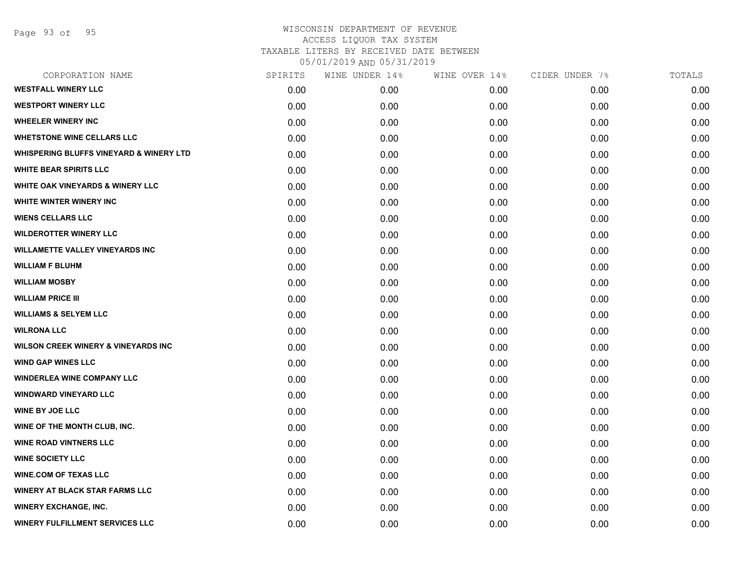WISCONSIN DEPARTMENT OF REVENUE
ACCESS LIQUOR TAX SYSTEM
TAXABLE LITERS BY RECEIVED DATE BETWEEN
05/01/2019 AND 05/31/2019

| CORPORATION NAME | SPIRITS | WINE UNDER 14% | WINE OVER 14% | CIDER UNDER 7% | TOTALS |
|---|---|---|---|---|---|
| WESTFALL WINERY LLC | 0.00 | 0.00 | 0.00 | 0.00 | 0.00 |
| WESTPORT WINERY LLC | 0.00 | 0.00 | 0.00 | 0.00 | 0.00 |
| WHEELER WINERY INC | 0.00 | 0.00 | 0.00 | 0.00 | 0.00 |
| WHETSTONE WINE CELLARS LLC | 0.00 | 0.00 | 0.00 | 0.00 | 0.00 |
| WHISPERING BLUFFS VINEYARD & WINERY LTD | 0.00 | 0.00 | 0.00 | 0.00 | 0.00 |
| WHITE BEAR SPIRITS LLC | 0.00 | 0.00 | 0.00 | 0.00 | 0.00 |
| WHITE OAK VINEYARDS & WINERY LLC | 0.00 | 0.00 | 0.00 | 0.00 | 0.00 |
| WHITE WINTER WINERY INC | 0.00 | 0.00 | 0.00 | 0.00 | 0.00 |
| WIENS CELLARS LLC | 0.00 | 0.00 | 0.00 | 0.00 | 0.00 |
| WILDEROTTER WINERY LLC | 0.00 | 0.00 | 0.00 | 0.00 | 0.00 |
| WILLAMETTE VALLEY VINEYARDS INC | 0.00 | 0.00 | 0.00 | 0.00 | 0.00 |
| WILLIAM F BLUHM | 0.00 | 0.00 | 0.00 | 0.00 | 0.00 |
| WILLIAM MOSBY | 0.00 | 0.00 | 0.00 | 0.00 | 0.00 |
| WILLIAM PRICE III | 0.00 | 0.00 | 0.00 | 0.00 | 0.00 |
| WILLIAMS & SELYEM LLC | 0.00 | 0.00 | 0.00 | 0.00 | 0.00 |
| WILRONA LLC | 0.00 | 0.00 | 0.00 | 0.00 | 0.00 |
| WILSON CREEK WINERY & VINEYARDS INC | 0.00 | 0.00 | 0.00 | 0.00 | 0.00 |
| WIND GAP WINES LLC | 0.00 | 0.00 | 0.00 | 0.00 | 0.00 |
| WINDERLEA WINE COMPANY LLC | 0.00 | 0.00 | 0.00 | 0.00 | 0.00 |
| WINDWARD VINEYARD LLC | 0.00 | 0.00 | 0.00 | 0.00 | 0.00 |
| WINE BY JOE LLC | 0.00 | 0.00 | 0.00 | 0.00 | 0.00 |
| WINE OF THE MONTH CLUB, INC. | 0.00 | 0.00 | 0.00 | 0.00 | 0.00 |
| WINE ROAD VINTNERS LLC | 0.00 | 0.00 | 0.00 | 0.00 | 0.00 |
| WINE SOCIETY LLC | 0.00 | 0.00 | 0.00 | 0.00 | 0.00 |
| WINE.COM OF TEXAS LLC | 0.00 | 0.00 | 0.00 | 0.00 | 0.00 |
| WINERY AT BLACK STAR FARMS LLC | 0.00 | 0.00 | 0.00 | 0.00 | 0.00 |
| WINERY EXCHANGE, INC. | 0.00 | 0.00 | 0.00 | 0.00 | 0.00 |
| WINERY FULFILLMENT SERVICES LLC | 0.00 | 0.00 | 0.00 | 0.00 | 0.00 |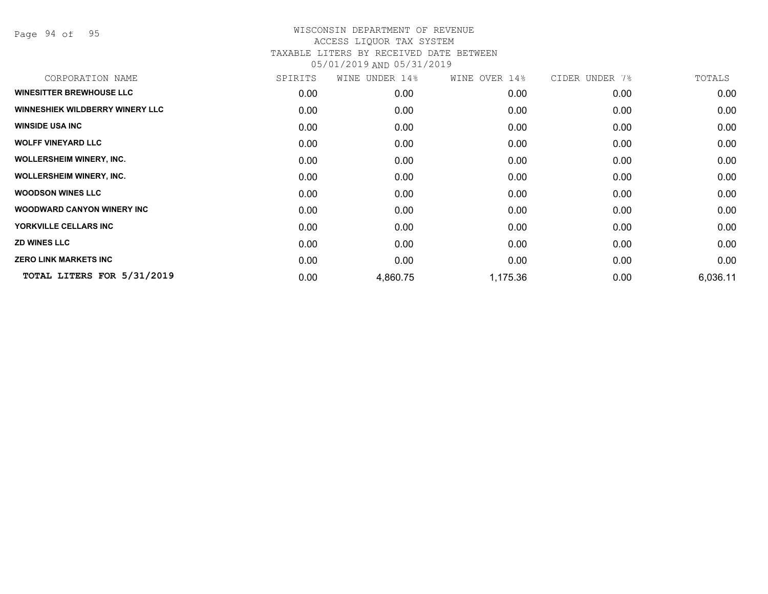# WISCONSIN DEPARTMENT OF REVENUE
## ACCESS LIQUOR TAX SYSTEM
### TAXABLE LITERS BY RECEIVED DATE BETWEEN 05/01/2019 AND 05/31/2019

| CORPORATION NAME | SPIRITS | WINE UNDER 14% | WINE OVER 14% | CIDER UNDER 7% | TOTALS |
|---|---|---|---|---|---|
| **WINESITTER BREWHOUSE LLC** | 0.00 | 0.00 | 0.00 | 0.00 | 0.00 |
| **WINNESHIEK WILDBERRY WINERY LLC** | 0.00 | 0.00 | 0.00 | 0.00 | 0.00 |
| **WINSIDE USA INC** | 0.00 | 0.00 | 0.00 | 0.00 | 0.00 |
| **WOLFF VINEYARD LLC** | 0.00 | 0.00 | 0.00 | 0.00 | 0.00 |
| **WOLLERSHEIM WINERY, INC.** | 0.00 | 0.00 | 0.00 | 0.00 | 0.00 |
| **WOLLERSHEIM WINERY, INC.** | 0.00 | 0.00 | 0.00 | 0.00 | 0.00 |
| **WOODSON WINES LLC** | 0.00 | 0.00 | 0.00 | 0.00 | 0.00 |
| **WOODWARD CANYON WINERY INC** | 0.00 | 0.00 | 0.00 | 0.00 | 0.00 |
| **YORKVILLE CELLARS INC** | 0.00 | 0.00 | 0.00 | 0.00 | 0.00 |
| **ZD WINES LLC** | 0.00 | 0.00 | 0.00 | 0.00 | 0.00 |
| **ZERO LINK MARKETS INC** | 0.00 | 0.00 | 0.00 | 0.00 | 0.00 |
| **TOTAL LITERS FOR 5/31/2019** | 0.00 | 4,860.75 | 1,175.36 | 0.00 | 6,036.11 |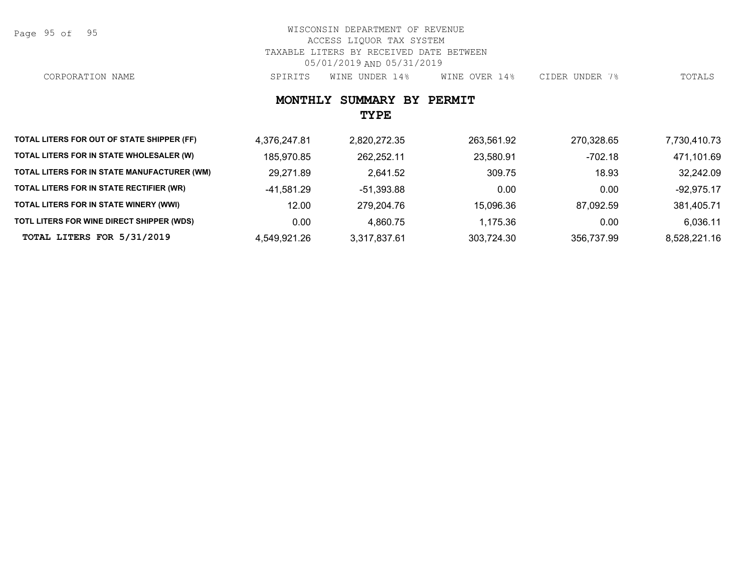WISCONSIN DEPARTMENT OF REVENUE
ACCESS LIQUOR TAX SYSTEM
TAXABLE LITERS BY RECEIVED DATE BETWEEN
05/01/2019 AND 05/31/2019

## MONTHLY SUMMARY BY PERMIT TYPE

| CORPORATION NAME | SPIRITS | WINE UNDER 14% | WINE OVER 14% | CIDER UNDER 7% | TOTALS |
|---|---|---|---|---|---|
| TOTAL LITERS FOR OUT OF STATE SHIPPER (FF) | 4,376,247.81 | 2,820,272.35 | 263,561.92 | 270,328.65 | 7,730,410.73 |
| TOTAL LITERS FOR IN STATE WHOLESALER (W) | 185,970.85 | 262,252.11 | 23,580.91 | -702.18 | 471,101.69 |
| TOTAL LITERS FOR IN STATE MANUFACTURER (WM) | 29,271.89 | 2,641.52 | 309.75 | 18.93 | 32,242.09 |
| TOTAL LITERS FOR IN STATE RECTIFIER (WR) | -41,581.29 | -51,393.88 | 0.00 | 0.00 | -92,975.17 |
| TOTAL LITERS FOR IN STATE WINERY (WWI) | 12.00 | 279,204.76 | 15,096.36 | 87,092.59 | 381,405.71 |
| TOTL LITERS FOR WINE DIRECT SHIPPER (WDS) | 0.00 | 4,860.75 | 1,175.36 | 0.00 | 6,036.11 |
| **TOTAL LITERS FOR 5/31/2019** | 4,549,921.26 | 3,317,837.61 | 303,724.30 | 356,737.99 | 8,528,221.16 |